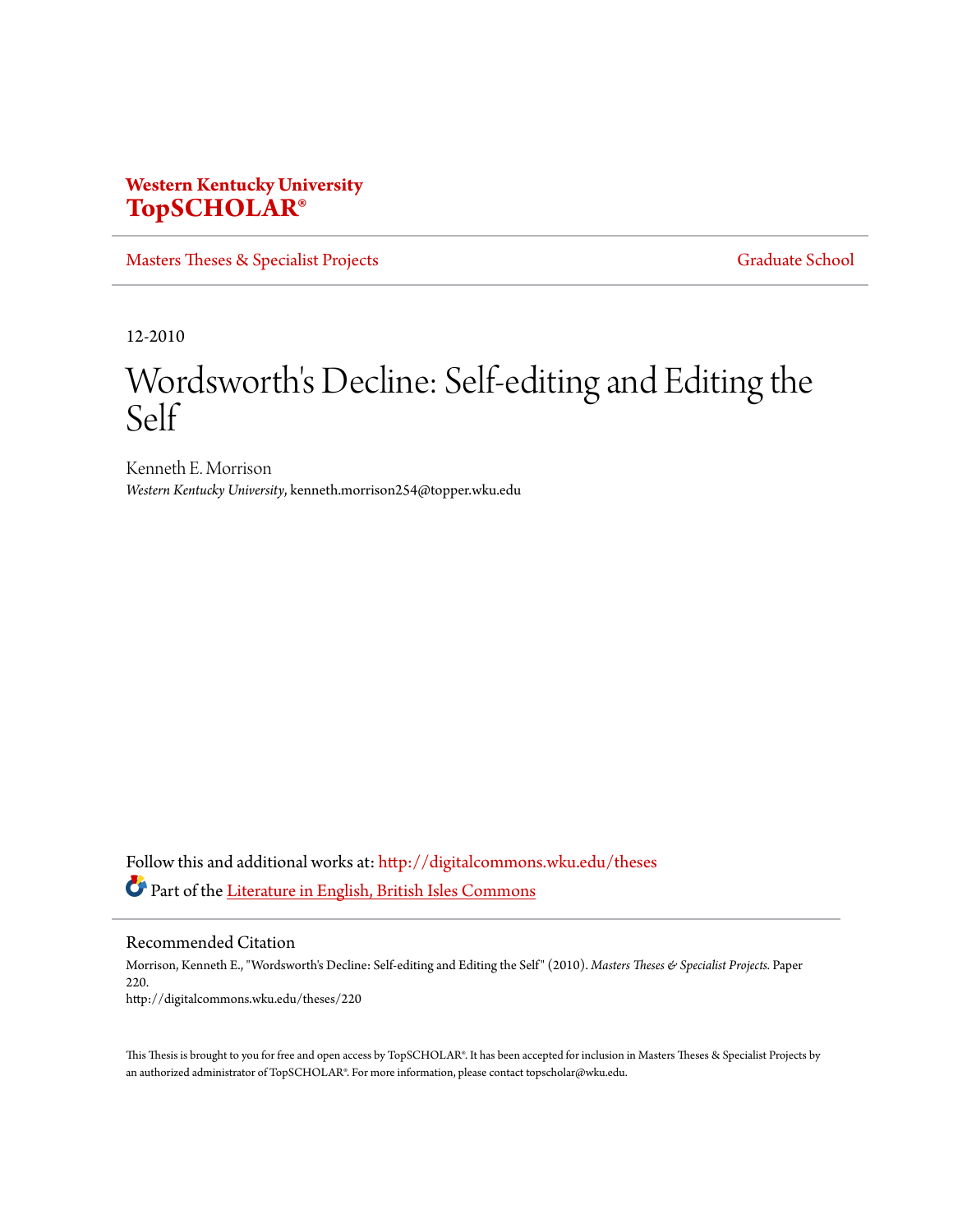**Western Kentucky University**
**TopSCHOLAR®**

Masters Theses & Specialist Projects | Graduate School

12-2010

# Wordsworth's Decline: Self-editing and Editing the Self

Kenneth E. Morrison
*Western Kentucky University*, kenneth.morrison254@topper.wku.edu

Follow this and additional works at: http://digitalcommons.wku.edu/theses

Part of the Literature in English, British Isles Commons

## Recommended Citation

Morrison, Kenneth E., "Wordsworth's Decline: Self-editing and Editing the Self" (2010). *Masters Theses & Specialist Projects.* Paper 220.
http://digitalcommons.wku.edu/theses/220

This Thesis is brought to you for free and open access by TopSCHOLAR®. It has been accepted for inclusion in Masters Theses & Specialist Projects by an authorized administrator of TopSCHOLAR®. For more information, please contact topscholar@wku.edu.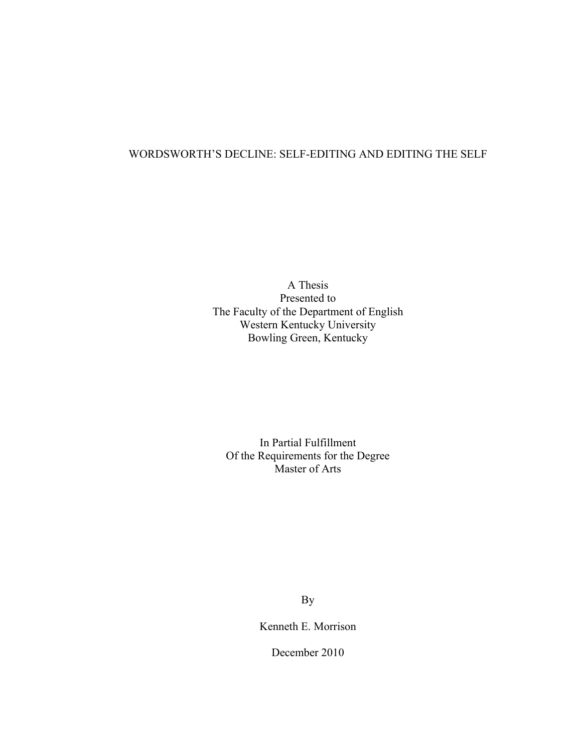# WORDSWORTH'S DECLINE: SELF-EDITING AND EDITING THE SELF

A Thesis
Presented to
The Faculty of the Department of English
Western Kentucky University
Bowling Green, Kentucky

In Partial Fulfillment
Of the Requirements for the Degree
Master of Arts

By

Kenneth E. Morrison

December 2010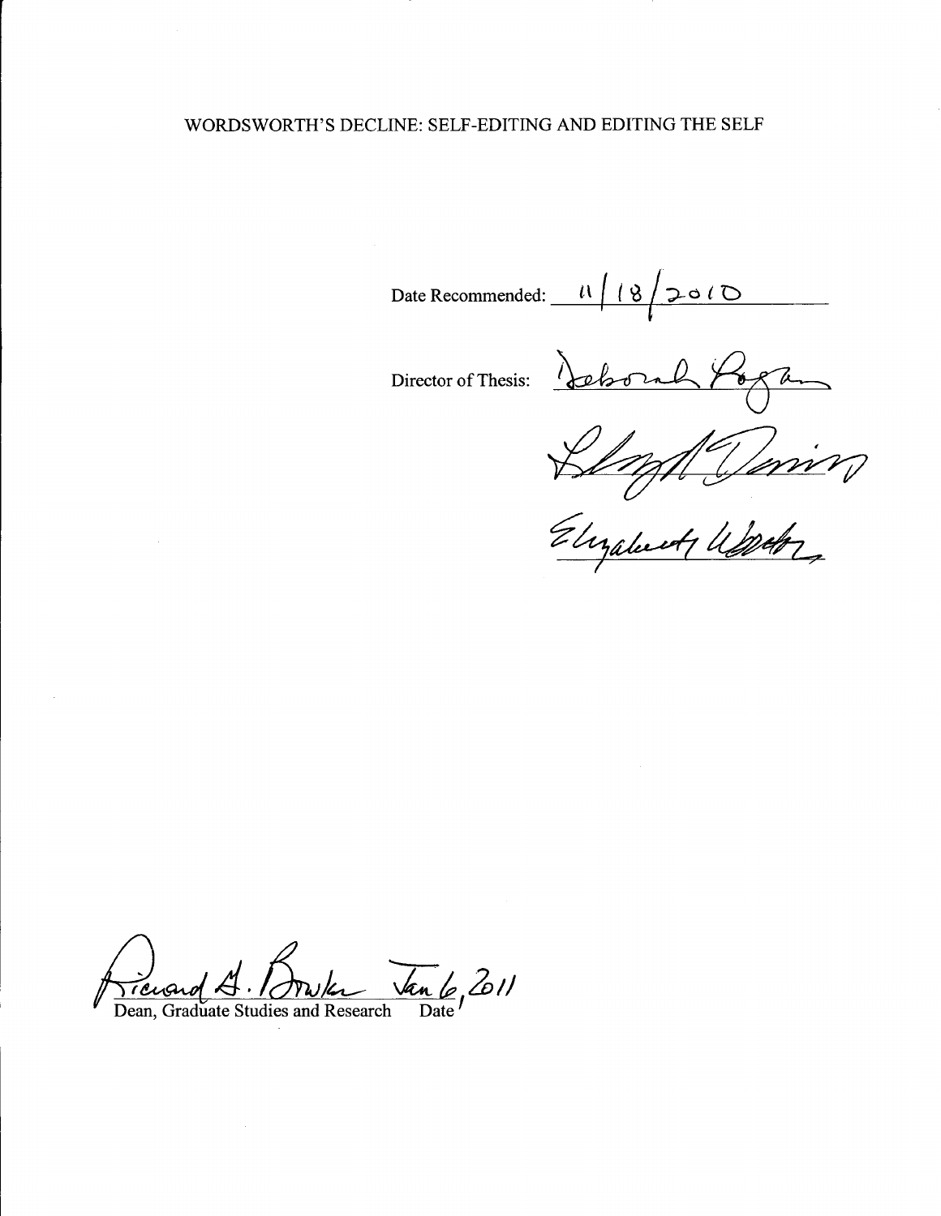WORDSWORTH'S DECLINE: SELF-EDITING AND EDITING THE SELF

Date Recommended: 11/18/2010

Director of Thesis: Deborah Logan

Lloyd Davies

Elizabeth Weston

Richard A. Bowker Jan 6, 2011

Dean, Graduate Studies and Research Date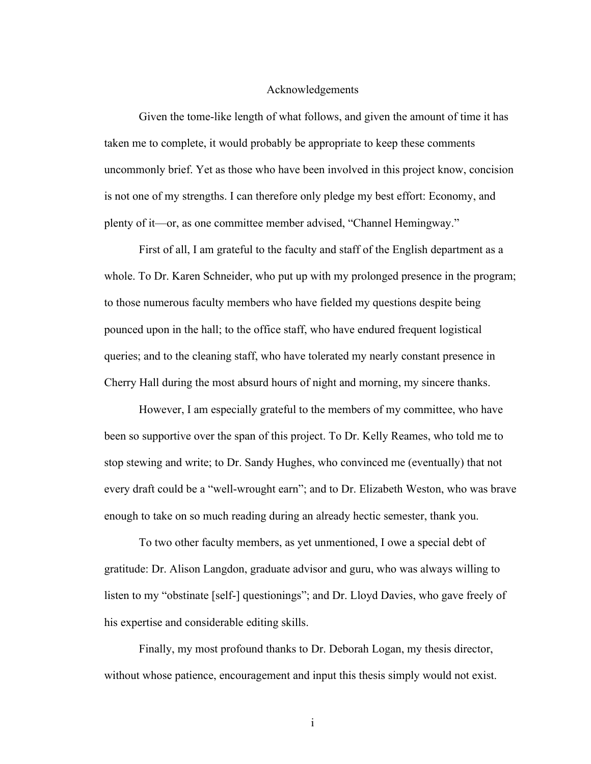# Acknowledgements

Given the tome-like length of what follows, and given the amount of time it has taken me to complete, it would probably be appropriate to keep these comments uncommonly brief. Yet as those who have been involved in this project know, concision is not one of my strengths. I can therefore only pledge my best effort: Economy, and plenty of it—or, as one committee member advised, "Channel Hemingway."

First of all, I am grateful to the faculty and staff of the English department as a whole. To Dr. Karen Schneider, who put up with my prolonged presence in the program; to those numerous faculty members who have fielded my questions despite being pounced upon in the hall; to the office staff, who have endured frequent logistical queries; and to the cleaning staff, who have tolerated my nearly constant presence in Cherry Hall during the most absurd hours of night and morning, my sincere thanks.

However, I am especially grateful to the members of my committee, who have been so supportive over the span of this project. To Dr. Kelly Reames, who told me to stop stewing and write; to Dr. Sandy Hughes, who convinced me (eventually) that not every draft could be a "well-wrought earn"; and to Dr. Elizabeth Weston, who was brave enough to take on so much reading during an already hectic semester, thank you.

To two other faculty members, as yet unmentioned, I owe a special debt of gratitude: Dr. Alison Langdon, graduate advisor and guru, who was always willing to listen to my "obstinate [self-] questionings"; and Dr. Lloyd Davies, who gave freely of his expertise and considerable editing skills.

Finally, my most profound thanks to Dr. Deborah Logan, my thesis director, without whose patience, encouragement and input this thesis simply would not exist.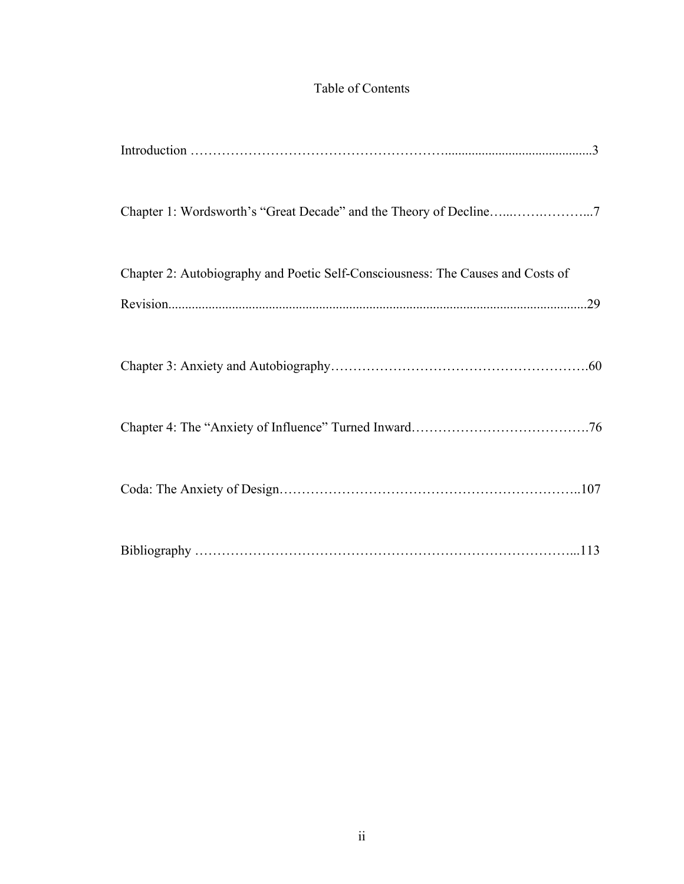# Table of Contents

Introduction ……………………………………………………............................................3

Chapter 1: Wordsworth's "Great Decade" and the Theory of Decline…...…….………...7

Chapter 2: Autobiography and Poetic Self-Consciousness: The Causes and Costs of Revision...........................................................................................................................29

Chapter 3: Anxiety and Autobiography……………………………………………….60

Chapter 4: The "Anxiety of Influence" Turned Inward………………………………….76

Coda: The Anxiety of Design………………………………………………………..107

Bibliography ……………………………………………………………………...113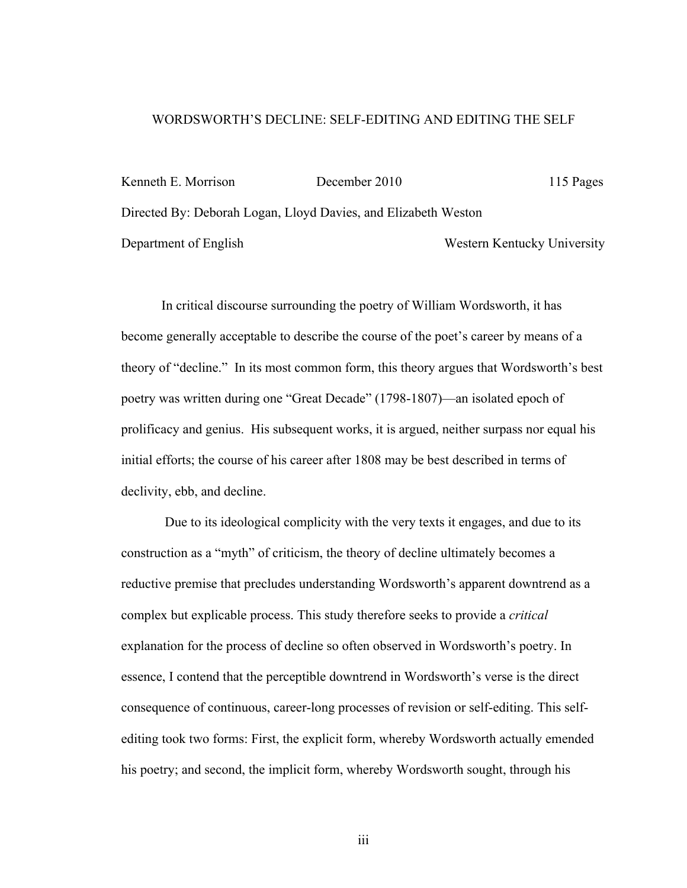WORDSWORTH'S DECLINE: SELF-EDITING AND EDITING THE SELF

Kenneth E. Morrison December 2010 115 Pages

Directed By: Deborah Logan, Lloyd Davies, and Elizabeth Weston

Department of English Western Kentucky University

In critical discourse surrounding the poetry of William Wordsworth, it has become generally acceptable to describe the course of the poet's career by means of a theory of "decline." In its most common form, this theory argues that Wordsworth's best poetry was written during one "Great Decade" (1798-1807)—an isolated epoch of prolificacy and genius. His subsequent works, it is argued, neither surpass nor equal his initial efforts; the course of his career after 1808 may be best described in terms of declivity, ebb, and decline.

Due to its ideological complicity with the very texts it engages, and due to its construction as a "myth" of criticism, the theory of decline ultimately becomes a reductive premise that precludes understanding Wordsworth's apparent downtrend as a complex but explicable process. This study therefore seeks to provide a *critical* explanation for the process of decline so often observed in Wordsworth's poetry. In essence, I contend that the perceptible downtrend in Wordsworth's verse is the direct consequence of continuous, career-long processes of revision or self-editing. This self-editing took two forms: First, the explicit form, whereby Wordsworth actually emended his poetry; and second, the implicit form, whereby Wordsworth sought, through his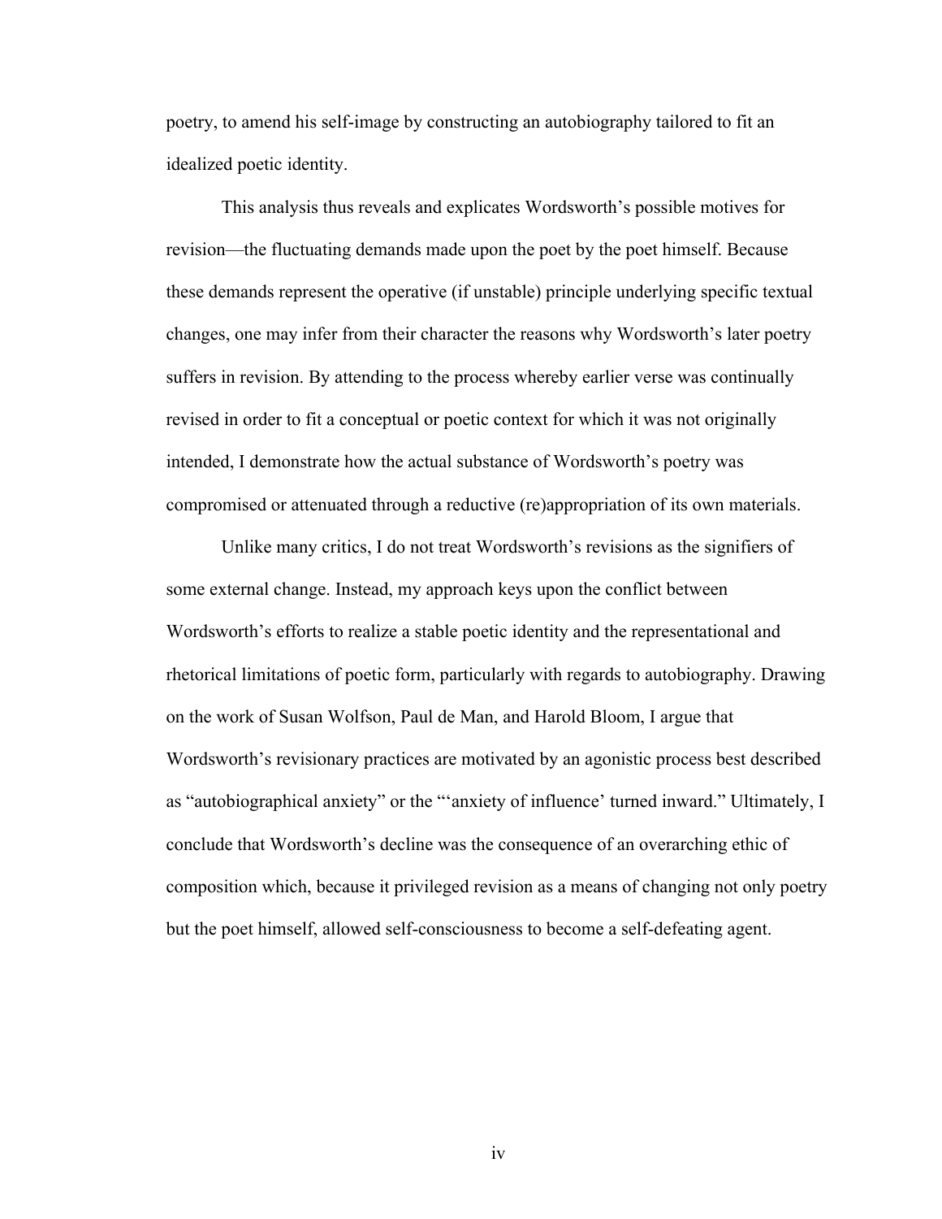poetry, to amend his self-image by constructing an autobiography tailored to fit an idealized poetic identity.

This analysis thus reveals and explicates Wordsworth's possible motives for revision—the fluctuating demands made upon the poet by the poet himself. Because these demands represent the operative (if unstable) principle underlying specific textual changes, one may infer from their character the reasons why Wordsworth's later poetry suffers in revision. By attending to the process whereby earlier verse was continually revised in order to fit a conceptual or poetic context for which it was not originally intended, I demonstrate how the actual substance of Wordsworth's poetry was compromised or attenuated through a reductive (re)appropriation of its own materials.

Unlike many critics, I do not treat Wordsworth's revisions as the signifiers of some external change. Instead, my approach keys upon the conflict between Wordsworth's efforts to realize a stable poetic identity and the representational and rhetorical limitations of poetic form, particularly with regards to autobiography. Drawing on the work of Susan Wolfson, Paul de Man, and Harold Bloom, I argue that Wordsworth's revisionary practices are motivated by an agonistic process best described as "autobiographical anxiety" or the "'anxiety of influence' turned inward." Ultimately, I conclude that Wordsworth's decline was the consequence of an overarching ethic of composition which, because it privileged revision as a means of changing not only poetry but the poet himself, allowed self-consciousness to become a self-defeating agent.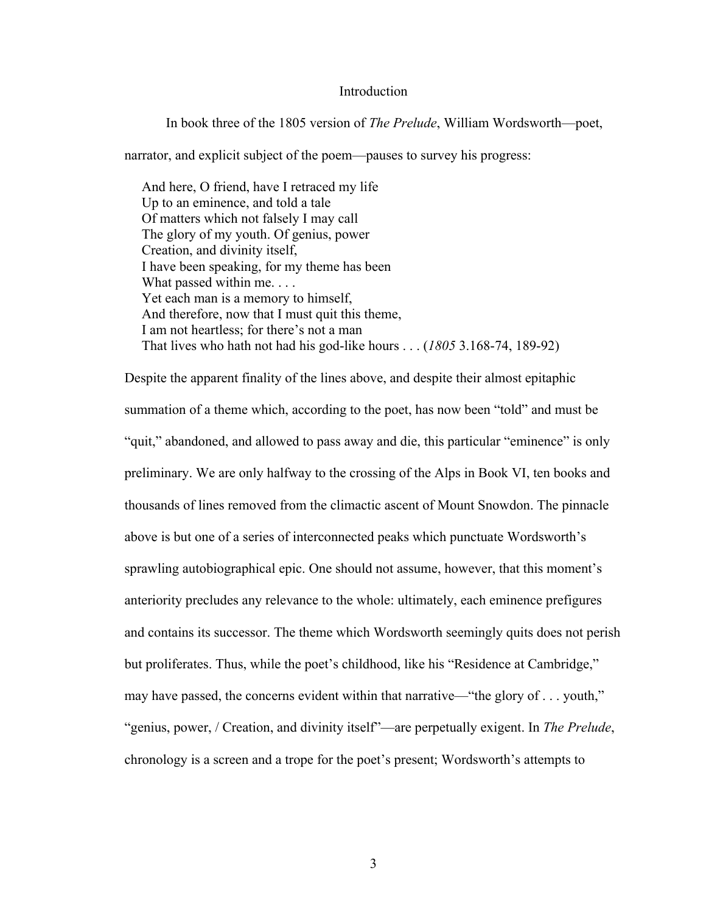# Introduction

In book three of the 1805 version of *The Prelude*, William Wordsworth—poet, narrator, and explicit subject of the poem—pauses to survey his progress:

> And here, O friend, have I retraced my life  
> Up to an eminence, and told a tale  
> Of matters which not falsely I may call  
> The glory of my youth. Of genius, power  
> Creation, and divinity itself,  
> I have been speaking, for my theme has been  
> What passed within me. . . .  
> Yet each man is a memory to himself,  
> And therefore, now that I must quit this theme,  
> I am not heartless; for there's not a man  
> That lives who hath not had his god-like hours . . . (*1805* 3.168-74, 189-92)

Despite the apparent finality of the lines above, and despite their almost epitaphic summation of a theme which, according to the poet, has now been "told" and must be "quit," abandoned, and allowed to pass away and die, this particular "eminence" is only preliminary. We are only halfway to the crossing of the Alps in Book VI, ten books and thousands of lines removed from the climactic ascent of Mount Snowdon. The pinnacle above is but one of a series of interconnected peaks which punctuate Wordsworth's sprawling autobiographical epic. One should not assume, however, that this moment's anteriority precludes any relevance to the whole: ultimately, each eminence prefigures and contains its successor. The theme which Wordsworth seemingly quits does not perish but proliferates. Thus, while the poet's childhood, like his "Residence at Cambridge," may have passed, the concerns evident within that narrative—"the glory of . . . youth," "genius, power, / Creation, and divinity itself"—are perpetually exigent. In *The Prelude*, chronology is a screen and a trope for the poet's present; Wordsworth's attempts to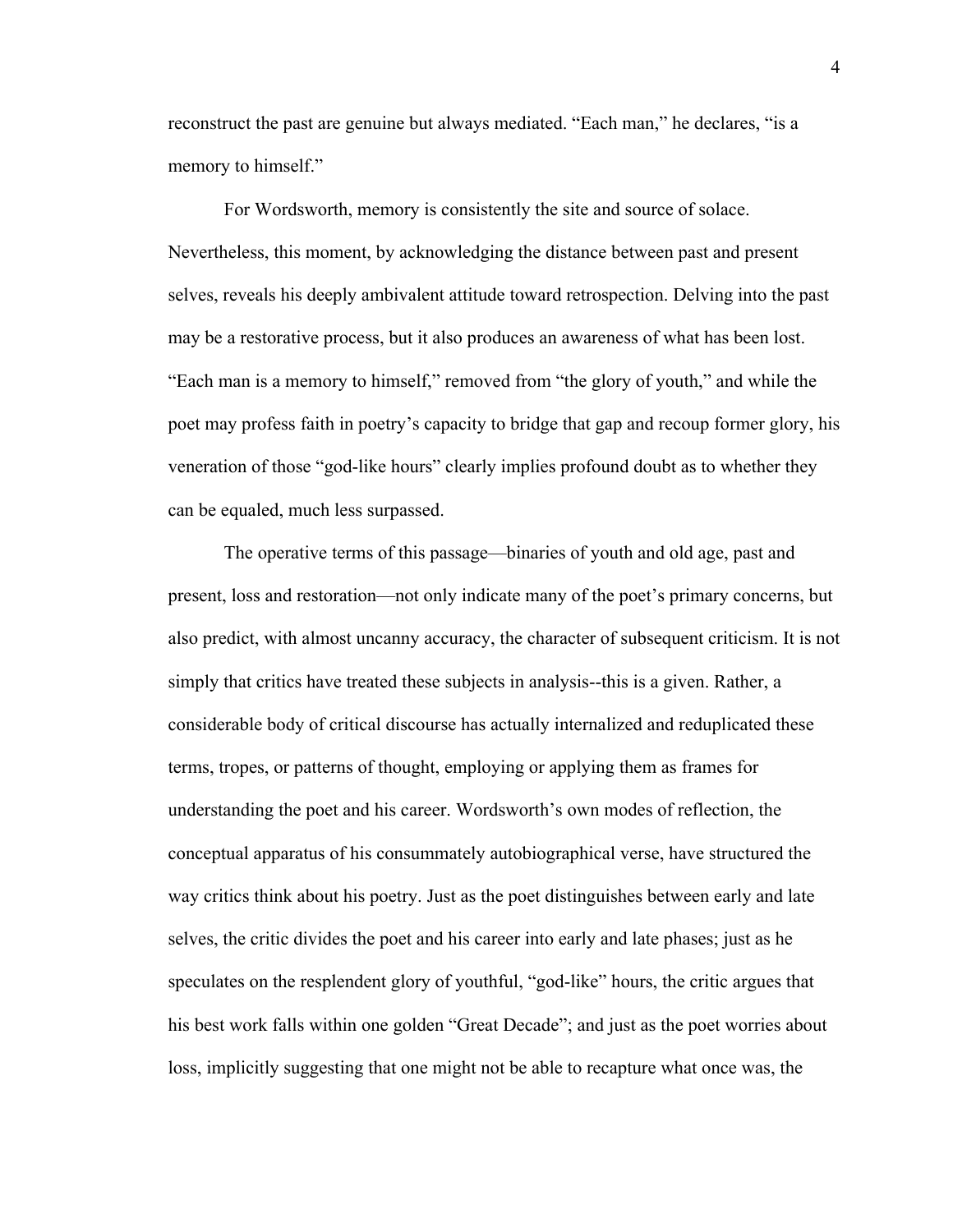reconstruct the past are genuine but always mediated. "Each man," he declares, "is a memory to himself."

For Wordsworth, memory is consistently the site and source of solace. Nevertheless, this moment, by acknowledging the distance between past and present selves, reveals his deeply ambivalent attitude toward retrospection. Delving into the past may be a restorative process, but it also produces an awareness of what has been lost. "Each man is a memory to himself," removed from "the glory of youth," and while the poet may profess faith in poetry's capacity to bridge that gap and recoup former glory, his veneration of those "god-like hours" clearly implies profound doubt as to whether they can be equaled, much less surpassed.

The operative terms of this passage—binaries of youth and old age, past and present, loss and restoration—not only indicate many of the poet's primary concerns, but also predict, with almost uncanny accuracy, the character of subsequent criticism. It is not simply that critics have treated these subjects in analysis--this is a given. Rather, a considerable body of critical discourse has actually internalized and reduplicated these terms, tropes, or patterns of thought, employing or applying them as frames for understanding the poet and his career. Wordsworth's own modes of reflection, the conceptual apparatus of his consummately autobiographical verse, have structured the way critics think about his poetry. Just as the poet distinguishes between early and late selves, the critic divides the poet and his career into early and late phases; just as he speculates on the resplendent glory of youthful, "god-like" hours, the critic argues that his best work falls within one golden "Great Decade"; and just as the poet worries about loss, implicitly suggesting that one might not be able to recapture what once was, the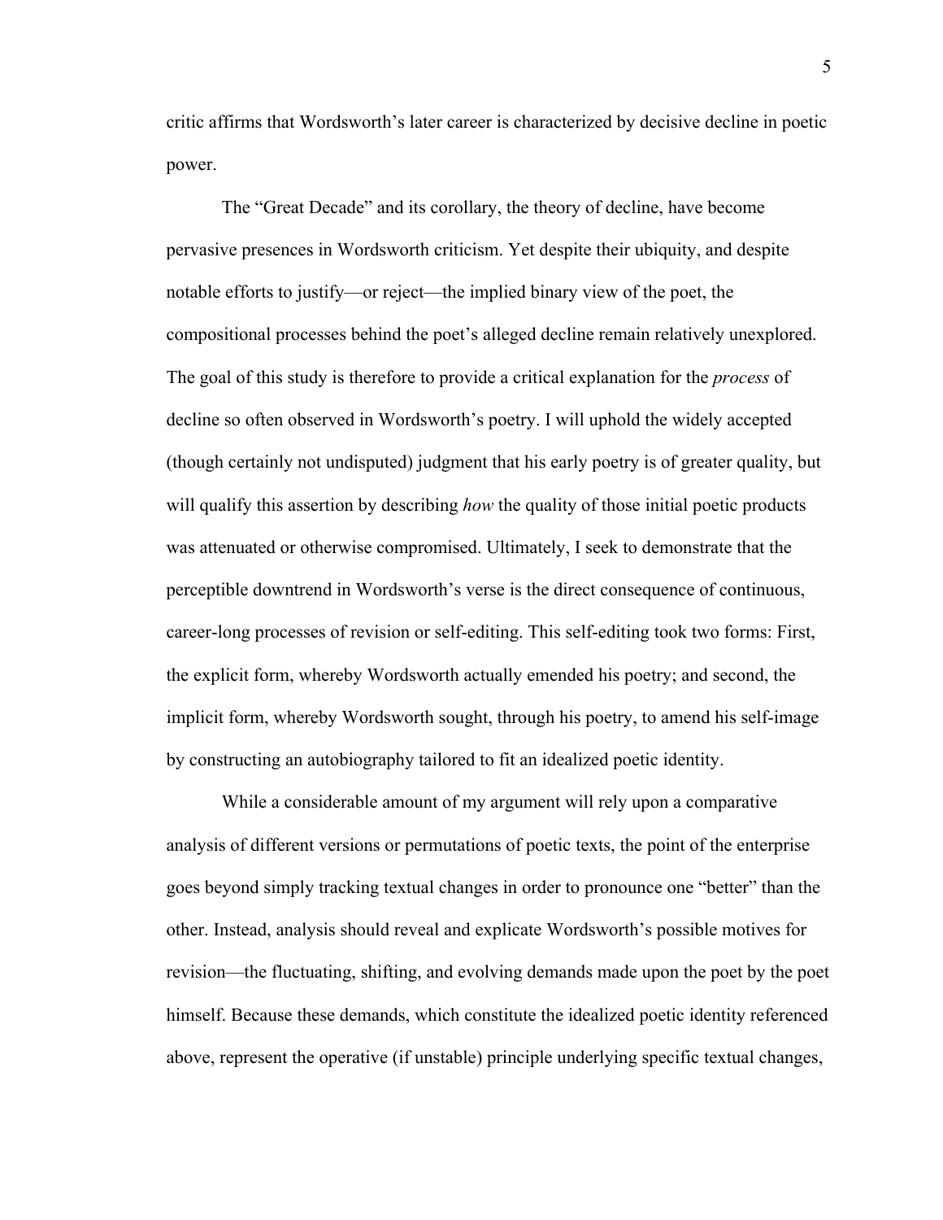critic affirms that Wordsworth's later career is characterized by decisive decline in poetic power.

The "Great Decade" and its corollary, the theory of decline, have become pervasive presences in Wordsworth criticism. Yet despite their ubiquity, and despite notable efforts to justify—or reject—the implied binary view of the poet, the compositional processes behind the poet's alleged decline remain relatively unexplored. The goal of this study is therefore to provide a critical explanation for the *process* of decline so often observed in Wordsworth's poetry. I will uphold the widely accepted (though certainly not undisputed) judgment that his early poetry is of greater quality, but will qualify this assertion by describing *how* the quality of those initial poetic products was attenuated or otherwise compromised. Ultimately, I seek to demonstrate that the perceptible downtrend in Wordsworth's verse is the direct consequence of continuous, career-long processes of revision or self-editing. This self-editing took two forms: First, the explicit form, whereby Wordsworth actually emended his poetry; and second, the implicit form, whereby Wordsworth sought, through his poetry, to amend his self-image by constructing an autobiography tailored to fit an idealized poetic identity.

While a considerable amount of my argument will rely upon a comparative analysis of different versions or permutations of poetic texts, the point of the enterprise goes beyond simply tracking textual changes in order to pronounce one "better" than the other. Instead, analysis should reveal and explicate Wordsworth's possible motives for revision—the fluctuating, shifting, and evolving demands made upon the poet by the poet himself. Because these demands, which constitute the idealized poetic identity referenced above, represent the operative (if unstable) principle underlying specific textual changes,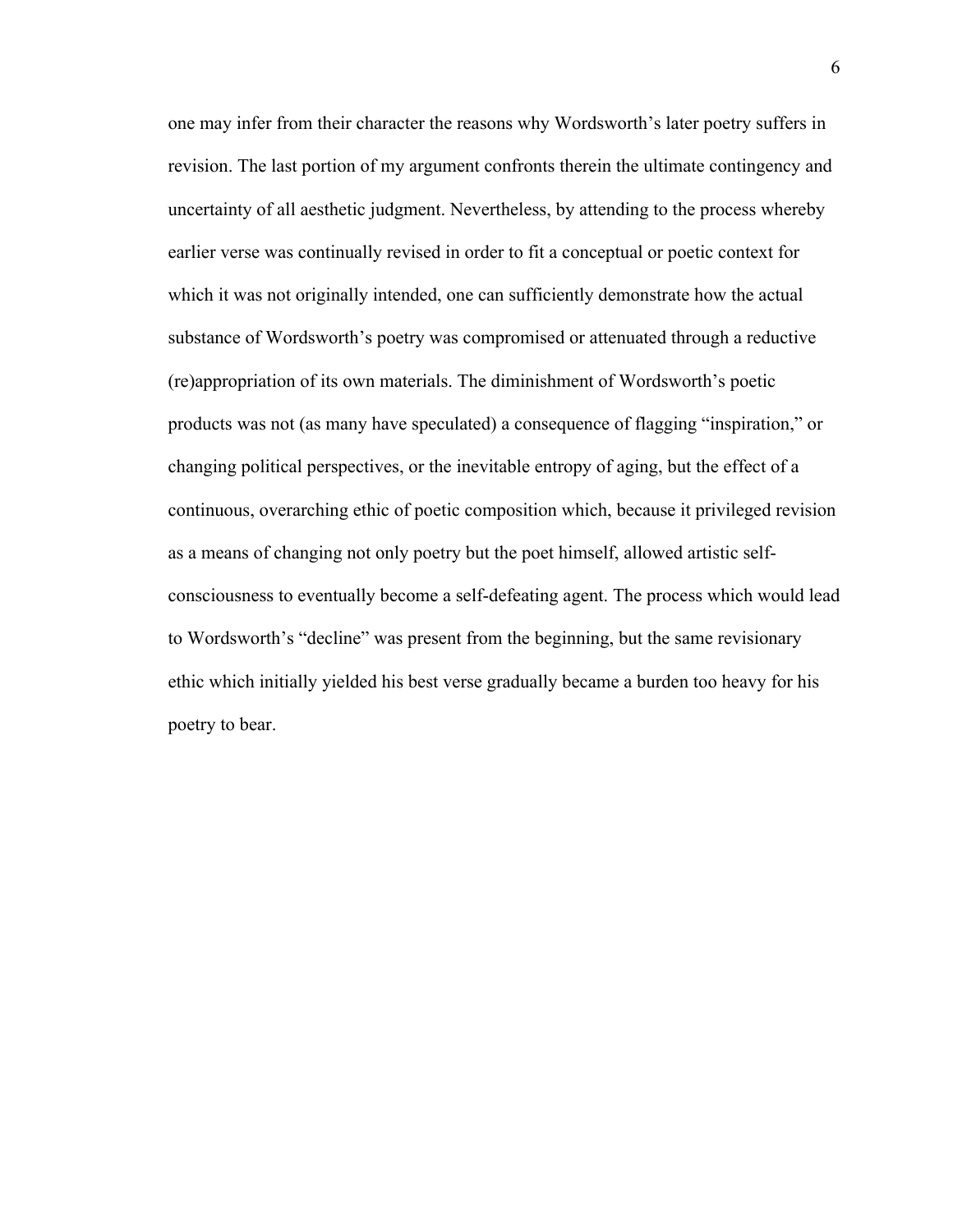one may infer from their character the reasons why Wordsworth's later poetry suffers in revision. The last portion of my argument confronts therein the ultimate contingency and uncertainty of all aesthetic judgment. Nevertheless, by attending to the process whereby earlier verse was continually revised in order to fit a conceptual or poetic context for which it was not originally intended, one can sufficiently demonstrate how the actual substance of Wordsworth's poetry was compromised or attenuated through a reductive (re)appropriation of its own materials. The diminishment of Wordsworth's poetic products was not (as many have speculated) a consequence of flagging "inspiration," or changing political perspectives, or the inevitable entropy of aging, but the effect of a continuous, overarching ethic of poetic composition which, because it privileged revision as a means of changing not only poetry but the poet himself, allowed artistic self-consciousness to eventually become a self-defeating agent. The process which would lead to Wordsworth's "decline" was present from the beginning, but the same revisionary ethic which initially yielded his best verse gradually became a burden too heavy for his poetry to bear.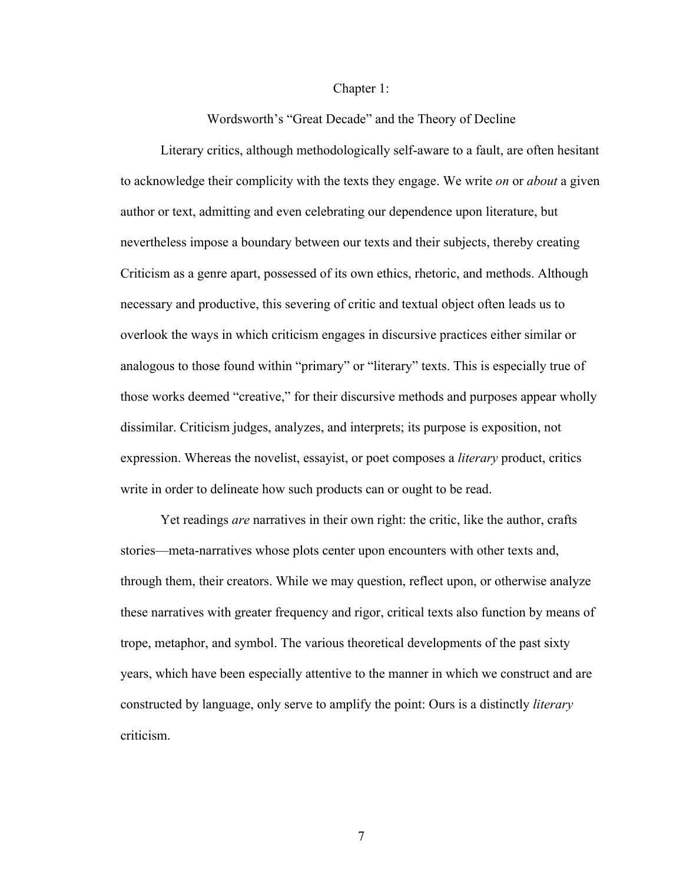# Chapter 1:

## Wordsworth's "Great Decade" and the Theory of Decline

Literary critics, although methodologically self-aware to a fault, are often hesitant to acknowledge their complicity with the texts they engage. We write *on* or *about* a given author or text, admitting and even celebrating our dependence upon literature, but nevertheless impose a boundary between our texts and their subjects, thereby creating Criticism as a genre apart, possessed of its own ethics, rhetoric, and methods. Although necessary and productive, this severing of critic and textual object often leads us to overlook the ways in which criticism engages in discursive practices either similar or analogous to those found within "primary" or "literary" texts. This is especially true of those works deemed "creative," for their discursive methods and purposes appear wholly dissimilar. Criticism judges, analyzes, and interprets; its purpose is exposition, not expression. Whereas the novelist, essayist, or poet composes a *literary* product, critics write in order to delineate how such products can or ought to be read.

Yet readings *are* narratives in their own right: the critic, like the author, crafts stories—meta-narratives whose plots center upon encounters with other texts and, through them, their creators. While we may question, reflect upon, or otherwise analyze these narratives with greater frequency and rigor, critical texts also function by means of trope, metaphor, and symbol. The various theoretical developments of the past sixty years, which have been especially attentive to the manner in which we construct and are constructed by language, only serve to amplify the point: Ours is a distinctly *literary* criticism.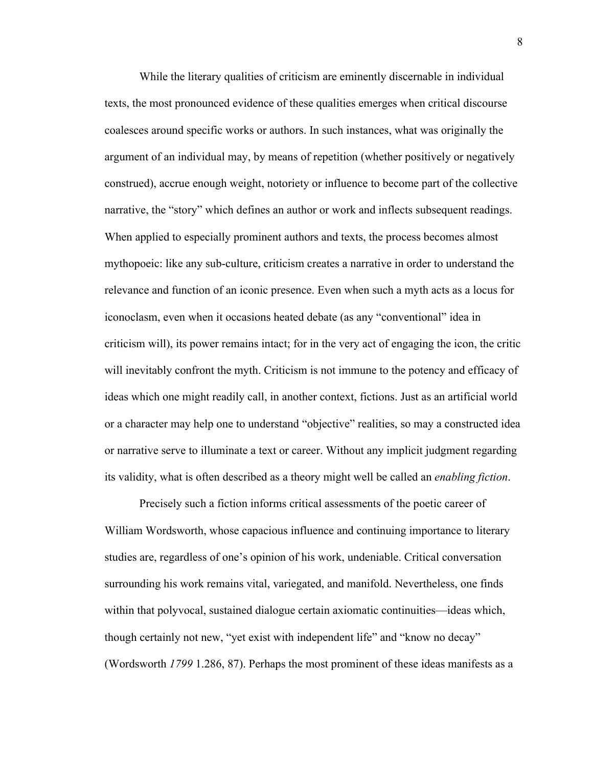While the literary qualities of criticism are eminently discernable in individual texts, the most pronounced evidence of these qualities emerges when critical discourse coalesces around specific works or authors. In such instances, what was originally the argument of an individual may, by means of repetition (whether positively or negatively construed), accrue enough weight, notoriety or influence to become part of the collective narrative, the "story" which defines an author or work and inflects subsequent readings. When applied to especially prominent authors and texts, the process becomes almost mythopoeic: like any sub-culture, criticism creates a narrative in order to understand the relevance and function of an iconic presence. Even when such a myth acts as a locus for iconoclasm, even when it occasions heated debate (as any "conventional" idea in criticism will), its power remains intact; for in the very act of engaging the icon, the critic will inevitably confront the myth. Criticism is not immune to the potency and efficacy of ideas which one might readily call, in another context, fictions. Just as an artificial world or a character may help one to understand "objective" realities, so may a constructed idea or narrative serve to illuminate a text or career. Without any implicit judgment regarding its validity, what is often described as a theory might well be called an *enabling fiction*.

Precisely such a fiction informs critical assessments of the poetic career of William Wordsworth, whose capacious influence and continuing importance to literary studies are, regardless of one's opinion of his work, undeniable. Critical conversation surrounding his work remains vital, variegated, and manifold. Nevertheless, one finds within that polyvocal, sustained dialogue certain axiomatic continuities—ideas which, though certainly not new, "yet exist with independent life" and "know no decay" (Wordsworth *1799* 1.286, 87). Perhaps the most prominent of these ideas manifests as a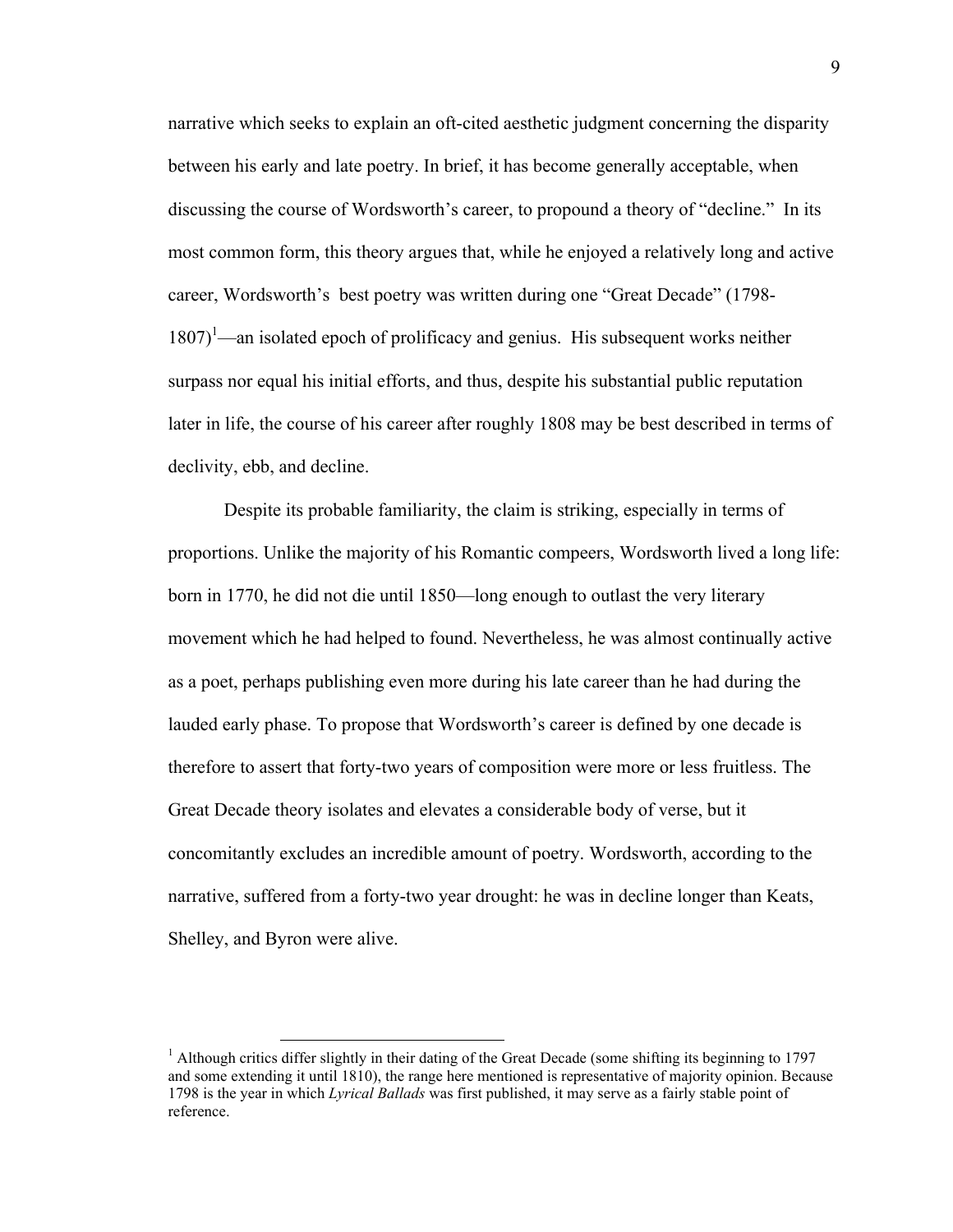narrative which seeks to explain an oft-cited aesthetic judgment concerning the disparity between his early and late poetry. In brief, it has become generally acceptable, when discussing the course of Wordsworth's career, to propound a theory of "decline." In its most common form, this theory argues that, while he enjoyed a relatively long and active career, Wordsworth's best poetry was written during one "Great Decade" (1798-1807)[1]—an isolated epoch of prolificacy and genius. His subsequent works neither surpass nor equal his initial efforts, and thus, despite his substantial public reputation later in life, the course of his career after roughly 1808 may be best described in terms of declivity, ebb, and decline.

Despite its probable familiarity, the claim is striking, especially in terms of proportions. Unlike the majority of his Romantic compeers, Wordsworth lived a long life: born in 1770, he did not die until 1850—long enough to outlast the very literary movement which he had helped to found. Nevertheless, he was almost continually active as a poet, perhaps publishing even more during his late career than he had during the lauded early phase. To propose that Wordsworth's career is defined by one decade is therefore to assert that forty-two years of composition were more or less fruitless. The Great Decade theory isolates and elevates a considerable body of verse, but it concomitantly excludes an incredible amount of poetry. Wordsworth, according to the narrative, suffered from a forty-two year drought: he was in decline longer than Keats, Shelley, and Byron were alive.

---

[1] Although critics differ slightly in their dating of the Great Decade (some shifting its beginning to 1797 and some extending it until 1810), the range here mentioned is representative of majority opinion. Because 1798 is the year in which *Lyrical Ballads* was first published, it may serve as a fairly stable point of reference.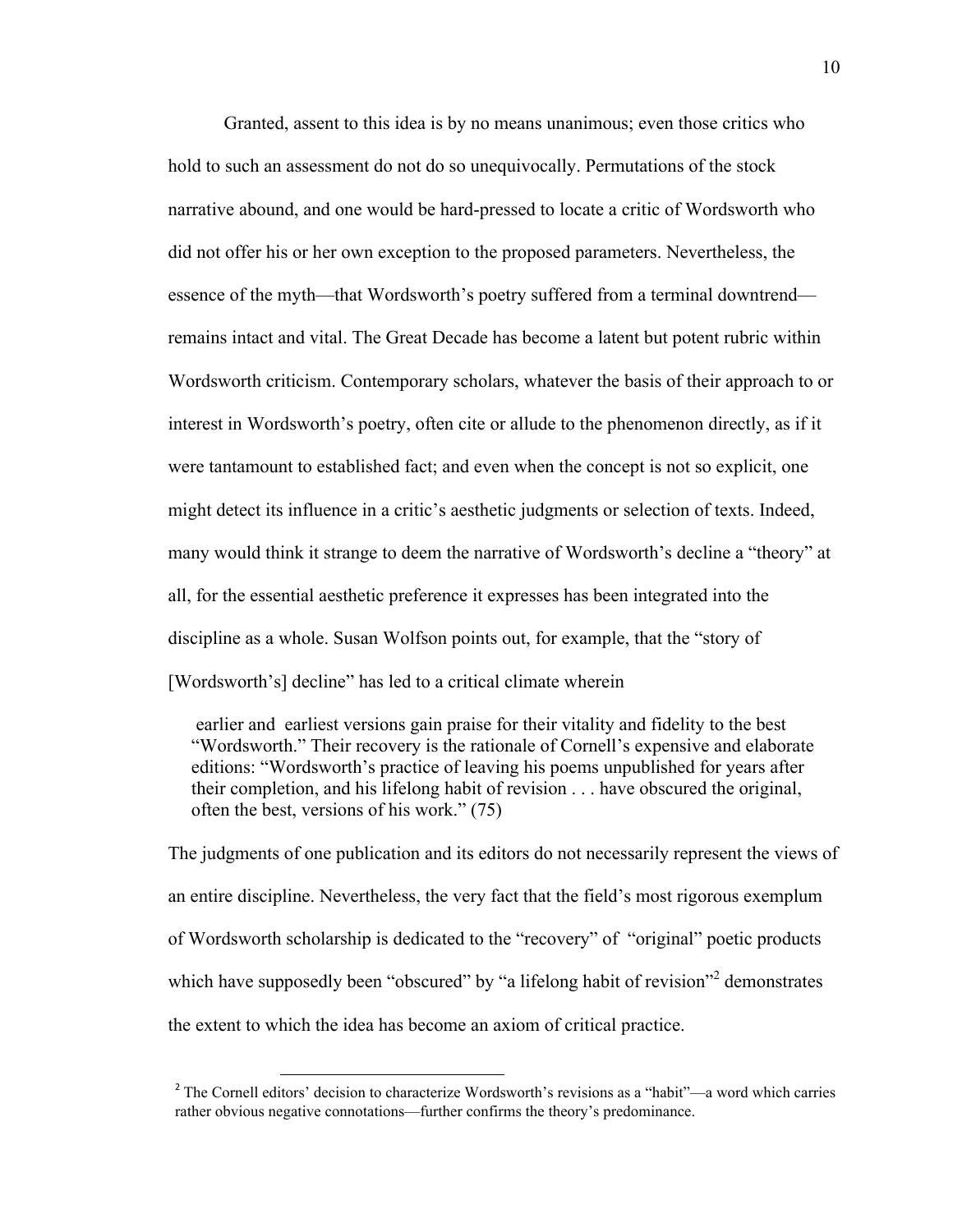Granted, assent to this idea is by no means unanimous; even those critics who hold to such an assessment do not do so unequivocally. Permutations of the stock narrative abound, and one would be hard-pressed to locate a critic of Wordsworth who did not offer his or her own exception to the proposed parameters. Nevertheless, the essence of the myth—that Wordsworth's poetry suffered from a terminal downtrend—remains intact and vital. The Great Decade has become a latent but potent rubric within Wordsworth criticism. Contemporary scholars, whatever the basis of their approach to or interest in Wordsworth's poetry, often cite or allude to the phenomenon directly, as if it were tantamount to established fact; and even when the concept is not so explicit, one might detect its influence in a critic's aesthetic judgments or selection of texts. Indeed, many would think it strange to deem the narrative of Wordsworth's decline a "theory" at all, for the essential aesthetic preference it expresses has been integrated into the discipline as a whole. Susan Wolfson points out, for example, that the "story of [Wordsworth's] decline" has led to a critical climate wherein

> earlier and earliest versions gain praise for their vitality and fidelity to the best "Wordsworth." Their recovery is the rationale of Cornell's expensive and elaborate editions: "Wordsworth's practice of leaving his poems unpublished for years after their completion, and his lifelong habit of revision . . . have obscured the original, often the best, versions of his work." (75)

The judgments of one publication and its editors do not necessarily represent the views of an entire discipline. Nevertheless, the very fact that the field's most rigorous exemplum of Wordsworth scholarship is dedicated to the "recovery" of "original" poetic products which have supposedly been "obscured" by "a lifelong habit of revision"[2] demonstrates the extent to which the idea has become an axiom of critical practice.

---

[2] The Cornell editors' decision to characterize Wordsworth's revisions as a "habit"—a word which carries rather obvious negative connotations—further confirms the theory's predominance.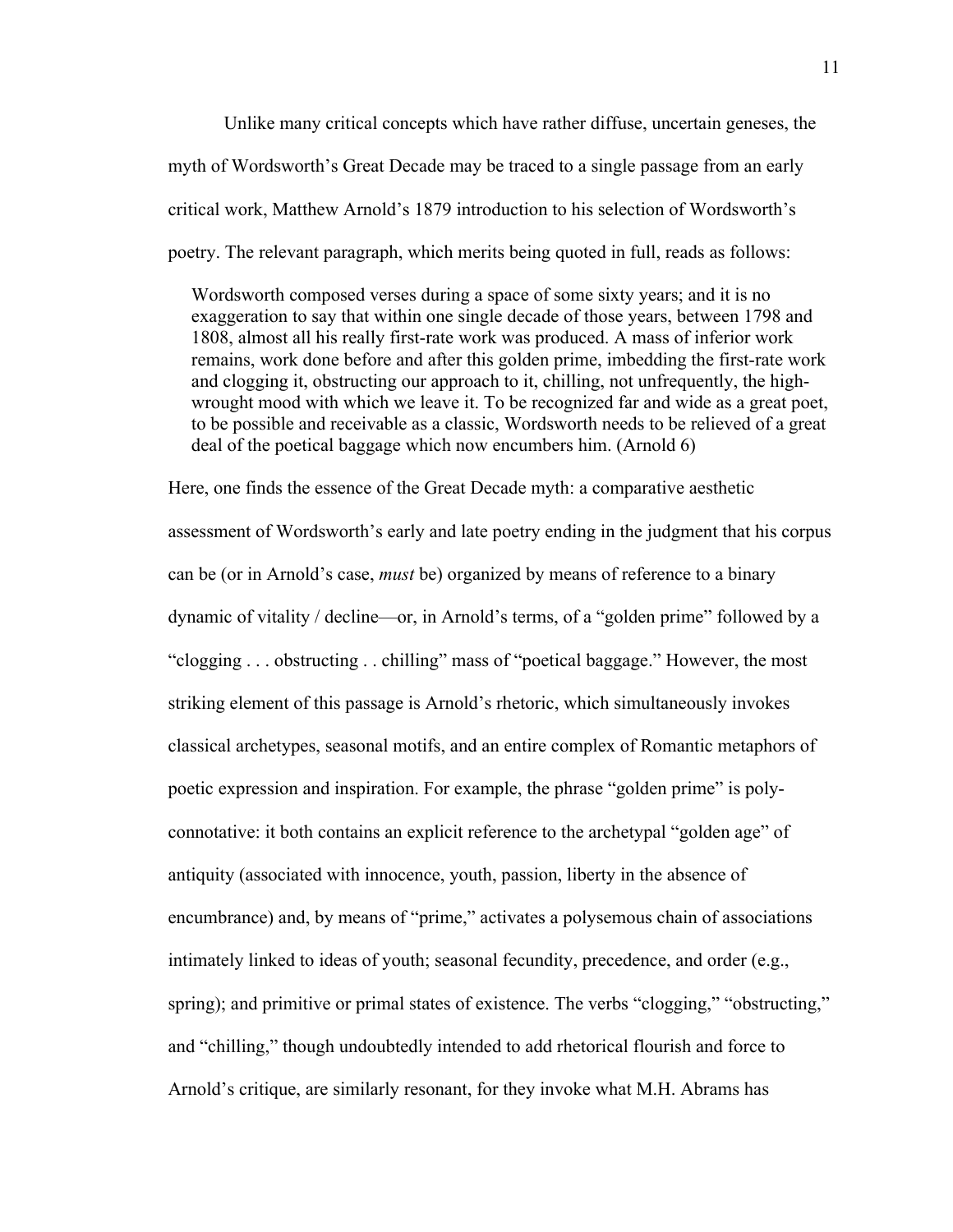Unlike many critical concepts which have rather diffuse, uncertain geneses, the myth of Wordsworth's Great Decade may be traced to a single passage from an early critical work, Matthew Arnold's 1879 introduction to his selection of Wordsworth's poetry. The relevant paragraph, which merits being quoted in full, reads as follows:

> Wordsworth composed verses during a space of some sixty years; and it is no exaggeration to say that within one single decade of those years, between 1798 and 1808, almost all his really first-rate work was produced. A mass of inferior work remains, work done before and after this golden prime, imbedding the first-rate work and clogging it, obstructing our approach to it, chilling, not unfrequently, the high-wrought mood with which we leave it. To be recognized far and wide as a great poet, to be possible and receivable as a classic, Wordsworth needs to be relieved of a great deal of the poetical baggage which now encumbers him. (Arnold 6)

Here, one finds the essence of the Great Decade myth: a comparative aesthetic assessment of Wordsworth's early and late poetry ending in the judgment that his corpus can be (or in Arnold's case, *must* be) organized by means of reference to a binary dynamic of vitality / decline—or, in Arnold's terms, of a "golden prime" followed by a "clogging . . . obstructing . . chilling" mass of "poetical baggage." However, the most striking element of this passage is Arnold's rhetoric, which simultaneously invokes classical archetypes, seasonal motifs, and an entire complex of Romantic metaphors of poetic expression and inspiration. For example, the phrase "golden prime" is poly-connotative: it both contains an explicit reference to the archetypal "golden age" of antiquity (associated with innocence, youth, passion, liberty in the absence of encumbrance) and, by means of "prime," activates a polysemous chain of associations intimately linked to ideas of youth; seasonal fecundity, precedence, and order (e.g., spring); and primitive or primal states of existence. The verbs "clogging," "obstructing," and "chilling," though undoubtedly intended to add rhetorical flourish and force to Arnold's critique, are similarly resonant, for they invoke what M.H. Abrams has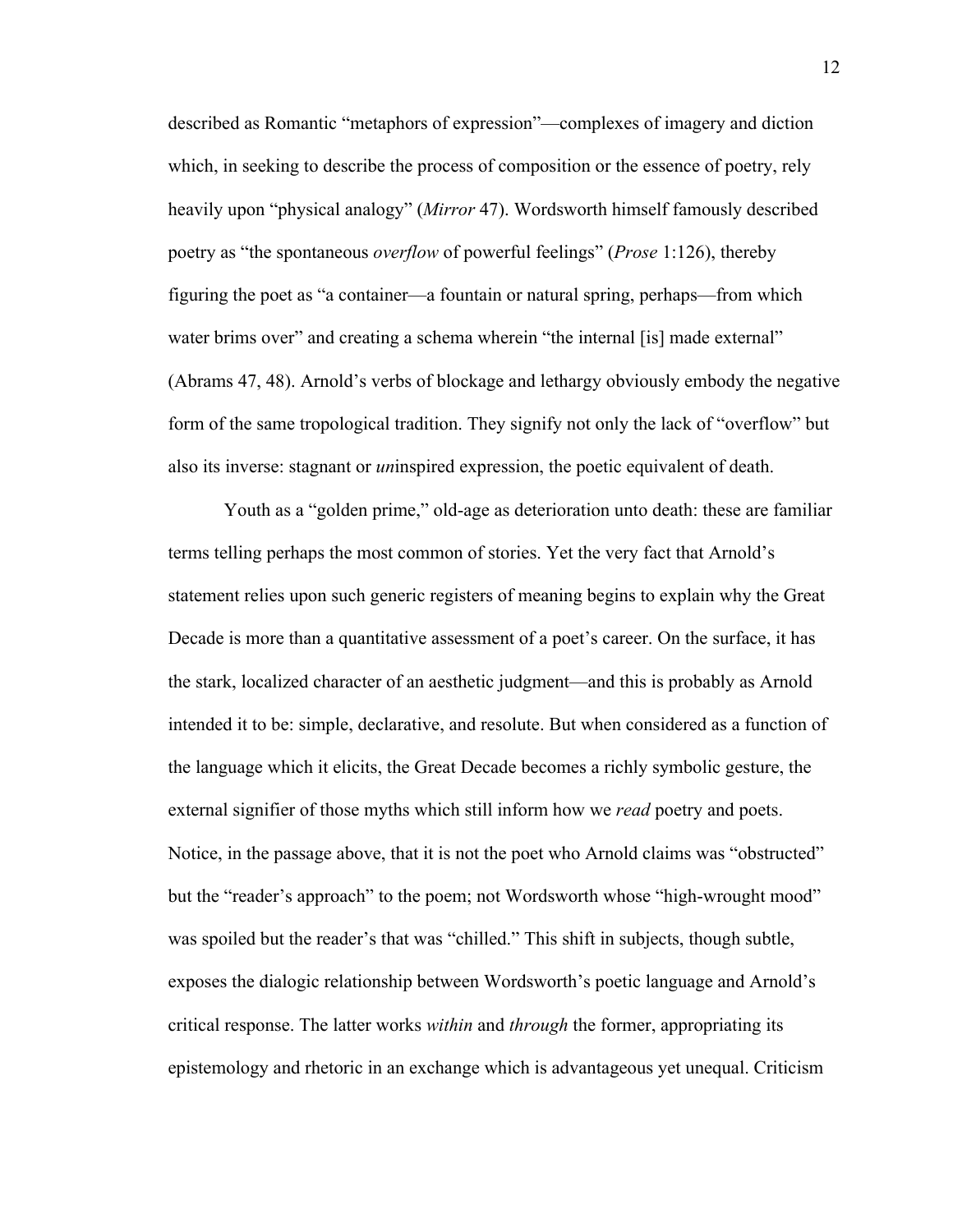described as Romantic "metaphors of expression"—complexes of imagery and diction which, in seeking to describe the process of composition or the essence of poetry, rely heavily upon "physical analogy" (*Mirror* 47). Wordsworth himself famously described poetry as "the spontaneous *overflow* of powerful feelings" (*Prose* 1:126), thereby figuring the poet as "a container—a fountain or natural spring, perhaps—from which water brims over" and creating a schema wherein "the internal [is] made external" (Abrams 47, 48). Arnold's verbs of blockage and lethargy obviously embody the negative form of the same tropological tradition. They signify not only the lack of "overflow" but also its inverse: stagnant or *un*inspired expression, the poetic equivalent of death.

Youth as a "golden prime," old-age as deterioration unto death: these are familiar terms telling perhaps the most common of stories. Yet the very fact that Arnold's statement relies upon such generic registers of meaning begins to explain why the Great Decade is more than a quantitative assessment of a poet's career. On the surface, it has the stark, localized character of an aesthetic judgment—and this is probably as Arnold intended it to be: simple, declarative, and resolute. But when considered as a function of the language which it elicits, the Great Decade becomes a richly symbolic gesture, the external signifier of those myths which still inform how we *read* poetry and poets. Notice, in the passage above, that it is not the poet who Arnold claims was "obstructed" but the "reader's approach" to the poem; not Wordsworth whose "high-wrought mood" was spoiled but the reader's that was "chilled." This shift in subjects, though subtle, exposes the dialogic relationship between Wordsworth's poetic language and Arnold's critical response. The latter works *within* and *through* the former, appropriating its epistemology and rhetoric in an exchange which is advantageous yet unequal. Criticism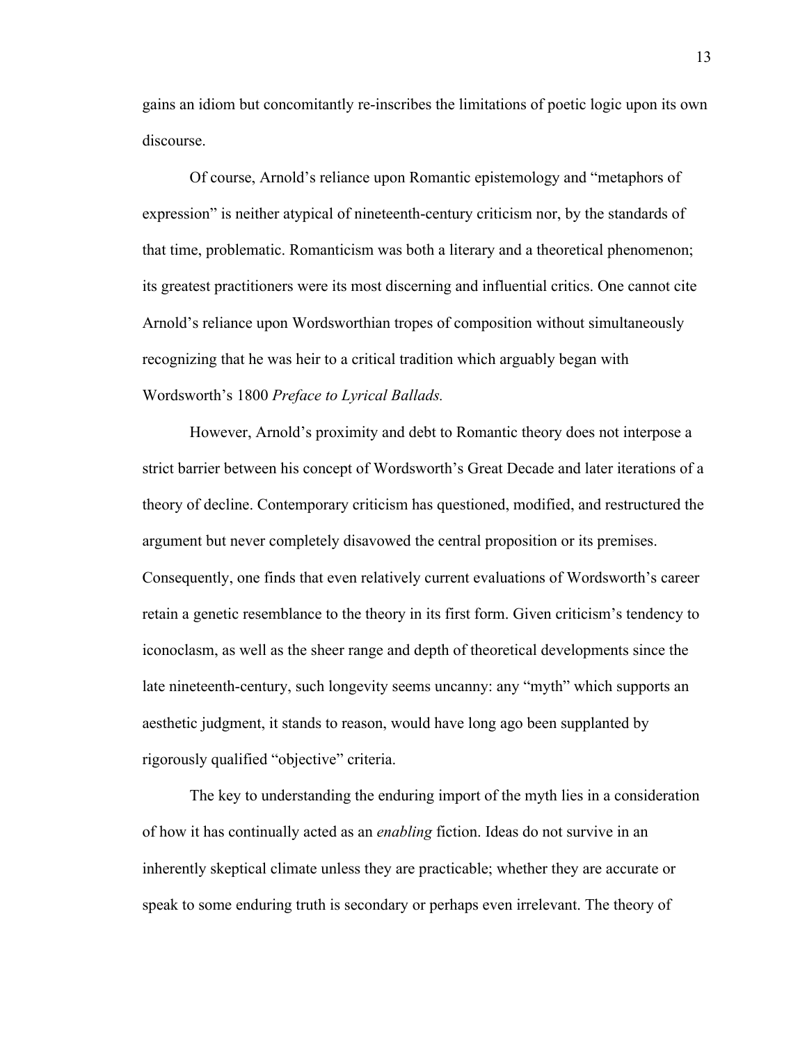gains an idiom but concomitantly re-inscribes the limitations of poetic logic upon its own discourse.

Of course, Arnold's reliance upon Romantic epistemology and "metaphors of expression" is neither atypical of nineteenth-century criticism nor, by the standards of that time, problematic. Romanticism was both a literary and a theoretical phenomenon; its greatest practitioners were its most discerning and influential critics. One cannot cite Arnold's reliance upon Wordsworthian tropes of composition without simultaneously recognizing that he was heir to a critical tradition which arguably began with Wordsworth's 1800 *Preface to Lyrical Ballads.*

However, Arnold's proximity and debt to Romantic theory does not interpose a strict barrier between his concept of Wordsworth's Great Decade and later iterations of a theory of decline. Contemporary criticism has questioned, modified, and restructured the argument but never completely disavowed the central proposition or its premises. Consequently, one finds that even relatively current evaluations of Wordsworth's career retain a genetic resemblance to the theory in its first form. Given criticism's tendency to iconoclasm, as well as the sheer range and depth of theoretical developments since the late nineteenth-century, such longevity seems uncanny: any "myth" which supports an aesthetic judgment, it stands to reason, would have long ago been supplanted by rigorously qualified "objective" criteria.

The key to understanding the enduring import of the myth lies in a consideration of how it has continually acted as an *enabling* fiction. Ideas do not survive in an inherently skeptical climate unless they are practicable; whether they are accurate or speak to some enduring truth is secondary or perhaps even irrelevant. The theory of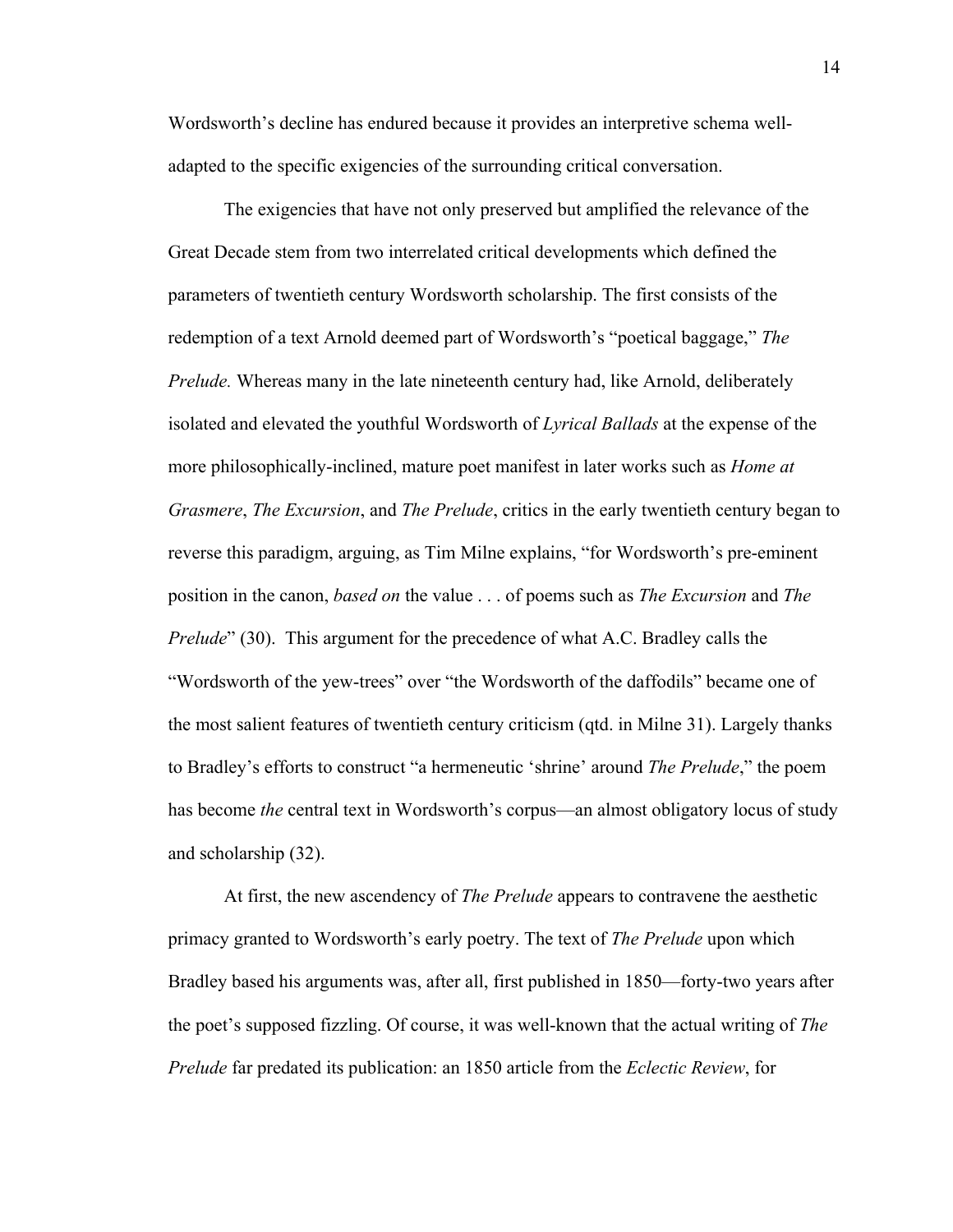Wordsworth's decline has endured because it provides an interpretive schema well-adapted to the specific exigencies of the surrounding critical conversation.

The exigencies that have not only preserved but amplified the relevance of the Great Decade stem from two interrelated critical developments which defined the parameters of twentieth century Wordsworth scholarship. The first consists of the redemption of a text Arnold deemed part of Wordsworth's "poetical baggage," *The Prelude.* Whereas many in the late nineteenth century had, like Arnold, deliberately isolated and elevated the youthful Wordsworth of *Lyrical Ballads* at the expense of the more philosophically-inclined, mature poet manifest in later works such as *Home at Grasmere*, *The Excursion*, and *The Prelude*, critics in the early twentieth century began to reverse this paradigm, arguing, as Tim Milne explains, "for Wordsworth's pre-eminent position in the canon, *based on* the value . . . of poems such as *The Excursion* and *The Prelude*" (30). This argument for the precedence of what A.C. Bradley calls the "Wordsworth of the yew-trees" over "the Wordsworth of the daffodils" became one of the most salient features of twentieth century criticism (qtd. in Milne 31). Largely thanks to Bradley's efforts to construct "a hermeneutic 'shrine' around *The Prelude*," the poem has become *the* central text in Wordsworth's corpus—an almost obligatory locus of study and scholarship (32).

At first, the new ascendency of *The Prelude* appears to contravene the aesthetic primacy granted to Wordsworth's early poetry. The text of *The Prelude* upon which Bradley based his arguments was, after all, first published in 1850—forty-two years after the poet's supposed fizzling. Of course, it was well-known that the actual writing of *The Prelude* far predated its publication: an 1850 article from the *Eclectic Review*, for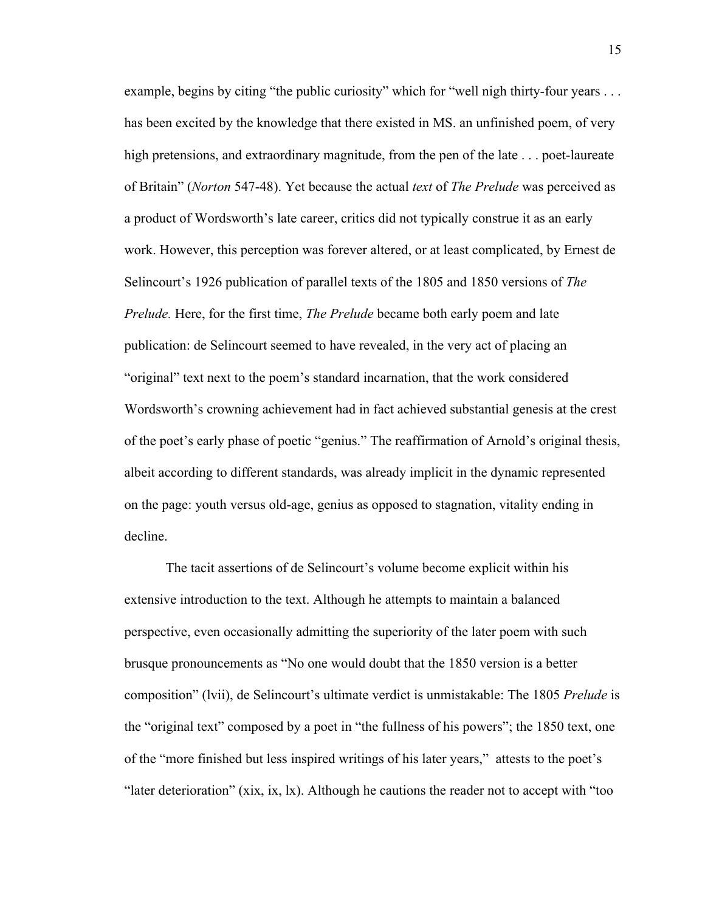example, begins by citing "the public curiosity" which for "well nigh thirty-four years . . . has been excited by the knowledge that there existed in MS. an unfinished poem, of very high pretensions, and extraordinary magnitude, from the pen of the late . . . poet-laureate of Britain" (*Norton* 547-48). Yet because the actual *text* of *The Prelude* was perceived as a product of Wordsworth's late career, critics did not typically construe it as an early work. However, this perception was forever altered, or at least complicated, by Ernest de Selincourt's 1926 publication of parallel texts of the 1805 and 1850 versions of *The Prelude.* Here, for the first time, *The Prelude* became both early poem and late publication: de Selincourt seemed to have revealed, in the very act of placing an "original" text next to the poem's standard incarnation, that the work considered Wordsworth's crowning achievement had in fact achieved substantial genesis at the crest of the poet's early phase of poetic "genius." The reaffirmation of Arnold's original thesis, albeit according to different standards, was already implicit in the dynamic represented on the page: youth versus old-age, genius as opposed to stagnation, vitality ending in decline.

The tacit assertions of de Selincourt's volume become explicit within his extensive introduction to the text. Although he attempts to maintain a balanced perspective, even occasionally admitting the superiority of the later poem with such brusque pronouncements as "No one would doubt that the 1850 version is a better composition" (lvii), de Selincourt's ultimate verdict is unmistakable: The 1805 *Prelude* is the "original text" composed by a poet in "the fullness of his powers"; the 1850 text, one of the "more finished but less inspired writings of his later years," attests to the poet's "later deterioration" (xix, ix, lx). Although he cautions the reader not to accept with "too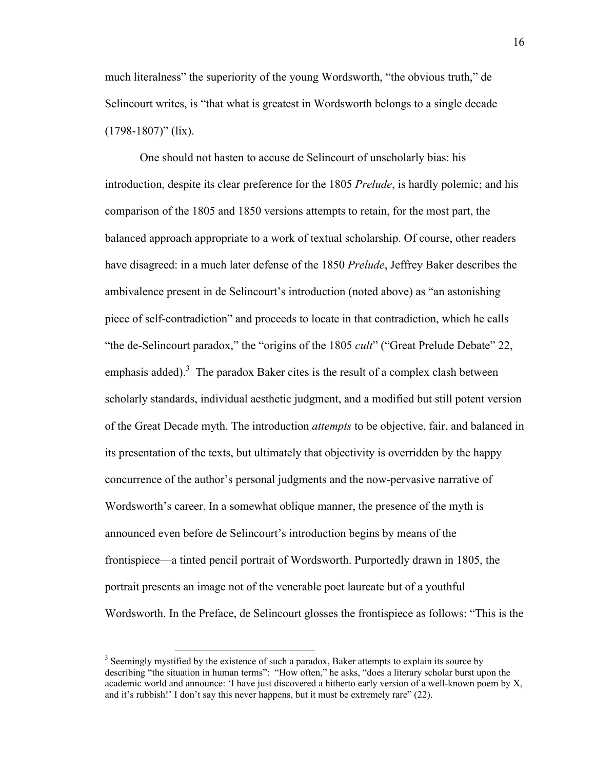much literalness" the superiority of the young Wordsworth, "the obvious truth," de Selincourt writes, is "that what is greatest in Wordsworth belongs to a single decade (1798-1807)" (lix).

One should not hasten to accuse de Selincourt of unscholarly bias: his introduction, despite its clear preference for the 1805 *Prelude*, is hardly polemic; and his comparison of the 1805 and 1850 versions attempts to retain, for the most part, the balanced approach appropriate to a work of textual scholarship. Of course, other readers have disagreed: in a much later defense of the 1850 *Prelude*, Jeffrey Baker describes the ambivalence present in de Selincourt's introduction (noted above) as "an astonishing piece of self-contradiction" and proceeds to locate in that contradiction, which he calls "the de-Selincourt paradox," the "origins of the 1805 *cult*" ("Great Prelude Debate" 22, emphasis added).[3] The paradox Baker cites is the result of a complex clash between scholarly standards, individual aesthetic judgment, and a modified but still potent version of the Great Decade myth. The introduction *attempts* to be objective, fair, and balanced in its presentation of the texts, but ultimately that objectivity is overridden by the happy concurrence of the author's personal judgments and the now-pervasive narrative of Wordsworth's career. In a somewhat oblique manner, the presence of the myth is announced even before de Selincourt's introduction begins by means of the frontispiece—a tinted pencil portrait of Wordsworth. Purportedly drawn in 1805, the portrait presents an image not of the venerable poet laureate but of a youthful Wordsworth. In the Preface, de Selincourt glosses the frontispiece as follows: "This is the

[3] Seemingly mystified by the existence of such a paradox, Baker attempts to explain its source by describing "the situation in human terms": "How often," he asks, "does a literary scholar burst upon the academic world and announce: 'I have just discovered a hitherto early version of a well-known poem by X, and it's rubbish!' I don't say this never happens, but it must be extremely rare" (22).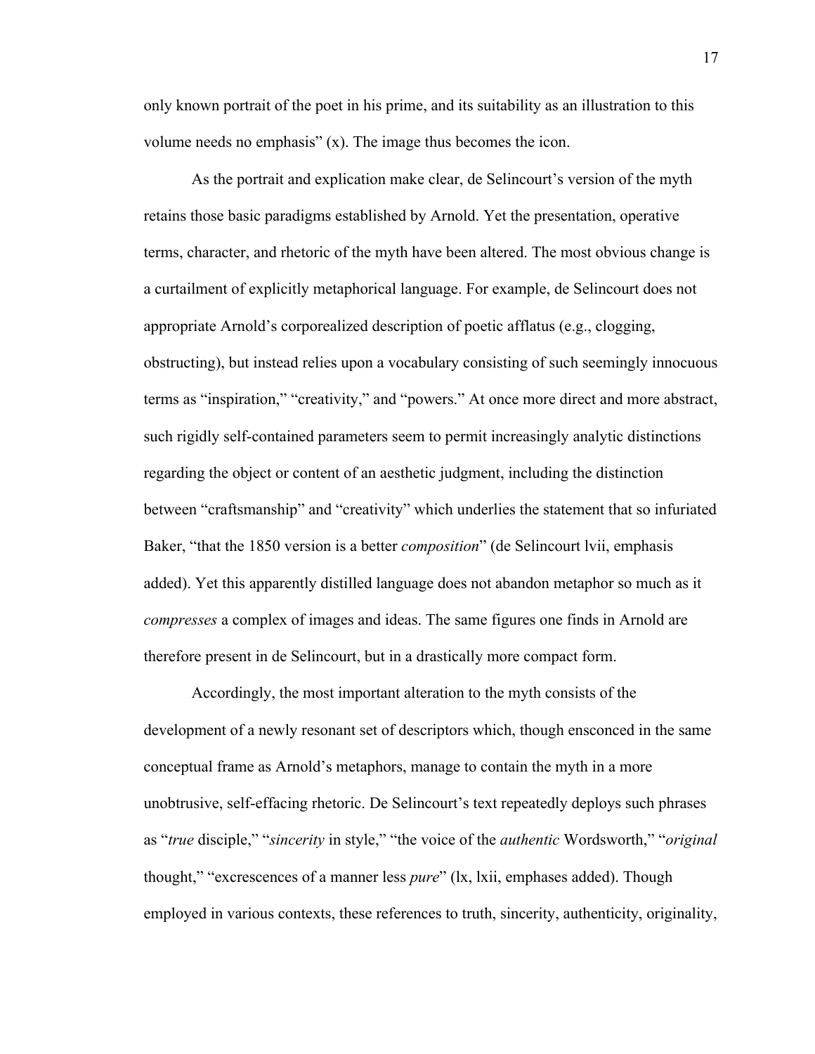only known portrait of the poet in his prime, and its suitability as an illustration to this volume needs no emphasis" (x). The image thus becomes the icon.

As the portrait and explication make clear, de Selincourt's version of the myth retains those basic paradigms established by Arnold. Yet the presentation, operative terms, character, and rhetoric of the myth have been altered. The most obvious change is a curtailment of explicitly metaphorical language. For example, de Selincourt does not appropriate Arnold's corporealized description of poetic afflatus (e.g., clogging, obstructing), but instead relies upon a vocabulary consisting of such seemingly innocuous terms as "inspiration," "creativity," and "powers." At once more direct and more abstract, such rigidly self-contained parameters seem to permit increasingly analytic distinctions regarding the object or content of an aesthetic judgment, including the distinction between "craftsmanship" and "creativity" which underlies the statement that so infuriated Baker, "that the 1850 version is a better *composition*" (de Selincourt lvii, emphasis added). Yet this apparently distilled language does not abandon metaphor so much as it *compresses* a complex of images and ideas. The same figures one finds in Arnold are therefore present in de Selincourt, but in a drastically more compact form.

Accordingly, the most important alteration to the myth consists of the development of a newly resonant set of descriptors which, though ensconced in the same conceptual frame as Arnold's metaphors, manage to contain the myth in a more unobtrusive, self-effacing rhetoric. De Selincourt's text repeatedly deploys such phrases as "*true* disciple," "*sincerity* in style," "the voice of the *authentic* Wordsworth," "*original* thought," "excrescences of a manner less *pure*" (lx, lxii, emphases added). Though employed in various contexts, these references to truth, sincerity, authenticity, originality,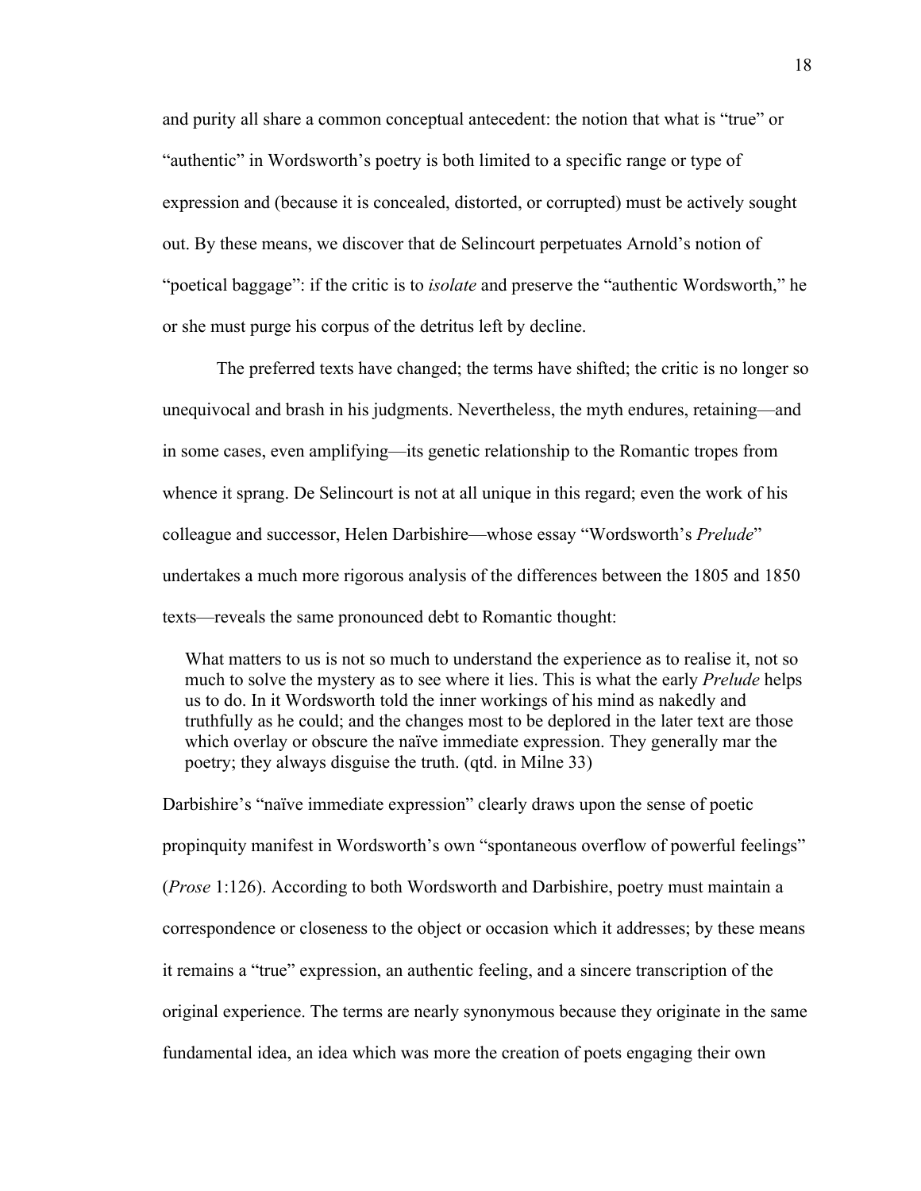and purity all share a common conceptual antecedent: the notion that what is "true" or "authentic" in Wordsworth's poetry is both limited to a specific range or type of expression and (because it is concealed, distorted, or corrupted) must be actively sought out. By these means, we discover that de Selincourt perpetuates Arnold's notion of "poetical baggage": if the critic is to *isolate* and preserve the "authentic Wordsworth," he or she must purge his corpus of the detritus left by decline.

The preferred texts have changed; the terms have shifted; the critic is no longer so unequivocal and brash in his judgments. Nevertheless, the myth endures, retaining—and in some cases, even amplifying—its genetic relationship to the Romantic tropes from whence it sprang. De Selincourt is not at all unique in this regard; even the work of his colleague and successor, Helen Darbishire—whose essay "Wordsworth's *Prelude*" undertakes a much more rigorous analysis of the differences between the 1805 and 1850 texts—reveals the same pronounced debt to Romantic thought:

> What matters to us is not so much to understand the experience as to realise it, not so much to solve the mystery as to see where it lies. This is what the early *Prelude* helps us to do. In it Wordsworth told the inner workings of his mind as nakedly and truthfully as he could; and the changes most to be deplored in the later text are those which overlay or obscure the naïve immediate expression. They generally mar the poetry; they always disguise the truth. (qtd. in Milne 33)

Darbishire's "naïve immediate expression" clearly draws upon the sense of poetic propinquity manifest in Wordsworth's own "spontaneous overflow of powerful feelings" (*Prose* 1:126). According to both Wordsworth and Darbishire, poetry must maintain a correspondence or closeness to the object or occasion which it addresses; by these means it remains a "true" expression, an authentic feeling, and a sincere transcription of the original experience. The terms are nearly synonymous because they originate in the same fundamental idea, an idea which was more the creation of poets engaging their own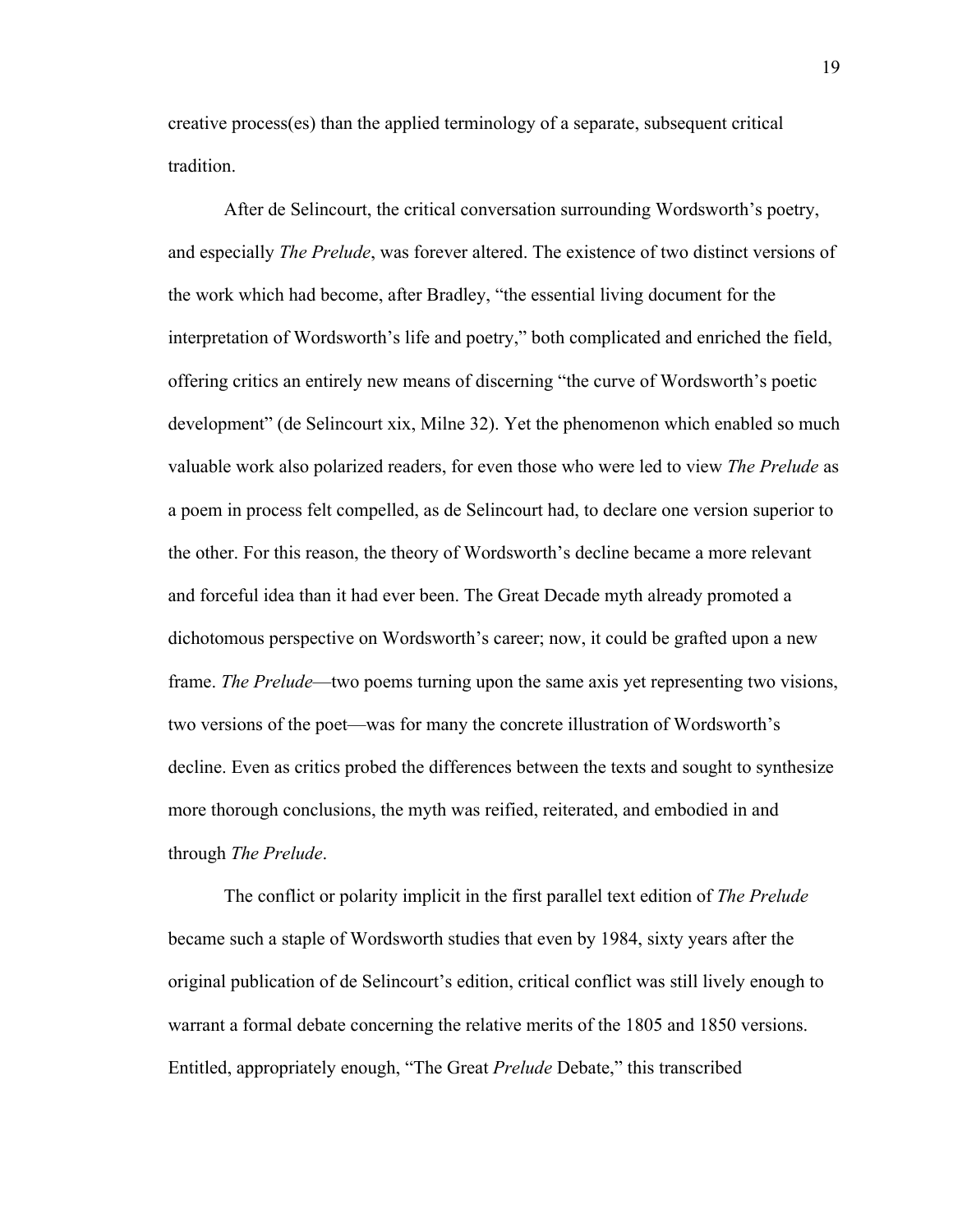creative process(es) than the applied terminology of a separate, subsequent critical tradition.

After de Selincourt, the critical conversation surrounding Wordsworth's poetry, and especially *The Prelude*, was forever altered. The existence of two distinct versions of the work which had become, after Bradley, "the essential living document for the interpretation of Wordsworth's life and poetry," both complicated and enriched the field, offering critics an entirely new means of discerning "the curve of Wordsworth's poetic development" (de Selincourt xix, Milne 32). Yet the phenomenon which enabled so much valuable work also polarized readers, for even those who were led to view *The Prelude* as a poem in process felt compelled, as de Selincourt had, to declare one version superior to the other. For this reason, the theory of Wordsworth's decline became a more relevant and forceful idea than it had ever been. The Great Decade myth already promoted a dichotomous perspective on Wordsworth's career; now, it could be grafted upon a new frame. *The Prelude*—two poems turning upon the same axis yet representing two visions, two versions of the poet—was for many the concrete illustration of Wordsworth's decline. Even as critics probed the differences between the texts and sought to synthesize more thorough conclusions, the myth was reified, reiterated, and embodied in and through *The Prelude*.

The conflict or polarity implicit in the first parallel text edition of *The Prelude* became such a staple of Wordsworth studies that even by 1984, sixty years after the original publication of de Selincourt's edition, critical conflict was still lively enough to warrant a formal debate concerning the relative merits of the 1805 and 1850 versions. Entitled, appropriately enough, "The Great *Prelude* Debate," this transcribed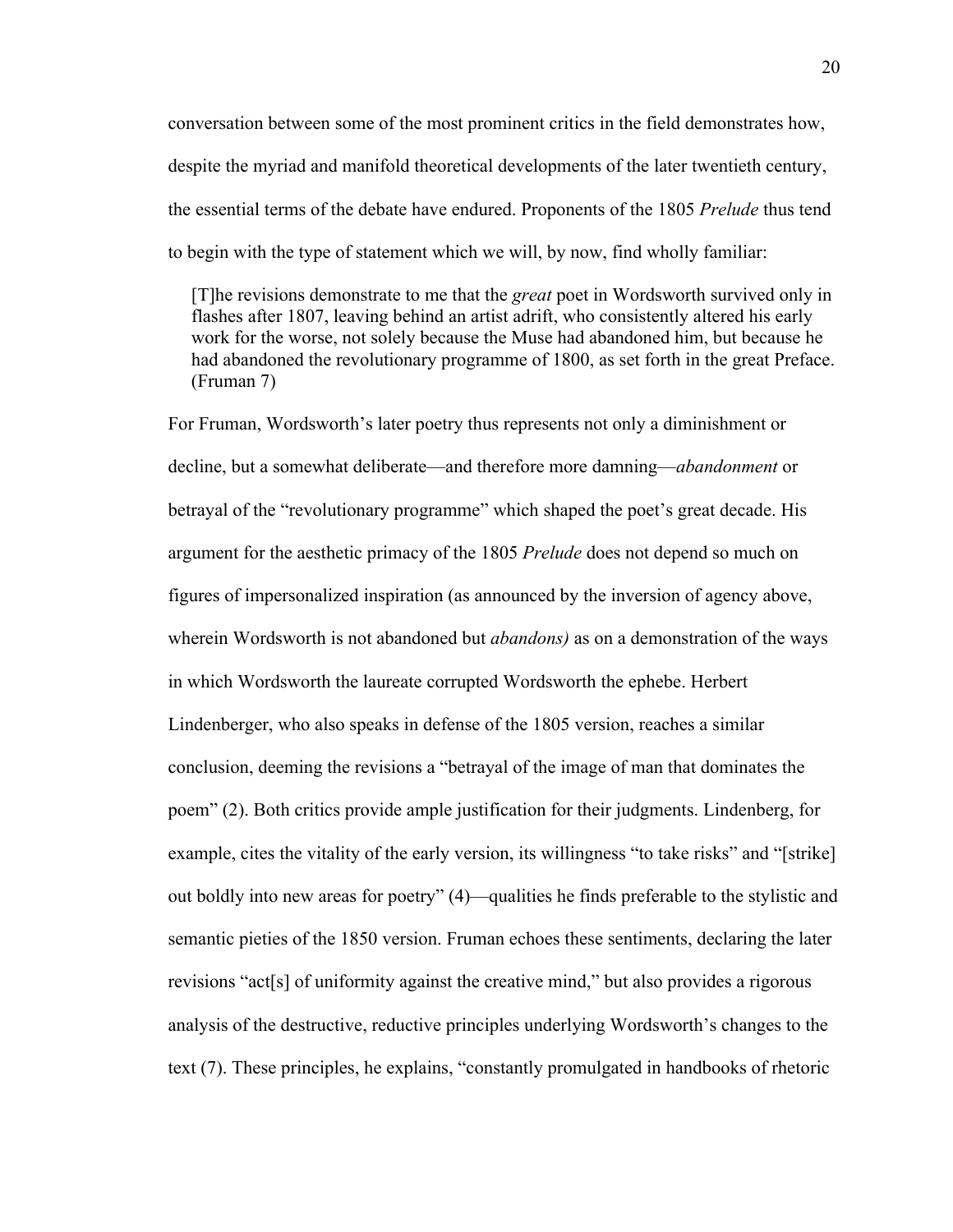conversation between some of the most prominent critics in the field demonstrates how, despite the myriad and manifold theoretical developments of the later twentieth century, the essential terms of the debate have endured. Proponents of the 1805 *Prelude* thus tend to begin with the type of statement which we will, by now, find wholly familiar:

> [T]he revisions demonstrate to me that the *great* poet in Wordsworth survived only in flashes after 1807, leaving behind an artist adrift, who consistently altered his early work for the worse, not solely because the Muse had abandoned him, but because he had abandoned the revolutionary programme of 1800, as set forth in the great Preface. (Fruman 7)

For Fruman, Wordsworth's later poetry thus represents not only a diminishment or decline, but a somewhat deliberate—and therefore more damning—*abandonment* or betrayal of the "revolutionary programme" which shaped the poet's great decade. His argument for the aesthetic primacy of the 1805 *Prelude* does not depend so much on figures of impersonalized inspiration (as announced by the inversion of agency above, wherein Wordsworth is not abandoned but *abandons)* as on a demonstration of the ways in which Wordsworth the laureate corrupted Wordsworth the ephebe. Herbert Lindenberger, who also speaks in defense of the 1805 version, reaches a similar conclusion, deeming the revisions a "betrayal of the image of man that dominates the poem" (2). Both critics provide ample justification for their judgments. Lindenberg, for example, cites the vitality of the early version, its willingness "to take risks" and "[strike] out boldly into new areas for poetry" (4)—qualities he finds preferable to the stylistic and semantic pieties of the 1850 version. Fruman echoes these sentiments, declaring the later revisions "act[s] of uniformity against the creative mind," but also provides a rigorous analysis of the destructive, reductive principles underlying Wordsworth's changes to the text (7). These principles, he explains, "constantly promulgated in handbooks of rhetoric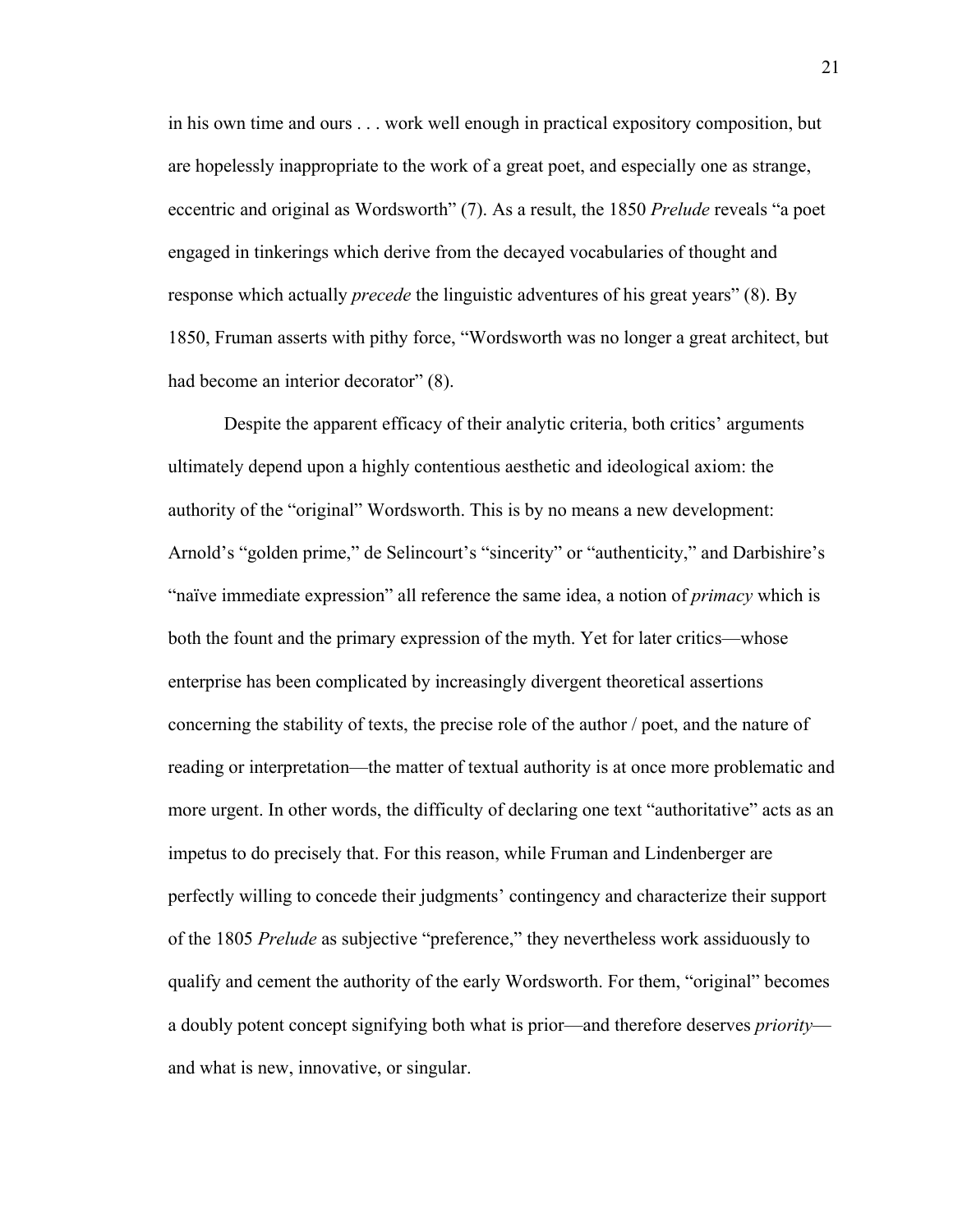in his own time and ours . . . work well enough in practical expository composition, but are hopelessly inappropriate to the work of a great poet, and especially one as strange, eccentric and original as Wordsworth" (7). As a result, the 1850 *Prelude* reveals "a poet engaged in tinkerings which derive from the decayed vocabularies of thought and response which actually *precede* the linguistic adventures of his great years" (8). By 1850, Fruman asserts with pithy force, "Wordsworth was no longer a great architect, but had become an interior decorator" (8).

Despite the apparent efficacy of their analytic criteria, both critics' arguments ultimately depend upon a highly contentious aesthetic and ideological axiom: the authority of the "original" Wordsworth. This is by no means a new development: Arnold's "golden prime," de Selincourt's "sincerity" or "authenticity," and Darbishire's "naïve immediate expression" all reference the same idea, a notion of *primacy* which is both the fount and the primary expression of the myth. Yet for later critics—whose enterprise has been complicated by increasingly divergent theoretical assertions concerning the stability of texts, the precise role of the author / poet, and the nature of reading or interpretation—the matter of textual authority is at once more problematic and more urgent. In other words, the difficulty of declaring one text "authoritative" acts as an impetus to do precisely that. For this reason, while Fruman and Lindenberger are perfectly willing to concede their judgments' contingency and characterize their support of the 1805 *Prelude* as subjective "preference," they nevertheless work assiduously to qualify and cement the authority of the early Wordsworth. For them, "original" becomes a doubly potent concept signifying both what is prior—and therefore deserves *priority*—and what is new, innovative, or singular.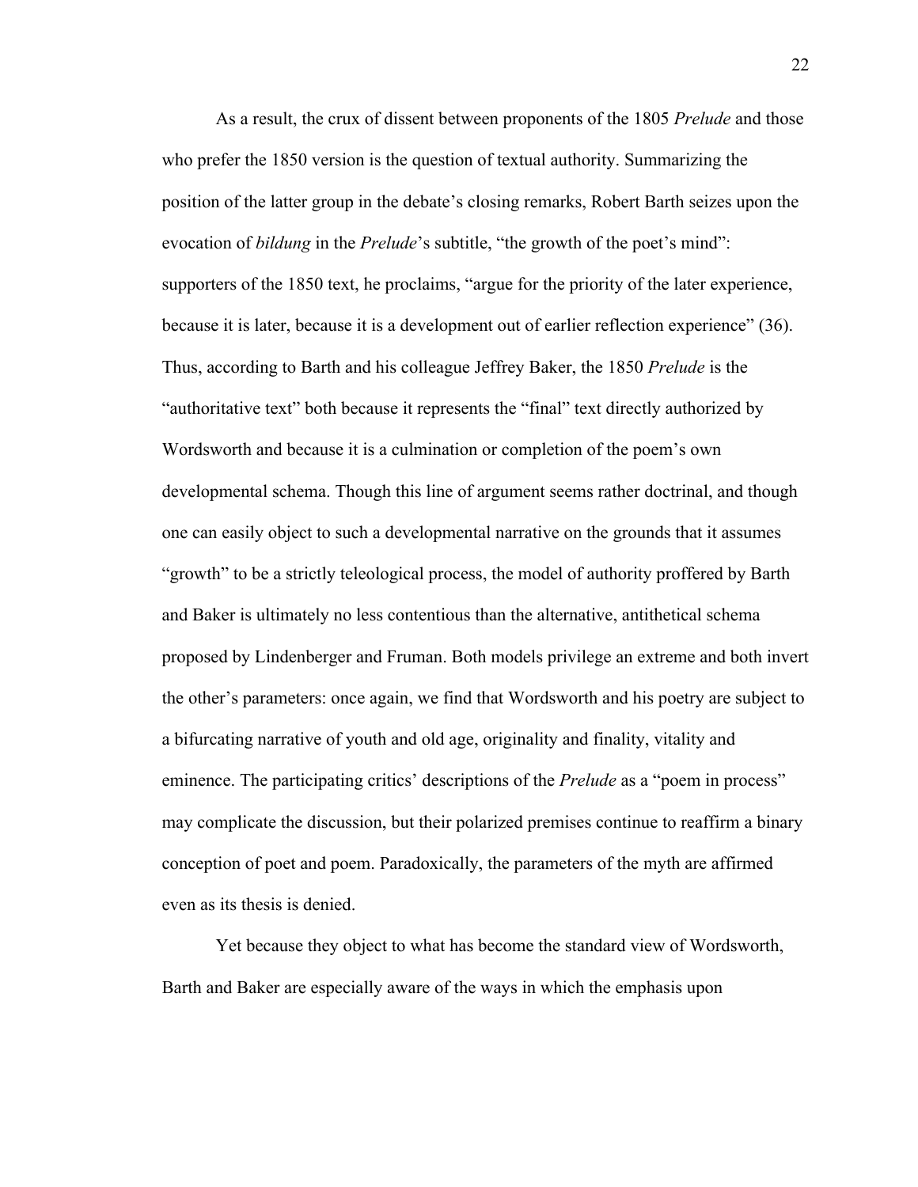As a result, the crux of dissent between proponents of the 1805 *Prelude* and those who prefer the 1850 version is the question of textual authority. Summarizing the position of the latter group in the debate's closing remarks, Robert Barth seizes upon the evocation of *bildung* in the *Prelude*'s subtitle, "the growth of the poet's mind": supporters of the 1850 text, he proclaims, "argue for the priority of the later experience, because it is later, because it is a development out of earlier reflection experience" (36). Thus, according to Barth and his colleague Jeffrey Baker, the 1850 *Prelude* is the "authoritative text" both because it represents the "final" text directly authorized by Wordsworth and because it is a culmination or completion of the poem's own developmental schema. Though this line of argument seems rather doctrinal, and though one can easily object to such a developmental narrative on the grounds that it assumes "growth" to be a strictly teleological process, the model of authority proffered by Barth and Baker is ultimately no less contentious than the alternative, antithetical schema proposed by Lindenberger and Fruman. Both models privilege an extreme and both invert the other's parameters: once again, we find that Wordsworth and his poetry are subject to a bifurcating narrative of youth and old age, originality and finality, vitality and eminence. The participating critics' descriptions of the *Prelude* as a "poem in process" may complicate the discussion, but their polarized premises continue to reaffirm a binary conception of poet and poem. Paradoxically, the parameters of the myth are affirmed even as its thesis is denied.

Yet because they object to what has become the standard view of Wordsworth, Barth and Baker are especially aware of the ways in which the emphasis upon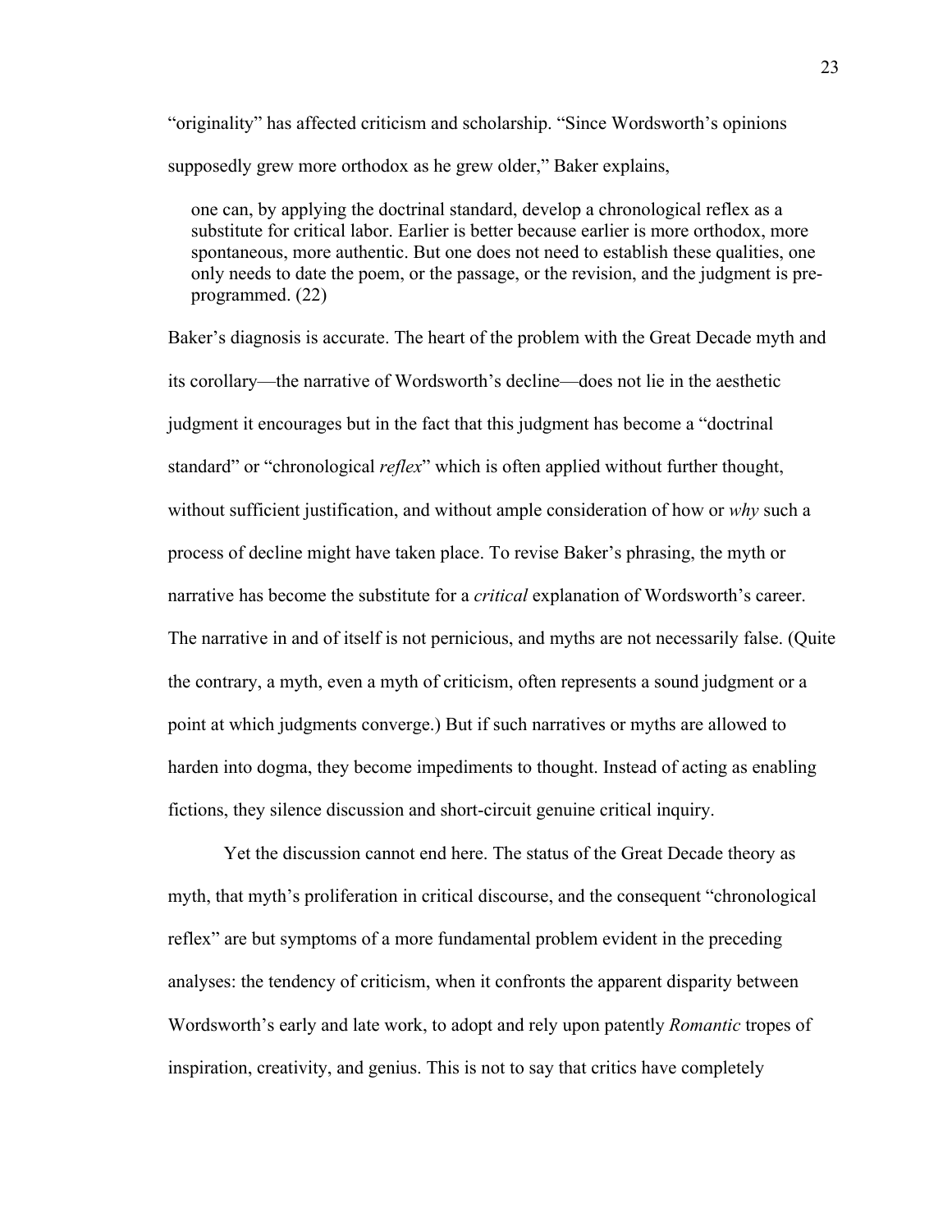"originality" has affected criticism and scholarship. "Since Wordsworth's opinions supposedly grew more orthodox as he grew older," Baker explains,

> one can, by applying the doctrinal standard, develop a chronological reflex as a substitute for critical labor. Earlier is better because earlier is more orthodox, more spontaneous, more authentic. But one does not need to establish these qualities, one only needs to date the poem, or the passage, or the revision, and the judgment is pre-programmed. (22)

Baker's diagnosis is accurate. The heart of the problem with the Great Decade myth and its corollary—the narrative of Wordsworth's decline—does not lie in the aesthetic judgment it encourages but in the fact that this judgment has become a "doctrinal standard" or "chronological *reflex*" which is often applied without further thought, without sufficient justification, and without ample consideration of how or *why* such a process of decline might have taken place. To revise Baker's phrasing, the myth or narrative has become the substitute for a *critical* explanation of Wordsworth's career. The narrative in and of itself is not pernicious, and myths are not necessarily false. (Quite the contrary, a myth, even a myth of criticism, often represents a sound judgment or a point at which judgments converge.) But if such narratives or myths are allowed to harden into dogma, they become impediments to thought. Instead of acting as enabling fictions, they silence discussion and short-circuit genuine critical inquiry.

Yet the discussion cannot end here. The status of the Great Decade theory as myth, that myth's proliferation in critical discourse, and the consequent "chronological reflex" are but symptoms of a more fundamental problem evident in the preceding analyses: the tendency of criticism, when it confronts the apparent disparity between Wordsworth's early and late work, to adopt and rely upon patently *Romantic* tropes of inspiration, creativity, and genius. This is not to say that critics have completely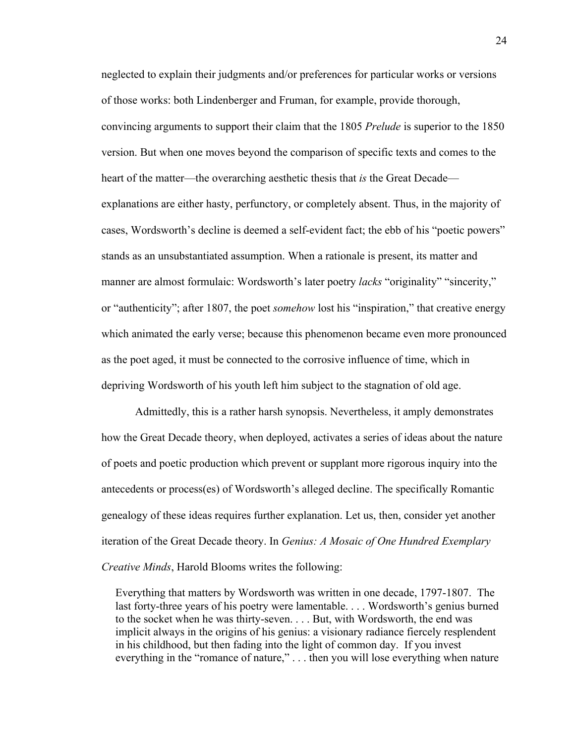neglected to explain their judgments and/or preferences for particular works or versions of those works: both Lindenberger and Fruman, for example, provide thorough, convincing arguments to support their claim that the 1805 *Prelude* is superior to the 1850 version. But when one moves beyond the comparison of specific texts and comes to the heart of the matter—the overarching aesthetic thesis that *is* the Great Decade—explanations are either hasty, perfunctory, or completely absent. Thus, in the majority of cases, Wordsworth's decline is deemed a self-evident fact; the ebb of his "poetic powers" stands as an unsubstantiated assumption. When a rationale is present, its matter and manner are almost formulaic: Wordsworth's later poetry *lacks* "originality" "sincerity," or "authenticity"; after 1807, the poet *somehow* lost his "inspiration," that creative energy which animated the early verse; because this phenomenon became even more pronounced as the poet aged, it must be connected to the corrosive influence of time, which in depriving Wordsworth of his youth left him subject to the stagnation of old age.

Admittedly, this is a rather harsh synopsis. Nevertheless, it amply demonstrates how the Great Decade theory, when deployed, activates a series of ideas about the nature of poets and poetic production which prevent or supplant more rigorous inquiry into the antecedents or process(es) of Wordsworth's alleged decline. The specifically Romantic genealogy of these ideas requires further explanation. Let us, then, consider yet another iteration of the Great Decade theory. In *Genius: A Mosaic of One Hundred Exemplary Creative Minds*, Harold Blooms writes the following:

> Everything that matters by Wordsworth was written in one decade, 1797-1807. The last forty-three years of his poetry were lamentable. . . . Wordsworth's genius burned to the socket when he was thirty-seven. . . . But, with Wordsworth, the end was implicit always in the origins of his genius: a visionary radiance fiercely resplendent in his childhood, but then fading into the light of common day. If you invest everything in the "romance of nature," . . . then you will lose everything when nature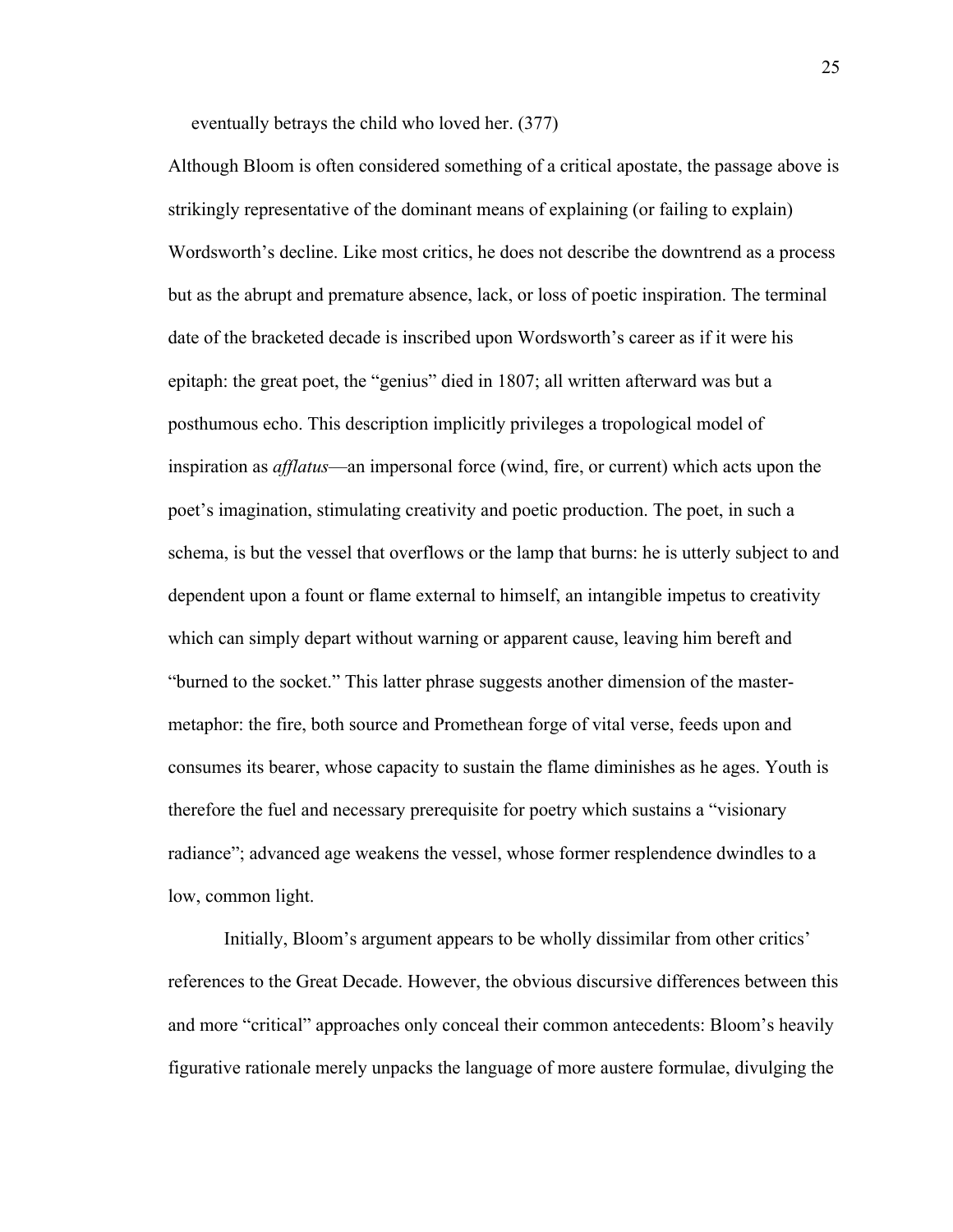eventually betrays the child who loved her. (377)

Although Bloom is often considered something of a critical apostate, the passage above is strikingly representative of the dominant means of explaining (or failing to explain) Wordsworth's decline. Like most critics, he does not describe the downtrend as a process but as the abrupt and premature absence, lack, or loss of poetic inspiration. The terminal date of the bracketed decade is inscribed upon Wordsworth's career as if it were his epitaph: the great poet, the "genius" died in 1807; all written afterward was but a posthumous echo. This description implicitly privileges a tropological model of inspiration as *afflatus*—an impersonal force (wind, fire, or current) which acts upon the poet's imagination, stimulating creativity and poetic production. The poet, in such a schema, is but the vessel that overflows or the lamp that burns: he is utterly subject to and dependent upon a fount or flame external to himself, an intangible impetus to creativity which can simply depart without warning or apparent cause, leaving him bereft and "burned to the socket." This latter phrase suggests another dimension of the master-metaphor: the fire, both source and Promethean forge of vital verse, feeds upon and consumes its bearer, whose capacity to sustain the flame diminishes as he ages. Youth is therefore the fuel and necessary prerequisite for poetry which sustains a "visionary radiance"; advanced age weakens the vessel, whose former resplendence dwindles to a low, common light.

Initially, Bloom's argument appears to be wholly dissimilar from other critics' references to the Great Decade. However, the obvious discursive differences between this and more "critical" approaches only conceal their common antecedents: Bloom's heavily figurative rationale merely unpacks the language of more austere formulae, divulging the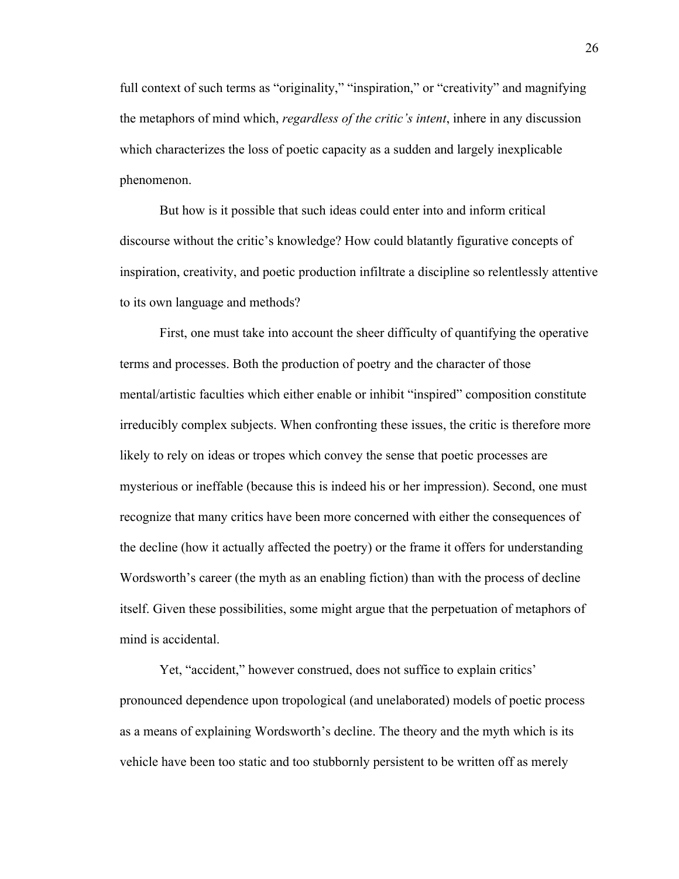full context of such terms as "originality," "inspiration," or "creativity" and magnifying the metaphors of mind which, *regardless of the critic's intent*, inhere in any discussion which characterizes the loss of poetic capacity as a sudden and largely inexplicable phenomenon.

But how is it possible that such ideas could enter into and inform critical discourse without the critic's knowledge? How could blatantly figurative concepts of inspiration, creativity, and poetic production infiltrate a discipline so relentlessly attentive to its own language and methods?

First, one must take into account the sheer difficulty of quantifying the operative terms and processes. Both the production of poetry and the character of those mental/artistic faculties which either enable or inhibit "inspired" composition constitute irreducibly complex subjects. When confronting these issues, the critic is therefore more likely to rely on ideas or tropes which convey the sense that poetic processes are mysterious or ineffable (because this is indeed his or her impression). Second, one must recognize that many critics have been more concerned with either the consequences of the decline (how it actually affected the poetry) or the frame it offers for understanding Wordsworth's career (the myth as an enabling fiction) than with the process of decline itself. Given these possibilities, some might argue that the perpetuation of metaphors of mind is accidental.

Yet, "accident," however construed, does not suffice to explain critics' pronounced dependence upon tropological (and unelaborated) models of poetic process as a means of explaining Wordsworth's decline. The theory and the myth which is its vehicle have been too static and too stubbornly persistent to be written off as merely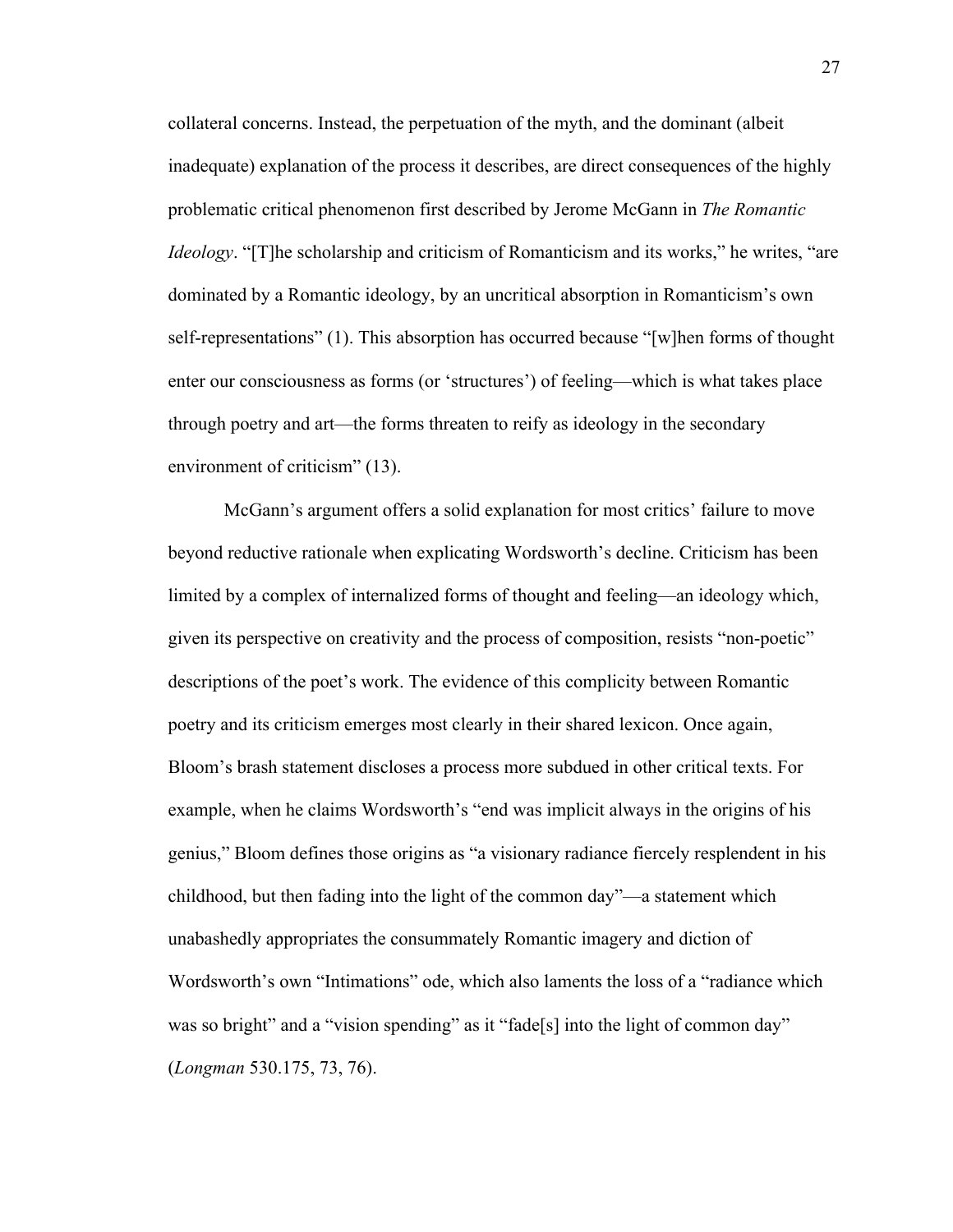collateral concerns. Instead, the perpetuation of the myth, and the dominant (albeit inadequate) explanation of the process it describes, are direct consequences of the highly problematic critical phenomenon first described by Jerome McGann in *The Romantic Ideology*. "[T]he scholarship and criticism of Romanticism and its works," he writes, "are dominated by a Romantic ideology, by an uncritical absorption in Romanticism's own self-representations" (1). This absorption has occurred because "[w]hen forms of thought enter our consciousness as forms (or 'structures') of feeling—which is what takes place through poetry and art—the forms threaten to reify as ideology in the secondary environment of criticism" (13).

McGann's argument offers a solid explanation for most critics' failure to move beyond reductive rationale when explicating Wordsworth's decline. Criticism has been limited by a complex of internalized forms of thought and feeling—an ideology which, given its perspective on creativity and the process of composition, resists "non-poetic" descriptions of the poet's work. The evidence of this complicity between Romantic poetry and its criticism emerges most clearly in their shared lexicon. Once again, Bloom's brash statement discloses a process more subdued in other critical texts. For example, when he claims Wordsworth's "end was implicit always in the origins of his genius," Bloom defines those origins as "a visionary radiance fiercely resplendent in his childhood, but then fading into the light of the common day"—a statement which unabashedly appropriates the consummately Romantic imagery and diction of Wordsworth's own "Intimations" ode, which also laments the loss of a "radiance which was so bright" and a "vision spending" as it "fade[s] into the light of common day" (*Longman* 530.175, 73, 76).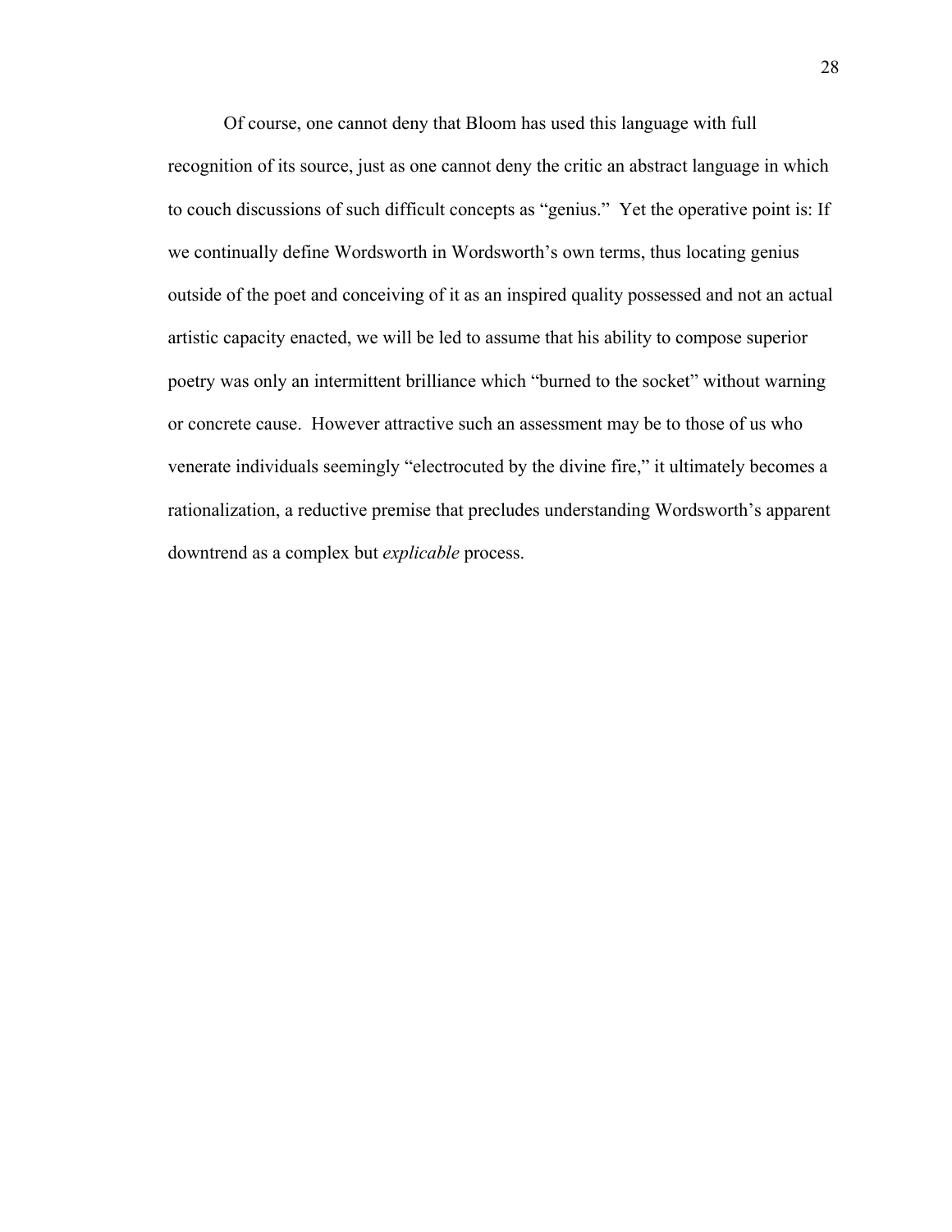Of course, one cannot deny that Bloom has used this language with full recognition of its source, just as one cannot deny the critic an abstract language in which to couch discussions of such difficult concepts as "genius." Yet the operative point is: If we continually define Wordsworth in Wordsworth's own terms, thus locating genius outside of the poet and conceiving of it as an inspired quality possessed and not an actual artistic capacity enacted, we will be led to assume that his ability to compose superior poetry was only an intermittent brilliance which "burned to the socket" without warning or concrete cause. However attractive such an assessment may be to those of us who venerate individuals seemingly "electrocuted by the divine fire," it ultimately becomes a rationalization, a reductive premise that precludes understanding Wordsworth's apparent downtrend as a complex but *explicable* process.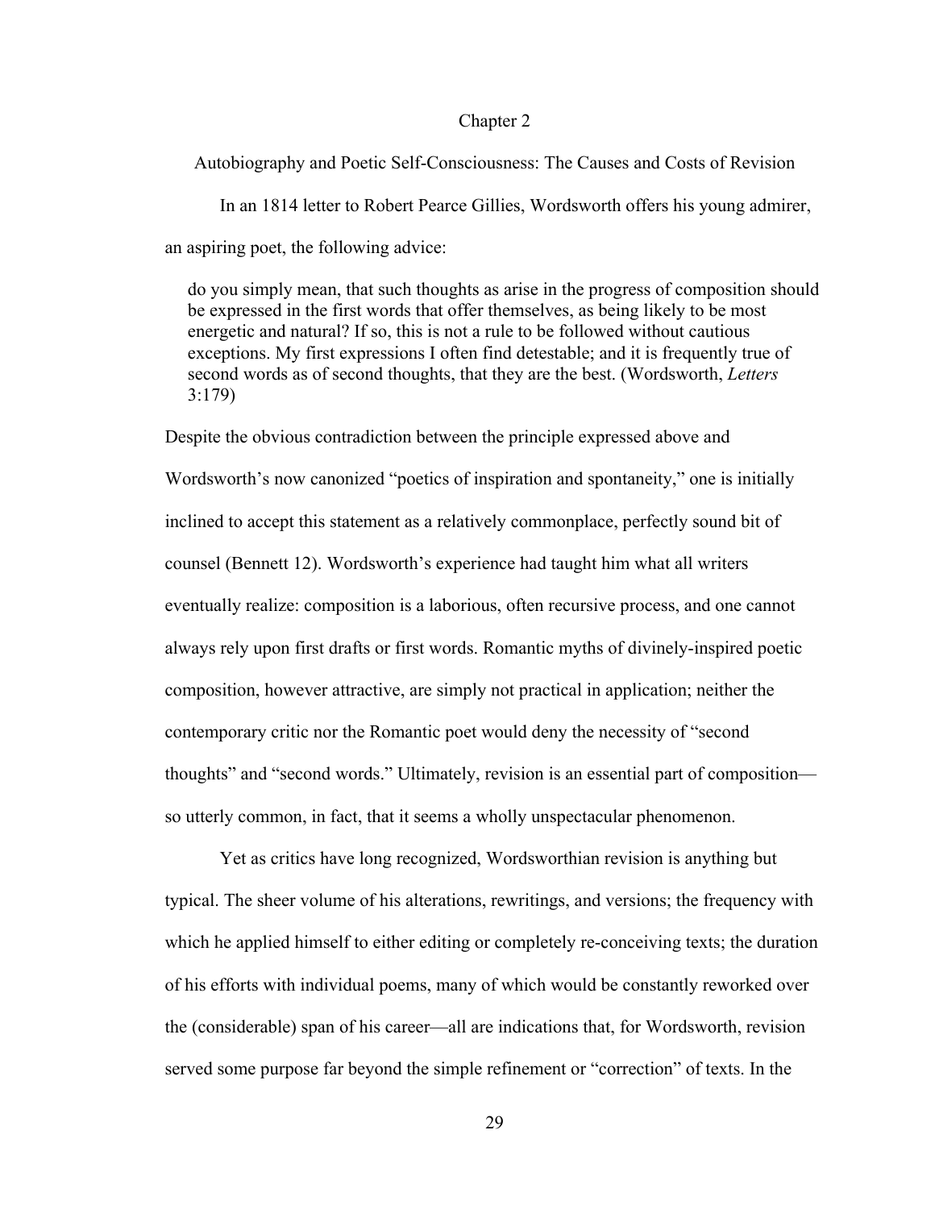# Chapter 2

## Autobiography and Poetic Self-Consciousness: The Causes and Costs of Revision

In an 1814 letter to Robert Pearce Gillies, Wordsworth offers his young admirer, an aspiring poet, the following advice:

> do you simply mean, that such thoughts as arise in the progress of composition should be expressed in the first words that offer themselves, as being likely to be most energetic and natural? If so, this is not a rule to be followed without cautious exceptions. My first expressions I often find detestable; and it is frequently true of second words as of second thoughts, that they are the best. (Wordsworth, *Letters* 3:179)

Despite the obvious contradiction between the principle expressed above and Wordsworth's now canonized "poetics of inspiration and spontaneity," one is initially inclined to accept this statement as a relatively commonplace, perfectly sound bit of counsel (Bennett 12). Wordsworth's experience had taught him what all writers eventually realize: composition is a laborious, often recursive process, and one cannot always rely upon first drafts or first words. Romantic myths of divinely-inspired poetic composition, however attractive, are simply not practical in application; neither the contemporary critic nor the Romantic poet would deny the necessity of "second thoughts" and "second words." Ultimately, revision is an essential part of composition—so utterly common, in fact, that it seems a wholly unspectacular phenomenon.

Yet as critics have long recognized, Wordsworthian revision is anything but typical. The sheer volume of his alterations, rewritings, and versions; the frequency with which he applied himself to either editing or completely re-conceiving texts; the duration of his efforts with individual poems, many of which would be constantly reworked over the (considerable) span of his career—all are indications that, for Wordsworth, revision served some purpose far beyond the simple refinement or "correction" of texts. In the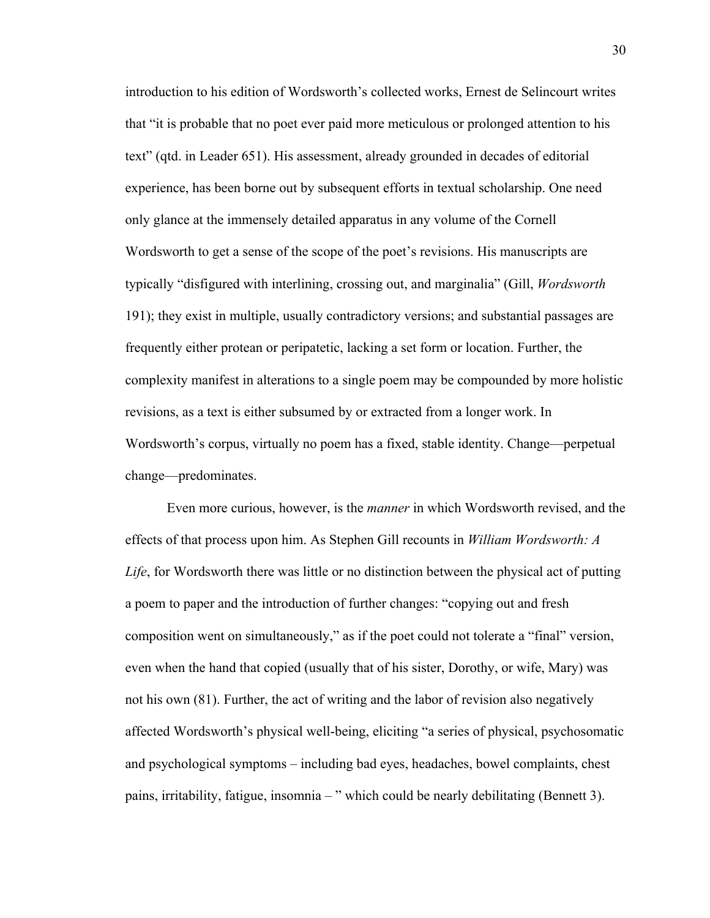introduction to his edition of Wordsworth's collected works, Ernest de Selincourt writes that "it is probable that no poet ever paid more meticulous or prolonged attention to his text" (qtd. in Leader 651). His assessment, already grounded in decades of editorial experience, has been borne out by subsequent efforts in textual scholarship. One need only glance at the immensely detailed apparatus in any volume of the Cornell Wordsworth to get a sense of the scope of the poet's revisions. His manuscripts are typically "disfigured with interlining, crossing out, and marginalia" (Gill, *Wordsworth* 191); they exist in multiple, usually contradictory versions; and substantial passages are frequently either protean or peripatetic, lacking a set form or location. Further, the complexity manifest in alterations to a single poem may be compounded by more holistic revisions, as a text is either subsumed by or extracted from a longer work. In Wordsworth's corpus, virtually no poem has a fixed, stable identity. Change—perpetual change—predominates.

Even more curious, however, is the *manner* in which Wordsworth revised, and the effects of that process upon him. As Stephen Gill recounts in *William Wordsworth: A Life*, for Wordsworth there was little or no distinction between the physical act of putting a poem to paper and the introduction of further changes: "copying out and fresh composition went on simultaneously," as if the poet could not tolerate a "final" version, even when the hand that copied (usually that of his sister, Dorothy, or wife, Mary) was not his own (81). Further, the act of writing and the labor of revision also negatively affected Wordsworth's physical well-being, eliciting "a series of physical, psychosomatic and psychological symptoms – including bad eyes, headaches, bowel complaints, chest pains, irritability, fatigue, insomnia – " which could be nearly debilitating (Bennett 3).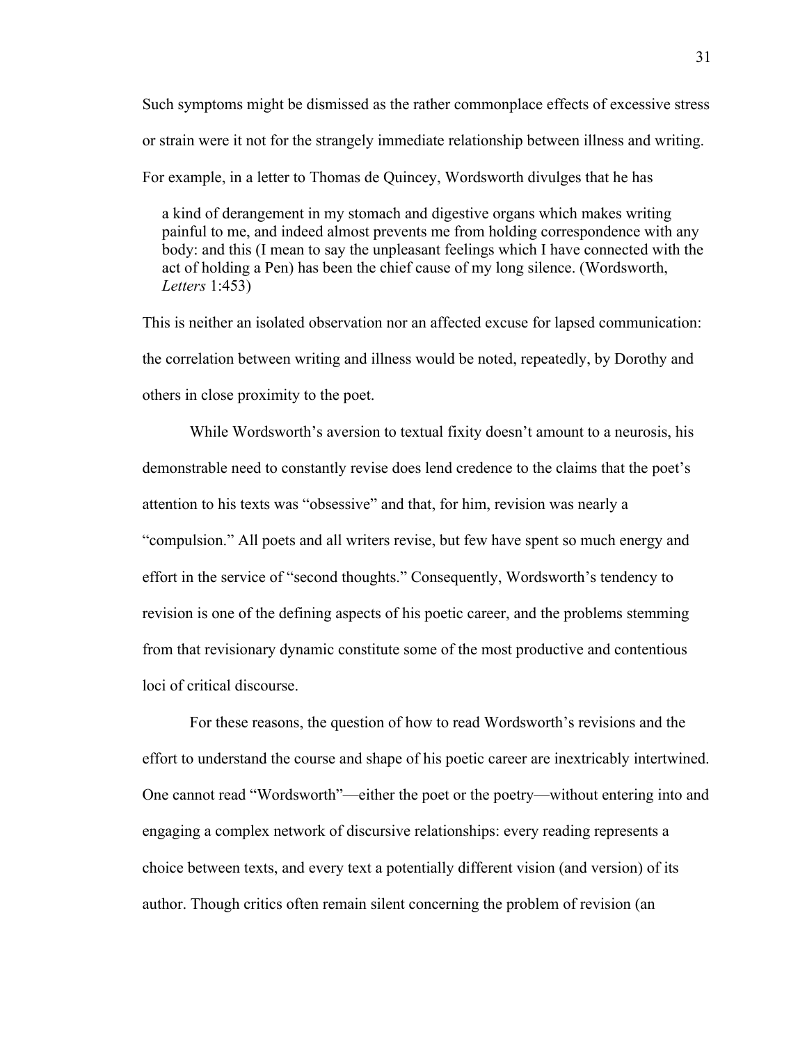Such symptoms might be dismissed as the rather commonplace effects of excessive stress or strain were it not for the strangely immediate relationship between illness and writing. For example, in a letter to Thomas de Quincey, Wordsworth divulges that he has

> a kind of derangement in my stomach and digestive organs which makes writing painful to me, and indeed almost prevents me from holding correspondence with any body: and this (I mean to say the unpleasant feelings which I have connected with the act of holding a Pen) has been the chief cause of my long silence. (Wordsworth, *Letters* 1:453)

This is neither an isolated observation nor an affected excuse for lapsed communication: the correlation between writing and illness would be noted, repeatedly, by Dorothy and others in close proximity to the poet.

While Wordsworth's aversion to textual fixity doesn't amount to a neurosis, his demonstrable need to constantly revise does lend credence to the claims that the poet's attention to his texts was "obsessive" and that, for him, revision was nearly a "compulsion." All poets and all writers revise, but few have spent so much energy and effort in the service of "second thoughts." Consequently, Wordsworth's tendency to revision is one of the defining aspects of his poetic career, and the problems stemming from that revisionary dynamic constitute some of the most productive and contentious loci of critical discourse.

For these reasons, the question of how to read Wordsworth's revisions and the effort to understand the course and shape of his poetic career are inextricably intertwined. One cannot read "Wordsworth"—either the poet or the poetry—without entering into and engaging a complex network of discursive relationships: every reading represents a choice between texts, and every text a potentially different vision (and version) of its author. Though critics often remain silent concerning the problem of revision (an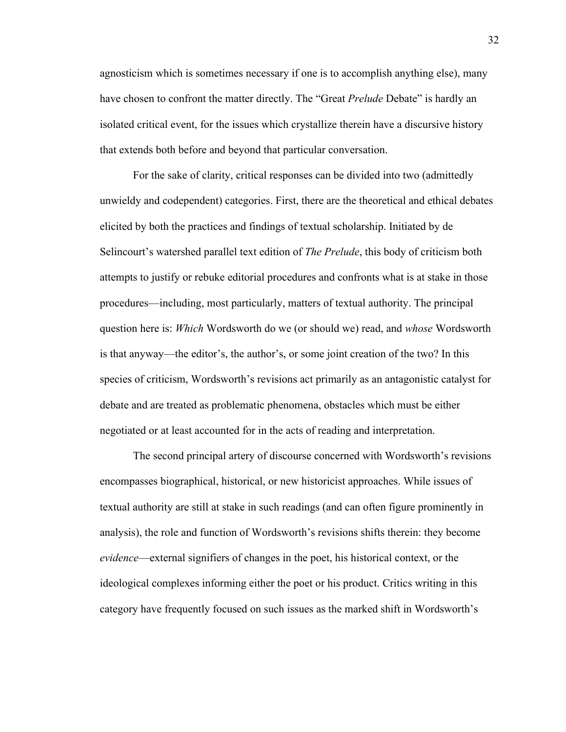agnosticism which is sometimes necessary if one is to accomplish anything else), many have chosen to confront the matter directly. The "Great *Prelude* Debate" is hardly an isolated critical event, for the issues which crystallize therein have a discursive history that extends both before and beyond that particular conversation.

For the sake of clarity, critical responses can be divided into two (admittedly unwieldy and codependent) categories. First, there are the theoretical and ethical debates elicited by both the practices and findings of textual scholarship. Initiated by de Selincourt's watershed parallel text edition of *The Prelude*, this body of criticism both attempts to justify or rebuke editorial procedures and confronts what is at stake in those procedures—including, most particularly, matters of textual authority. The principal question here is: *Which* Wordsworth do we (or should we) read, and *whose* Wordsworth is that anyway—the editor's, the author's, or some joint creation of the two? In this species of criticism, Wordsworth's revisions act primarily as an antagonistic catalyst for debate and are treated as problematic phenomena, obstacles which must be either negotiated or at least accounted for in the acts of reading and interpretation.

The second principal artery of discourse concerned with Wordsworth's revisions encompasses biographical, historical, or new historicist approaches. While issues of textual authority are still at stake in such readings (and can often figure prominently in analysis), the role and function of Wordsworth's revisions shifts therein: they become *evidence*—external signifiers of changes in the poet, his historical context, or the ideological complexes informing either the poet or his product. Critics writing in this category have frequently focused on such issues as the marked shift in Wordsworth's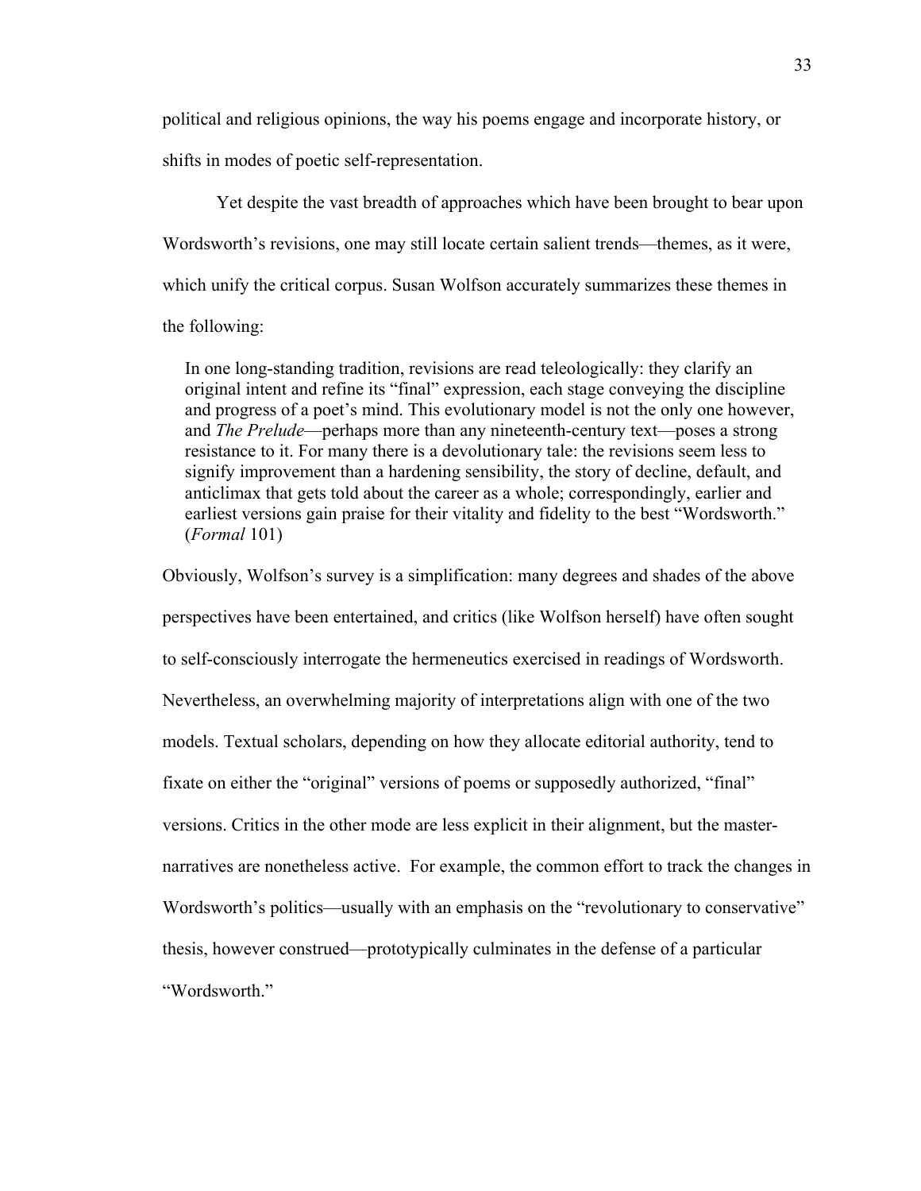political and religious opinions, the way his poems engage and incorporate history, or shifts in modes of poetic self-representation.

Yet despite the vast breadth of approaches which have been brought to bear upon Wordsworth's revisions, one may still locate certain salient trends—themes, as it were, which unify the critical corpus. Susan Wolfson accurately summarizes these themes in the following:

> In one long-standing tradition, revisions are read teleologically: they clarify an original intent and refine its "final" expression, each stage conveying the discipline and progress of a poet's mind. This evolutionary model is not the only one however, and *The Prelude*—perhaps more than any nineteenth-century text—poses a strong resistance to it. For many there is a devolutionary tale: the revisions seem less to signify improvement than a hardening sensibility, the story of decline, default, and anticlimax that gets told about the career as a whole; correspondingly, earlier and earliest versions gain praise for their vitality and fidelity to the best "Wordsworth." (*Formal* 101)

Obviously, Wolfson's survey is a simplification: many degrees and shades of the above perspectives have been entertained, and critics (like Wolfson herself) have often sought to self-consciously interrogate the hermeneutics exercised in readings of Wordsworth. Nevertheless, an overwhelming majority of interpretations align with one of the two models. Textual scholars, depending on how they allocate editorial authority, tend to fixate on either the "original" versions of poems or supposedly authorized, "final" versions. Critics in the other mode are less explicit in their alignment, but the master-narratives are nonetheless active. For example, the common effort to track the changes in Wordsworth's politics—usually with an emphasis on the "revolutionary to conservative" thesis, however construed—prototypically culminates in the defense of a particular "Wordsworth."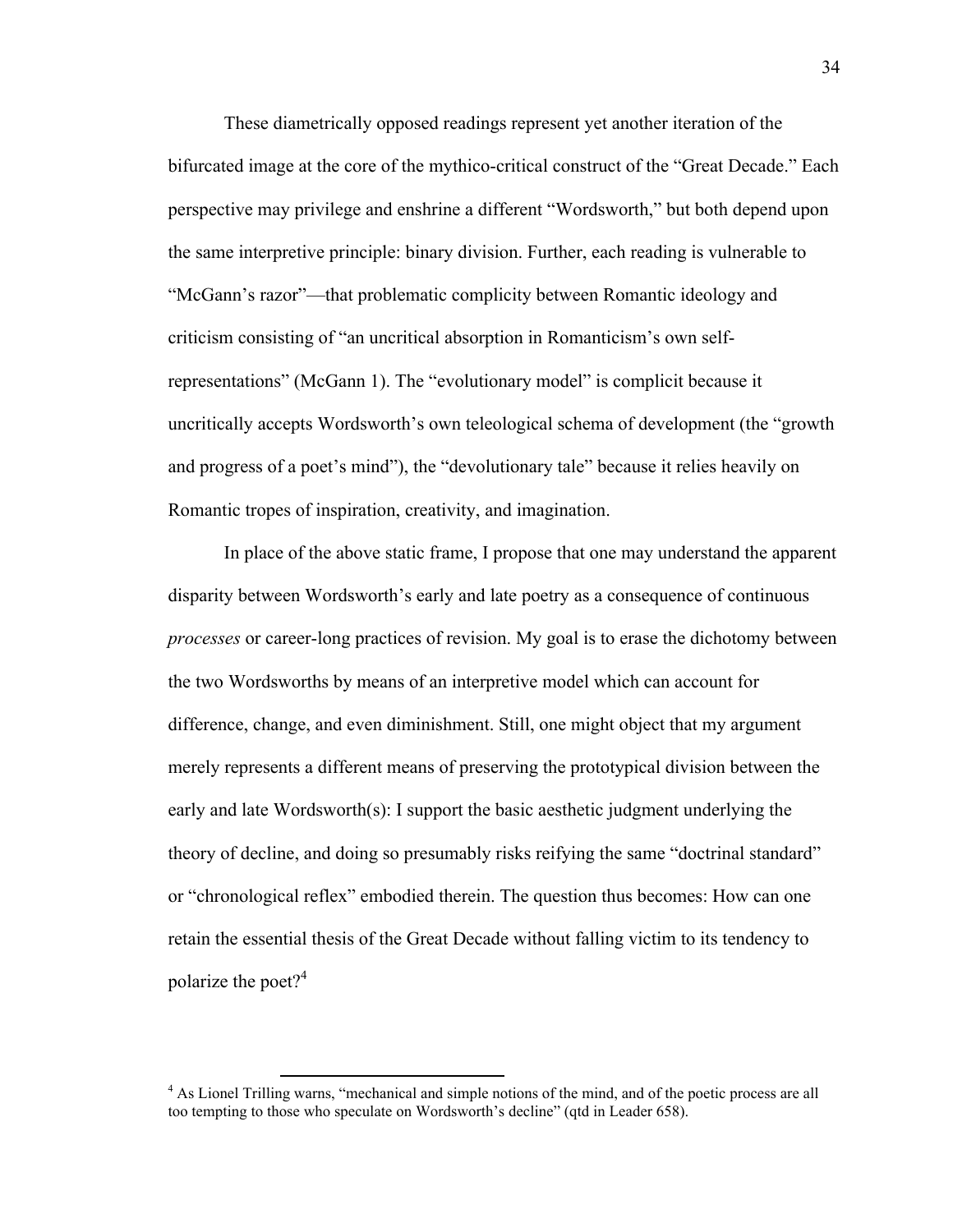These diametrically opposed readings represent yet another iteration of the bifurcated image at the core of the mythico-critical construct of the "Great Decade." Each perspective may privilege and enshrine a different "Wordsworth," but both depend upon the same interpretive principle: binary division. Further, each reading is vulnerable to "McGann's razor"—that problematic complicity between Romantic ideology and criticism consisting of "an uncritical absorption in Romanticism's own self-representations" (McGann 1). The "evolutionary model" is complicit because it uncritically accepts Wordsworth's own teleological schema of development (the "growth and progress of a poet's mind"), the "devolutionary tale" because it relies heavily on Romantic tropes of inspiration, creativity, and imagination.

In place of the above static frame, I propose that one may understand the apparent disparity between Wordsworth's early and late poetry as a consequence of continuous *processes* or career-long practices of revision. My goal is to erase the dichotomy between the two Wordsworths by means of an interpretive model which can account for difference, change, and even diminishment. Still, one might object that my argument merely represents a different means of preserving the prototypical division between the early and late Wordsworth(s): I support the basic aesthetic judgment underlying the theory of decline, and doing so presumably risks reifying the same "doctrinal standard" or "chronological reflex" embodied therein. The question thus becomes: How can one retain the essential thesis of the Great Decade without falling victim to its tendency to polarize the poet?[4]

[4] As Lionel Trilling warns, "mechanical and simple notions of the mind, and of the poetic process are all too tempting to those who speculate on Wordsworth's decline" (qtd in Leader 658).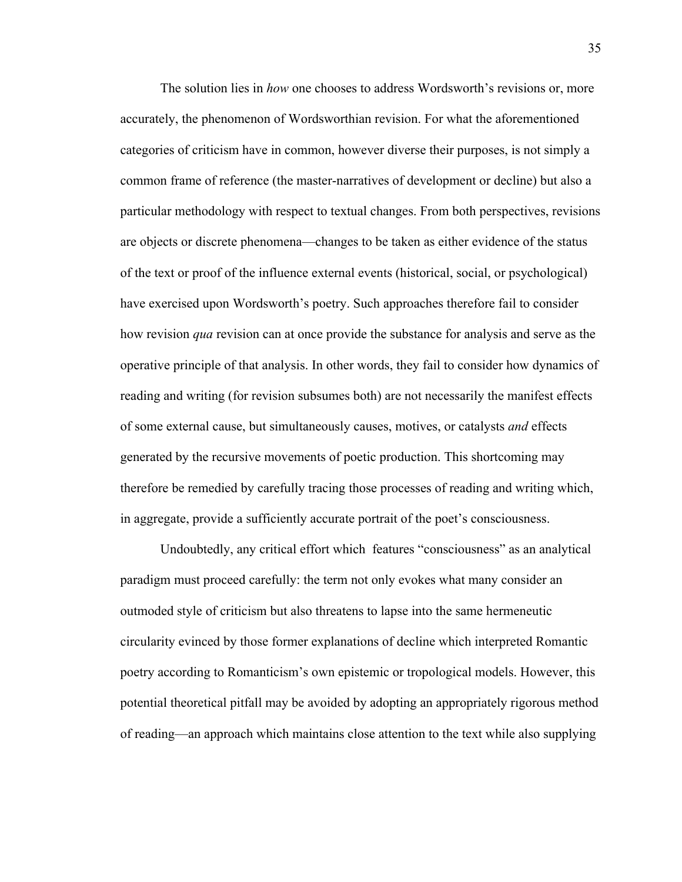The solution lies in *how* one chooses to address Wordsworth's revisions or, more accurately, the phenomenon of Wordsworthian revision. For what the aforementioned categories of criticism have in common, however diverse their purposes, is not simply a common frame of reference (the master-narratives of development or decline) but also a particular methodology with respect to textual changes. From both perspectives, revisions are objects or discrete phenomena—changes to be taken as either evidence of the status of the text or proof of the influence external events (historical, social, or psychological) have exercised upon Wordsworth's poetry. Such approaches therefore fail to consider how revision *qua* revision can at once provide the substance for analysis and serve as the operative principle of that analysis. In other words, they fail to consider how dynamics of reading and writing (for revision subsumes both) are not necessarily the manifest effects of some external cause, but simultaneously causes, motives, or catalysts *and* effects generated by the recursive movements of poetic production. This shortcoming may therefore be remedied by carefully tracing those processes of reading and writing which, in aggregate, provide a sufficiently accurate portrait of the poet's consciousness.

Undoubtedly, any critical effort which features "consciousness" as an analytical paradigm must proceed carefully: the term not only evokes what many consider an outmoded style of criticism but also threatens to lapse into the same hermeneutic circularity evinced by those former explanations of decline which interpreted Romantic poetry according to Romanticism's own epistemic or tropological models. However, this potential theoretical pitfall may be avoided by adopting an appropriately rigorous method of reading—an approach which maintains close attention to the text while also supplying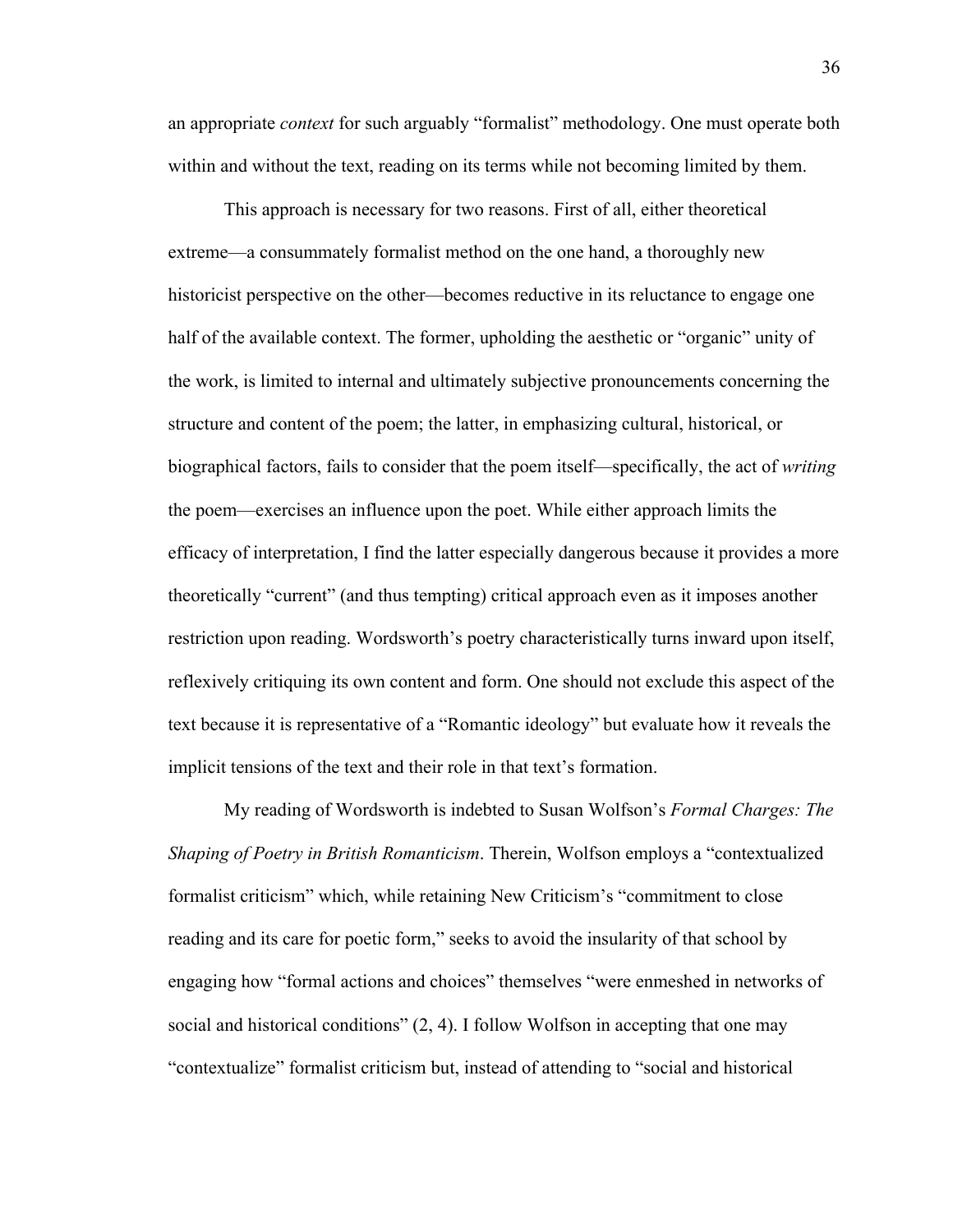an appropriate *context* for such arguably "formalist" methodology. One must operate both within and without the text, reading on its terms while not becoming limited by them.

This approach is necessary for two reasons. First of all, either theoretical extreme—a consummately formalist method on the one hand, a thoroughly new historicist perspective on the other—becomes reductive in its reluctance to engage one half of the available context. The former, upholding the aesthetic or "organic" unity of the work, is limited to internal and ultimately subjective pronouncements concerning the structure and content of the poem; the latter, in emphasizing cultural, historical, or biographical factors, fails to consider that the poem itself—specifically, the act of *writing* the poem—exercises an influence upon the poet. While either approach limits the efficacy of interpretation, I find the latter especially dangerous because it provides a more theoretically "current" (and thus tempting) critical approach even as it imposes another restriction upon reading. Wordsworth's poetry characteristically turns inward upon itself, reflexively critiquing its own content and form. One should not exclude this aspect of the text because it is representative of a "Romantic ideology" but evaluate how it reveals the implicit tensions of the text and their role in that text's formation.

My reading of Wordsworth is indebted to Susan Wolfson's *Formal Charges: The Shaping of Poetry in British Romanticism*. Therein, Wolfson employs a "contextualized formalist criticism" which, while retaining New Criticism's "commitment to close reading and its care for poetic form," seeks to avoid the insularity of that school by engaging how "formal actions and choices" themselves "were enmeshed in networks of social and historical conditions" (2, 4). I follow Wolfson in accepting that one may "contextualize" formalist criticism but, instead of attending to "social and historical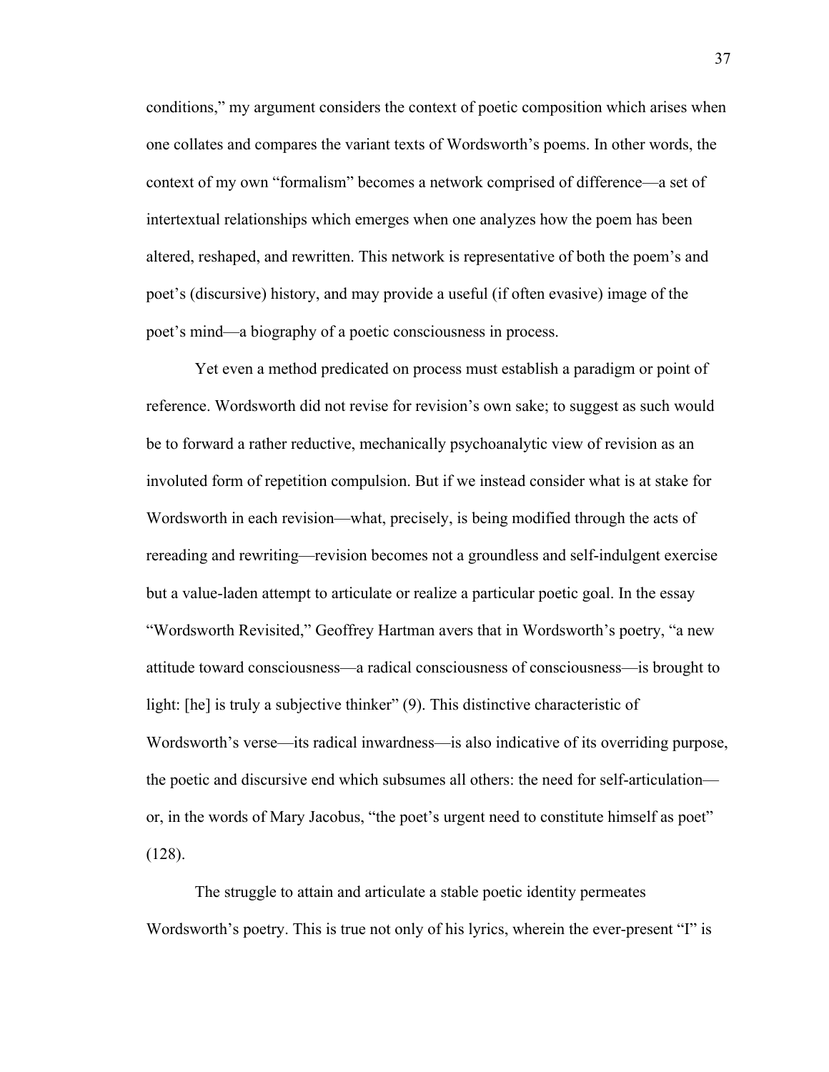conditions," my argument considers the context of poetic composition which arises when one collates and compares the variant texts of Wordsworth's poems. In other words, the context of my own "formalism" becomes a network comprised of difference—a set of intertextual relationships which emerges when one analyzes how the poem has been altered, reshaped, and rewritten. This network is representative of both the poem's and poet's (discursive) history, and may provide a useful (if often evasive) image of the poet's mind—a biography of a poetic consciousness in process.

Yet even a method predicated on process must establish a paradigm or point of reference. Wordsworth did not revise for revision's own sake; to suggest as such would be to forward a rather reductive, mechanically psychoanalytic view of revision as an involuted form of repetition compulsion. But if we instead consider what is at stake for Wordsworth in each revision—what, precisely, is being modified through the acts of rereading and rewriting—revision becomes not a groundless and self-indulgent exercise but a value-laden attempt to articulate or realize a particular poetic goal. In the essay "Wordsworth Revisited," Geoffrey Hartman avers that in Wordsworth's poetry, "a new attitude toward consciousness—a radical consciousness of consciousness—is brought to light: [he] is truly a subjective thinker" (9). This distinctive characteristic of Wordsworth's verse—its radical inwardness—is also indicative of its overriding purpose, the poetic and discursive end which subsumes all others: the need for self-articulation—or, in the words of Mary Jacobus, "the poet's urgent need to constitute himself as poet" (128).

The struggle to attain and articulate a stable poetic identity permeates Wordsworth's poetry. This is true not only of his lyrics, wherein the ever-present "I" is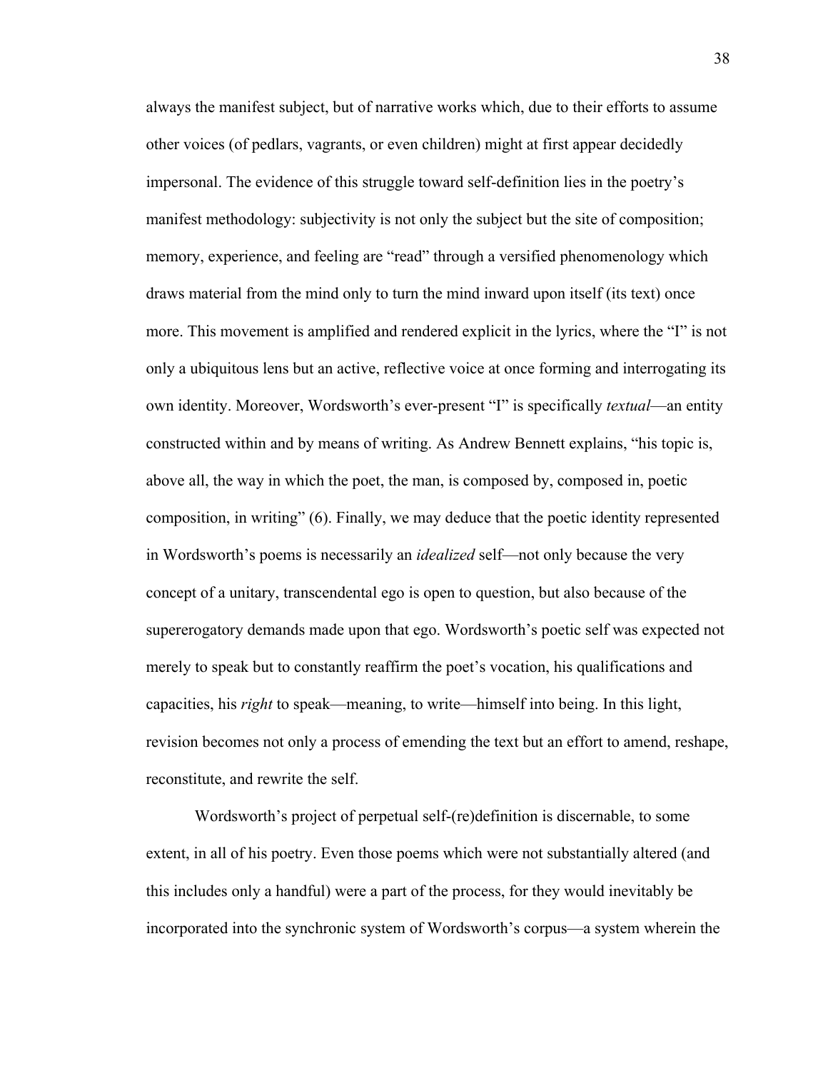always the manifest subject, but of narrative works which, due to their efforts to assume other voices (of pedlars, vagrants, or even children) might at first appear decidedly impersonal. The evidence of this struggle toward self-definition lies in the poetry's manifest methodology: subjectivity is not only the subject but the site of composition; memory, experience, and feeling are "read" through a versified phenomenology which draws material from the mind only to turn the mind inward upon itself (its text) once more. This movement is amplified and rendered explicit in the lyrics, where the "I" is not only a ubiquitous lens but an active, reflective voice at once forming and interrogating its own identity. Moreover, Wordsworth's ever-present "I" is specifically *textual*—an entity constructed within and by means of writing. As Andrew Bennett explains, "his topic is, above all, the way in which the poet, the man, is composed by, composed in, poetic composition, in writing" (6). Finally, we may deduce that the poetic identity represented in Wordsworth's poems is necessarily an *idealized* self—not only because the very concept of a unitary, transcendental ego is open to question, but also because of the supererogatory demands made upon that ego. Wordsworth's poetic self was expected not merely to speak but to constantly reaffirm the poet's vocation, his qualifications and capacities, his *right* to speak—meaning, to write—himself into being. In this light, revision becomes not only a process of emending the text but an effort to amend, reshape, reconstitute, and rewrite the self.

Wordsworth's project of perpetual self-(re)definition is discernable, to some extent, in all of his poetry. Even those poems which were not substantially altered (and this includes only a handful) were a part of the process, for they would inevitably be incorporated into the synchronic system of Wordsworth's corpus—a system wherein the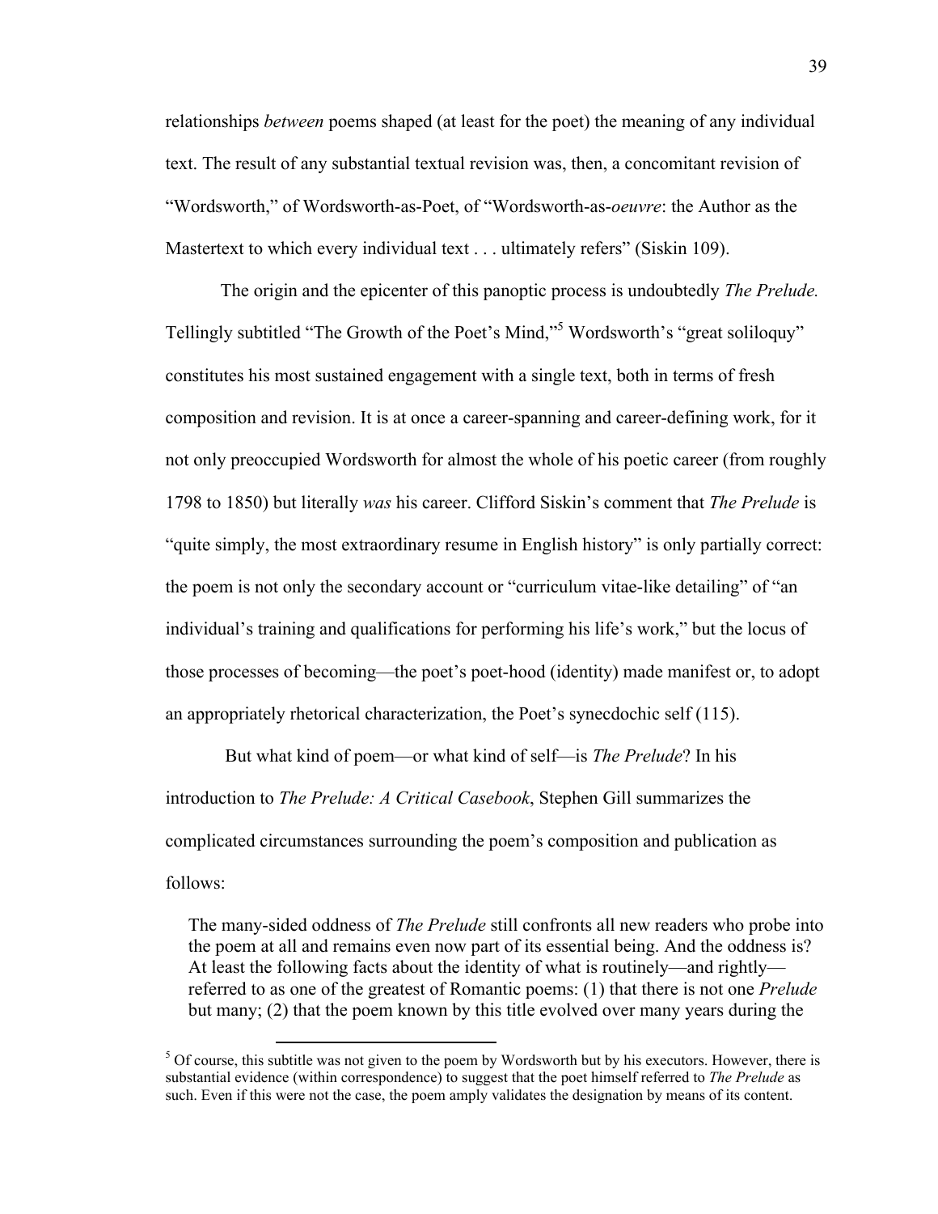relationships *between* poems shaped (at least for the poet) the meaning of any individual text. The result of any substantial textual revision was, then, a concomitant revision of "Wordsworth," of Wordsworth-as-Poet, of "Wordsworth-as-*oeuvre*: the Author as the Mastertext to which every individual text . . . ultimately refers" (Siskin 109).

The origin and the epicenter of this panoptic process is undoubtedly *The Prelude.* Tellingly subtitled "The Growth of the Poet's Mind,"[5] Wordsworth's "great soliloquy" constitutes his most sustained engagement with a single text, both in terms of fresh composition and revision. It is at once a career-spanning and career-defining work, for it not only preoccupied Wordsworth for almost the whole of his poetic career (from roughly 1798 to 1850) but literally *was* his career. Clifford Siskin's comment that *The Prelude* is "quite simply, the most extraordinary resume in English history" is only partially correct: the poem is not only the secondary account or "curriculum vitae-like detailing" of "an individual's training and qualifications for performing his life's work," but the locus of those processes of becoming—the poet's poet-hood (identity) made manifest or, to adopt an appropriately rhetorical characterization, the Poet's synecdochic self (115).

But what kind of poem—or what kind of self—is *The Prelude*? In his introduction to *The Prelude: A Critical Casebook*, Stephen Gill summarizes the complicated circumstances surrounding the poem's composition and publication as follows:

> The many-sided oddness of *The Prelude* still confronts all new readers who probe into the poem at all and remains even now part of its essential being. And the oddness is? At least the following facts about the identity of what is routinely—and rightly—referred to as one of the greatest of Romantic poems: (1) that there is not one *Prelude* but many; (2) that the poem known by this title evolved over many years during the

---

[5] Of course, this subtitle was not given to the poem by Wordsworth but by his executors. However, there is substantial evidence (within correspondence) to suggest that the poet himself referred to *The Prelude* as such. Even if this were not the case, the poem amply validates the designation by means of its content.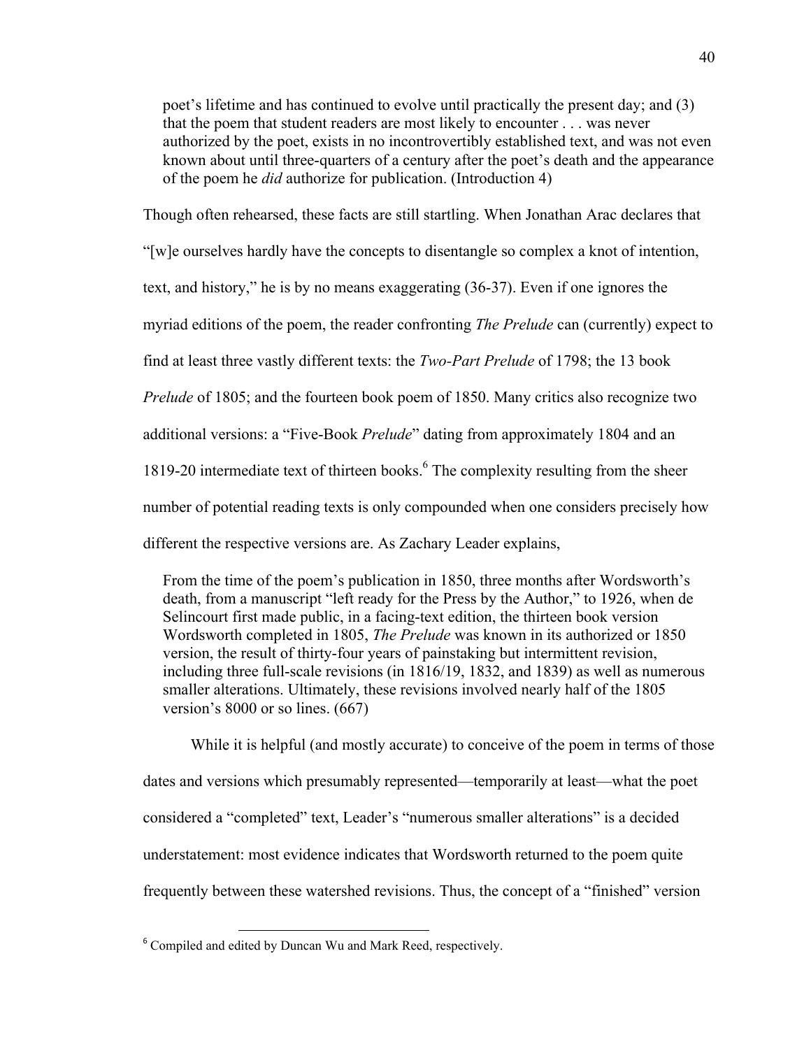> poet's lifetime and has continued to evolve until practically the present day; and (3) that the poem that student readers are most likely to encounter . . . was never authorized by the poet, exists in no incontrovertibly established text, and was not even known about until three-quarters of a century after the poet's death and the appearance of the poem he *did* authorize for publication. (Introduction 4)

Though often rehearsed, these facts are still startling. When Jonathan Arac declares that "[w]e ourselves hardly have the concepts to disentangle so complex a knot of intention, text, and history," he is by no means exaggerating (36-37). Even if one ignores the myriad editions of the poem, the reader confronting *The Prelude* can (currently) expect to find at least three vastly different texts: the *Two-Part Prelude* of 1798; the 13 book *Prelude* of 1805; and the fourteen book poem of 1850. Many critics also recognize two additional versions: a "Five-Book *Prelude*" dating from approximately 1804 and an 1819-20 intermediate text of thirteen books.[6] The complexity resulting from the sheer number of potential reading texts is only compounded when one considers precisely how different the respective versions are. As Zachary Leader explains,

> From the time of the poem's publication in 1850, three months after Wordsworth's death, from a manuscript "left ready for the Press by the Author," to 1926, when de Selincourt first made public, in a facing-text edition, the thirteen book version Wordsworth completed in 1805, *The Prelude* was known in its authorized or 1850 version, the result of thirty-four years of painstaking but intermittent revision, including three full-scale revisions (in 1816/19, 1832, and 1839) as well as numerous smaller alterations. Ultimately, these revisions involved nearly half of the 1805 version's 8000 or so lines. (667)

While it is helpful (and mostly accurate) to conceive of the poem in terms of those dates and versions which presumably represented—temporarily at least—what the poet considered a "completed" text, Leader's "numerous smaller alterations" is a decided understatement: most evidence indicates that Wordsworth returned to the poem quite frequently between these watershed revisions. Thus, the concept of a "finished" version

[6] Compiled and edited by Duncan Wu and Mark Reed, respectively.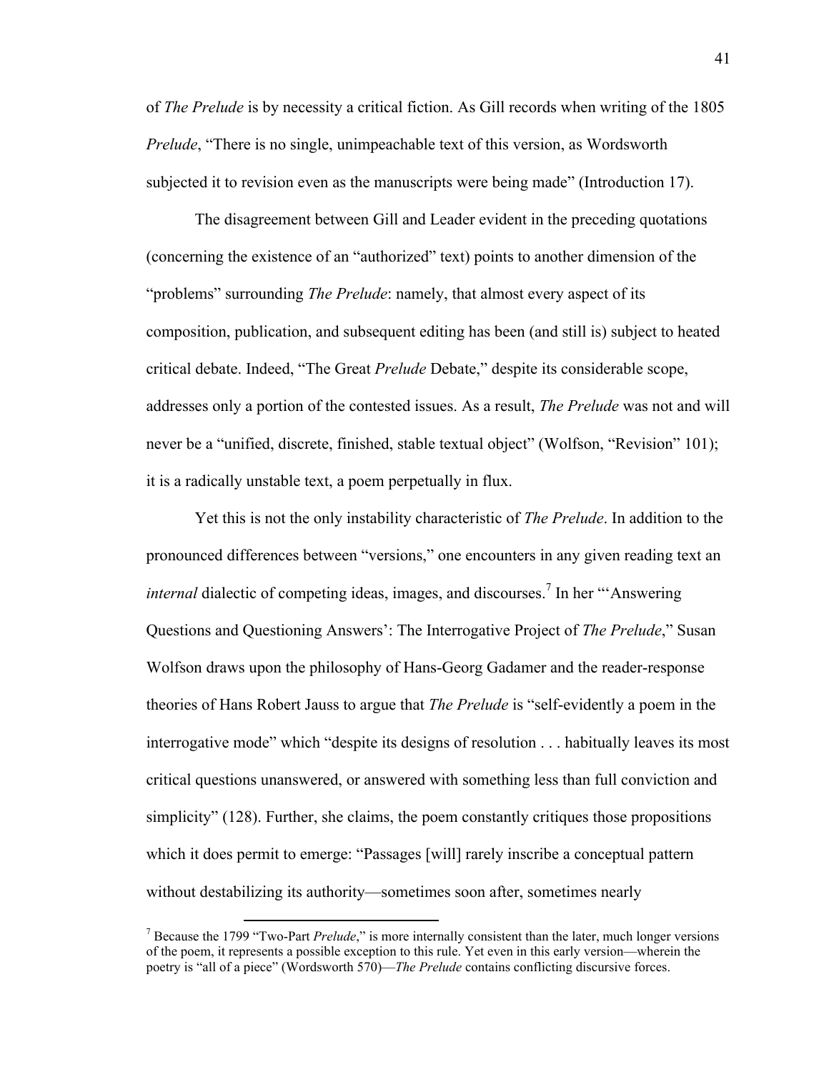of *The Prelude* is by necessity a critical fiction. As Gill records when writing of the 1805 *Prelude*, "There is no single, unimpeachable text of this version, as Wordsworth subjected it to revision even as the manuscripts were being made" (Introduction 17).

The disagreement between Gill and Leader evident in the preceding quotations (concerning the existence of an "authorized" text) points to another dimension of the "problems" surrounding *The Prelude*: namely, that almost every aspect of its composition, publication, and subsequent editing has been (and still is) subject to heated critical debate. Indeed, "The Great *Prelude* Debate," despite its considerable scope, addresses only a portion of the contested issues. As a result, *The Prelude* was not and will never be a "unified, discrete, finished, stable textual object" (Wolfson, "Revision" 101); it is a radically unstable text, a poem perpetually in flux.

Yet this is not the only instability characteristic of *The Prelude*. In addition to the pronounced differences between "versions," one encounters in any given reading text an *internal* dialectic of competing ideas, images, and discourses.[7] In her "'Answering Questions and Questioning Answers': The Interrogative Project of *The Prelude*," Susan Wolfson draws upon the philosophy of Hans-Georg Gadamer and the reader-response theories of Hans Robert Jauss to argue that *The Prelude* is "self-evidently a poem in the interrogative mode" which "despite its designs of resolution . . . habitually leaves its most critical questions unanswered, or answered with something less than full conviction and simplicity" (128). Further, she claims, the poem constantly critiques those propositions which it does permit to emerge: "Passages [will] rarely inscribe a conceptual pattern without destabilizing its authority—sometimes soon after, sometimes nearly

---

[7] Because the 1799 "Two-Part *Prelude*," is more internally consistent than the later, much longer versions of the poem, it represents a possible exception to this rule. Yet even in this early version—wherein the poetry is "all of a piece" (Wordsworth 570)—*The Prelude* contains conflicting discursive forces.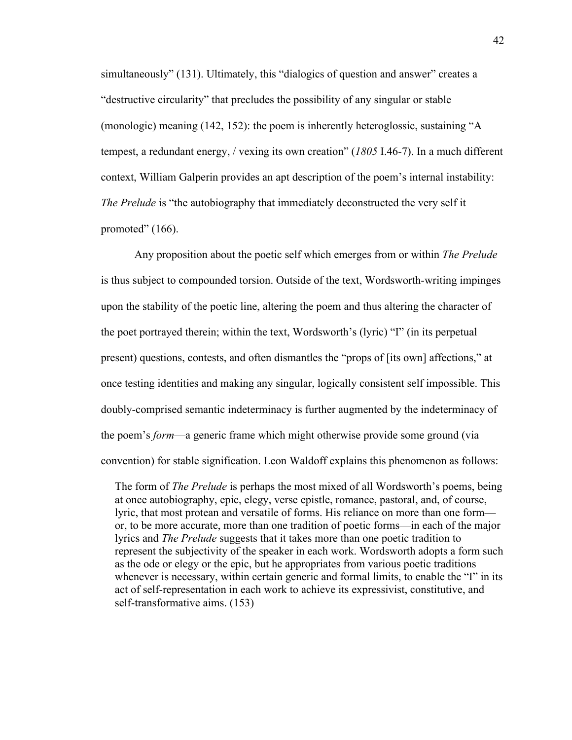simultaneously" (131). Ultimately, this "dialogics of question and answer" creates a "destructive circularity" that precludes the possibility of any singular or stable (monologic) meaning (142, 152): the poem is inherently heteroglossic, sustaining "A tempest, a redundant energy, / vexing its own creation" (*1805* I.46-7). In a much different context, William Galperin provides an apt description of the poem's internal instability: *The Prelude* is "the autobiography that immediately deconstructed the very self it promoted" (166).

Any proposition about the poetic self which emerges from or within *The Prelude* is thus subject to compounded torsion. Outside of the text, Wordsworth-writing impinges upon the stability of the poetic line, altering the poem and thus altering the character of the poet portrayed therein; within the text, Wordsworth's (lyric) "I" (in its perpetual present) questions, contests, and often dismantles the "props of [its own] affections," at once testing identities and making any singular, logically consistent self impossible. This doubly-comprised semantic indeterminacy is further augmented by the indeterminacy of the poem's *form*—a generic frame which might otherwise provide some ground (via convention) for stable signification. Leon Waldoff explains this phenomenon as follows:

> The form of *The Prelude* is perhaps the most mixed of all Wordsworth's poems, being at once autobiography, epic, elegy, verse epistle, romance, pastoral, and, of course, lyric, that most protean and versatile of forms. His reliance on more than one form—or, to be more accurate, more than one tradition of poetic forms—in each of the major lyrics and *The Prelude* suggests that it takes more than one poetic tradition to represent the subjectivity of the speaker in each work. Wordsworth adopts a form such as the ode or elegy or the epic, but he appropriates from various poetic traditions whenever is necessary, within certain generic and formal limits, to enable the "I" in its act of self-representation in each work to achieve its expressivist, constitutive, and self-transformative aims. (153)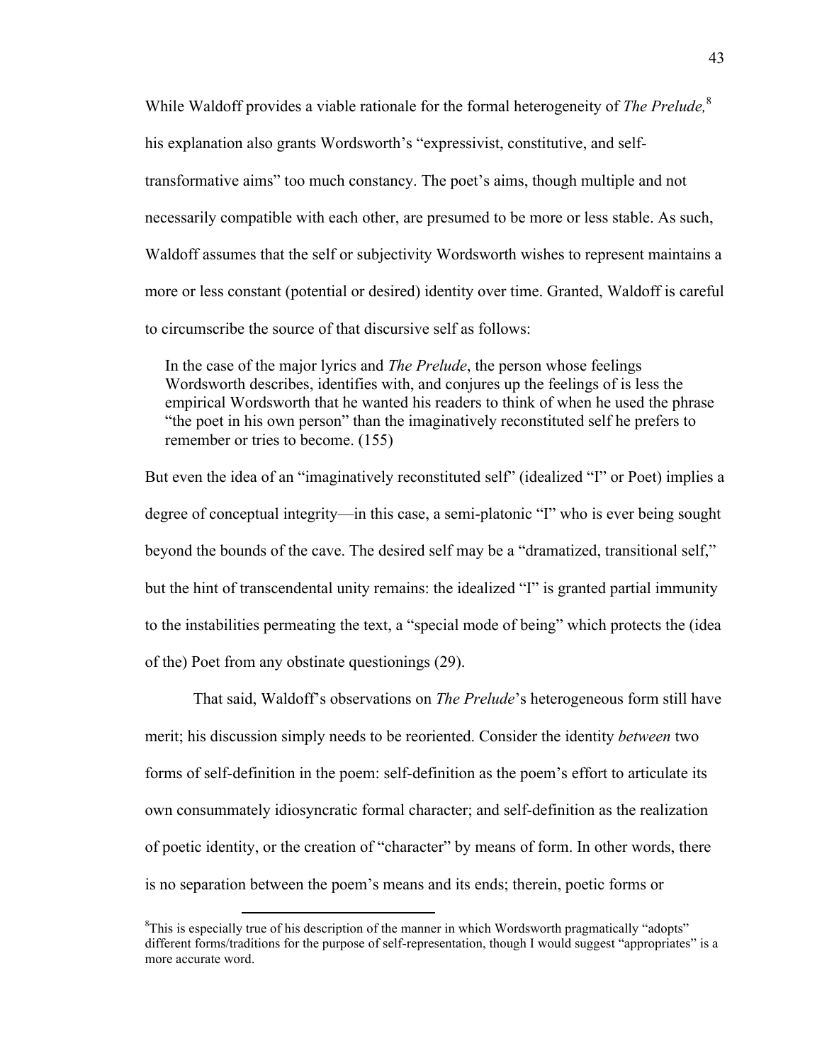While Waldoff provides a viable rationale for the formal heterogeneity of *The Prelude,*[8] his explanation also grants Wordsworth's "expressivist, constitutive, and self-transformative aims" too much constancy. The poet's aims, though multiple and not necessarily compatible with each other, are presumed to be more or less stable. As such, Waldoff assumes that the self or subjectivity Wordsworth wishes to represent maintains a more or less constant (potential or desired) identity over time. Granted, Waldoff is careful to circumscribe the source of that discursive self as follows:

> In the case of the major lyrics and *The Prelude*, the person whose feelings Wordsworth describes, identifies with, and conjures up the feelings of is less the empirical Wordsworth that he wanted his readers to think of when he used the phrase "the poet in his own person" than the imaginatively reconstituted self he prefers to remember or tries to become. (155)

But even the idea of an "imaginatively reconstituted self" (idealized "I" or Poet) implies a degree of conceptual integrity—in this case, a semi-platonic "I" who is ever being sought beyond the bounds of the cave. The desired self may be a "dramatized, transitional self," but the hint of transcendental unity remains: the idealized "I" is granted partial immunity to the instabilities permeating the text, a "special mode of being" which protects the (idea of the) Poet from any obstinate questionings (29).

That said, Waldoff's observations on *The Prelude*'s heterogeneous form still have merit; his discussion simply needs to be reoriented. Consider the identity *between* two forms of self-definition in the poem: self-definition as the poem's effort to articulate its own consummately idiosyncratic formal character; and self-definition as the realization of poetic identity, or the creation of "character" by means of form. In other words, there is no separation between the poem's means and its ends; therein, poetic forms or

---

[8] This is especially true of his description of the manner in which Wordsworth pragmatically "adopts" different forms/traditions for the purpose of self-representation, though I would suggest "appropriates" is a more accurate word.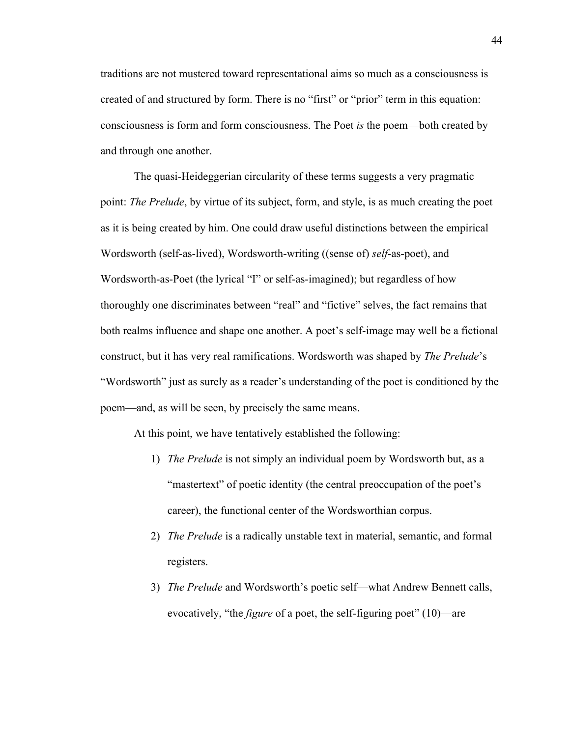traditions are not mustered toward representational aims so much as a consciousness is created of and structured by form. There is no "first" or "prior" term in this equation: consciousness is form and form consciousness. The Poet *is* the poem—both created by and through one another.

The quasi-Heideggerian circularity of these terms suggests a very pragmatic point: *The Prelude*, by virtue of its subject, form, and style, is as much creating the poet as it is being created by him. One could draw useful distinctions between the empirical Wordsworth (self-as-lived), Wordsworth-writing ((sense of) *self*-as-poet), and Wordsworth-as-Poet (the lyrical "I" or self-as-imagined); but regardless of how thoroughly one discriminates between "real" and "fictive" selves, the fact remains that both realms influence and shape one another. A poet's self-image may well be a fictional construct, but it has very real ramifications. Wordsworth was shaped by *The Prelude*'s "Wordsworth" just as surely as a reader's understanding of the poet is conditioned by the poem—and, as will be seen, by precisely the same means.

At this point, we have tentatively established the following:

1) *The Prelude* is not simply an individual poem by Wordsworth but, as a "mastertext" of poetic identity (the central preoccupation of the poet's career), the functional center of the Wordsworthian corpus.
2) *The Prelude* is a radically unstable text in material, semantic, and formal registers.
3) *The Prelude* and Wordsworth's poetic self—what Andrew Bennett calls, evocatively, "the *figure* of a poet, the self-figuring poet" (10)—are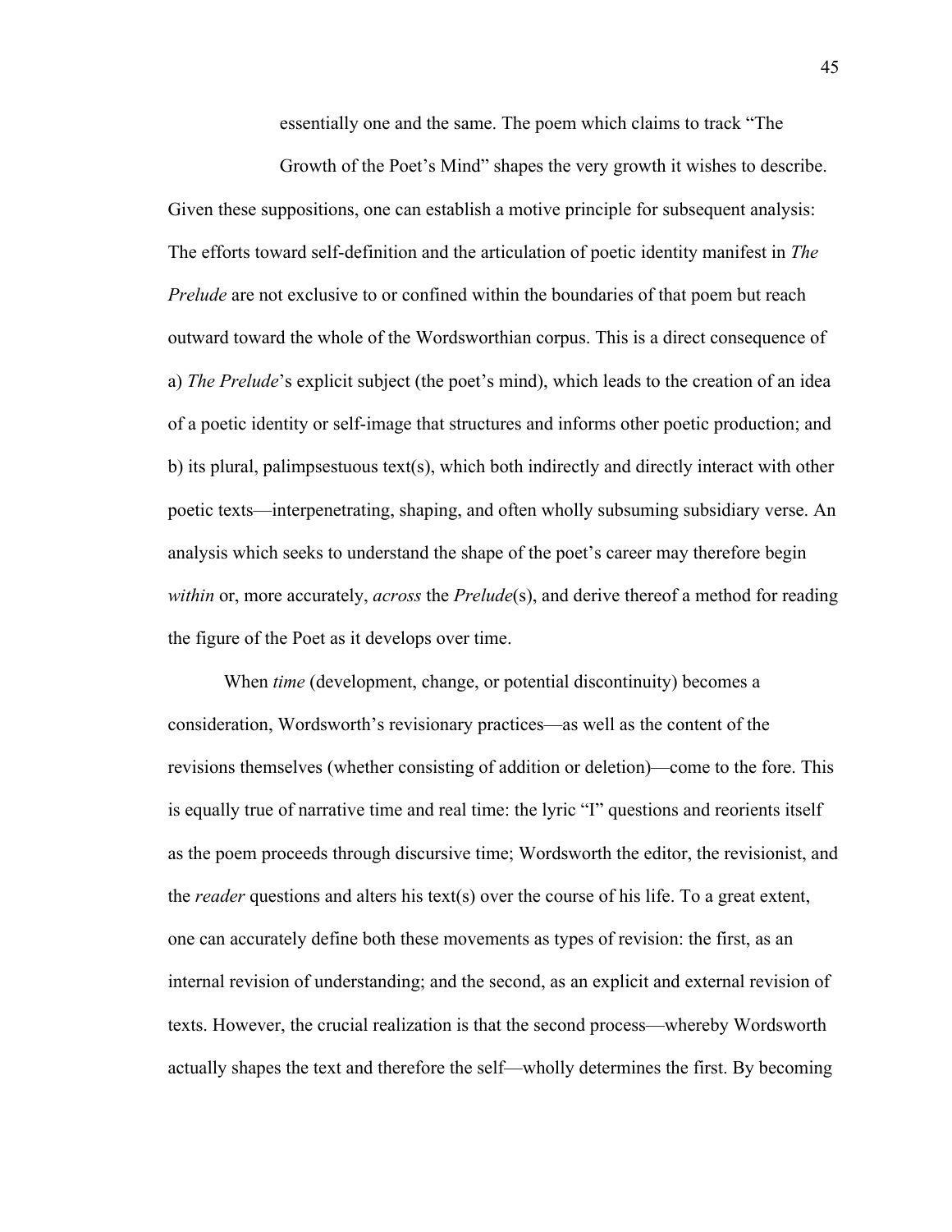essentially one and the same. The poem which claims to track "The Growth of the Poet's Mind" shapes the very growth it wishes to describe.

Given these suppositions, one can establish a motive principle for subsequent analysis: The efforts toward self-definition and the articulation of poetic identity manifest in *The Prelude* are not exclusive to or confined within the boundaries of that poem but reach outward toward the whole of the Wordsworthian corpus. This is a direct consequence of a) *The Prelude*'s explicit subject (the poet's mind), which leads to the creation of an idea of a poetic identity or self-image that structures and informs other poetic production; and b) its plural, palimpsestuous text(s), which both indirectly and directly interact with other poetic texts—interpenetrating, shaping, and often wholly subsuming subsidiary verse. An analysis which seeks to understand the shape of the poet's career may therefore begin *within* or, more accurately, *across* the *Prelude*(s), and derive thereof a method for reading the figure of the Poet as it develops over time.

When *time* (development, change, or potential discontinuity) becomes a consideration, Wordsworth's revisionary practices—as well as the content of the revisions themselves (whether consisting of addition or deletion)—come to the fore. This is equally true of narrative time and real time: the lyric "I" questions and reorients itself as the poem proceeds through discursive time; Wordsworth the editor, the revisionist, and the *reader* questions and alters his text(s) over the course of his life. To a great extent, one can accurately define both these movements as types of revision: the first, as an internal revision of understanding; and the second, as an explicit and external revision of texts. However, the crucial realization is that the second process—whereby Wordsworth actually shapes the text and therefore the self—wholly determines the first. By becoming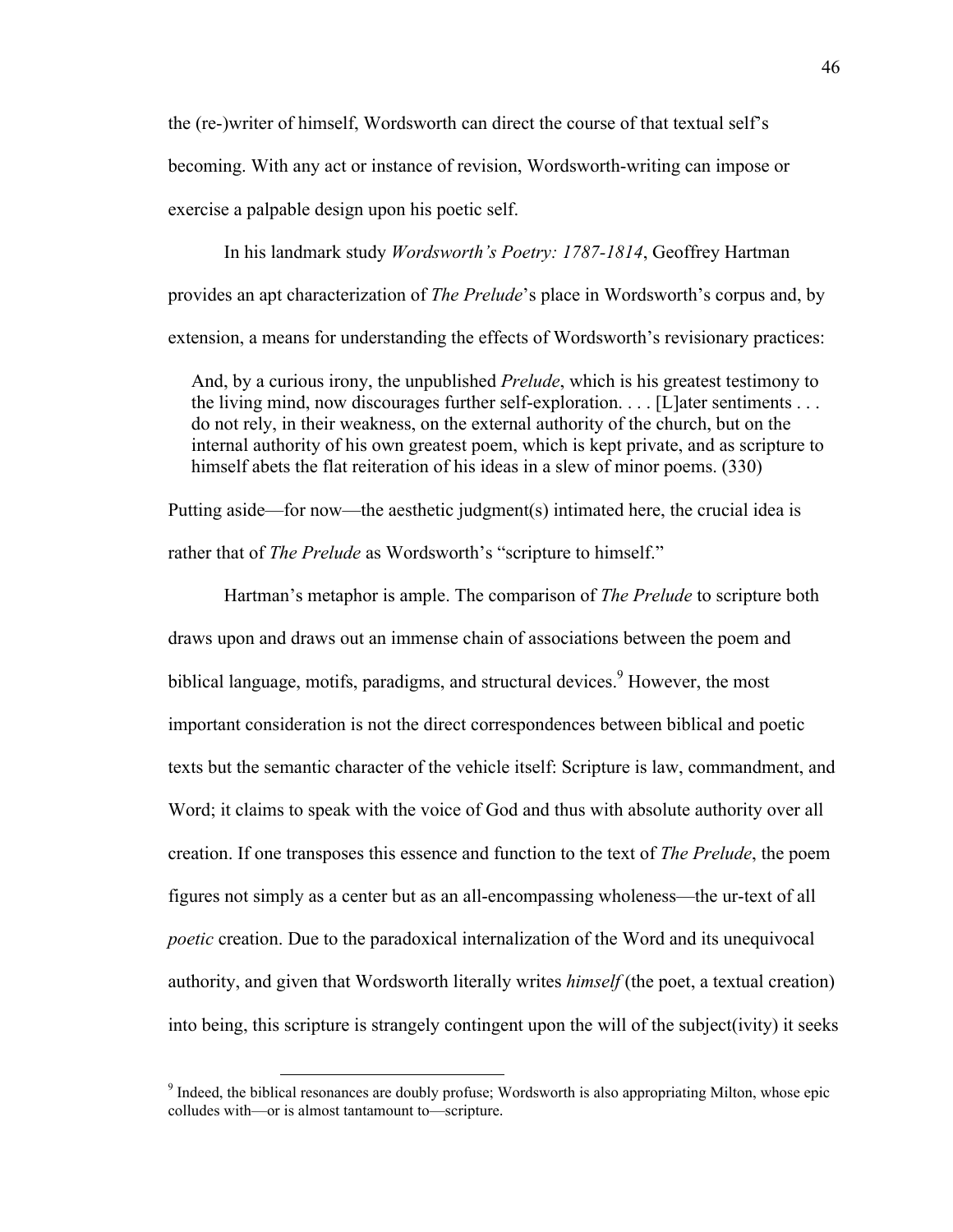the (re-)writer of himself, Wordsworth can direct the course of that textual self's becoming. With any act or instance of revision, Wordsworth-writing can impose or exercise a palpable design upon his poetic self.

In his landmark study *Wordsworth's Poetry: 1787-1814*, Geoffrey Hartman provides an apt characterization of *The Prelude*'s place in Wordsworth's corpus and, by extension, a means for understanding the effects of Wordsworth's revisionary practices:

> And, by a curious irony, the unpublished *Prelude*, which is his greatest testimony to the living mind, now discourages further self-exploration. . . . [L]ater sentiments . . . do not rely, in their weakness, on the external authority of the church, but on the internal authority of his own greatest poem, which is kept private, and as scripture to himself abets the flat reiteration of his ideas in a slew of minor poems. (330)

Putting aside—for now—the aesthetic judgment(s) intimated here, the crucial idea is rather that of *The Prelude* as Wordsworth's "scripture to himself."

Hartman's metaphor is ample. The comparison of *The Prelude* to scripture both draws upon and draws out an immense chain of associations between the poem and biblical language, motifs, paradigms, and structural devices.[9] However, the most important consideration is not the direct correspondences between biblical and poetic texts but the semantic character of the vehicle itself: Scripture is law, commandment, and Word; it claims to speak with the voice of God and thus with absolute authority over all creation. If one transposes this essence and function to the text of *The Prelude*, the poem figures not simply as a center but as an all-encompassing wholeness—the ur-text of all *poetic* creation. Due to the paradoxical internalization of the Word and its unequivocal authority, and given that Wordsworth literally writes *himself* (the poet, a textual creation) into being, this scripture is strangely contingent upon the will of the subject(ivity) it seeks

[9] Indeed, the biblical resonances are doubly profuse; Wordsworth is also appropriating Milton, whose epic colludes with—or is almost tantamount to—scripture.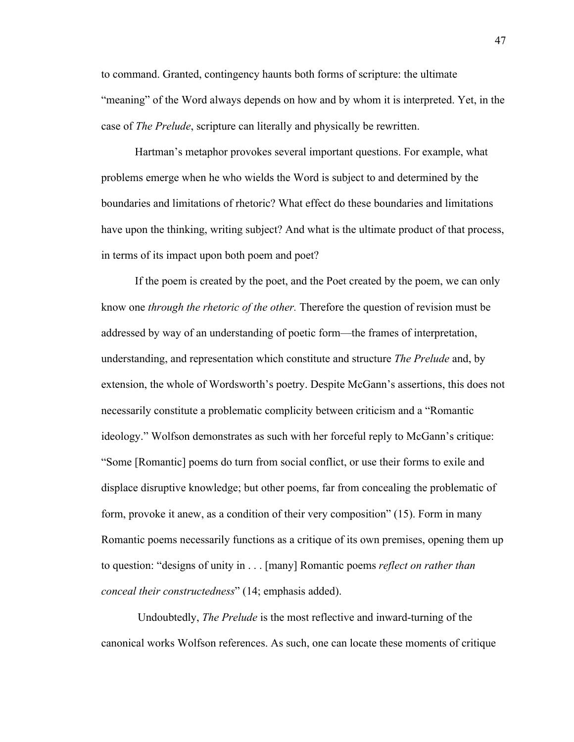to command. Granted, contingency haunts both forms of scripture: the ultimate "meaning" of the Word always depends on how and by whom it is interpreted. Yet, in the case of *The Prelude*, scripture can literally and physically be rewritten.

Hartman's metaphor provokes several important questions. For example, what problems emerge when he who wields the Word is subject to and determined by the boundaries and limitations of rhetoric? What effect do these boundaries and limitations have upon the thinking, writing subject? And what is the ultimate product of that process, in terms of its impact upon both poem and poet?

If the poem is created by the poet, and the Poet created by the poem, we can only know one *through the rhetoric of the other.* Therefore the question of revision must be addressed by way of an understanding of poetic form—the frames of interpretation, understanding, and representation which constitute and structure *The Prelude* and, by extension, the whole of Wordsworth's poetry. Despite McGann's assertions, this does not necessarily constitute a problematic complicity between criticism and a "Romantic ideology." Wolfson demonstrates as such with her forceful reply to McGann's critique: "Some [Romantic] poems do turn from social conflict, or use their forms to exile and displace disruptive knowledge; but other poems, far from concealing the problematic of form, provoke it anew, as a condition of their very composition" (15). Form in many Romantic poems necessarily functions as a critique of its own premises, opening them up to question: "designs of unity in . . . [many] Romantic poems *reflect on rather than conceal their constructedness*" (14; emphasis added).

Undoubtedly, *The Prelude* is the most reflective and inward-turning of the canonical works Wolfson references. As such, one can locate these moments of critique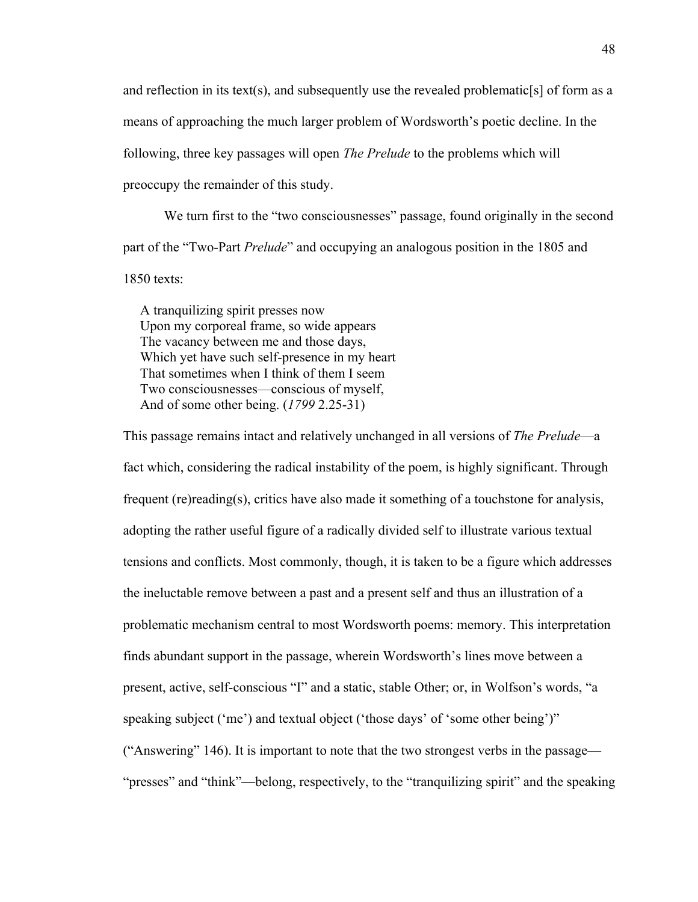and reflection in its text(s), and subsequently use the revealed problematic[s] of form as a means of approaching the much larger problem of Wordsworth's poetic decline. In the following, three key passages will open *The Prelude* to the problems which will preoccupy the remainder of this study.

We turn first to the "two consciousnesses" passage, found originally in the second part of the "Two-Part *Prelude*" and occupying an analogous position in the 1805 and 1850 texts:

> A tranquilizing spirit presses now
> Upon my corporeal frame, so wide appears
> The vacancy between me and those days,
> Which yet have such self-presence in my heart
> That sometimes when I think of them I seem
> Two consciousnesses—conscious of myself,
> And of some other being. (*1799* 2.25-31)

This passage remains intact and relatively unchanged in all versions of *The Prelude*—a fact which, considering the radical instability of the poem, is highly significant. Through frequent (re)reading(s), critics have also made it something of a touchstone for analysis, adopting the rather useful figure of a radically divided self to illustrate various textual tensions and conflicts. Most commonly, though, it is taken to be a figure which addresses the ineluctable remove between a past and a present self and thus an illustration of a problematic mechanism central to most Wordsworth poems: memory. This interpretation finds abundant support in the passage, wherein Wordsworth's lines move between a present, active, self-conscious "I" and a static, stable Other; or, in Wolfson's words, "a speaking subject ('me') and textual object ('those days' of 'some other being')" ("Answering" 146). It is important to note that the two strongest verbs in the passage—"presses" and "think"—belong, respectively, to the "tranquilizing spirit" and the speaking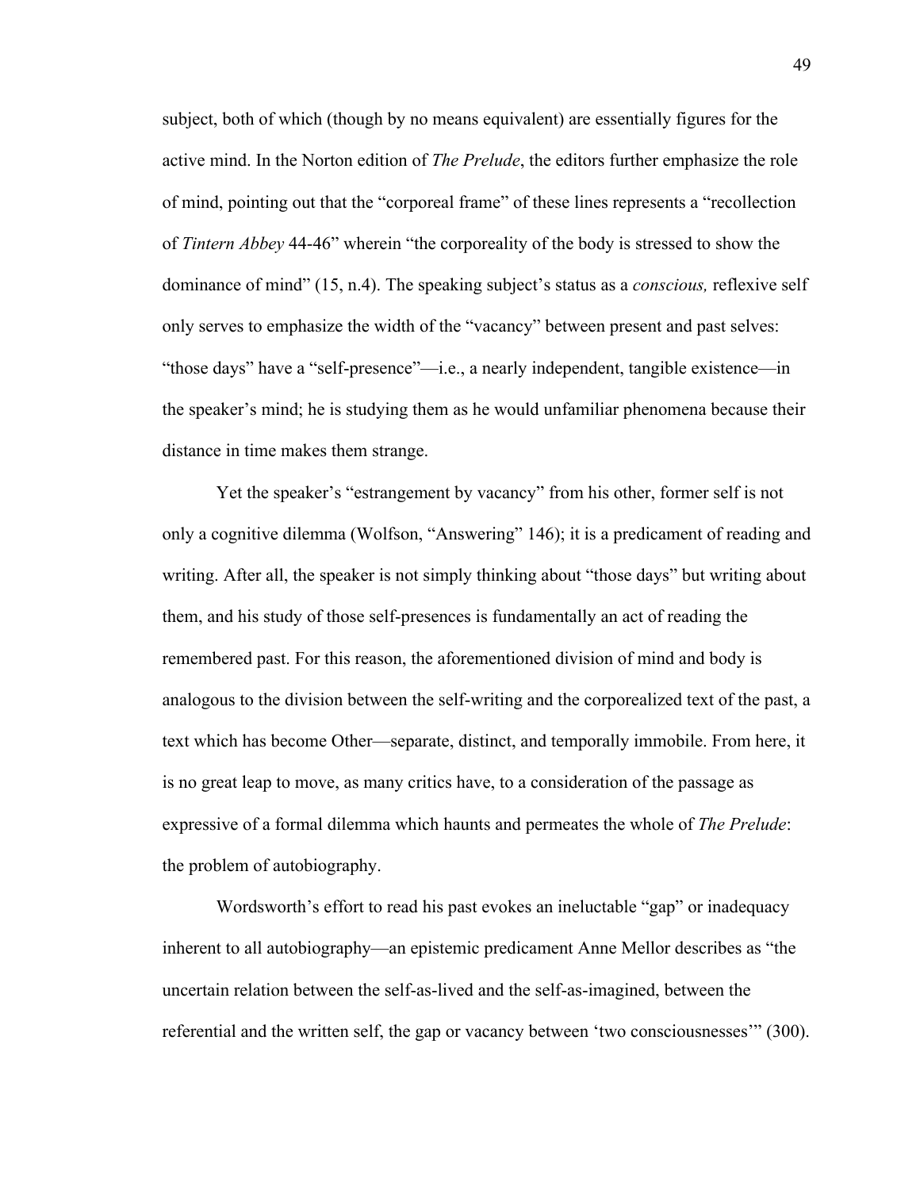subject, both of which (though by no means equivalent) are essentially figures for the active mind. In the Norton edition of *The Prelude*, the editors further emphasize the role of mind, pointing out that the "corporeal frame" of these lines represents a "recollection of *Tintern Abbey* 44-46" wherein "the corporeality of the body is stressed to show the dominance of mind" (15, n.4). The speaking subject's status as a *conscious,* reflexive self only serves to emphasize the width of the "vacancy" between present and past selves: "those days" have a "self-presence"—i.e., a nearly independent, tangible existence—in the speaker's mind; he is studying them as he would unfamiliar phenomena because their distance in time makes them strange.

Yet the speaker's "estrangement by vacancy" from his other, former self is not only a cognitive dilemma (Wolfson, "Answering" 146); it is a predicament of reading and writing. After all, the speaker is not simply thinking about "those days" but writing about them, and his study of those self-presences is fundamentally an act of reading the remembered past. For this reason, the aforementioned division of mind and body is analogous to the division between the self-writing and the corporealized text of the past, a text which has become Other—separate, distinct, and temporally immobile. From here, it is no great leap to move, as many critics have, to a consideration of the passage as expressive of a formal dilemma which haunts and permeates the whole of *The Prelude*: the problem of autobiography.

Wordsworth's effort to read his past evokes an ineluctable "gap" or inadequacy inherent to all autobiography—an epistemic predicament Anne Mellor describes as "the uncertain relation between the self-as-lived and the self-as-imagined, between the referential and the written self, the gap or vacancy between 'two consciousnesses'" (300).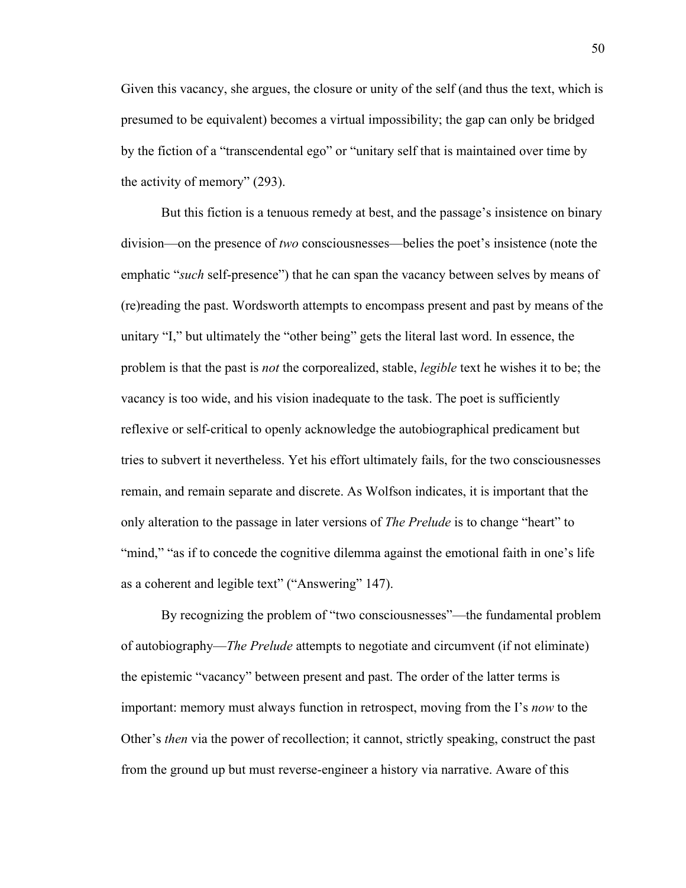Given this vacancy, she argues, the closure or unity of the self (and thus the text, which is presumed to be equivalent) becomes a virtual impossibility; the gap can only be bridged by the fiction of a "transcendental ego" or "unitary self that is maintained over time by the activity of memory" (293).

But this fiction is a tenuous remedy at best, and the passage's insistence on binary division—on the presence of *two* consciousnesses—belies the poet's insistence (note the emphatic "*such* self-presence") that he can span the vacancy between selves by means of (re)reading the past. Wordsworth attempts to encompass present and past by means of the unitary "I," but ultimately the "other being" gets the literal last word. In essence, the problem is that the past is *not* the corporealized, stable, *legible* text he wishes it to be; the vacancy is too wide, and his vision inadequate to the task. The poet is sufficiently reflexive or self-critical to openly acknowledge the autobiographical predicament but tries to subvert it nevertheless. Yet his effort ultimately fails, for the two consciousnesses remain, and remain separate and discrete. As Wolfson indicates, it is important that the only alteration to the passage in later versions of *The Prelude* is to change "heart" to "mind," "as if to concede the cognitive dilemma against the emotional faith in one's life as a coherent and legible text" ("Answering" 147).

By recognizing the problem of "two consciousnesses"—the fundamental problem of autobiography—*The Prelude* attempts to negotiate and circumvent (if not eliminate) the epistemic "vacancy" between present and past. The order of the latter terms is important: memory must always function in retrospect, moving from the I's *now* to the Other's *then* via the power of recollection; it cannot, strictly speaking, construct the past from the ground up but must reverse-engineer a history via narrative. Aware of this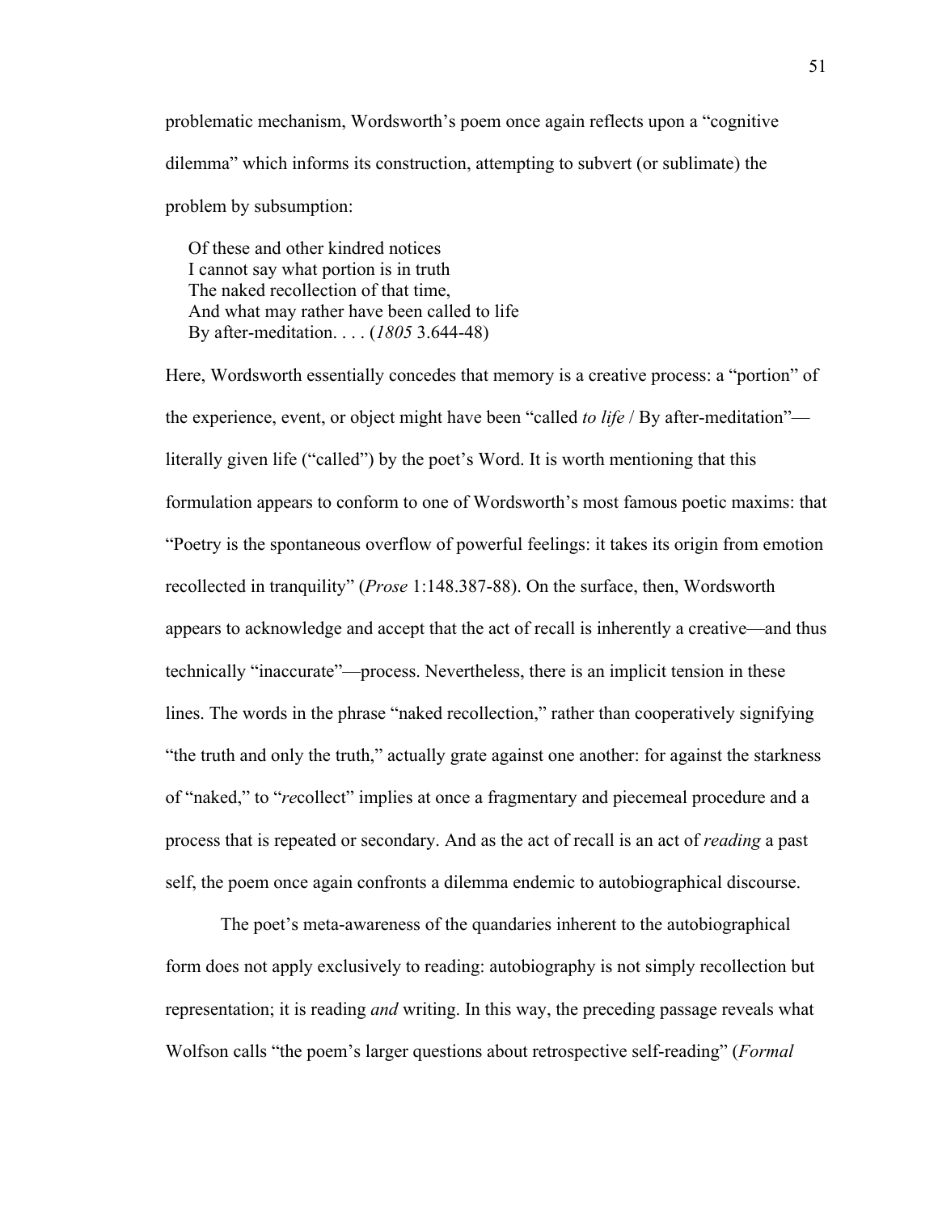problematic mechanism, Wordsworth's poem once again reflects upon a "cognitive dilemma" which informs its construction, attempting to subvert (or sublimate) the problem by subsumption:

> Of these and other kindred notices  
> I cannot say what portion is in truth  
> The naked recollection of that time,  
> And what may rather have been called to life  
> By after-meditation. . . . (*1805* 3.644-48)

Here, Wordsworth essentially concedes that memory is a creative process: a "portion" of the experience, event, or object might have been "called *to life* / By after-meditation"—literally given life ("called") by the poet's Word. It is worth mentioning that this formulation appears to conform to one of Wordsworth's most famous poetic maxims: that "Poetry is the spontaneous overflow of powerful feelings: it takes its origin from emotion recollected in tranquility" (*Prose* 1:148.387-88). On the surface, then, Wordsworth appears to acknowledge and accept that the act of recall is inherently a creative—and thus technically "inaccurate"—process. Nevertheless, there is an implicit tension in these lines. The words in the phrase "naked recollection," rather than cooperatively signifying "the truth and only the truth," actually grate against one another: for against the starkness of "naked," to "*re*collect" implies at once a fragmentary and piecemeal procedure and a process that is repeated or secondary. And as the act of recall is an act of *reading* a past self, the poem once again confronts a dilemma endemic to autobiographical discourse.

The poet's meta-awareness of the quandaries inherent to the autobiographical form does not apply exclusively to reading: autobiography is not simply recollection but representation; it is reading *and* writing. In this way, the preceding passage reveals what Wolfson calls "the poem's larger questions about retrospective self-reading" (*Formal*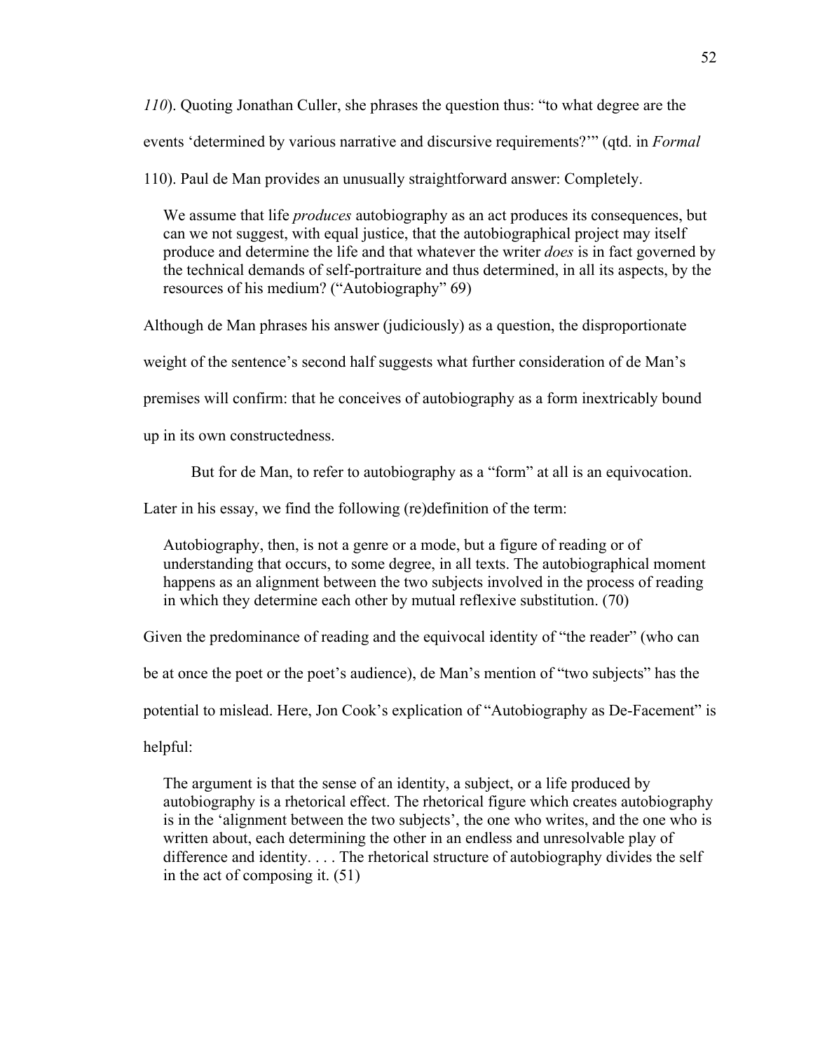*110*). Quoting Jonathan Culler, she phrases the question thus: "to what degree are the events 'determined by various narrative and discursive requirements?'" (qtd. in *Formal* 110). Paul de Man provides an unusually straightforward answer: Completely.

> We assume that life *produces* autobiography as an act produces its consequences, but can we not suggest, with equal justice, that the autobiographical project may itself produce and determine the life and that whatever the writer *does* is in fact governed by the technical demands of self-portraiture and thus determined, in all its aspects, by the resources of his medium? ("Autobiography" 69)

Although de Man phrases his answer (judiciously) as a question, the disproportionate weight of the sentence's second half suggests what further consideration of de Man's premises will confirm: that he conceives of autobiography as a form inextricably bound up in its own constructedness.

But for de Man, to refer to autobiography as a "form" at all is an equivocation. Later in his essay, we find the following (re)definition of the term:

> Autobiography, then, is not a genre or a mode, but a figure of reading or of understanding that occurs, to some degree, in all texts. The autobiographical moment happens as an alignment between the two subjects involved in the process of reading in which they determine each other by mutual reflexive substitution. (70)

Given the predominance of reading and the equivocal identity of "the reader" (who can be at once the poet or the poet's audience), de Man's mention of "two subjects" has the potential to mislead. Here, Jon Cook's explication of "Autobiography as De-Facement" is helpful:

> The argument is that the sense of an identity, a subject, or a life produced by autobiography is a rhetorical effect. The rhetorical figure which creates autobiography is in the 'alignment between the two subjects', the one who writes, and the one who is written about, each determining the other in an endless and unresolvable play of difference and identity. . . . The rhetorical structure of autobiography divides the self in the act of composing it. (51)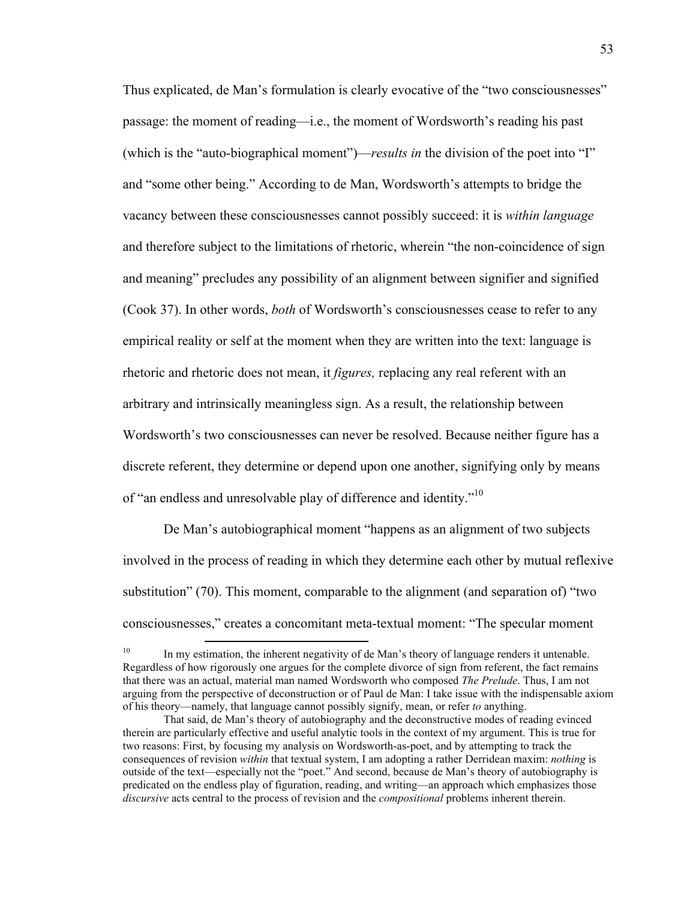Thus explicated, de Man's formulation is clearly evocative of the "two consciousnesses" passage: the moment of reading—i.e., the moment of Wordsworth's reading his past (which is the "auto-biographical moment")—*results in* the division of the poet into "I" and "some other being." According to de Man, Wordsworth's attempts to bridge the vacancy between these consciousnesses cannot possibly succeed: it is *within language* and therefore subject to the limitations of rhetoric, wherein "the non-coincidence of sign and meaning" precludes any possibility of an alignment between signifier and signified (Cook 37). In other words, *both* of Wordsworth's consciousnesses cease to refer to any empirical reality or self at the moment when they are written into the text: language is rhetoric and rhetoric does not mean, it *figures,* replacing any real referent with an arbitrary and intrinsically meaningless sign. As a result, the relationship between Wordsworth's two consciousnesses can never be resolved. Because neither figure has a discrete referent, they determine or depend upon one another, signifying only by means of "an endless and unresolvable play of difference and identity."[10]

De Man's autobiographical moment "happens as an alignment of two subjects involved in the process of reading in which they determine each other by mutual reflexive substitution" (70). This moment, comparable to the alignment (and separation of) "two consciousnesses," creates a concomitant meta-textual moment: "The specular moment

---

[10] In my estimation, the inherent negativity of de Man's theory of language renders it untenable. Regardless of how rigorously one argues for the complete divorce of sign from referent, the fact remains that there was an actual, material man named Wordsworth who composed *The Prelude*. Thus, I am not arguing from the perspective of deconstruction or of Paul de Man: I take issue with the indispensable axiom of his theory—namely, that language cannot possibly signify, mean, or refer *to* anything.

That said, de Man's theory of autobiography and the deconstructive modes of reading evinced therein are particularly effective and useful analytic tools in the context of my argument. This is true for two reasons: First, by focusing my analysis on Wordsworth-as-poet, and by attempting to track the consequences of revision *within* that textual system, I am adopting a rather Derridean maxim: *nothing* is outside of the text—especially not the "poet." And second, because de Man's theory of autobiography is predicated on the endless play of figuration, reading, and writing—an approach which emphasizes those *discursive* acts central to the process of revision and the *compositional* problems inherent therein.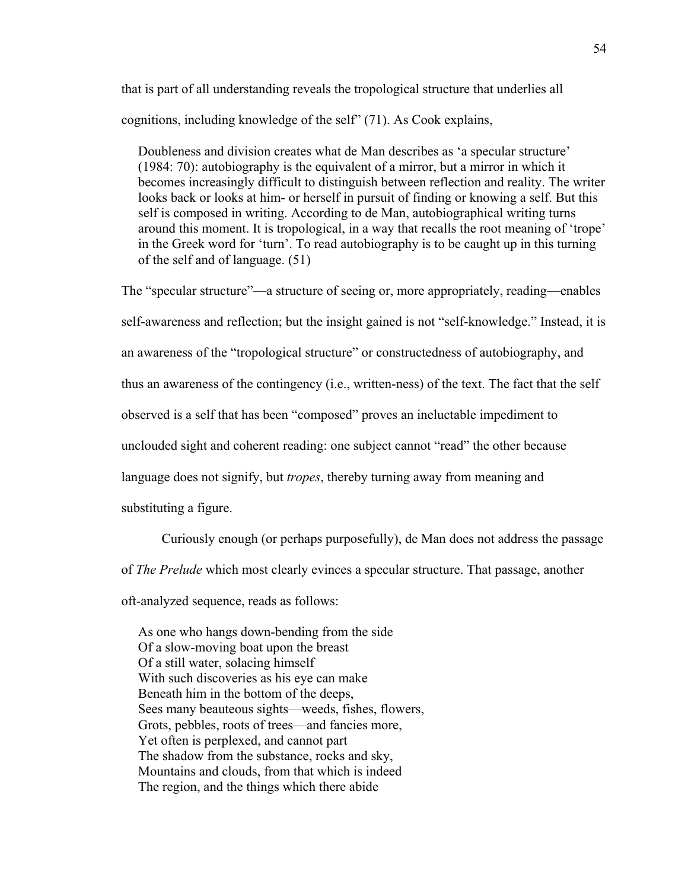that is part of all understanding reveals the tropological structure that underlies all cognitions, including knowledge of the self" (71). As Cook explains,

> Doubleness and division creates what de Man describes as 'a specular structure' (1984: 70): autobiography is the equivalent of a mirror, but a mirror in which it becomes increasingly difficult to distinguish between reflection and reality. The writer looks back or looks at him- or herself in pursuit of finding or knowing a self. But this self is composed in writing. According to de Man, autobiographical writing turns around this moment. It is tropological, in a way that recalls the root meaning of 'trope' in the Greek word for 'turn'. To read autobiography is to be caught up in this turning of the self and of language. (51)

The "specular structure"—a structure of seeing or, more appropriately, reading—enables self-awareness and reflection; but the insight gained is not "self-knowledge." Instead, it is an awareness of the "tropological structure" or constructedness of autobiography, and thus an awareness of the contingency (i.e., written-ness) of the text. The fact that the self observed is a self that has been "composed" proves an ineluctable impediment to unclouded sight and coherent reading: one subject cannot "read" the other because language does not signify, but *tropes*, thereby turning away from meaning and substituting a figure.

Curiously enough (or perhaps purposefully), de Man does not address the passage of *The Prelude* which most clearly evinces a specular structure. That passage, another oft-analyzed sequence, reads as follows:

> As one who hangs down-bending from the side
> Of a slow-moving boat upon the breast
> Of a still water, solacing himself
> With such discoveries as his eye can make
> Beneath him in the bottom of the deeps,
> Sees many beauteous sights—weeds, fishes, flowers,
> Grots, pebbles, roots of trees—and fancies more,
> Yet often is perplexed, and cannot part
> The shadow from the substance, rocks and sky,
> Mountains and clouds, from that which is indeed
> The region, and the things which there abide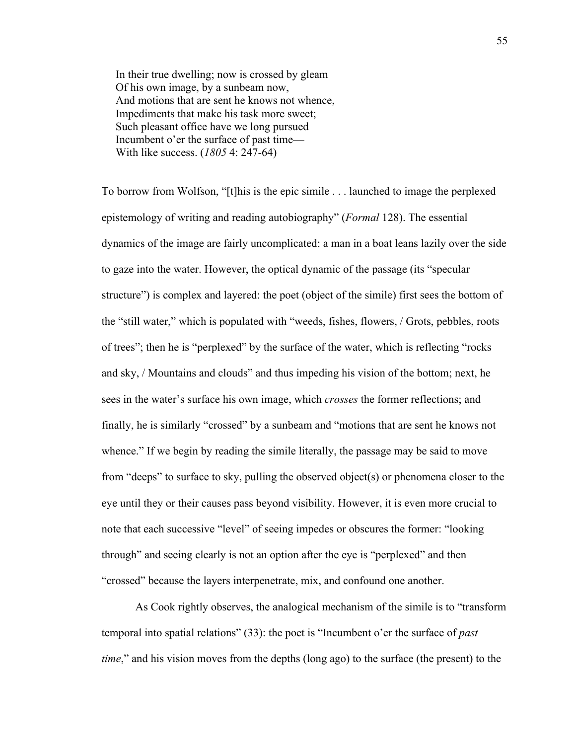> In their true dwelling; now is crossed by gleam
> Of his own image, by a sunbeam now,
> And motions that are sent he knows not whence,
> Impediments that make his task more sweet;
> Such pleasant office have we long pursued
> Incumbent o'er the surface of past time—
> With like success. (*1805* 4: 247-64)

To borrow from Wolfson, "[t]his is the epic simile . . . launched to image the perplexed epistemology of writing and reading autobiography" (*Formal* 128). The essential dynamics of the image are fairly uncomplicated: a man in a boat leans lazily over the side to gaze into the water. However, the optical dynamic of the passage (its "specular structure") is complex and layered: the poet (object of the simile) first sees the bottom of the "still water," which is populated with "weeds, fishes, flowers, / Grots, pebbles, roots of trees"; then he is "perplexed" by the surface of the water, which is reflecting "rocks and sky, / Mountains and clouds" and thus impeding his vision of the bottom; next, he sees in the water's surface his own image, which *crosses* the former reflections; and finally, he is similarly "crossed" by a sunbeam and "motions that are sent he knows not whence." If we begin by reading the simile literally, the passage may be said to move from "deeps" to surface to sky, pulling the observed object(s) or phenomena closer to the eye until they or their causes pass beyond visibility. However, it is even more crucial to note that each successive "level" of seeing impedes or obscures the former: "looking through" and seeing clearly is not an option after the eye is "perplexed" and then "crossed" because the layers interpenetrate, mix, and confound one another.

As Cook rightly observes, the analogical mechanism of the simile is to "transform temporal into spatial relations" (33): the poet is "Incumbent o'er the surface of *past time*," and his vision moves from the depths (long ago) to the surface (the present) to the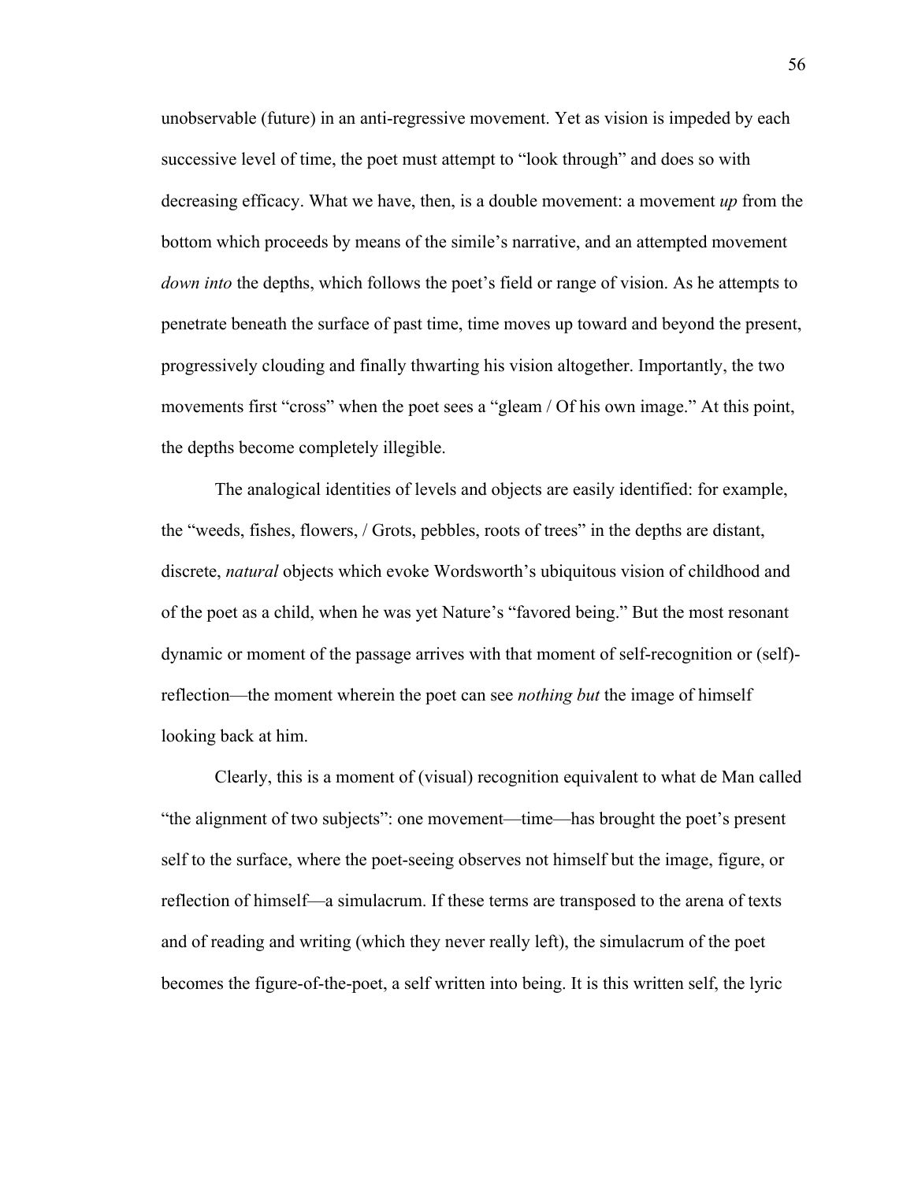unobservable (future) in an anti-regressive movement. Yet as vision is impeded by each successive level of time, the poet must attempt to "look through" and does so with decreasing efficacy. What we have, then, is a double movement: a movement *up* from the bottom which proceeds by means of the simile's narrative, and an attempted movement *down into* the depths, which follows the poet's field or range of vision. As he attempts to penetrate beneath the surface of past time, time moves up toward and beyond the present, progressively clouding and finally thwarting his vision altogether. Importantly, the two movements first "cross" when the poet sees a "gleam / Of his own image." At this point, the depths become completely illegible.

The analogical identities of levels and objects are easily identified: for example, the "weeds, fishes, flowers, / Grots, pebbles, roots of trees" in the depths are distant, discrete, *natural* objects which evoke Wordsworth's ubiquitous vision of childhood and of the poet as a child, when he was yet Nature's "favored being." But the most resonant dynamic or moment of the passage arrives with that moment of self-recognition or (self)-reflection—the moment wherein the poet can see *nothing but* the image of himself looking back at him.

Clearly, this is a moment of (visual) recognition equivalent to what de Man called "the alignment of two subjects": one movement—time—has brought the poet's present self to the surface, where the poet-seeing observes not himself but the image, figure, or reflection of himself—a simulacrum. If these terms are transposed to the arena of texts and of reading and writing (which they never really left), the simulacrum of the poet becomes the figure-of-the-poet, a self written into being. It is this written self, the lyric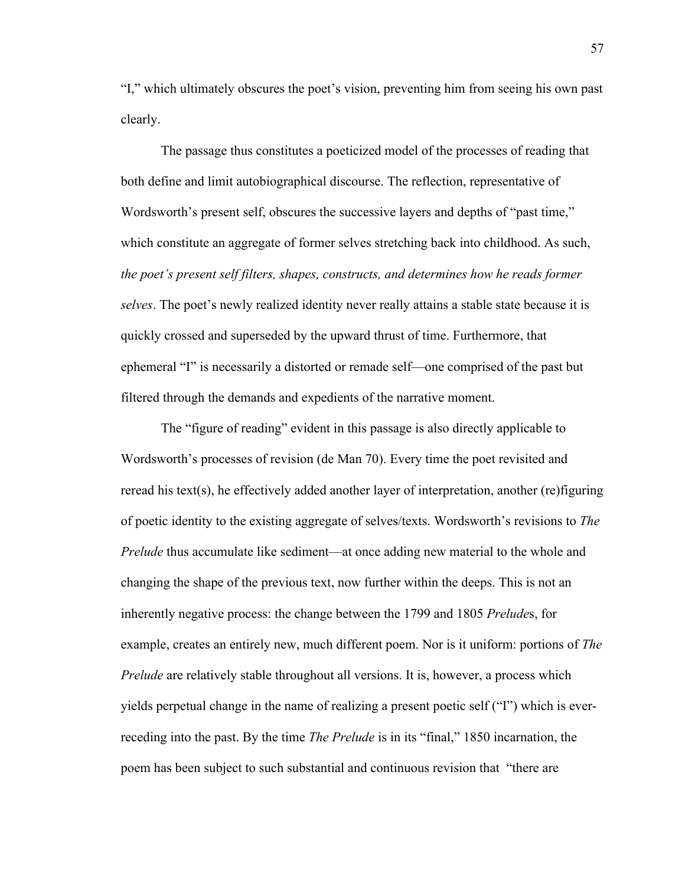"I," which ultimately obscures the poet's vision, preventing him from seeing his own past clearly.

The passage thus constitutes a poeticized model of the processes of reading that both define and limit autobiographical discourse. The reflection, representative of Wordsworth's present self, obscures the successive layers and depths of "past time," which constitute an aggregate of former selves stretching back into childhood. As such, *the poet's present self filters, shapes, constructs, and determines how he reads former selves*. The poet's newly realized identity never really attains a stable state because it is quickly crossed and superseded by the upward thrust of time. Furthermore, that ephemeral "I" is necessarily a distorted or remade self—one comprised of the past but filtered through the demands and expedients of the narrative moment.

The "figure of reading" evident in this passage is also directly applicable to Wordsworth's processes of revision (de Man 70). Every time the poet revisited and reread his text(s), he effectively added another layer of interpretation, another (re)figuring of poetic identity to the existing aggregate of selves/texts. Wordsworth's revisions to *The Prelude* thus accumulate like sediment—at once adding new material to the whole and changing the shape of the previous text, now further within the deeps. This is not an inherently negative process: the change between the 1799 and 1805 *Prelude*s, for example, creates an entirely new, much different poem. Nor is it uniform: portions of *The Prelude* are relatively stable throughout all versions. It is, however, a process which yields perpetual change in the name of realizing a present poetic self ("I") which is ever-receding into the past. By the time *The Prelude* is in its "final," 1850 incarnation, the poem has been subject to such substantial and continuous revision that "there are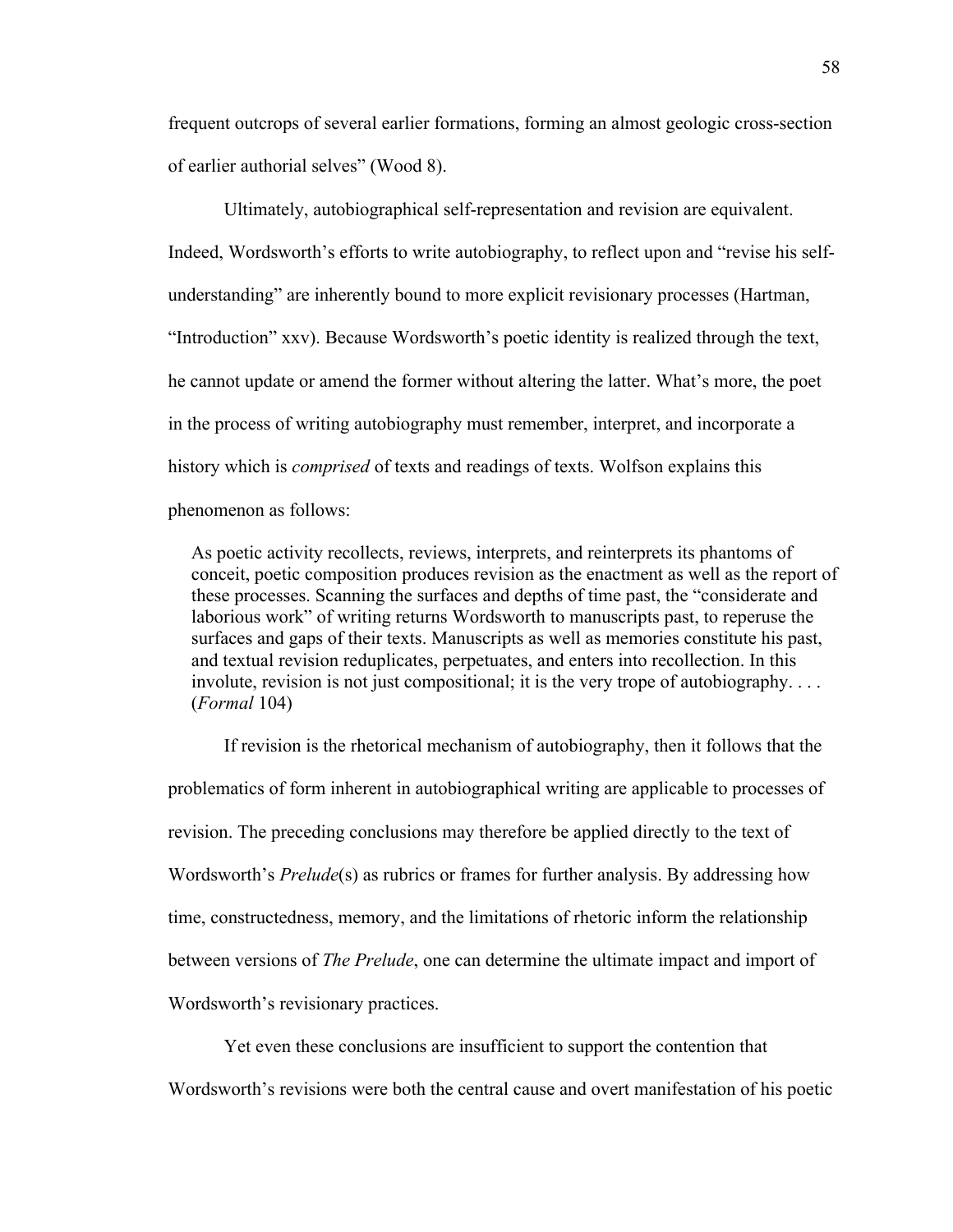frequent outcrops of several earlier formations, forming an almost geologic cross-section of earlier authorial selves" (Wood 8).

Ultimately, autobiographical self-representation and revision are equivalent. Indeed, Wordsworth's efforts to write autobiography, to reflect upon and "revise his self-understanding" are inherently bound to more explicit revisionary processes (Hartman, "Introduction" xxv). Because Wordsworth's poetic identity is realized through the text, he cannot update or amend the former without altering the latter. What's more, the poet in the process of writing autobiography must remember, interpret, and incorporate a history which is *comprised* of texts and readings of texts. Wolfson explains this phenomenon as follows:

> As poetic activity recollects, reviews, interprets, and reinterprets its phantoms of conceit, poetic composition produces revision as the enactment as well as the report of these processes. Scanning the surfaces and depths of time past, the "considerate and laborious work" of writing returns Wordsworth to manuscripts past, to reperuse the surfaces and gaps of their texts. Manuscripts as well as memories constitute his past, and textual revision reduplicates, perpetuates, and enters into recollection. In this involute, revision is not just compositional; it is the very trope of autobiography. . . . (*Formal* 104)

If revision is the rhetorical mechanism of autobiography, then it follows that the problematics of form inherent in autobiographical writing are applicable to processes of revision. The preceding conclusions may therefore be applied directly to the text of Wordsworth's *Prelude*(s) as rubrics or frames for further analysis. By addressing how time, constructedness, memory, and the limitations of rhetoric inform the relationship between versions of *The Prelude*, one can determine the ultimate impact and import of Wordsworth's revisionary practices.

Yet even these conclusions are insufficient to support the contention that Wordsworth's revisions were both the central cause and overt manifestation of his poetic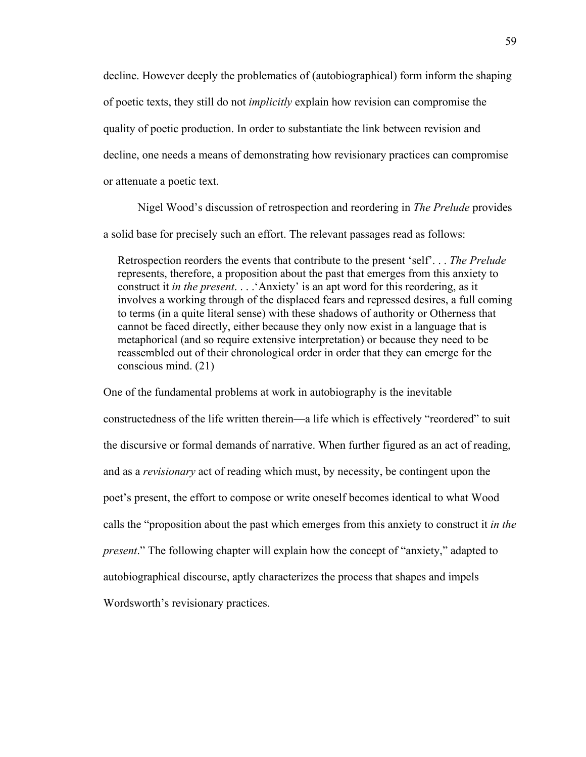decline. However deeply the problematics of (autobiographical) form inform the shaping of poetic texts, they still do not *implicitly* explain how revision can compromise the quality of poetic production. In order to substantiate the link between revision and decline, one needs a means of demonstrating how revisionary practices can compromise or attenuate a poetic text.

Nigel Wood's discussion of retrospection and reordering in *The Prelude* provides a solid base for precisely such an effort. The relevant passages read as follows:

> Retrospection reorders the events that contribute to the present 'self'. . . *The Prelude* represents, therefore, a proposition about the past that emerges from this anxiety to construct it *in the present*. . . .'Anxiety' is an apt word for this reordering, as it involves a working through of the displaced fears and repressed desires, a full coming to terms (in a quite literal sense) with these shadows of authority or Otherness that cannot be faced directly, either because they only now exist in a language that is metaphorical (and so require extensive interpretation) or because they need to be reassembled out of their chronological order in order that they can emerge for the conscious mind. (21)

One of the fundamental problems at work in autobiography is the inevitable constructedness of the life written therein—a life which is effectively "reordered" to suit the discursive or formal demands of narrative. When further figured as an act of reading, and as a *revisionary* act of reading which must, by necessity, be contingent upon the poet's present, the effort to compose or write oneself becomes identical to what Wood calls the "proposition about the past which emerges from this anxiety to construct it *in the present*." The following chapter will explain how the concept of "anxiety," adapted to autobiographical discourse, aptly characterizes the process that shapes and impels Wordsworth's revisionary practices.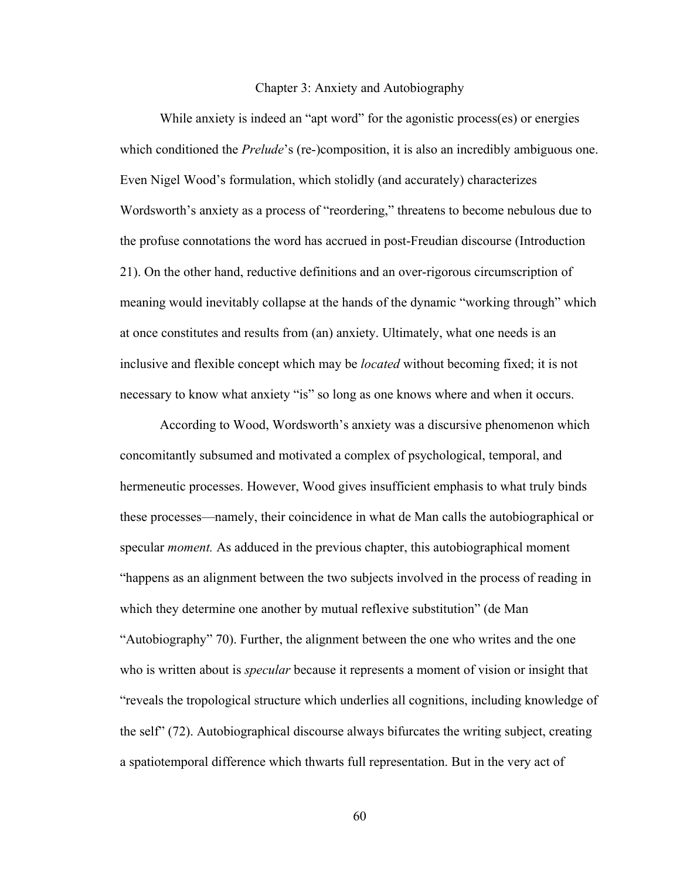# Chapter 3: Anxiety and Autobiography

While anxiety is indeed an "apt word" for the agonistic process(es) or energies which conditioned the *Prelude*'s (re-)composition, it is also an incredibly ambiguous one. Even Nigel Wood's formulation, which stolidly (and accurately) characterizes Wordsworth's anxiety as a process of "reordering," threatens to become nebulous due to the profuse connotations the word has accrued in post-Freudian discourse (Introduction 21). On the other hand, reductive definitions and an over-rigorous circumscription of meaning would inevitably collapse at the hands of the dynamic "working through" which at once constitutes and results from (an) anxiety. Ultimately, what one needs is an inclusive and flexible concept which may be *located* without becoming fixed; it is not necessary to know what anxiety "is" so long as one knows where and when it occurs.

According to Wood, Wordsworth's anxiety was a discursive phenomenon which concomitantly subsumed and motivated a complex of psychological, temporal, and hermeneutic processes. However, Wood gives insufficient emphasis to what truly binds these processes—namely, their coincidence in what de Man calls the autobiographical or specular *moment.* As adduced in the previous chapter, this autobiographical moment "happens as an alignment between the two subjects involved in the process of reading in which they determine one another by mutual reflexive substitution" (de Man "Autobiography" 70). Further, the alignment between the one who writes and the one who is written about is *specular* because it represents a moment of vision or insight that "reveals the tropological structure which underlies all cognitions, including knowledge of the self" (72). Autobiographical discourse always bifurcates the writing subject, creating a spatiotemporal difference which thwarts full representation. But in the very act of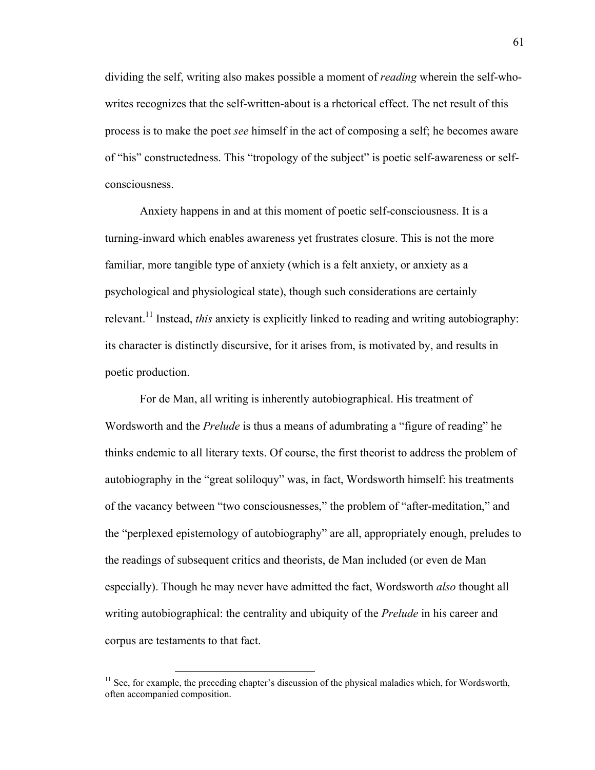dividing the self, writing also makes possible a moment of *reading* wherein the self-who-writes recognizes that the self-written-about is a rhetorical effect. The net result of this process is to make the poet *see* himself in the act of composing a self; he becomes aware of "his" constructedness. This "tropology of the subject" is poetic self-awareness or self-consciousness.

Anxiety happens in and at this moment of poetic self-consciousness. It is a turning-inward which enables awareness yet frustrates closure. This is not the more familiar, more tangible type of anxiety (which is a felt anxiety, or anxiety as a psychological and physiological state), though such considerations are certainly relevant.[11] Instead, *this* anxiety is explicitly linked to reading and writing autobiography: its character is distinctly discursive, for it arises from, is motivated by, and results in poetic production.

For de Man, all writing is inherently autobiographical. His treatment of Wordsworth and the *Prelude* is thus a means of adumbrating a "figure of reading" he thinks endemic to all literary texts. Of course, the first theorist to address the problem of autobiography in the "great soliloquy" was, in fact, Wordsworth himself: his treatments of the vacancy between "two consciousnesses," the problem of "after-meditation," and the "perplexed epistemology of autobiography" are all, appropriately enough, preludes to the readings of subsequent critics and theorists, de Man included (or even de Man especially). Though he may never have admitted the fact, Wordsworth *also* thought all writing autobiographical: the centrality and ubiquity of the *Prelude* in his career and corpus are testaments to that fact.

---

[11] See, for example, the preceding chapter's discussion of the physical maladies which, for Wordsworth, often accompanied composition.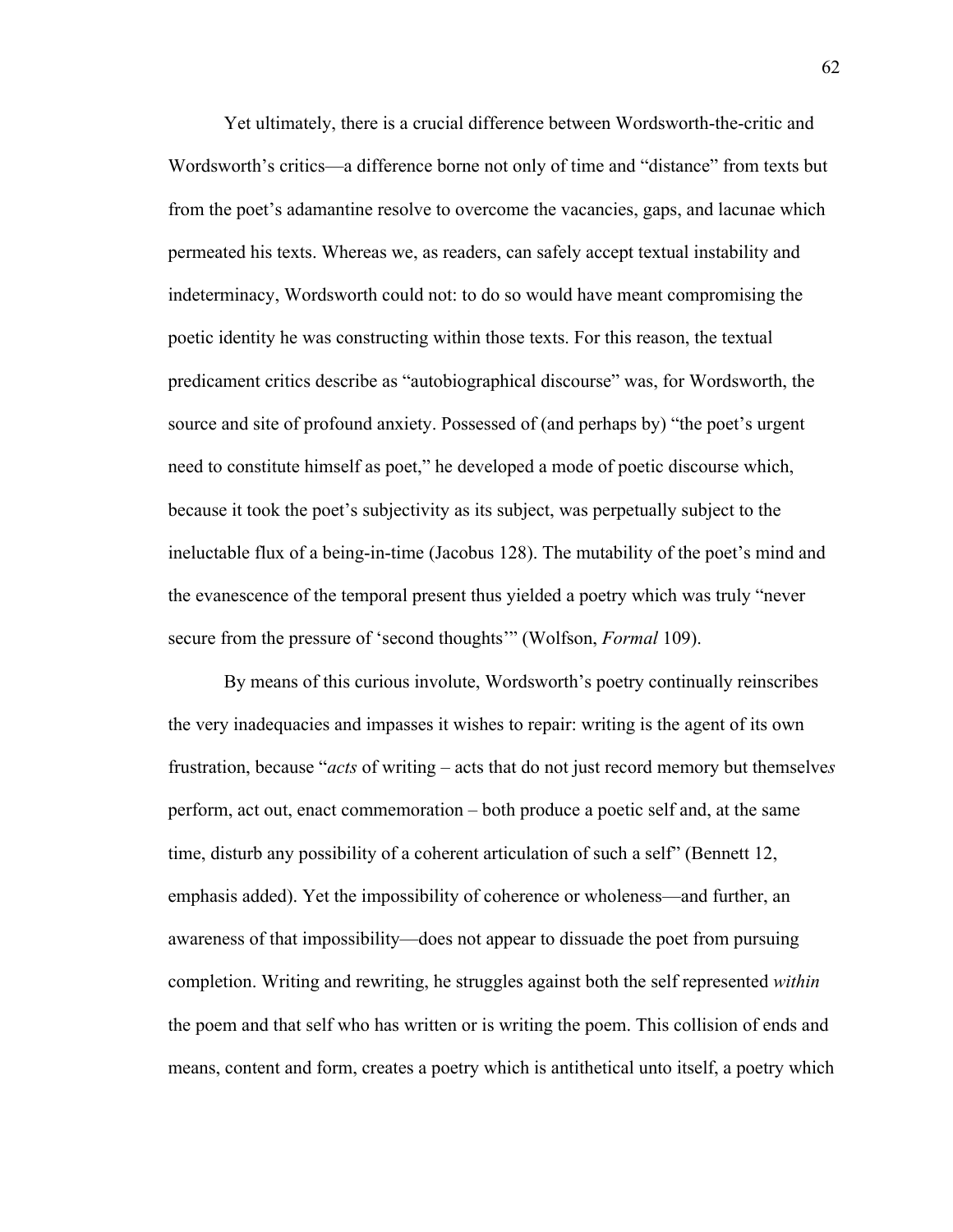Yet ultimately, there is a crucial difference between Wordsworth-the-critic and Wordsworth's critics—a difference borne not only of time and "distance" from texts but from the poet's adamantine resolve to overcome the vacancies, gaps, and lacunae which permeated his texts. Whereas we, as readers, can safely accept textual instability and indeterminacy, Wordsworth could not: to do so would have meant compromising the poetic identity he was constructing within those texts. For this reason, the textual predicament critics describe as "autobiographical discourse" was, for Wordsworth, the source and site of profound anxiety. Possessed of (and perhaps by) "the poet's urgent need to constitute himself as poet," he developed a mode of poetic discourse which, because it took the poet's subjectivity as its subject, was perpetually subject to the ineluctable flux of a being-in-time (Jacobus 128). The mutability of the poet's mind and the evanescence of the temporal present thus yielded a poetry which was truly "never secure from the pressure of 'second thoughts'" (Wolfson, *Formal* 109).

By means of this curious involute, Wordsworth's poetry continually reinscribes the very inadequacies and impasses it wishes to repair: writing is the agent of its own frustration, because "*acts* of writing – acts that do not just record memory but themselve*s* perform, act out, enact commemoration – both produce a poetic self and, at the same time, disturb any possibility of a coherent articulation of such a self" (Bennett 12, emphasis added). Yet the impossibility of coherence or wholeness—and further, an awareness of that impossibility—does not appear to dissuade the poet from pursuing completion. Writing and rewriting, he struggles against both the self represented *within* the poem and that self who has written or is writing the poem. This collision of ends and means, content and form, creates a poetry which is antithetical unto itself, a poetry which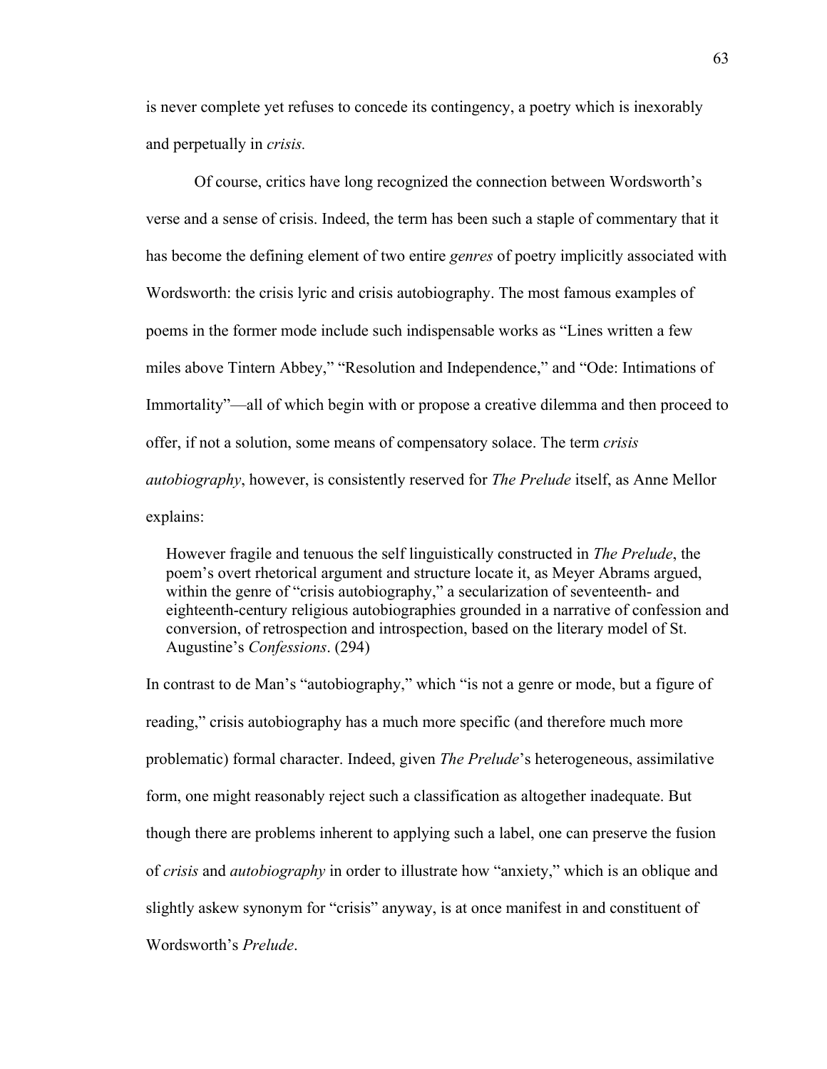is never complete yet refuses to concede its contingency, a poetry which is inexorably and perpetually in *crisis.*

Of course, critics have long recognized the connection between Wordsworth's verse and a sense of crisis. Indeed, the term has been such a staple of commentary that it has become the defining element of two entire *genres* of poetry implicitly associated with Wordsworth: the crisis lyric and crisis autobiography. The most famous examples of poems in the former mode include such indispensable works as "Lines written a few miles above Tintern Abbey," "Resolution and Independence," and "Ode: Intimations of Immortality"—all of which begin with or propose a creative dilemma and then proceed to offer, if not a solution, some means of compensatory solace. The term *crisis autobiography*, however, is consistently reserved for *The Prelude* itself, as Anne Mellor explains:

> However fragile and tenuous the self linguistically constructed in *The Prelude*, the poem's overt rhetorical argument and structure locate it, as Meyer Abrams argued, within the genre of "crisis autobiography," a secularization of seventeenth- and eighteenth-century religious autobiographies grounded in a narrative of confession and conversion, of retrospection and introspection, based on the literary model of St. Augustine's *Confessions*. (294)

In contrast to de Man's "autobiography," which "is not a genre or mode, but a figure of reading," crisis autobiography has a much more specific (and therefore much more problematic) formal character. Indeed, given *The Prelude*'s heterogeneous, assimilative form, one might reasonably reject such a classification as altogether inadequate. But though there are problems inherent to applying such a label, one can preserve the fusion of *crisis* and *autobiography* in order to illustrate how "anxiety," which is an oblique and slightly askew synonym for "crisis" anyway, is at once manifest in and constituent of Wordsworth's *Prelude*.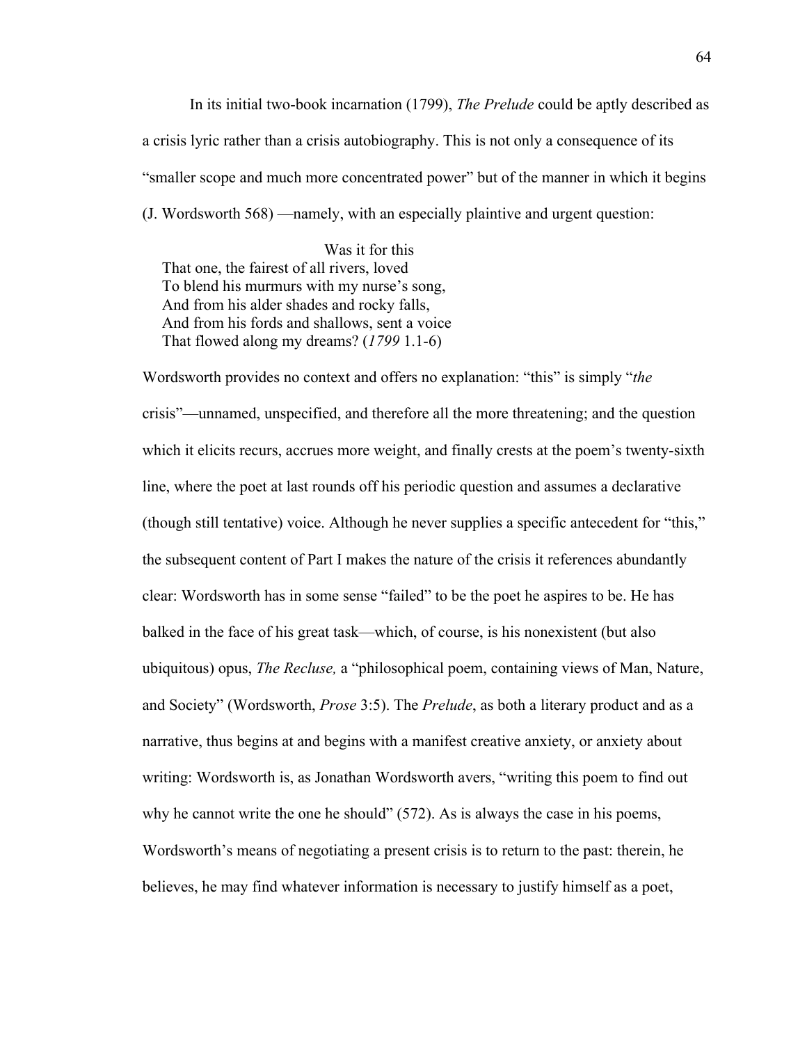In its initial two-book incarnation (1799), *The Prelude* could be aptly described as a crisis lyric rather than a crisis autobiography. This is not only a consequence of its "smaller scope and much more concentrated power" but of the manner in which it begins (J. Wordsworth 568) —namely, with an especially plaintive and urgent question:

> Was it for this
> That one, the fairest of all rivers, loved
> To blend his murmurs with my nurse's song,
> And from his alder shades and rocky falls,
> And from his fords and shallows, sent a voice
> That flowed along my dreams? (*1799* 1.1-6)

Wordsworth provides no context and offers no explanation: "this" is simply "*the* crisis"—unnamed, unspecified, and therefore all the more threatening; and the question which it elicits recurs, accrues more weight, and finally crests at the poem's twenty-sixth line, where the poet at last rounds off his periodic question and assumes a declarative (though still tentative) voice. Although he never supplies a specific antecedent for "this," the subsequent content of Part I makes the nature of the crisis it references abundantly clear: Wordsworth has in some sense "failed" to be the poet he aspires to be. He has balked in the face of his great task—which, of course, is his nonexistent (but also ubiquitous) opus, *The Recluse,* a "philosophical poem, containing views of Man, Nature, and Society" (Wordsworth, *Prose* 3:5). The *Prelude*, as both a literary product and as a narrative, thus begins at and begins with a manifest creative anxiety, or anxiety about writing: Wordsworth is, as Jonathan Wordsworth avers, "writing this poem to find out why he cannot write the one he should" (572). As is always the case in his poems, Wordsworth's means of negotiating a present crisis is to return to the past: therein, he believes, he may find whatever information is necessary to justify himself as a poet,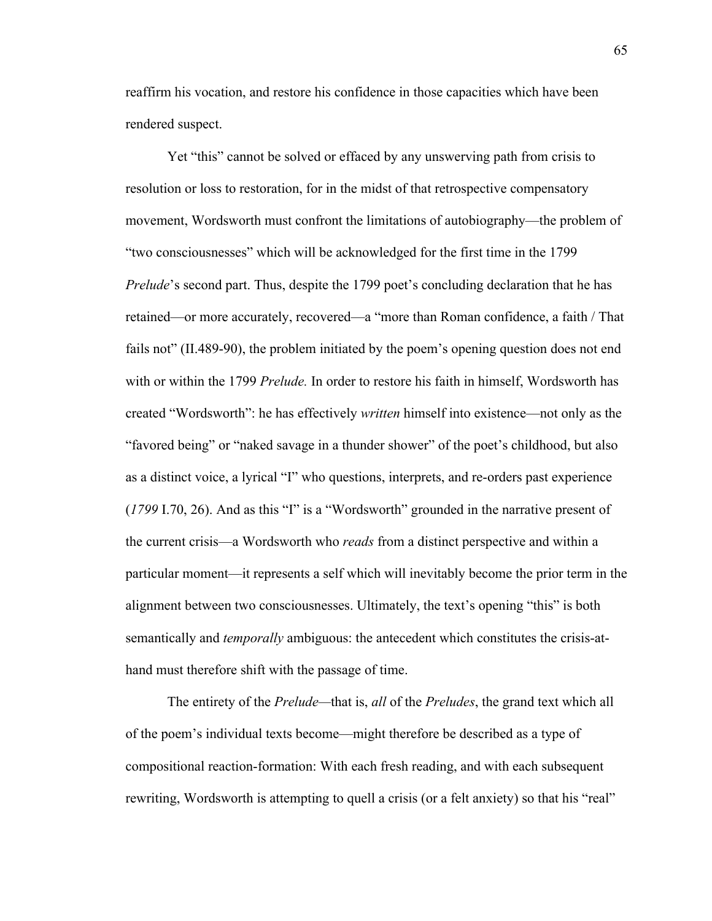reaffirm his vocation, and restore his confidence in those capacities which have been rendered suspect.

Yet "this" cannot be solved or effaced by any unswerving path from crisis to resolution or loss to restoration, for in the midst of that retrospective compensatory movement, Wordsworth must confront the limitations of autobiography—the problem of "two consciousnesses" which will be acknowledged for the first time in the 1799 *Prelude*'s second part. Thus, despite the 1799 poet's concluding declaration that he has retained—or more accurately, recovered—a "more than Roman confidence, a faith / That fails not" (II.489-90), the problem initiated by the poem's opening question does not end with or within the 1799 *Prelude.* In order to restore his faith in himself, Wordsworth has created "Wordsworth": he has effectively *written* himself into existence—not only as the "favored being" or "naked savage in a thunder shower" of the poet's childhood, but also as a distinct voice, a lyrical "I" who questions, interprets, and re-orders past experience (*1799* I.70, 26). And as this "I" is a "Wordsworth" grounded in the narrative present of the current crisis—a Wordsworth who *reads* from a distinct perspective and within a particular moment—it represents a self which will inevitably become the prior term in the alignment between two consciousnesses. Ultimately, the text's opening "this" is both semantically and *temporally* ambiguous: the antecedent which constitutes the crisis-at-hand must therefore shift with the passage of time.

The entirety of the *Prelude*—that is, *all* of the *Preludes*, the grand text which all of the poem's individual texts become—might therefore be described as a type of compositional reaction-formation: With each fresh reading, and with each subsequent rewriting, Wordsworth is attempting to quell a crisis (or a felt anxiety) so that his "real"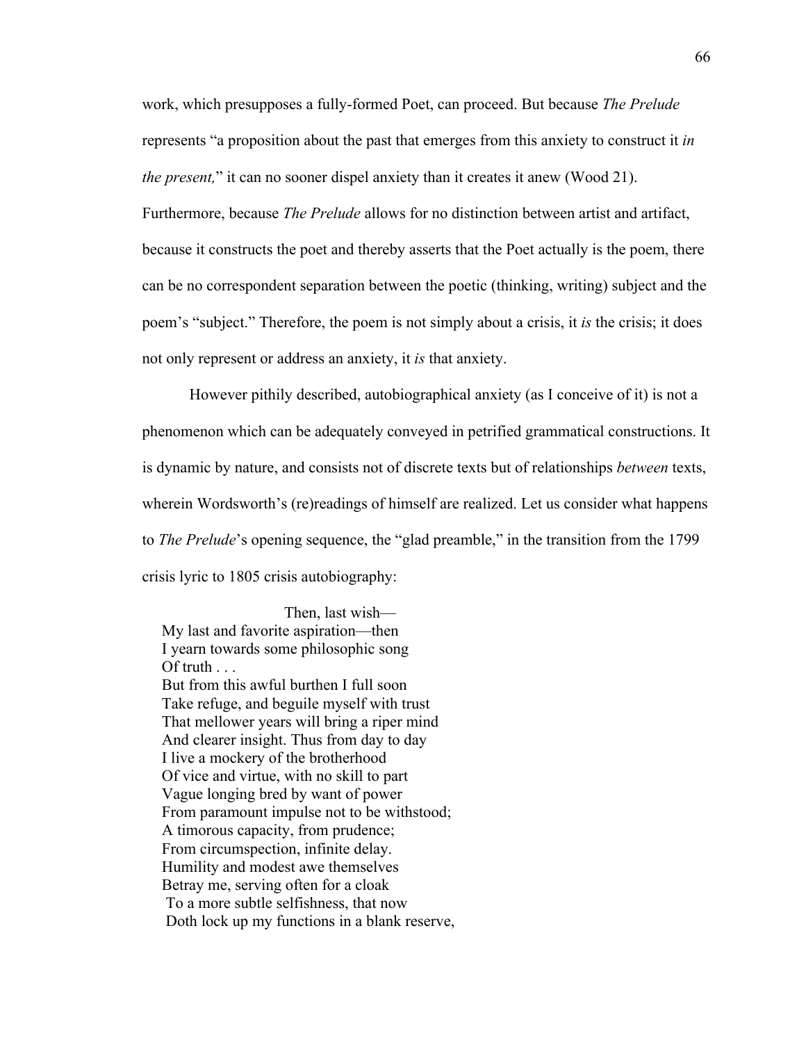work, which presupposes a fully-formed Poet, can proceed. But because *The Prelude* represents "a proposition about the past that emerges from this anxiety to construct it *in the present,*" it can no sooner dispel anxiety than it creates it anew (Wood 21). Furthermore, because *The Prelude* allows for no distinction between artist and artifact, because it constructs the poet and thereby asserts that the Poet actually is the poem, there can be no correspondent separation between the poetic (thinking, writing) subject and the poem's "subject." Therefore, the poem is not simply about a crisis, it *is* the crisis; it does not only represent or address an anxiety, it *is* that anxiety.

However pithily described, autobiographical anxiety (as I conceive of it) is not a phenomenon which can be adequately conveyed in petrified grammatical constructions. It is dynamic by nature, and consists not of discrete texts but of relationships *between* texts, wherein Wordsworth's (re)readings of himself are realized. Let us consider what happens to *The Prelude*'s opening sequence, the "glad preamble," in the transition from the 1799 crisis lyric to 1805 crisis autobiography:

> Then, last wish—
> My last and favorite aspiration—then
> I yearn towards some philosophic song
> Of truth . . .
> But from this awful burthen I full soon
> Take refuge, and beguile myself with trust
> That mellower years will bring a riper mind
> And clearer insight. Thus from day to day
> I live a mockery of the brotherhood
> Of vice and virtue, with no skill to part
> Vague longing bred by want of power
> From paramount impulse not to be withstood;
> A timorous capacity, from prudence;
> From circumspection, infinite delay.
> Humility and modest awe themselves
> Betray me, serving often for a cloak
> To a more subtle selfishness, that now
> Doth lock up my functions in a blank reserve,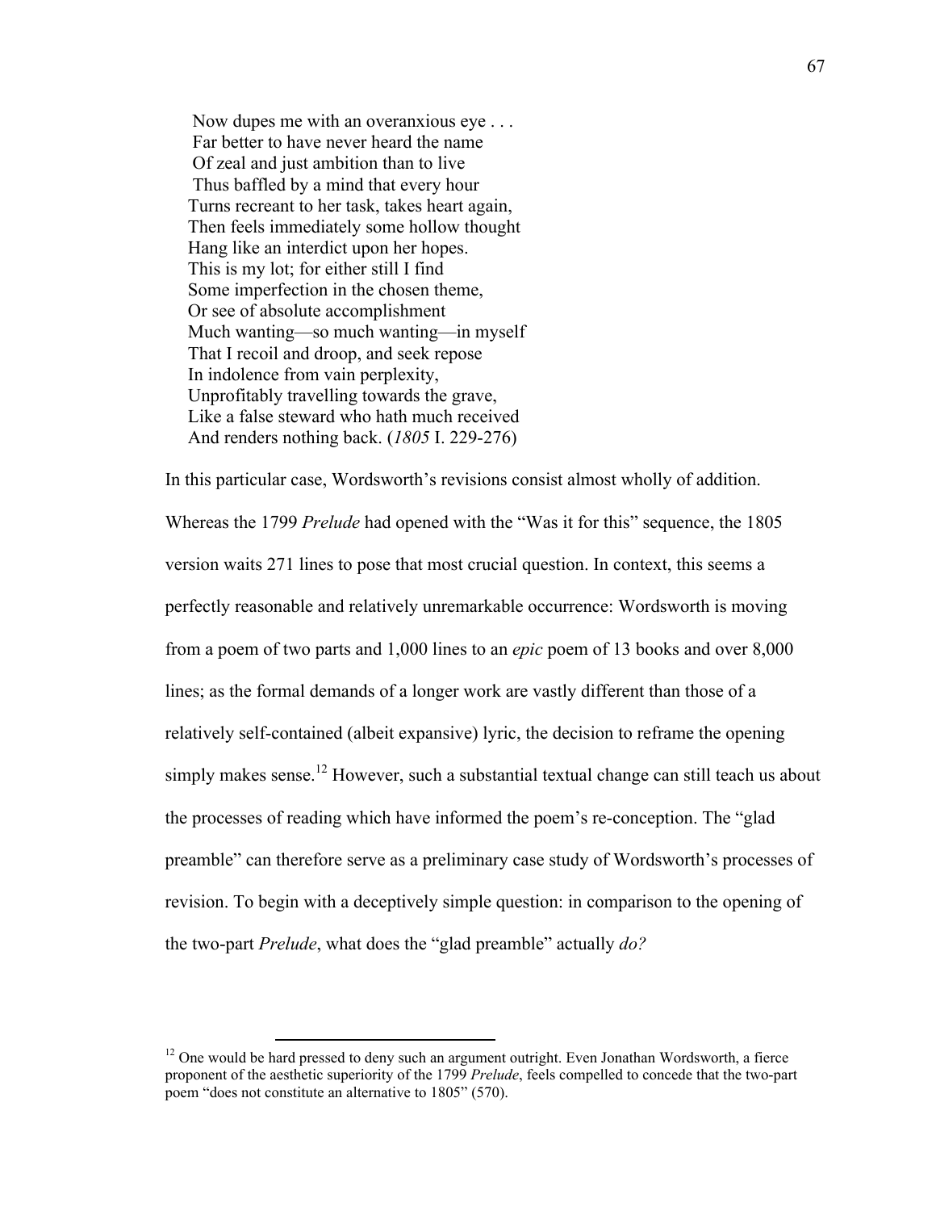> Now dupes me with an overanxious eye . . .
> Far better to have never heard the name
> Of zeal and just ambition than to live
> Thus baffled by a mind that every hour
> Turns recreant to her task, takes heart again,
> Then feels immediately some hollow thought
> Hang like an interdict upon her hopes.
> This is my lot; for either still I find
> Some imperfection in the chosen theme,
> Or see of absolute accomplishment
> Much wanting—so much wanting—in myself
> That I recoil and droop, and seek repose
> In indolence from vain perplexity,
> Unprofitably travelling towards the grave,
> Like a false steward who hath much received
> And renders nothing back. (*1805* I. 229-276)

In this particular case, Wordsworth's revisions consist almost wholly of addition. Whereas the 1799 *Prelude* had opened with the "Was it for this" sequence, the 1805 version waits 271 lines to pose that most crucial question. In context, this seems a perfectly reasonable and relatively unremarkable occurrence: Wordsworth is moving from a poem of two parts and 1,000 lines to an *epic* poem of 13 books and over 8,000 lines; as the formal demands of a longer work are vastly different than those of a relatively self-contained (albeit expansive) lyric, the decision to reframe the opening simply makes sense.[12] However, such a substantial textual change can still teach us about the processes of reading which have informed the poem's re-conception. The "glad preamble" can therefore serve as a preliminary case study of Wordsworth's processes of revision. To begin with a deceptively simple question: in comparison to the opening of the two-part *Prelude*, what does the "glad preamble" actually *do?*

[12] One would be hard pressed to deny such an argument outright. Even Jonathan Wordsworth, a fierce proponent of the aesthetic superiority of the 1799 *Prelude*, feels compelled to concede that the two-part poem "does not constitute an alternative to 1805" (570).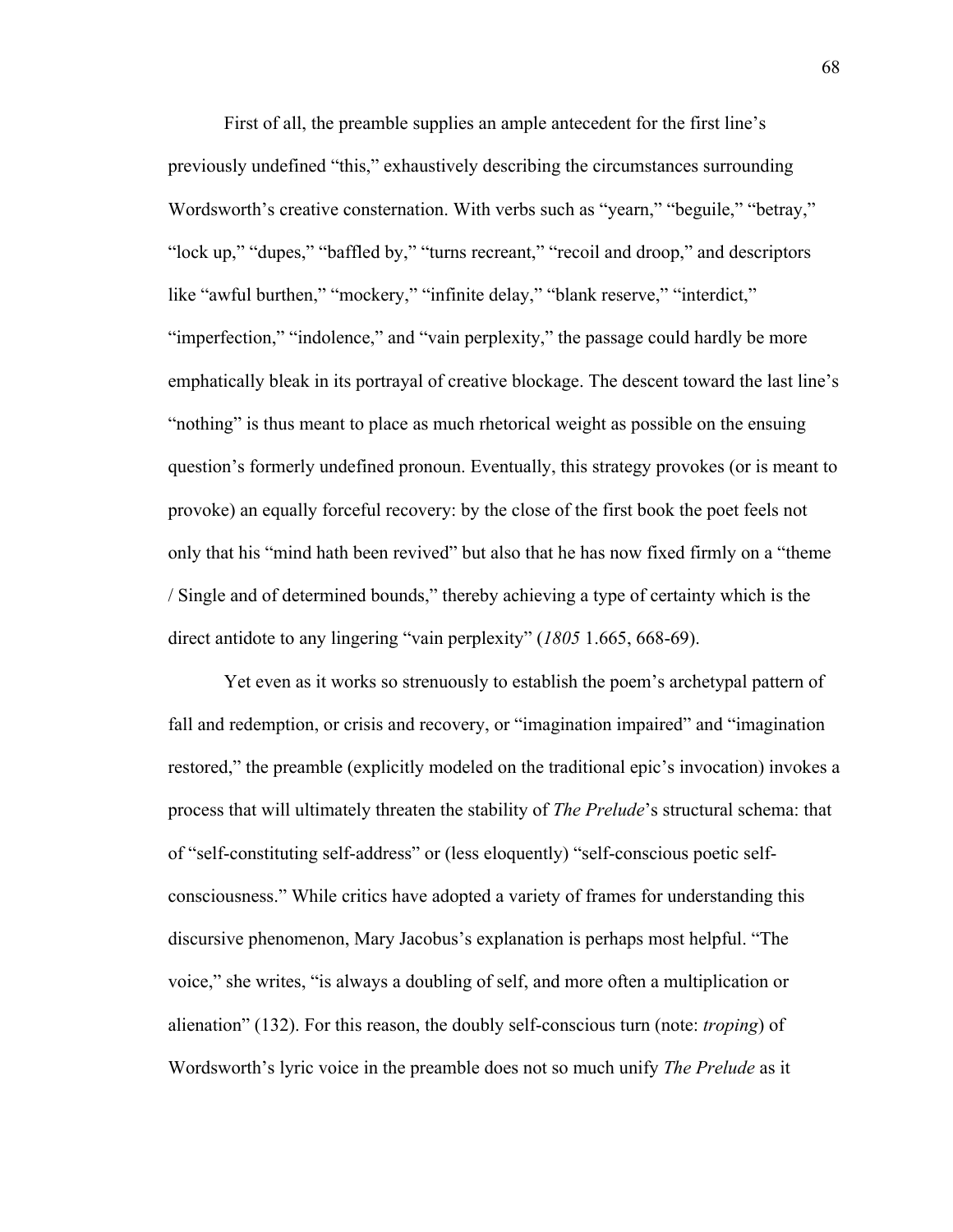First of all, the preamble supplies an ample antecedent for the first line's previously undefined "this," exhaustively describing the circumstances surrounding Wordsworth's creative consternation. With verbs such as "yearn," "beguile," "betray," "lock up," "dupes," "baffled by," "turns recreant," "recoil and droop," and descriptors like "awful burthen," "mockery," "infinite delay," "blank reserve," "interdict," "imperfection," "indolence," and "vain perplexity," the passage could hardly be more emphatically bleak in its portrayal of creative blockage. The descent toward the last line's "nothing" is thus meant to place as much rhetorical weight as possible on the ensuing question's formerly undefined pronoun. Eventually, this strategy provokes (or is meant to provoke) an equally forceful recovery: by the close of the first book the poet feels not only that his "mind hath been revived" but also that he has now fixed firmly on a "theme / Single and of determined bounds," thereby achieving a type of certainty which is the direct antidote to any lingering "vain perplexity" (*1805* 1.665, 668-69).

Yet even as it works so strenuously to establish the poem's archetypal pattern of fall and redemption, or crisis and recovery, or "imagination impaired" and "imagination restored," the preamble (explicitly modeled on the traditional epic's invocation) invokes a process that will ultimately threaten the stability of *The Prelude*'s structural schema: that of "self-constituting self-address" or (less eloquently) "self-conscious poetic self-consciousness." While critics have adopted a variety of frames for understanding this discursive phenomenon, Mary Jacobus's explanation is perhaps most helpful. "The voice," she writes, "is always a doubling of self, and more often a multiplication or alienation" (132). For this reason, the doubly self-conscious turn (note: *troping*) of Wordsworth's lyric voice in the preamble does not so much unify *The Prelude* as it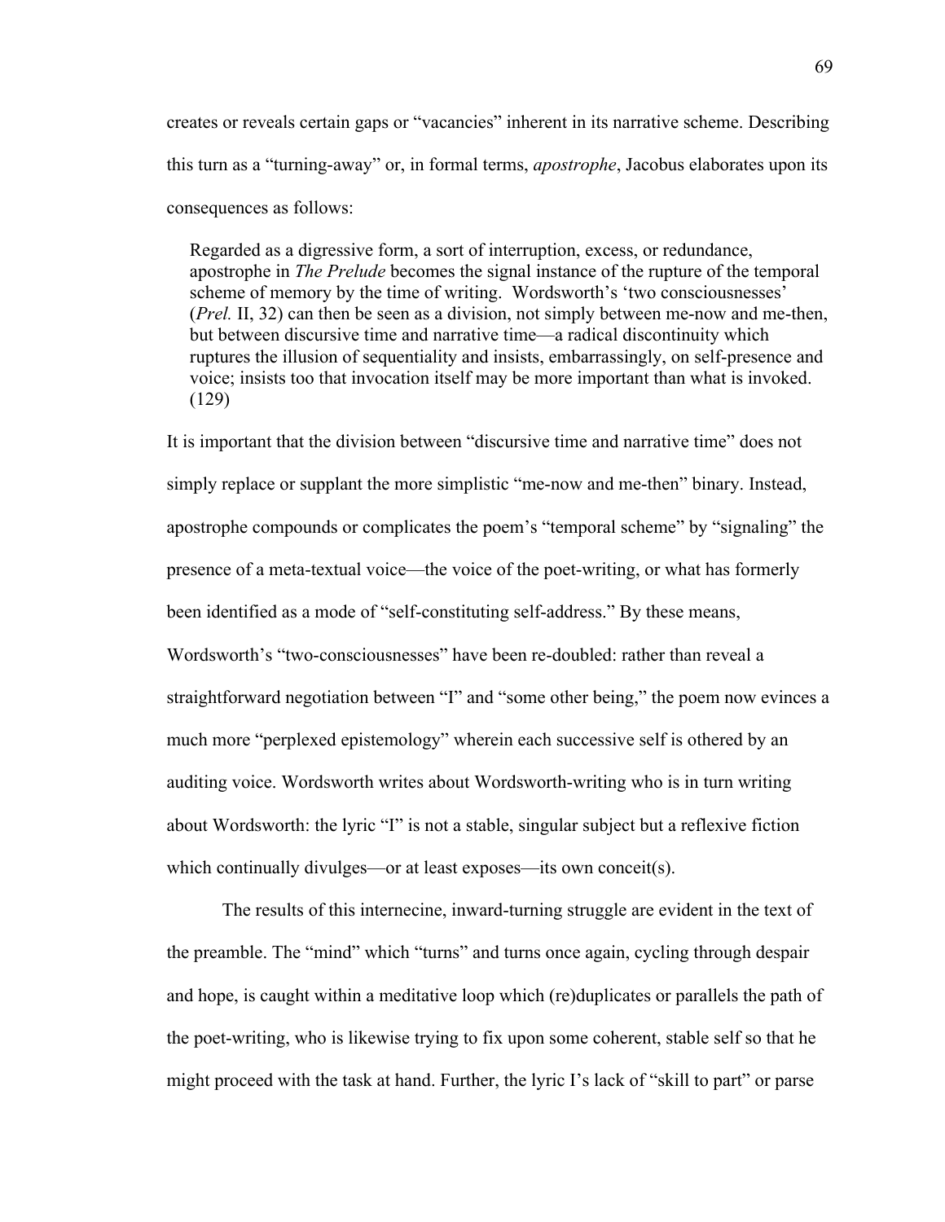creates or reveals certain gaps or "vacancies" inherent in its narrative scheme. Describing this turn as a "turning-away" or, in formal terms, *apostrophe*, Jacobus elaborates upon its consequences as follows:

> Regarded as a digressive form, a sort of interruption, excess, or redundance, apostrophe in *The Prelude* becomes the signal instance of the rupture of the temporal scheme of memory by the time of writing. Wordsworth's 'two consciousnesses' (*Prel.* II, 32) can then be seen as a division, not simply between me-now and me-then, but between discursive time and narrative time—a radical discontinuity which ruptures the illusion of sequentiality and insists, embarrassingly, on self-presence and voice; insists too that invocation itself may be more important than what is invoked. (129)

It is important that the division between "discursive time and narrative time" does not simply replace or supplant the more simplistic "me-now and me-then" binary. Instead, apostrophe compounds or complicates the poem's "temporal scheme" by "signaling" the presence of a meta-textual voice—the voice of the poet-writing, or what has formerly been identified as a mode of "self-constituting self-address." By these means, Wordsworth's "two-consciousnesses" have been re-doubled: rather than reveal a straightforward negotiation between "I" and "some other being," the poem now evinces a much more "perplexed epistemology" wherein each successive self is othered by an auditing voice. Wordsworth writes about Wordsworth-writing who is in turn writing about Wordsworth: the lyric "I" is not a stable, singular subject but a reflexive fiction which continually divulges—or at least exposes—its own conceit(s).

The results of this internecine, inward-turning struggle are evident in the text of the preamble. The "mind" which "turns" and turns once again, cycling through despair and hope, is caught within a meditative loop which (re)duplicates or parallels the path of the poet-writing, who is likewise trying to fix upon some coherent, stable self so that he might proceed with the task at hand. Further, the lyric I's lack of "skill to part" or parse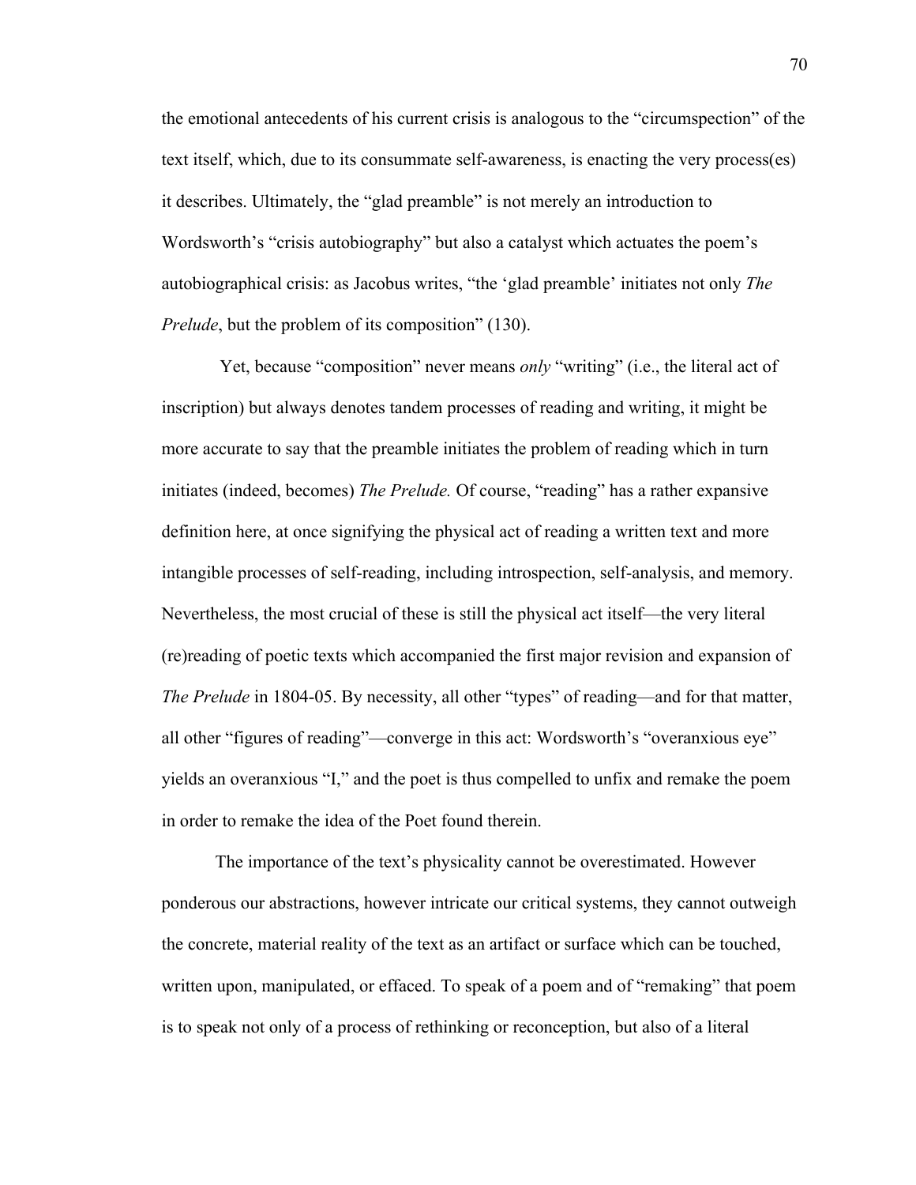the emotional antecedents of his current crisis is analogous to the "circumspection" of the text itself, which, due to its consummate self-awareness, is enacting the very process(es) it describes. Ultimately, the "glad preamble" is not merely an introduction to Wordsworth's "crisis autobiography" but also a catalyst which actuates the poem's autobiographical crisis: as Jacobus writes, "the 'glad preamble' initiates not only *The Prelude*, but the problem of its composition" (130).

Yet, because "composition" never means *only* "writing" (i.e., the literal act of inscription) but always denotes tandem processes of reading and writing, it might be more accurate to say that the preamble initiates the problem of reading which in turn initiates (indeed, becomes) *The Prelude.* Of course, "reading" has a rather expansive definition here, at once signifying the physical act of reading a written text and more intangible processes of self-reading, including introspection, self-analysis, and memory. Nevertheless, the most crucial of these is still the physical act itself—the very literal (re)reading of poetic texts which accompanied the first major revision and expansion of *The Prelude* in 1804-05. By necessity, all other "types" of reading—and for that matter, all other "figures of reading"—converge in this act: Wordsworth's "overanxious eye" yields an overanxious "I," and the poet is thus compelled to unfix and remake the poem in order to remake the idea of the Poet found therein.

The importance of the text's physicality cannot be overestimated. However ponderous our abstractions, however intricate our critical systems, they cannot outweigh the concrete, material reality of the text as an artifact or surface which can be touched, written upon, manipulated, or effaced. To speak of a poem and of "remaking" that poem is to speak not only of a process of rethinking or reconception, but also of a literal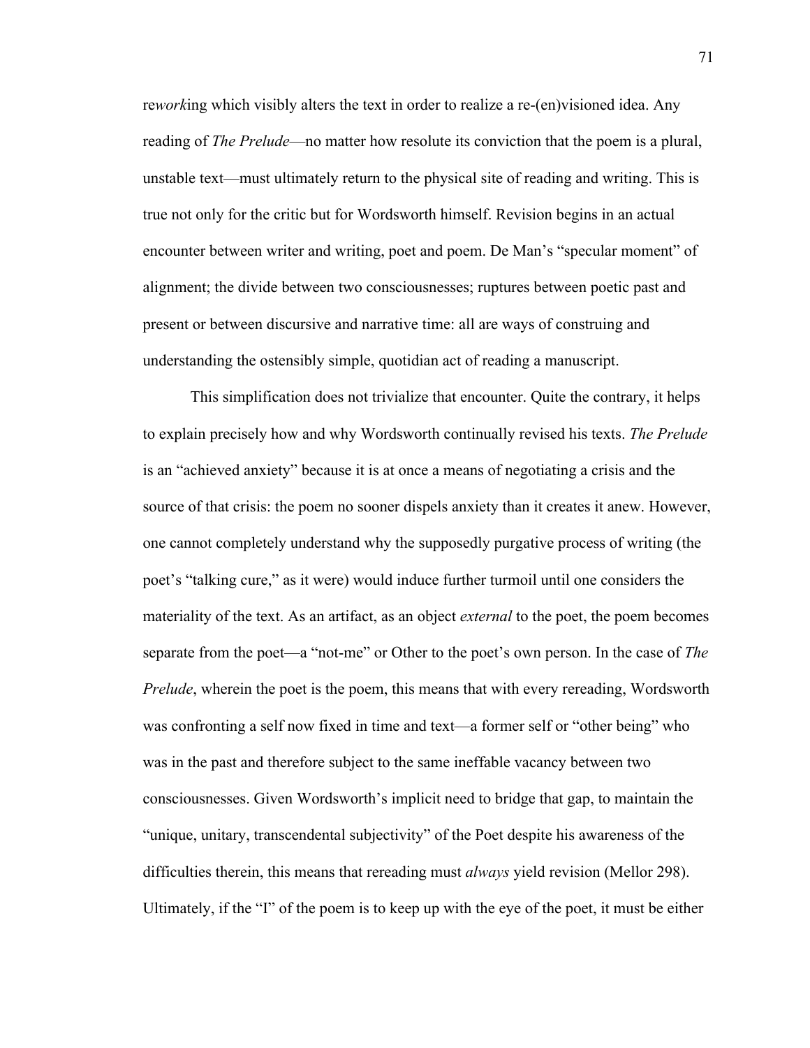re*work*ing which visibly alters the text in order to realize a re-(en)visioned idea. Any reading of *The Prelude*—no matter how resolute its conviction that the poem is a plural, unstable text—must ultimately return to the physical site of reading and writing. This is true not only for the critic but for Wordsworth himself. Revision begins in an actual encounter between writer and writing, poet and poem. De Man's "specular moment" of alignment; the divide between two consciousnesses; ruptures between poetic past and present or between discursive and narrative time: all are ways of construing and understanding the ostensibly simple, quotidian act of reading a manuscript.

This simplification does not trivialize that encounter. Quite the contrary, it helps to explain precisely how and why Wordsworth continually revised his texts. *The Prelude* is an "achieved anxiety" because it is at once a means of negotiating a crisis and the source of that crisis: the poem no sooner dispels anxiety than it creates it anew. However, one cannot completely understand why the supposedly purgative process of writing (the poet's "talking cure," as it were) would induce further turmoil until one considers the materiality of the text. As an artifact, as an object *external* to the poet, the poem becomes separate from the poet—a "not-me" or Other to the poet's own person. In the case of *The Prelude*, wherein the poet is the poem, this means that with every rereading, Wordsworth was confronting a self now fixed in time and text—a former self or "other being" who was in the past and therefore subject to the same ineffable vacancy between two consciousnesses. Given Wordsworth's implicit need to bridge that gap, to maintain the "unique, unitary, transcendental subjectivity" of the Poet despite his awareness of the difficulties therein, this means that rereading must *always* yield revision (Mellor 298). Ultimately, if the "I" of the poem is to keep up with the eye of the poet, it must be either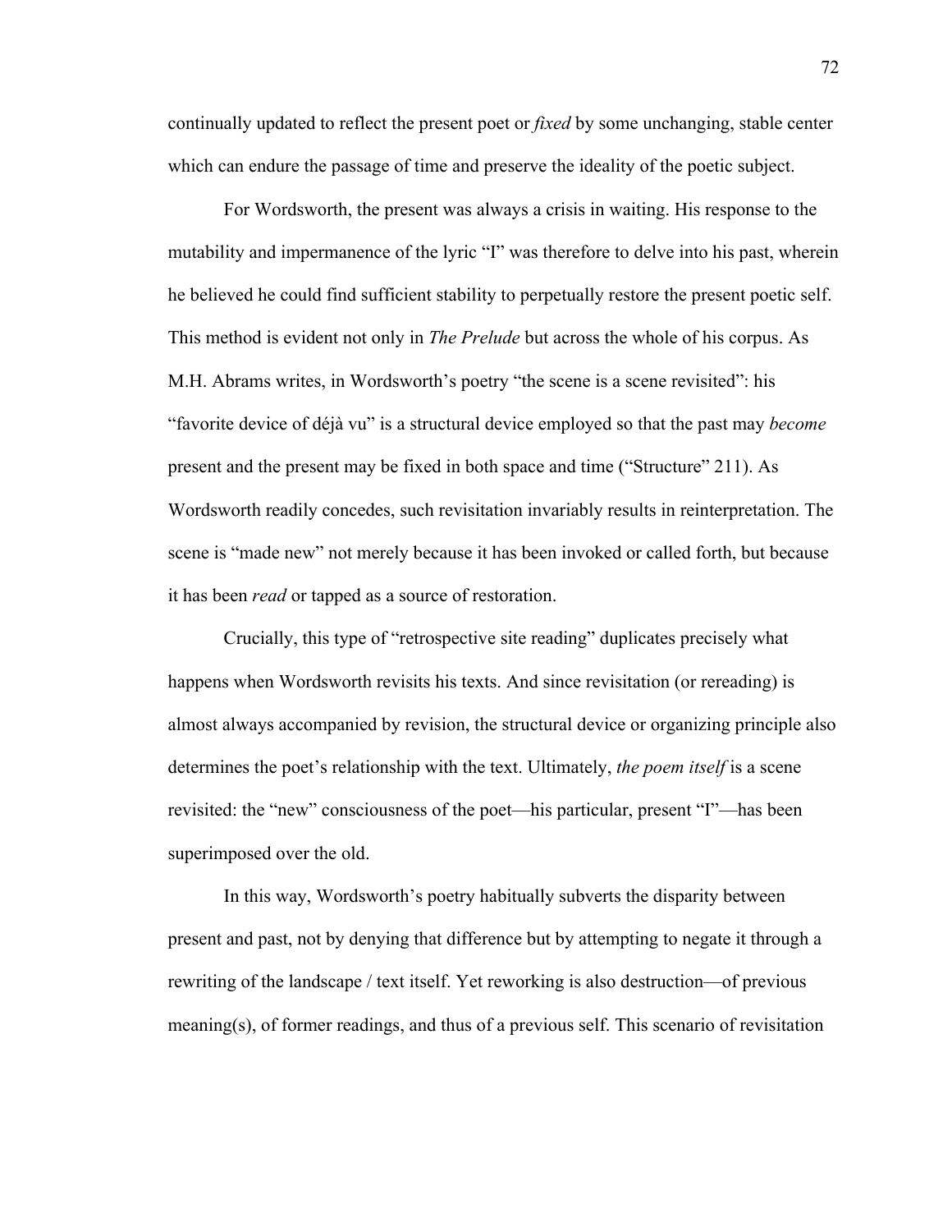continually updated to reflect the present poet or *fixed* by some unchanging, stable center which can endure the passage of time and preserve the ideality of the poetic subject.

For Wordsworth, the present was always a crisis in waiting. His response to the mutability and impermanence of the lyric "I" was therefore to delve into his past, wherein he believed he could find sufficient stability to perpetually restore the present poetic self. This method is evident not only in *The Prelude* but across the whole of his corpus. As M.H. Abrams writes, in Wordsworth's poetry "the scene is a scene revisited": his "favorite device of déjà vu" is a structural device employed so that the past may *become* present and the present may be fixed in both space and time ("Structure" 211). As Wordsworth readily concedes, such revisitation invariably results in reinterpretation. The scene is "made new" not merely because it has been invoked or called forth, but because it has been *read* or tapped as a source of restoration.

Crucially, this type of "retrospective site reading" duplicates precisely what happens when Wordsworth revisits his texts. And since revisitation (or rereading) is almost always accompanied by revision, the structural device or organizing principle also determines the poet's relationship with the text. Ultimately, *the poem itself* is a scene revisited: the "new" consciousness of the poet—his particular, present "I"—has been superimposed over the old.

In this way, Wordsworth's poetry habitually subverts the disparity between present and past, not by denying that difference but by attempting to negate it through a rewriting of the landscape / text itself. Yet reworking is also destruction—of previous meaning(s), of former readings, and thus of a previous self. This scenario of revisitation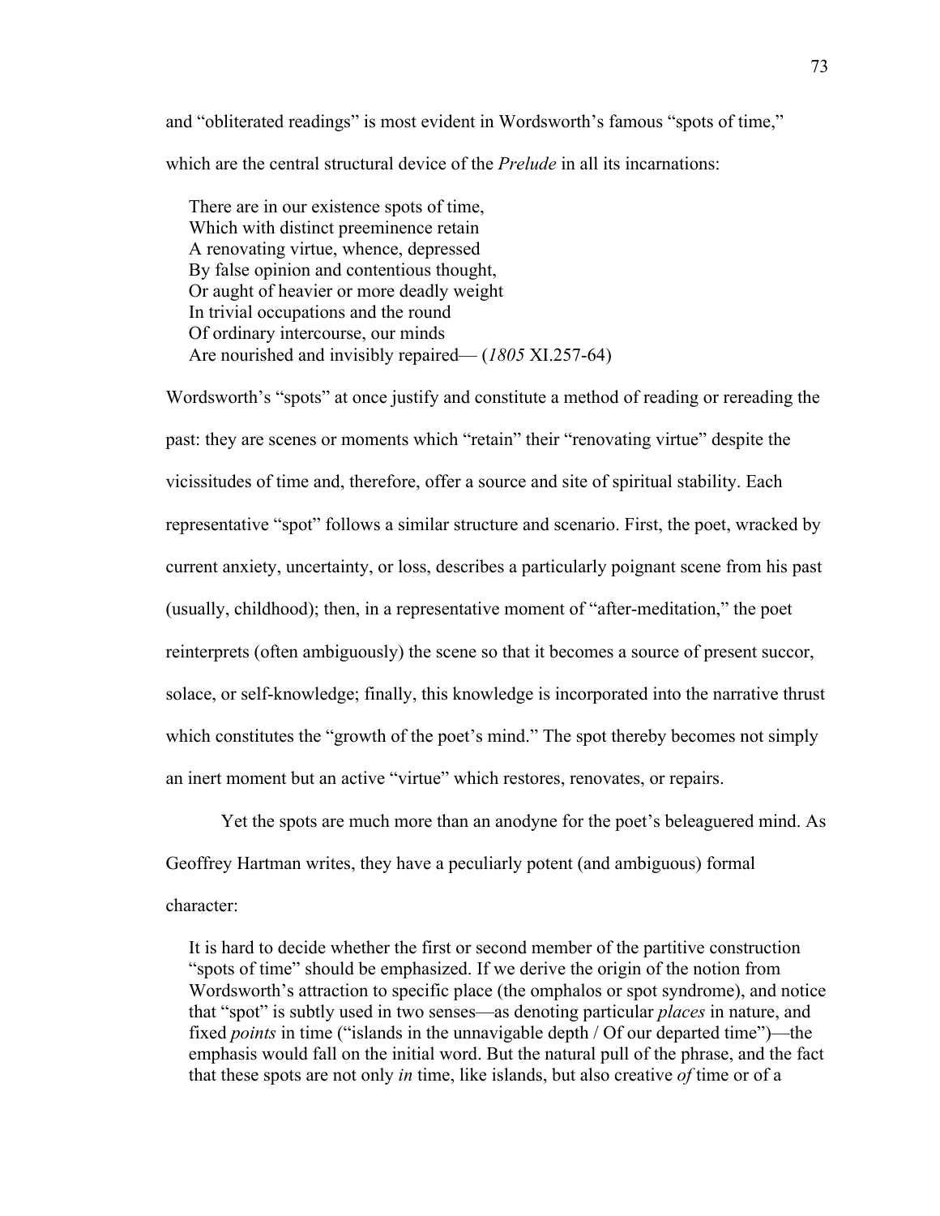and "obliterated readings" is most evident in Wordsworth's famous "spots of time," which are the central structural device of the *Prelude* in all its incarnations:

> There are in our existence spots of time,  
> Which with distinct preeminence retain  
> A renovating virtue, whence, depressed  
> By false opinion and contentious thought,  
> Or aught of heavier or more deadly weight  
> In trivial occupations and the round  
> Of ordinary intercourse, our minds  
> Are nourished and invisibly repaired— (*1805* XI.257-64)

Wordsworth's "spots" at once justify and constitute a method of reading or rereading the past: they are scenes or moments which "retain" their "renovating virtue" despite the vicissitudes of time and, therefore, offer a source and site of spiritual stability. Each representative "spot" follows a similar structure and scenario. First, the poet, wracked by current anxiety, uncertainty, or loss, describes a particularly poignant scene from his past (usually, childhood); then, in a representative moment of "after-meditation," the poet reinterprets (often ambiguously) the scene so that it becomes a source of present succor, solace, or self-knowledge; finally, this knowledge is incorporated into the narrative thrust which constitutes the "growth of the poet's mind." The spot thereby becomes not simply an inert moment but an active "virtue" which restores, renovates, or repairs.

Yet the spots are much more than an anodyne for the poet's beleaguered mind. As Geoffrey Hartman writes, they have a peculiarly potent (and ambiguous) formal character:

> It is hard to decide whether the first or second member of the partitive construction "spots of time" should be emphasized. If we derive the origin of the notion from Wordsworth's attraction to specific place (the omphalos or spot syndrome), and notice that "spot" is subtly used in two senses—as denoting particular *places* in nature, and fixed *points* in time ("islands in the unnavigable depth / Of our departed time")—the emphasis would fall on the initial word. But the natural pull of the phrase, and the fact that these spots are not only *in* time, like islands, but also creative *of* time or of a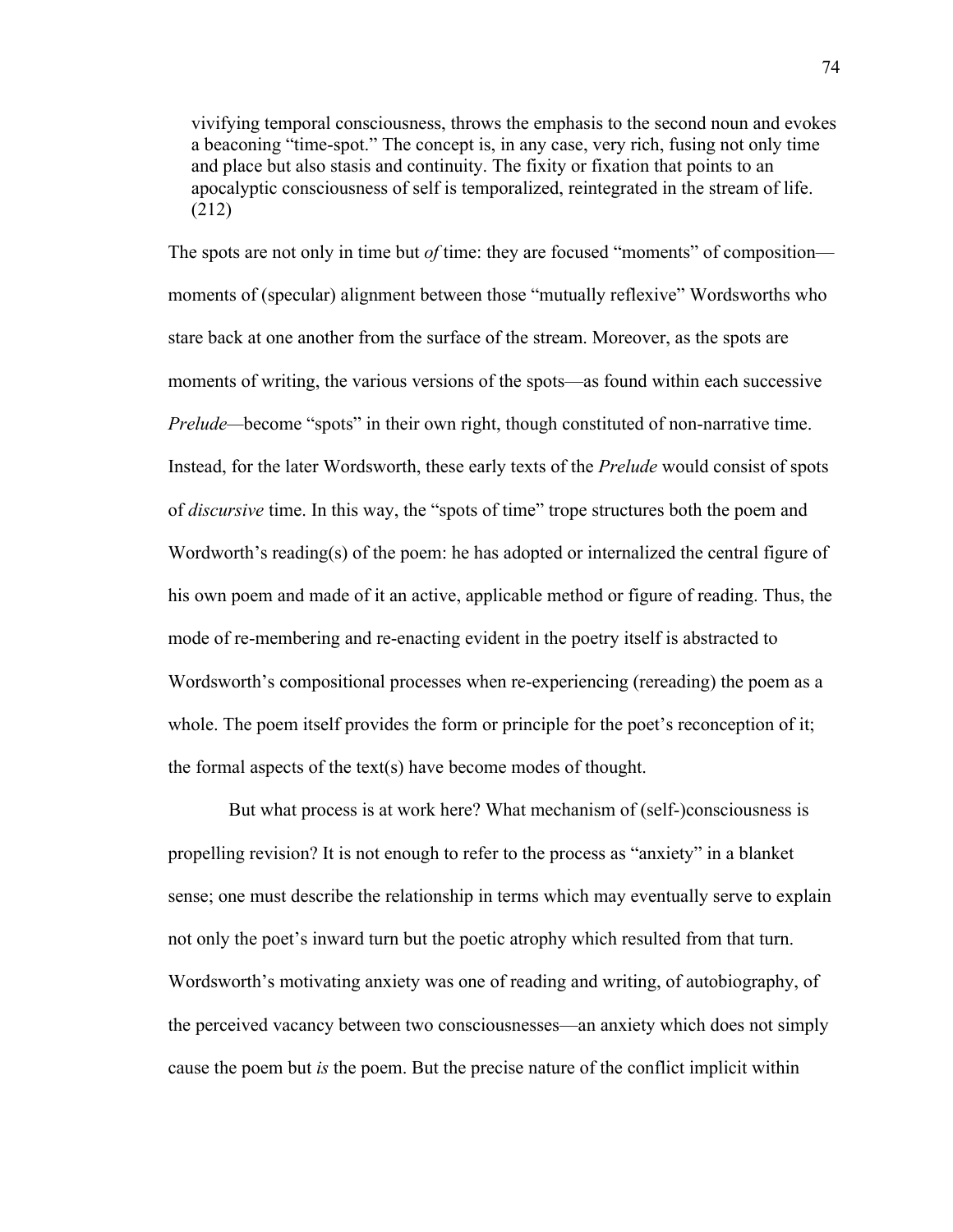> vivifying temporal consciousness, throws the emphasis to the second noun and evokes a beaconing "time-spot." The concept is, in any case, very rich, fusing not only time and place but also stasis and continuity. The fixity or fixation that points to an apocalyptic consciousness of self is temporalized, reintegrated in the stream of life. (212)

The spots are not only in time but *of* time: they are focused "moments" of composition—moments of (specular) alignment between those "mutually reflexive" Wordsworths who stare back at one another from the surface of the stream. Moreover, as the spots are moments of writing, the various versions of the spots—as found within each successive *Prelude*—become "spots" in their own right, though constituted of non-narrative time. Instead, for the later Wordsworth, these early texts of the *Prelude* would consist of spots of *discursive* time. In this way, the "spots of time" trope structures both the poem and Wordworth's reading(s) of the poem: he has adopted or internalized the central figure of his own poem and made of it an active, applicable method or figure of reading. Thus, the mode of re-membering and re-enacting evident in the poetry itself is abstracted to Wordsworth's compositional processes when re-experiencing (rereading) the poem as a whole. The poem itself provides the form or principle for the poet's reconception of it; the formal aspects of the text(s) have become modes of thought.

But what process is at work here? What mechanism of (self-)consciousness is propelling revision? It is not enough to refer to the process as "anxiety" in a blanket sense; one must describe the relationship in terms which may eventually serve to explain not only the poet's inward turn but the poetic atrophy which resulted from that turn. Wordsworth's motivating anxiety was one of reading and writing, of autobiography, of the perceived vacancy between two consciousnesses—an anxiety which does not simply cause the poem but *is* the poem. But the precise nature of the conflict implicit within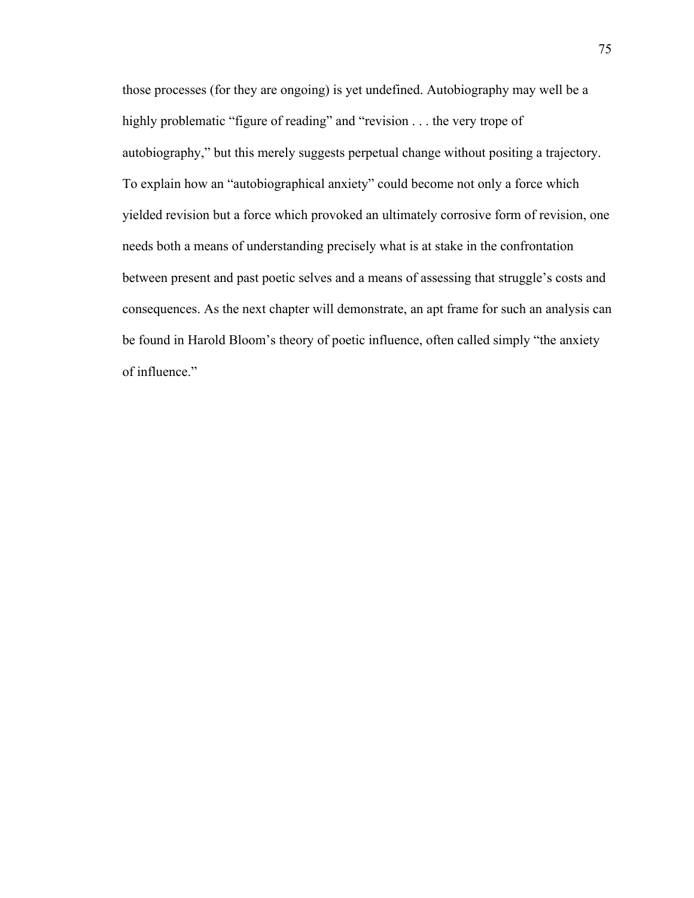those processes (for they are ongoing) is yet undefined. Autobiography may well be a highly problematic "figure of reading" and "revision . . . the very trope of autobiography," but this merely suggests perpetual change without positing a trajectory. To explain how an "autobiographical anxiety" could become not only a force which yielded revision but a force which provoked an ultimately corrosive form of revision, one needs both a means of understanding precisely what is at stake in the confrontation between present and past poetic selves and a means of assessing that struggle's costs and consequences. As the next chapter will demonstrate, an apt frame for such an analysis can be found in Harold Bloom's theory of poetic influence, often called simply "the anxiety of influence."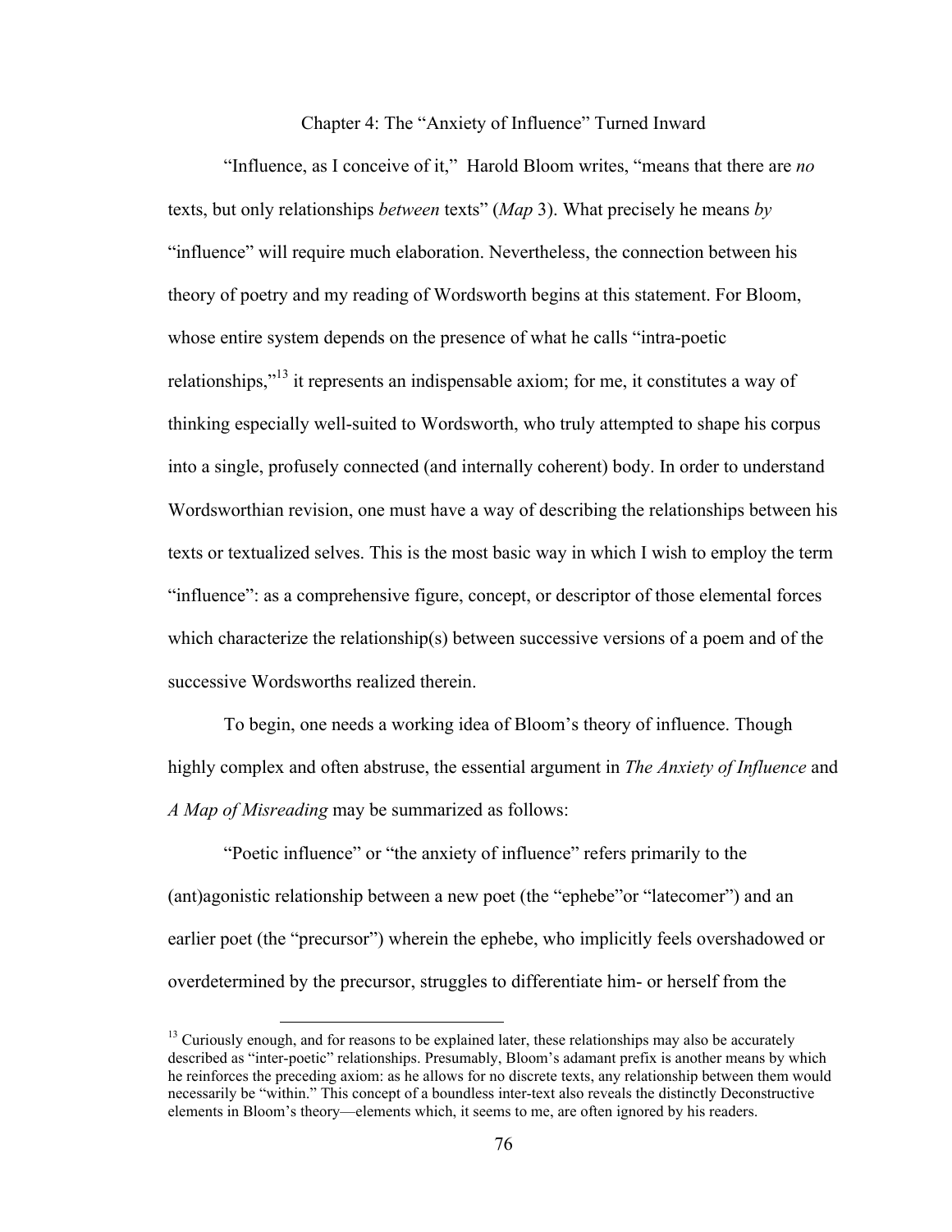# Chapter 4: The "Anxiety of Influence" Turned Inward

"Influence, as I conceive of it," Harold Bloom writes, "means that there are *no* texts, but only relationships *between* texts" (*Map* 3). What precisely he means *by* "influence" will require much elaboration. Nevertheless, the connection between his theory of poetry and my reading of Wordsworth begins at this statement. For Bloom, whose entire system depends on the presence of what he calls "intra-poetic relationships,"[13] it represents an indispensable axiom; for me, it constitutes a way of thinking especially well-suited to Wordsworth, who truly attempted to shape his corpus into a single, profusely connected (and internally coherent) body. In order to understand Wordsworthian revision, one must have a way of describing the relationships between his texts or textualized selves. This is the most basic way in which I wish to employ the term "influence": as a comprehensive figure, concept, or descriptor of those elemental forces which characterize the relationship(s) between successive versions of a poem and of the successive Wordsworths realized therein.

To begin, one needs a working idea of Bloom's theory of influence. Though highly complex and often abstruse, the essential argument in *The Anxiety of Influence* and *A Map of Misreading* may be summarized as follows:

"Poetic influence" or "the anxiety of influence" refers primarily to the (ant)agonistic relationship between a new poet (the "ephebe"or "latecomer") and an earlier poet (the "precursor") wherein the ephebe, who implicitly feels overshadowed or overdetermined by the precursor, struggles to differentiate him- or herself from the

[13] Curiously enough, and for reasons to be explained later, these relationships may also be accurately described as "inter-poetic" relationships. Presumably, Bloom's adamant prefix is another means by which he reinforces the preceding axiom: as he allows for no discrete texts, any relationship between them would necessarily be "within." This concept of a boundless inter-text also reveals the distinctly Deconstructive elements in Bloom's theory—elements which, it seems to me, are often ignored by his readers.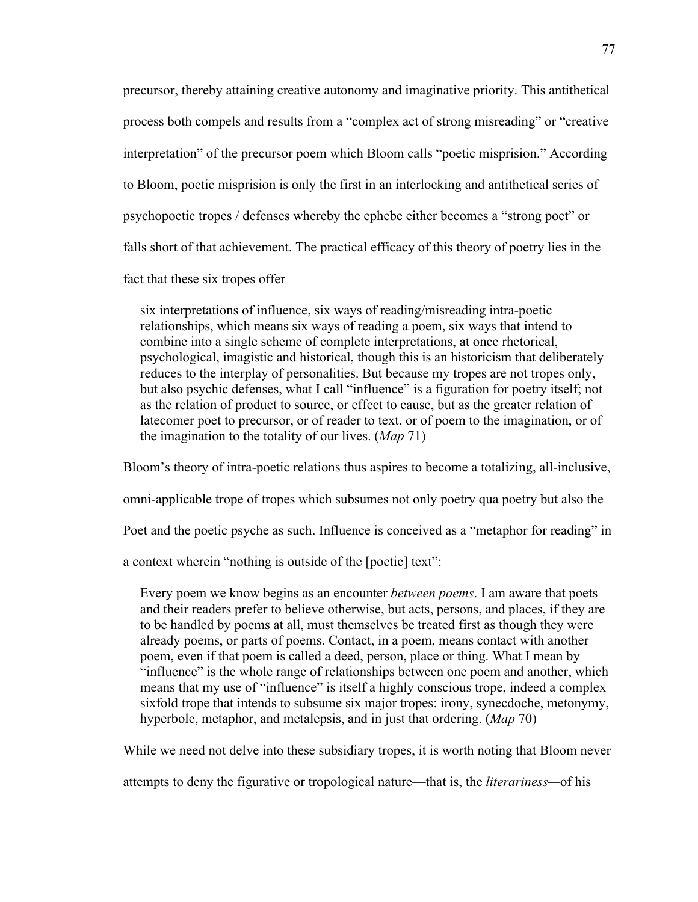precursor, thereby attaining creative autonomy and imaginative priority. This antithetical process both compels and results from a "complex act of strong misreading" or "creative interpretation" of the precursor poem which Bloom calls "poetic misprision." According to Bloom, poetic misprision is only the first in an interlocking and antithetical series of psychopoetic tropes / defenses whereby the ephebe either becomes a "strong poet" or falls short of that achievement. The practical efficacy of this theory of poetry lies in the fact that these six tropes offer

> six interpretations of influence, six ways of reading/misreading intra-poetic relationships, which means six ways of reading a poem, six ways that intend to combine into a single scheme of complete interpretations, at once rhetorical, psychological, imagistic and historical, though this is an historicism that deliberately reduces to the interplay of personalities. But because my tropes are not tropes only, but also psychic defenses, what I call "influence" is a figuration for poetry itself; not as the relation of product to source, or effect to cause, but as the greater relation of latecomer poet to precursor, or of reader to text, or of poem to the imagination, or of the imagination to the totality of our lives. (*Map* 71)

Bloom's theory of intra-poetic relations thus aspires to become a totalizing, all-inclusive, omni-applicable trope of tropes which subsumes not only poetry qua poetry but also the Poet and the poetic psyche as such. Influence is conceived as a "metaphor for reading" in a context wherein "nothing is outside of the [poetic] text":

> Every poem we know begins as an encounter *between poems*. I am aware that poets and their readers prefer to believe otherwise, but acts, persons, and places, if they are to be handled by poems at all, must themselves be treated first as though they were already poems, or parts of poems. Contact, in a poem, means contact with another poem, even if that poem is called a deed, person, place or thing. What I mean by "influence" is the whole range of relationships between one poem and another, which means that my use of "influence" is itself a highly conscious trope, indeed a complex sixfold trope that intends to subsume six major tropes: irony, synecdoche, metonymy, hyperbole, metaphor, and metalepsis, and in just that ordering. (*Map* 70)

While we need not delve into these subsidiary tropes, it is worth noting that Bloom never attempts to deny the figurative or tropological nature—that is, the *literariness*—of his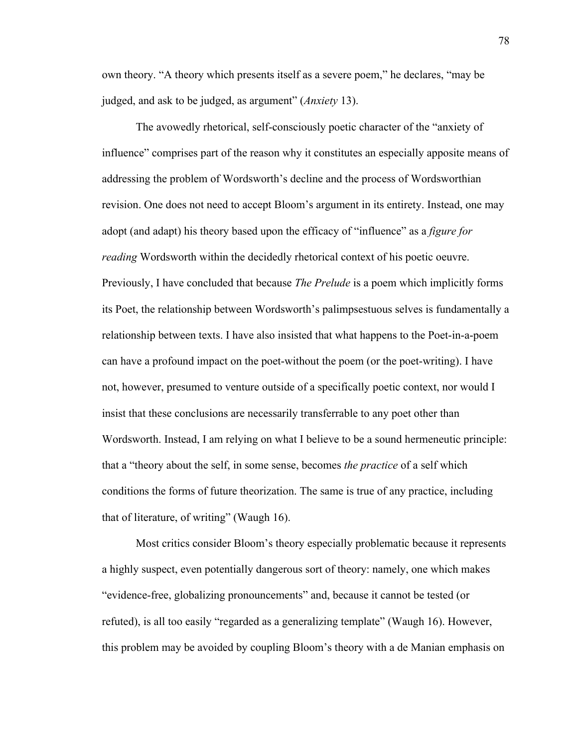own theory. "A theory which presents itself as a severe poem," he declares, "may be judged, and ask to be judged, as argument" (*Anxiety* 13).

The avowedly rhetorical, self-consciously poetic character of the "anxiety of influence" comprises part of the reason why it constitutes an especially apposite means of addressing the problem of Wordsworth's decline and the process of Wordsworthian revision. One does not need to accept Bloom's argument in its entirety. Instead, one may adopt (and adapt) his theory based upon the efficacy of "influence" as a *figure for reading* Wordsworth within the decidedly rhetorical context of his poetic oeuvre. Previously, I have concluded that because *The Prelude* is a poem which implicitly forms its Poet, the relationship between Wordsworth's palimpsestuous selves is fundamentally a relationship between texts. I have also insisted that what happens to the Poet-in-a-poem can have a profound impact on the poet-without the poem (or the poet-writing). I have not, however, presumed to venture outside of a specifically poetic context, nor would I insist that these conclusions are necessarily transferrable to any poet other than Wordsworth. Instead, I am relying on what I believe to be a sound hermeneutic principle: that a "theory about the self, in some sense, becomes *the practice* of a self which conditions the forms of future theorization. The same is true of any practice, including that of literature, of writing" (Waugh 16).

Most critics consider Bloom's theory especially problematic because it represents a highly suspect, even potentially dangerous sort of theory: namely, one which makes "evidence-free, globalizing pronouncements" and, because it cannot be tested (or refuted), is all too easily "regarded as a generalizing template" (Waugh 16). However, this problem may be avoided by coupling Bloom's theory with a de Manian emphasis on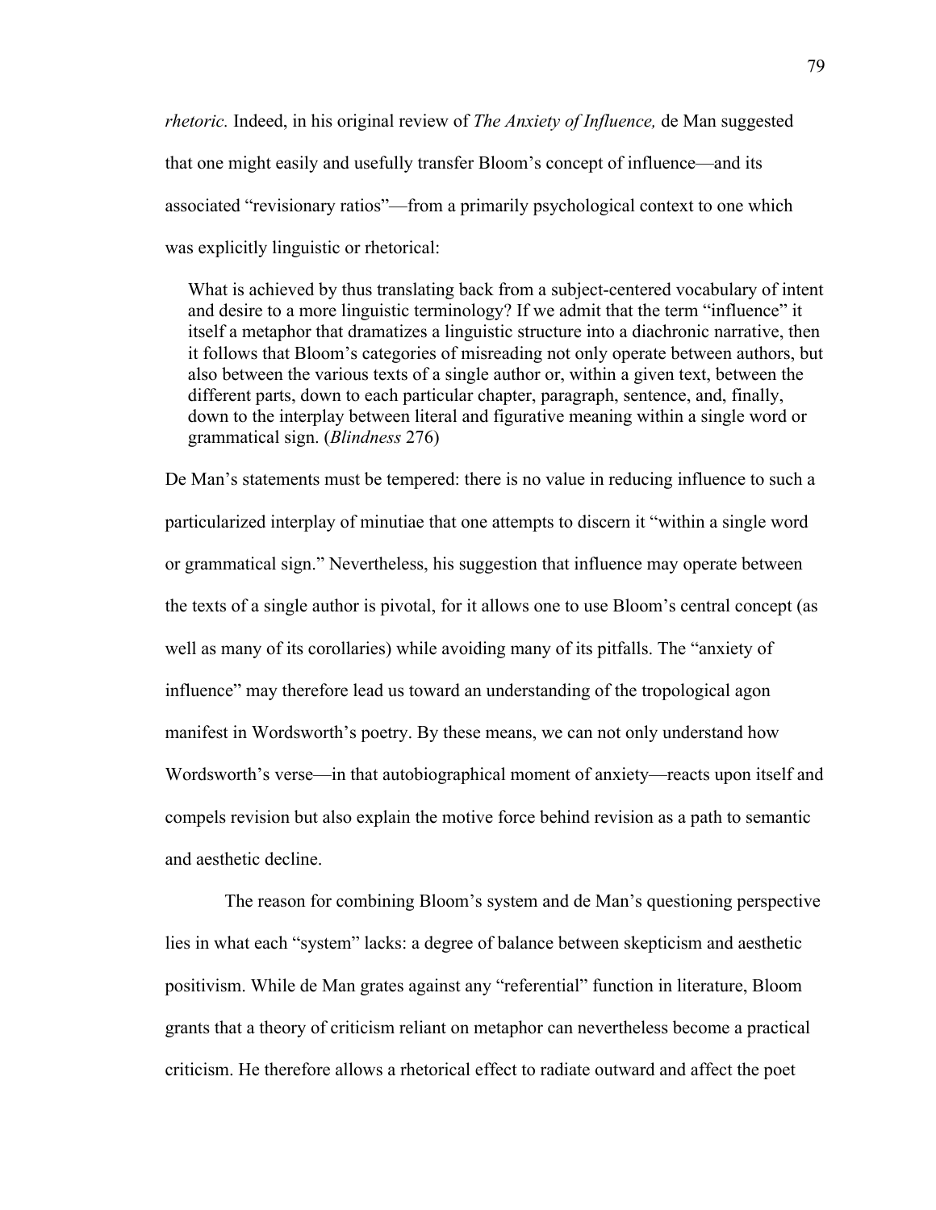*rhetoric.* Indeed, in his original review of *The Anxiety of Influence,* de Man suggested that one might easily and usefully transfer Bloom's concept of influence—and its associated "revisionary ratios"—from a primarily psychological context to one which was explicitly linguistic or rhetorical:

> What is achieved by thus translating back from a subject-centered vocabulary of intent and desire to a more linguistic terminology? If we admit that the term "influence" it itself a metaphor that dramatizes a linguistic structure into a diachronic narrative, then it follows that Bloom's categories of misreading not only operate between authors, but also between the various texts of a single author or, within a given text, between the different parts, down to each particular chapter, paragraph, sentence, and, finally, down to the interplay between literal and figurative meaning within a single word or grammatical sign. (*Blindness* 276)

De Man's statements must be tempered: there is no value in reducing influence to such a particularized interplay of minutiae that one attempts to discern it "within a single word or grammatical sign." Nevertheless, his suggestion that influence may operate between the texts of a single author is pivotal, for it allows one to use Bloom's central concept (as well as many of its corollaries) while avoiding many of its pitfalls. The "anxiety of influence" may therefore lead us toward an understanding of the tropological agon manifest in Wordsworth's poetry. By these means, we can not only understand how Wordsworth's verse—in that autobiographical moment of anxiety—reacts upon itself and compels revision but also explain the motive force behind revision as a path to semantic and aesthetic decline.

The reason for combining Bloom's system and de Man's questioning perspective lies in what each "system" lacks: a degree of balance between skepticism and aesthetic positivism. While de Man grates against any "referential" function in literature, Bloom grants that a theory of criticism reliant on metaphor can nevertheless become a practical criticism. He therefore allows a rhetorical effect to radiate outward and affect the poet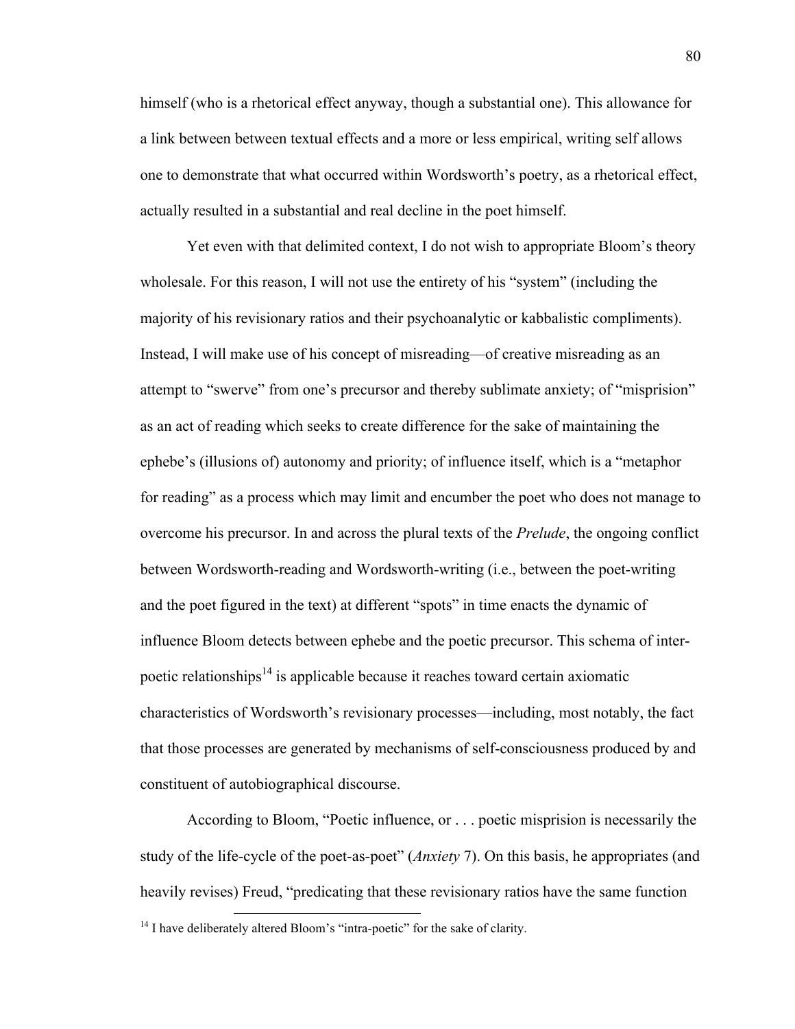himself (who is a rhetorical effect anyway, though a substantial one). This allowance for a link between between textual effects and a more or less empirical, writing self allows one to demonstrate that what occurred within Wordsworth's poetry, as a rhetorical effect, actually resulted in a substantial and real decline in the poet himself.

Yet even with that delimited context, I do not wish to appropriate Bloom's theory wholesale. For this reason, I will not use the entirety of his "system" (including the majority of his revisionary ratios and their psychoanalytic or kabbalistic compliments). Instead, I will make use of his concept of misreading—of creative misreading as an attempt to "swerve" from one's precursor and thereby sublimate anxiety; of "misprision" as an act of reading which seeks to create difference for the sake of maintaining the ephebe's (illusions of) autonomy and priority; of influence itself, which is a "metaphor for reading" as a process which may limit and encumber the poet who does not manage to overcome his precursor. In and across the plural texts of the *Prelude*, the ongoing conflict between Wordsworth-reading and Wordsworth-writing (i.e., between the poet-writing and the poet figured in the text) at different "spots" in time enacts the dynamic of influence Bloom detects between ephebe and the poetic precursor. This schema of inter-poetic relationships[14] is applicable because it reaches toward certain axiomatic characteristics of Wordsworth's revisionary processes—including, most notably, the fact that those processes are generated by mechanisms of self-consciousness produced by and constituent of autobiographical discourse.

According to Bloom, "Poetic influence, or . . . poetic misprision is necessarily the study of the life-cycle of the poet-as-poet" (*Anxiety* 7). On this basis, he appropriates (and heavily revises) Freud, "predicating that these revisionary ratios have the same function

[14] I have deliberately altered Bloom's "intra-poetic" for the sake of clarity.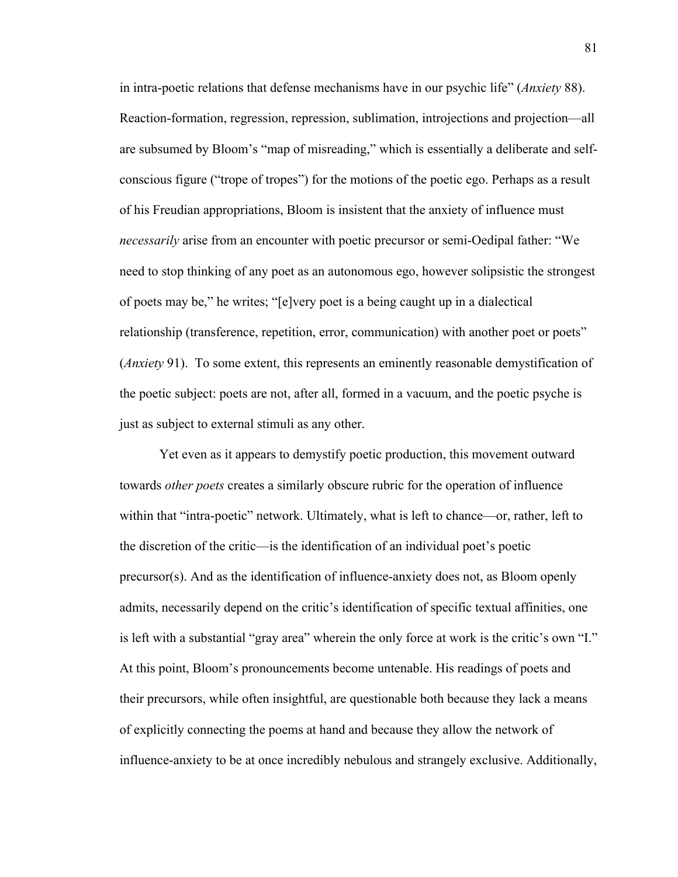in intra-poetic relations that defense mechanisms have in our psychic life" (*Anxiety* 88). Reaction-formation, regression, repression, sublimation, introjections and projection—all are subsumed by Bloom's "map of misreading," which is essentially a deliberate and self-conscious figure ("trope of tropes") for the motions of the poetic ego. Perhaps as a result of his Freudian appropriations, Bloom is insistent that the anxiety of influence must *necessarily* arise from an encounter with poetic precursor or semi-Oedipal father: "We need to stop thinking of any poet as an autonomous ego, however solipsistic the strongest of poets may be," he writes; "[e]very poet is a being caught up in a dialectical relationship (transference, repetition, error, communication) with another poet or poets" (*Anxiety* 91). To some extent, this represents an eminently reasonable demystification of the poetic subject: poets are not, after all, formed in a vacuum, and the poetic psyche is just as subject to external stimuli as any other.

Yet even as it appears to demystify poetic production, this movement outward towards *other poets* creates a similarly obscure rubric for the operation of influence within that "intra-poetic" network. Ultimately, what is left to chance—or, rather, left to the discretion of the critic—is the identification of an individual poet's poetic precursor(s). And as the identification of influence-anxiety does not, as Bloom openly admits, necessarily depend on the critic's identification of specific textual affinities, one is left with a substantial "gray area" wherein the only force at work is the critic's own "I." At this point, Bloom's pronouncements become untenable. His readings of poets and their precursors, while often insightful, are questionable both because they lack a means of explicitly connecting the poems at hand and because they allow the network of influence-anxiety to be at once incredibly nebulous and strangely exclusive. Additionally,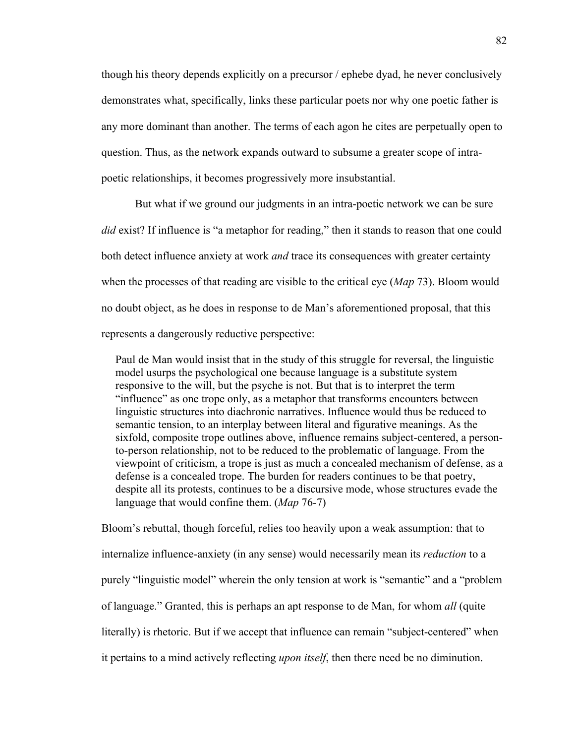though his theory depends explicitly on a precursor / ephebe dyad, he never conclusively demonstrates what, specifically, links these particular poets nor why one poetic father is any more dominant than another. The terms of each agon he cites are perpetually open to question. Thus, as the network expands outward to subsume a greater scope of intra-poetic relationships, it becomes progressively more insubstantial.

But what if we ground our judgments in an intra-poetic network we can be sure *did* exist? If influence is "a metaphor for reading," then it stands to reason that one could both detect influence anxiety at work *and* trace its consequences with greater certainty when the processes of that reading are visible to the critical eye (*Map* 73). Bloom would no doubt object, as he does in response to de Man's aforementioned proposal, that this represents a dangerously reductive perspective:

> Paul de Man would insist that in the study of this struggle for reversal, the linguistic model usurps the psychological one because language is a substitute system responsive to the will, but the psyche is not. But that is to interpret the term "influence" as one trope only, as a metaphor that transforms encounters between linguistic structures into diachronic narratives. Influence would thus be reduced to semantic tension, to an interplay between literal and figurative meanings. As the sixfold, composite trope outlines above, influence remains subject-centered, a person-to-person relationship, not to be reduced to the problematic of language. From the viewpoint of criticism, a trope is just as much a concealed mechanism of defense, as a defense is a concealed trope. The burden for readers continues to be that poetry, despite all its protests, continues to be a discursive mode, whose structures evade the language that would confine them. (*Map* 76-7)

Bloom's rebuttal, though forceful, relies too heavily upon a weak assumption: that to internalize influence-anxiety (in any sense) would necessarily mean its *reduction* to a purely "linguistic model" wherein the only tension at work is "semantic" and a "problem of language." Granted, this is perhaps an apt response to de Man, for whom *all* (quite literally) is rhetoric. But if we accept that influence can remain "subject-centered" when it pertains to a mind actively reflecting *upon itself*, then there need be no diminution.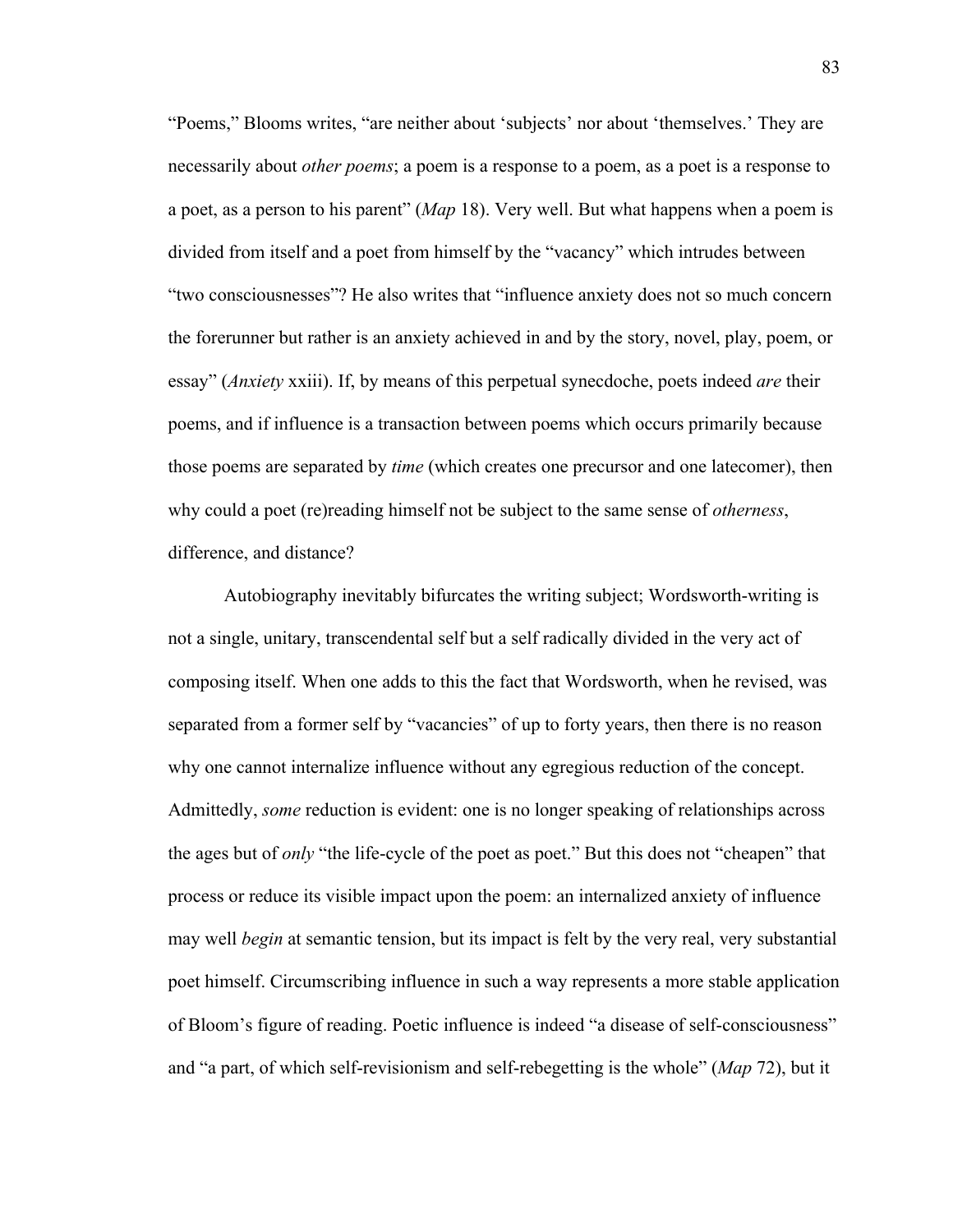"Poems," Blooms writes, "are neither about 'subjects' nor about 'themselves.' They are necessarily about *other poems*; a poem is a response to a poem, as a poet is a response to a poet, as a person to his parent" (*Map* 18). Very well. But what happens when a poem is divided from itself and a poet from himself by the "vacancy" which intrudes between "two consciousnesses"? He also writes that "influence anxiety does not so much concern the forerunner but rather is an anxiety achieved in and by the story, novel, play, poem, or essay" (*Anxiety* xxiii). If, by means of this perpetual synecdoche, poets indeed *are* their poems, and if influence is a transaction between poems which occurs primarily because those poems are separated by *time* (which creates one precursor and one latecomer), then why could a poet (re)reading himself not be subject to the same sense of *otherness*, difference, and distance?

Autobiography inevitably bifurcates the writing subject; Wordsworth-writing is not a single, unitary, transcendental self but a self radically divided in the very act of composing itself. When one adds to this the fact that Wordsworth, when he revised, was separated from a former self by "vacancies" of up to forty years, then there is no reason why one cannot internalize influence without any egregious reduction of the concept. Admittedly, *some* reduction is evident: one is no longer speaking of relationships across the ages but of *only* "the life-cycle of the poet as poet." But this does not "cheapen" that process or reduce its visible impact upon the poem: an internalized anxiety of influence may well *begin* at semantic tension, but its impact is felt by the very real, very substantial poet himself. Circumscribing influence in such a way represents a more stable application of Bloom's figure of reading. Poetic influence is indeed "a disease of self-consciousness" and "a part, of which self-revisionism and self-rebegetting is the whole" (*Map* 72), but it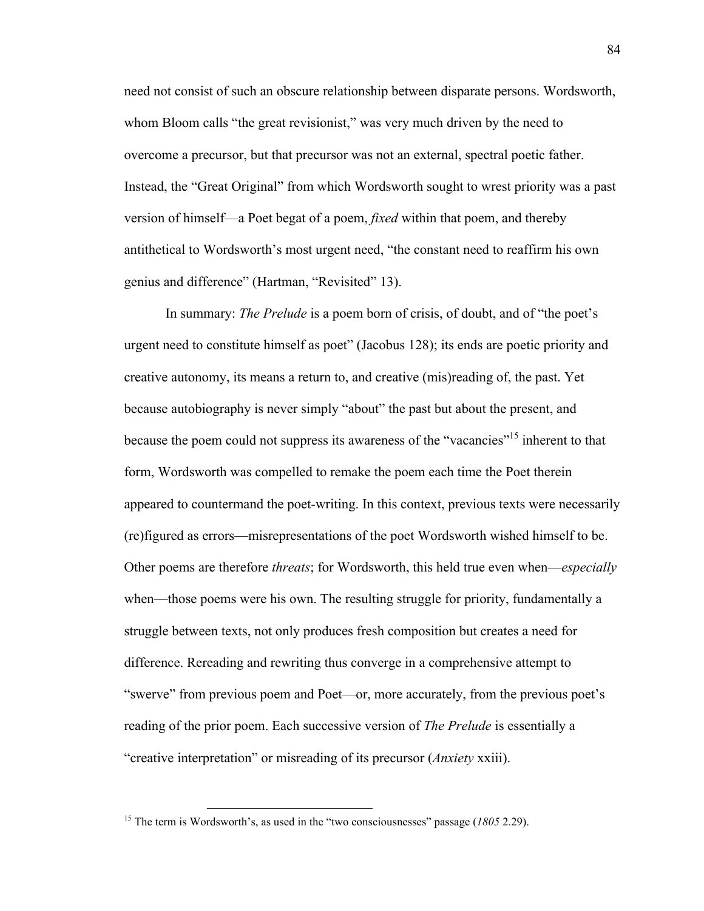need not consist of such an obscure relationship between disparate persons. Wordsworth, whom Bloom calls "the great revisionist," was very much driven by the need to overcome a precursor, but that precursor was not an external, spectral poetic father. Instead, the "Great Original" from which Wordsworth sought to wrest priority was a past version of himself—a Poet begat of a poem, *fixed* within that poem, and thereby antithetical to Wordsworth's most urgent need, "the constant need to reaffirm his own genius and difference" (Hartman, "Revisited" 13).

In summary: *The Prelude* is a poem born of crisis, of doubt, and of "the poet's urgent need to constitute himself as poet" (Jacobus 128); its ends are poetic priority and creative autonomy, its means a return to, and creative (mis)reading of, the past. Yet because autobiography is never simply "about" the past but about the present, and because the poem could not suppress its awareness of the "vacancies"[15] inherent to that form, Wordsworth was compelled to remake the poem each time the Poet therein appeared to countermand the poet-writing. In this context, previous texts were necessarily (re)figured as errors—misrepresentations of the poet Wordsworth wished himself to be. Other poems are therefore *threats*; for Wordsworth, this held true even when—*especially* when—those poems were his own. The resulting struggle for priority, fundamentally a struggle between texts, not only produces fresh composition but creates a need for difference. Rereading and rewriting thus converge in a comprehensive attempt to "swerve" from previous poem and Poet—or, more accurately, from the previous poet's reading of the prior poem. Each successive version of *The Prelude* is essentially a "creative interpretation" or misreading of its precursor (*Anxiety* xxiii).

[15] The term is Wordsworth's, as used in the "two consciousnesses" passage (*1805* 2.29).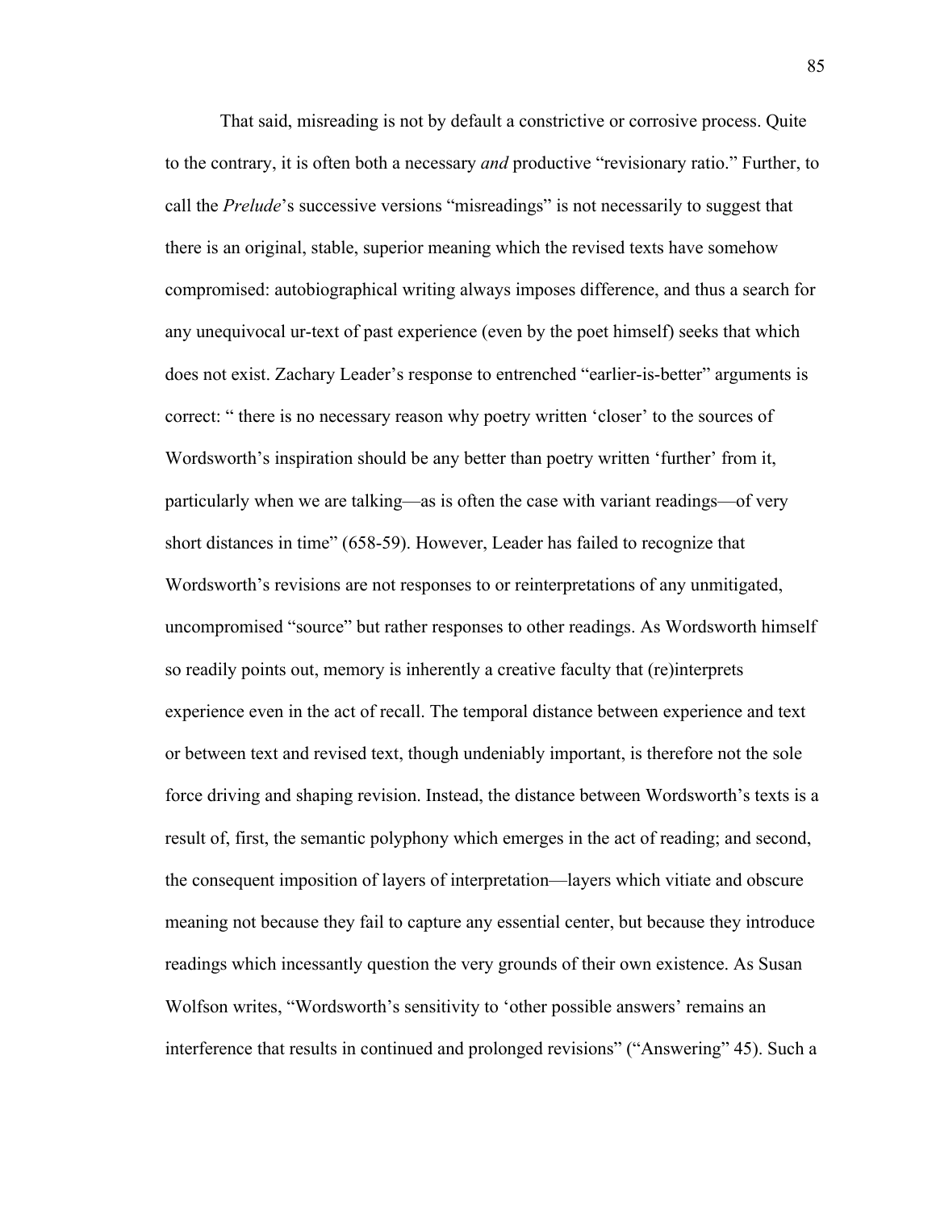That said, misreading is not by default a constrictive or corrosive process. Quite to the contrary, it is often both a necessary *and* productive "revisionary ratio." Further, to call the *Prelude*'s successive versions "misreadings" is not necessarily to suggest that there is an original, stable, superior meaning which the revised texts have somehow compromised: autobiographical writing always imposes difference, and thus a search for any unequivocal ur-text of past experience (even by the poet himself) seeks that which does not exist. Zachary Leader's response to entrenched "earlier-is-better" arguments is correct: " there is no necessary reason why poetry written 'closer' to the sources of Wordsworth's inspiration should be any better than poetry written 'further' from it, particularly when we are talking—as is often the case with variant readings—of very short distances in time" (658-59). However, Leader has failed to recognize that Wordsworth's revisions are not responses to or reinterpretations of any unmitigated, uncompromised "source" but rather responses to other readings. As Wordsworth himself so readily points out, memory is inherently a creative faculty that (re)interprets experience even in the act of recall. The temporal distance between experience and text or between text and revised text, though undeniably important, is therefore not the sole force driving and shaping revision. Instead, the distance between Wordsworth's texts is a result of, first, the semantic polyphony which emerges in the act of reading; and second, the consequent imposition of layers of interpretation—layers which vitiate and obscure meaning not because they fail to capture any essential center, but because they introduce readings which incessantly question the very grounds of their own existence. As Susan Wolfson writes, "Wordsworth's sensitivity to 'other possible answers' remains an interference that results in continued and prolonged revisions" ("Answering" 45). Such a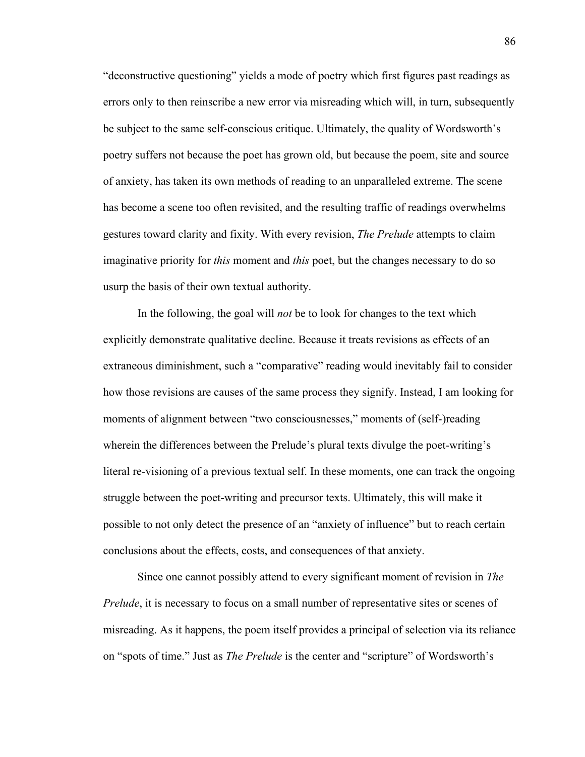"deconstructive questioning" yields a mode of poetry which first figures past readings as errors only to then reinscribe a new error via misreading which will, in turn, subsequently be subject to the same self-conscious critique. Ultimately, the quality of Wordsworth's poetry suffers not because the poet has grown old, but because the poem, site and source of anxiety, has taken its own methods of reading to an unparalleled extreme. The scene has become a scene too often revisited, and the resulting traffic of readings overwhelms gestures toward clarity and fixity. With every revision, *The Prelude* attempts to claim imaginative priority for *this* moment and *this* poet, but the changes necessary to do so usurp the basis of their own textual authority.

In the following, the goal will *not* be to look for changes to the text which explicitly demonstrate qualitative decline. Because it treats revisions as effects of an extraneous diminishment, such a "comparative" reading would inevitably fail to consider how those revisions are causes of the same process they signify. Instead, I am looking for moments of alignment between "two consciousnesses," moments of (self-)reading wherein the differences between the Prelude's plural texts divulge the poet-writing's literal re-visioning of a previous textual self. In these moments, one can track the ongoing struggle between the poet-writing and precursor texts. Ultimately, this will make it possible to not only detect the presence of an "anxiety of influence" but to reach certain conclusions about the effects, costs, and consequences of that anxiety.

Since one cannot possibly attend to every significant moment of revision in *The Prelude*, it is necessary to focus on a small number of representative sites or scenes of misreading. As it happens, the poem itself provides a principal of selection via its reliance on "spots of time." Just as *The Prelude* is the center and "scripture" of Wordsworth's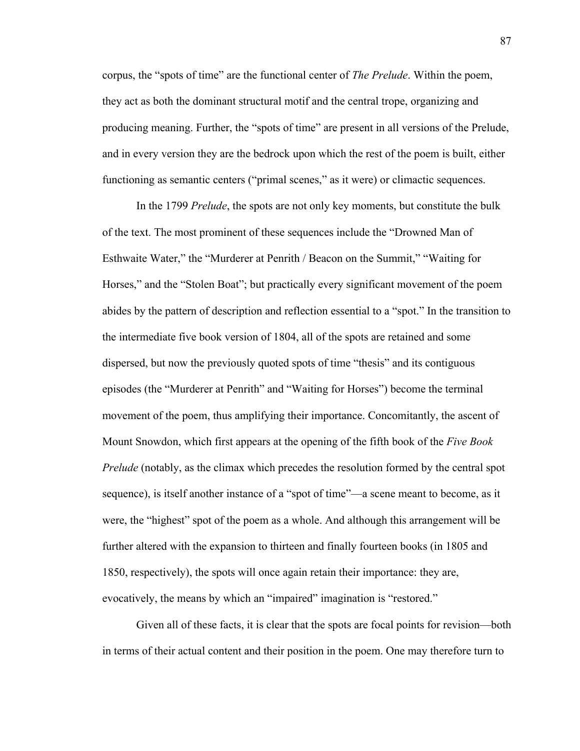corpus, the "spots of time" are the functional center of *The Prelude*. Within the poem, they act as both the dominant structural motif and the central trope, organizing and producing meaning. Further, the "spots of time" are present in all versions of the Prelude, and in every version they are the bedrock upon which the rest of the poem is built, either functioning as semantic centers ("primal scenes," as it were) or climactic sequences.

In the 1799 *Prelude*, the spots are not only key moments, but constitute the bulk of the text. The most prominent of these sequences include the "Drowned Man of Esthwaite Water," the "Murderer at Penrith / Beacon on the Summit," "Waiting for Horses," and the "Stolen Boat"; but practically every significant movement of the poem abides by the pattern of description and reflection essential to a "spot." In the transition to the intermediate five book version of 1804, all of the spots are retained and some dispersed, but now the previously quoted spots of time "thesis" and its contiguous episodes (the "Murderer at Penrith" and "Waiting for Horses") become the terminal movement of the poem, thus amplifying their importance. Concomitantly, the ascent of Mount Snowdon, which first appears at the opening of the fifth book of the *Five Book Prelude* (notably, as the climax which precedes the resolution formed by the central spot sequence), is itself another instance of a "spot of time"—a scene meant to become, as it were, the "highest" spot of the poem as a whole. And although this arrangement will be further altered with the expansion to thirteen and finally fourteen books (in 1805 and 1850, respectively), the spots will once again retain their importance: they are, evocatively, the means by which an "impaired" imagination is "restored."

Given all of these facts, it is clear that the spots are focal points for revision—both in terms of their actual content and their position in the poem. One may therefore turn to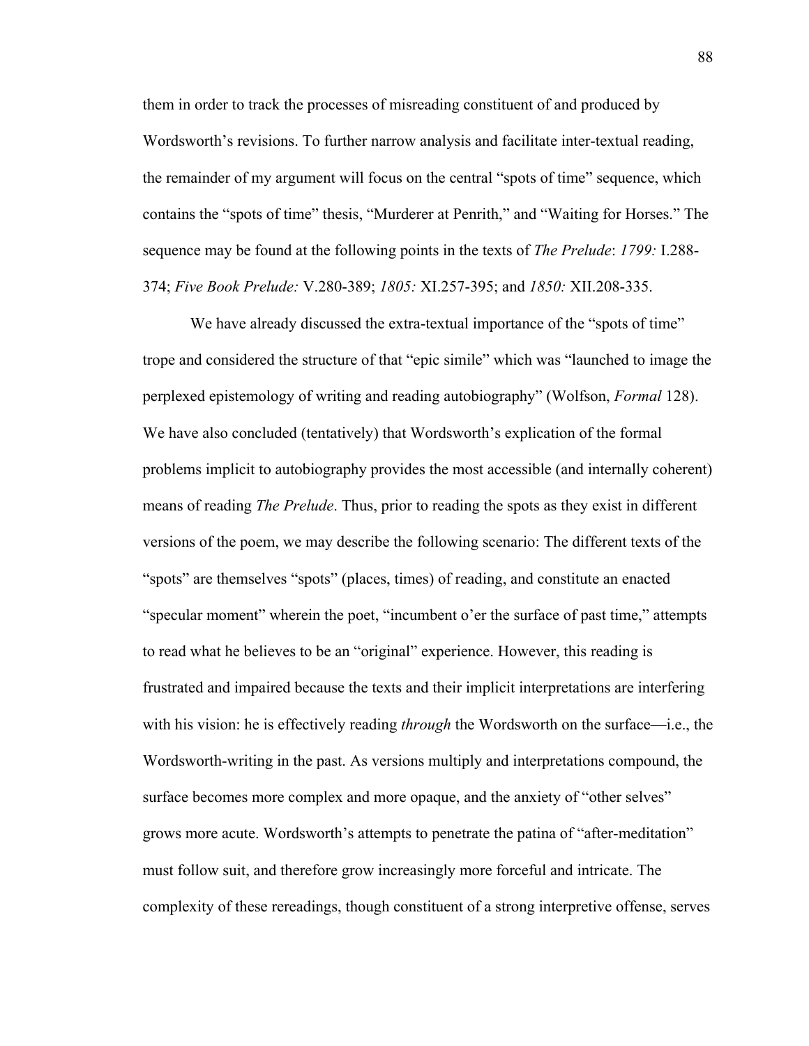them in order to track the processes of misreading constituent of and produced by Wordsworth's revisions. To further narrow analysis and facilitate inter-textual reading, the remainder of my argument will focus on the central "spots of time" sequence, which contains the "spots of time" thesis, "Murderer at Penrith," and "Waiting for Horses." The sequence may be found at the following points in the texts of *The Prelude*: *1799:* I.288-374; *Five Book Prelude:* V.280-389; *1805:* XI.257-395; and *1850:* XII.208-335.

We have already discussed the extra-textual importance of the "spots of time" trope and considered the structure of that "epic simile" which was "launched to image the perplexed epistemology of writing and reading autobiography" (Wolfson, *Formal* 128). We have also concluded (tentatively) that Wordsworth's explication of the formal problems implicit to autobiography provides the most accessible (and internally coherent) means of reading *The Prelude*. Thus, prior to reading the spots as they exist in different versions of the poem, we may describe the following scenario: The different texts of the "spots" are themselves "spots" (places, times) of reading, and constitute an enacted "specular moment" wherein the poet, "incumbent o'er the surface of past time," attempts to read what he believes to be an "original" experience. However, this reading is frustrated and impaired because the texts and their implicit interpretations are interfering with his vision: he is effectively reading *through* the Wordsworth on the surface—i.e., the Wordsworth-writing in the past. As versions multiply and interpretations compound, the surface becomes more complex and more opaque, and the anxiety of "other selves" grows more acute. Wordsworth's attempts to penetrate the patina of "after-meditation" must follow suit, and therefore grow increasingly more forceful and intricate. The complexity of these rereadings, though constituent of a strong interpretive offense, serves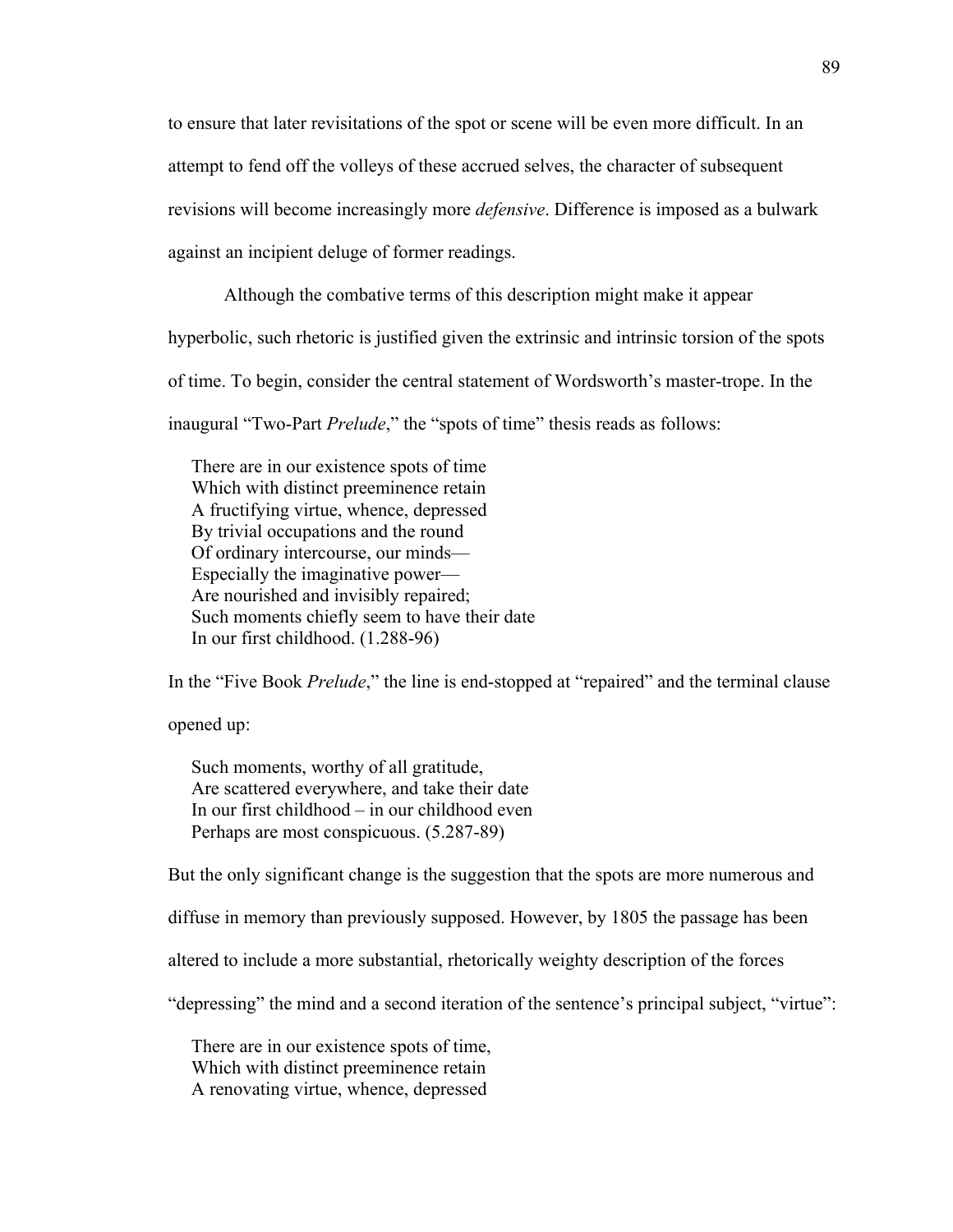to ensure that later revisitations of the spot or scene will be even more difficult. In an attempt to fend off the volleys of these accrued selves, the character of subsequent revisions will become increasingly more *defensive*. Difference is imposed as a bulwark against an incipient deluge of former readings.

Although the combative terms of this description might make it appear hyperbolic, such rhetoric is justified given the extrinsic and intrinsic torsion of the spots of time. To begin, consider the central statement of Wordsworth's master-trope. In the inaugural "Two-Part *Prelude*," the "spots of time" thesis reads as follows:

> There are in our existence spots of time
> Which with distinct preeminence retain
> A fructifying virtue, whence, depressed
> By trivial occupations and the round
> Of ordinary intercourse, our minds—
> Especially the imaginative power—
> Are nourished and invisibly repaired;
> Such moments chiefly seem to have their date
> In our first childhood. (1.288-96)

In the "Five Book *Prelude*," the line is end-stopped at "repaired" and the terminal clause opened up:

> Such moments, worthy of all gratitude,
> Are scattered everywhere, and take their date
> In our first childhood – in our childhood even
> Perhaps are most conspicuous. (5.287-89)

But the only significant change is the suggestion that the spots are more numerous and diffuse in memory than previously supposed. However, by 1805 the passage has been altered to include a more substantial, rhetorically weighty description of the forces "depressing" the mind and a second iteration of the sentence's principal subject, "virtue":

> There are in our existence spots of time,
> Which with distinct preeminence retain
> A renovating virtue, whence, depressed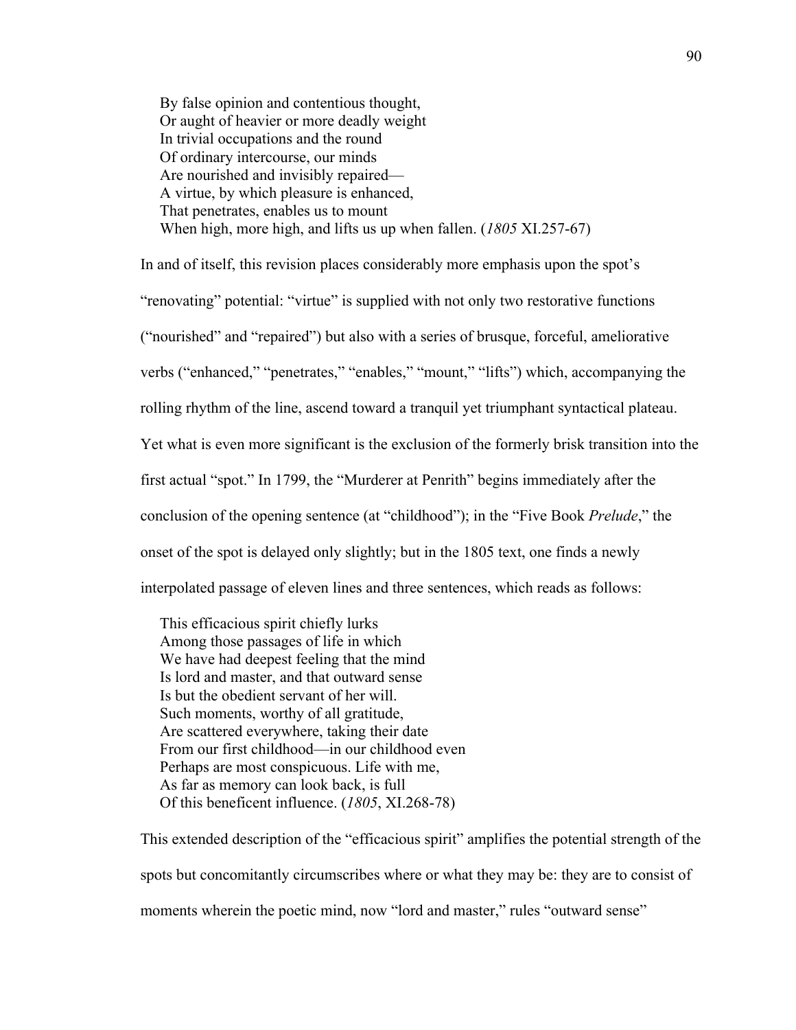> By false opinion and contentious thought,
> Or aught of heavier or more deadly weight
> In trivial occupations and the round
> Of ordinary intercourse, our minds
> Are nourished and invisibly repaired—
> A virtue, by which pleasure is enhanced,
> That penetrates, enables us to mount
> When high, more high, and lifts us up when fallen. (*1805* XI.257-67)

In and of itself, this revision places considerably more emphasis upon the spot's "renovating" potential: "virtue" is supplied with not only two restorative functions ("nourished" and "repaired") but also with a series of brusque, forceful, ameliorative verbs ("enhanced," "penetrates," "enables," "mount," "lifts") which, accompanying the rolling rhythm of the line, ascend toward a tranquil yet triumphant syntactical plateau. Yet what is even more significant is the exclusion of the formerly brisk transition into the first actual "spot." In 1799, the "Murderer at Penrith" begins immediately after the conclusion of the opening sentence (at "childhood"); in the "Five Book *Prelude*," the onset of the spot is delayed only slightly; but in the 1805 text, one finds a newly interpolated passage of eleven lines and three sentences, which reads as follows:

> This efficacious spirit chiefly lurks
> Among those passages of life in which
> We have had deepest feeling that the mind
> Is lord and master, and that outward sense
> Is but the obedient servant of her will.
> Such moments, worthy of all gratitude,
> Are scattered everywhere, taking their date
> From our first childhood—in our childhood even
> Perhaps are most conspicuous. Life with me,
> As far as memory can look back, is full
> Of this beneficent influence. (*1805*, XI.268-78)

This extended description of the "efficacious spirit" amplifies the potential strength of the spots but concomitantly circumscribes where or what they may be: they are to consist of moments wherein the poetic mind, now "lord and master," rules "outward sense"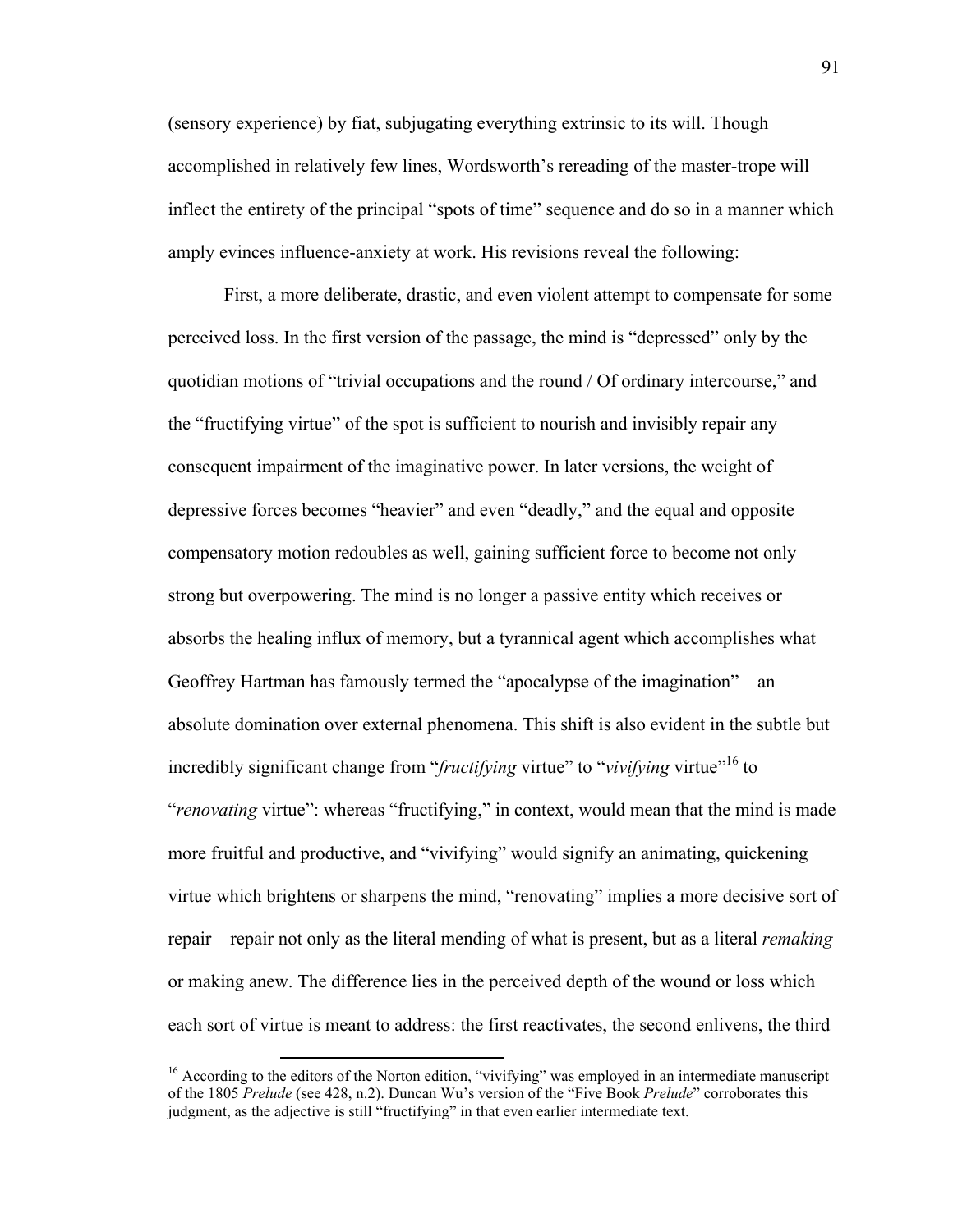(sensory experience) by fiat, subjugating everything extrinsic to its will. Though accomplished in relatively few lines, Wordsworth's rereading of the master-trope will inflect the entirety of the principal "spots of time" sequence and do so in a manner which amply evinces influence-anxiety at work. His revisions reveal the following:

First, a more deliberate, drastic, and even violent attempt to compensate for some perceived loss. In the first version of the passage, the mind is "depressed" only by the quotidian motions of "trivial occupations and the round / Of ordinary intercourse," and the "fructifying virtue" of the spot is sufficient to nourish and invisibly repair any consequent impairment of the imaginative power. In later versions, the weight of depressive forces becomes "heavier" and even "deadly," and the equal and opposite compensatory motion redoubles as well, gaining sufficient force to become not only strong but overpowering. The mind is no longer a passive entity which receives or absorbs the healing influx of memory, but a tyrannical agent which accomplishes what Geoffrey Hartman has famously termed the "apocalypse of the imagination"—an absolute domination over external phenomena. This shift is also evident in the subtle but incredibly significant change from "*fructifying* virtue" to "*vivifying* virtue"[16] to "*renovating* virtue": whereas "fructifying," in context, would mean that the mind is made more fruitful and productive, and "vivifying" would signify an animating, quickening virtue which brightens or sharpens the mind, "renovating" implies a more decisive sort of repair—repair not only as the literal mending of what is present, but as a literal *remaking* or making anew. The difference lies in the perceived depth of the wound or loss which each sort of virtue is meant to address: the first reactivates, the second enlivens, the third

[16] According to the editors of the Norton edition, "vivifying" was employed in an intermediate manuscript of the 1805 *Prelude* (see 428, n.2). Duncan Wu's version of the "Five Book *Prelude*" corroborates this judgment, as the adjective is still "fructifying" in that even earlier intermediate text.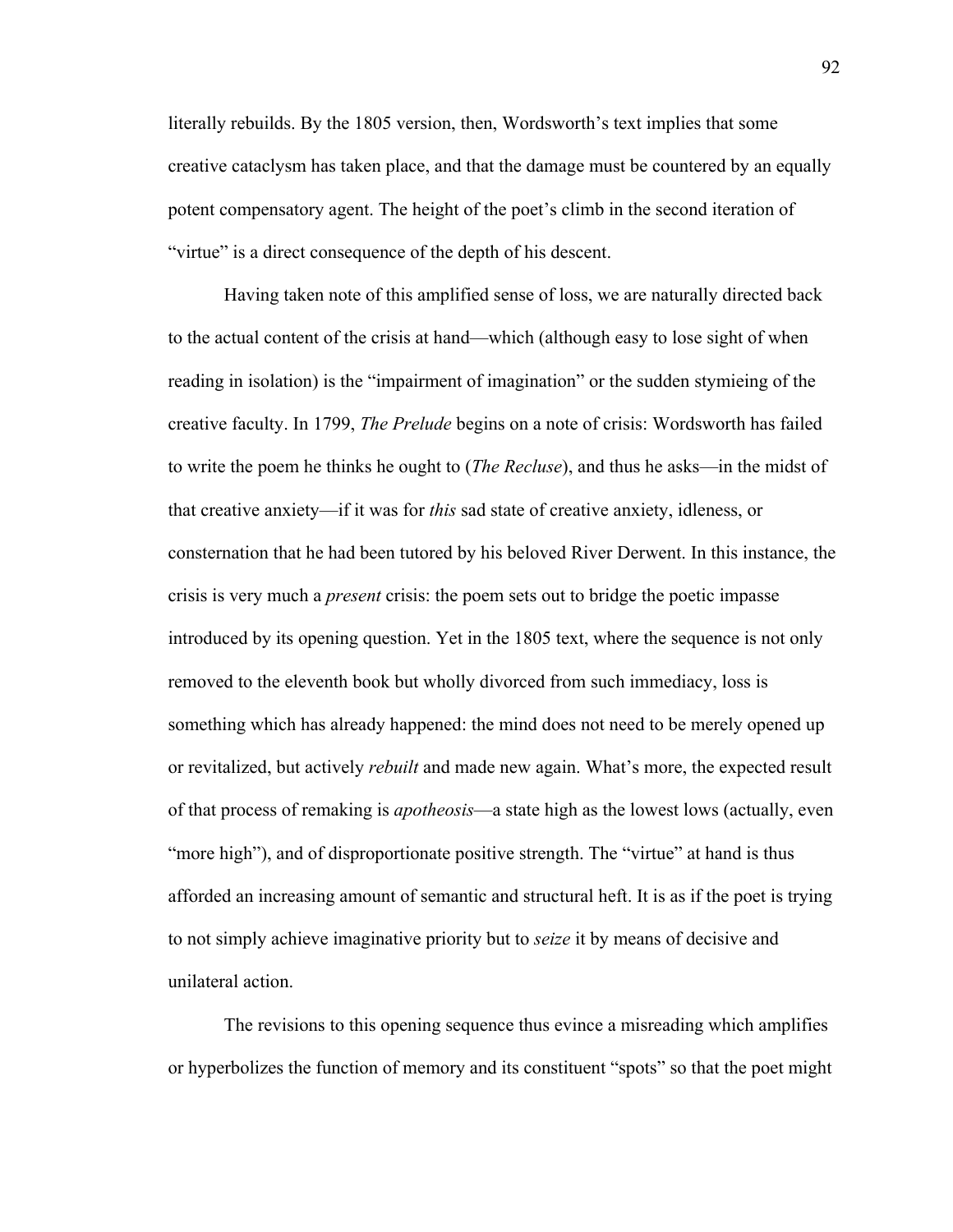literally rebuilds. By the 1805 version, then, Wordsworth's text implies that some creative cataclysm has taken place, and that the damage must be countered by an equally potent compensatory agent. The height of the poet's climb in the second iteration of "virtue" is a direct consequence of the depth of his descent.

Having taken note of this amplified sense of loss, we are naturally directed back to the actual content of the crisis at hand—which (although easy to lose sight of when reading in isolation) is the "impairment of imagination" or the sudden stymieing of the creative faculty. In 1799, *The Prelude* begins on a note of crisis: Wordsworth has failed to write the poem he thinks he ought to (*The Recluse*), and thus he asks—in the midst of that creative anxiety—if it was for *this* sad state of creative anxiety, idleness, or consternation that he had been tutored by his beloved River Derwent. In this instance, the crisis is very much a *present* crisis: the poem sets out to bridge the poetic impasse introduced by its opening question. Yet in the 1805 text, where the sequence is not only removed to the eleventh book but wholly divorced from such immediacy, loss is something which has already happened: the mind does not need to be merely opened up or revitalized, but actively *rebuilt* and made new again. What's more, the expected result of that process of remaking is *apotheosis*—a state high as the lowest lows (actually, even "more high"), and of disproportionate positive strength. The "virtue" at hand is thus afforded an increasing amount of semantic and structural heft. It is as if the poet is trying to not simply achieve imaginative priority but to *seize* it by means of decisive and unilateral action.

The revisions to this opening sequence thus evince a misreading which amplifies or hyperbolizes the function of memory and its constituent "spots" so that the poet might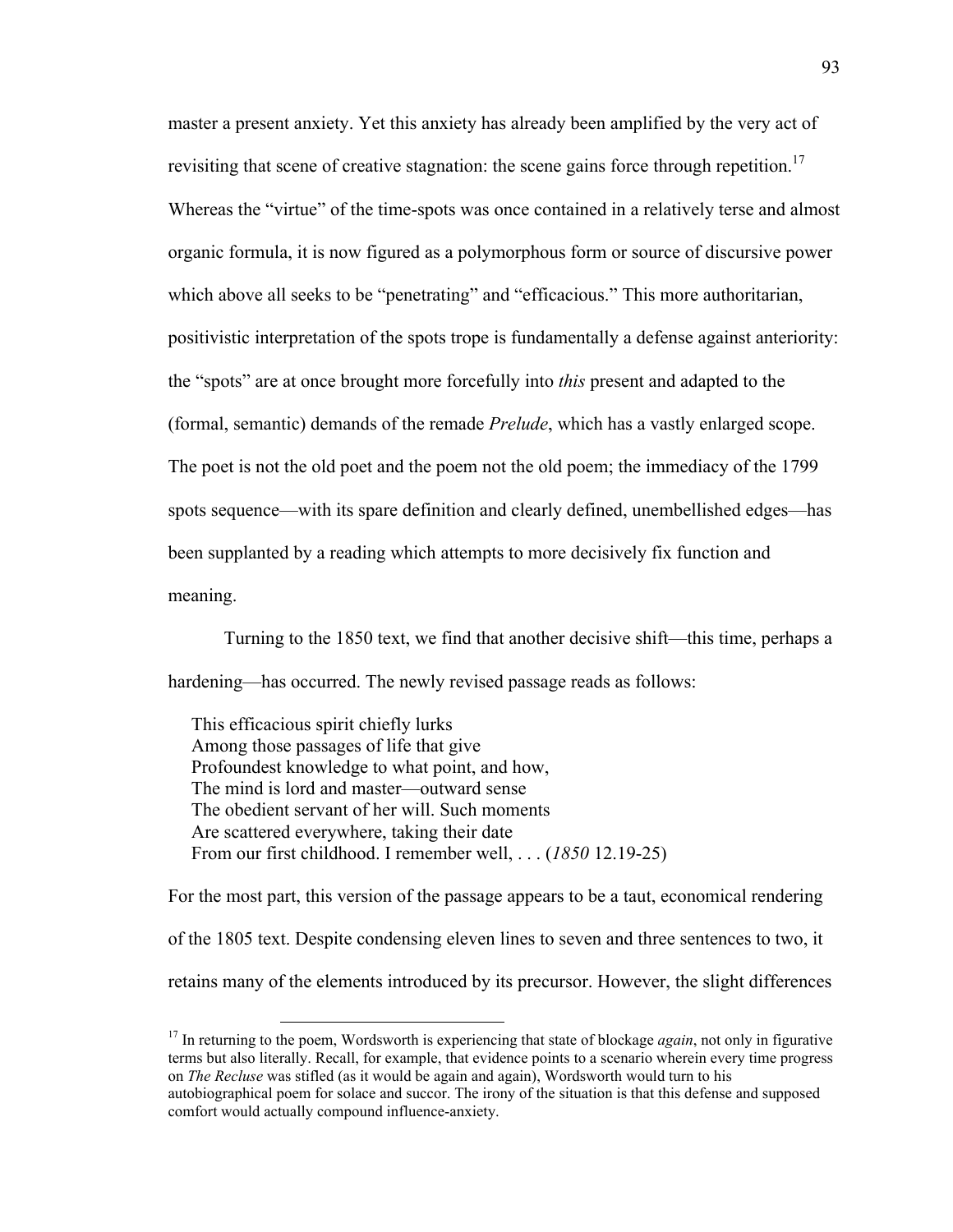master a present anxiety. Yet this anxiety has already been amplified by the very act of revisiting that scene of creative stagnation: the scene gains force through repetition.[17] Whereas the "virtue" of the time-spots was once contained in a relatively terse and almost organic formula, it is now figured as a polymorphous form or source of discursive power which above all seeks to be "penetrating" and "efficacious." This more authoritarian, positivistic interpretation of the spots trope is fundamentally a defense against anteriority: the "spots" are at once brought more forcefully into *this* present and adapted to the (formal, semantic) demands of the remade *Prelude*, which has a vastly enlarged scope. The poet is not the old poet and the poem not the old poem; the immediacy of the 1799 spots sequence—with its spare definition and clearly defined, unembellished edges—has been supplanted by a reading which attempts to more decisively fix function and meaning.

Turning to the 1850 text, we find that another decisive shift—this time, perhaps a hardening—has occurred. The newly revised passage reads as follows:

> This efficacious spirit chiefly lurks
> Among those passages of life that give
> Profoundest knowledge to what point, and how,
> The mind is lord and master—outward sense
> The obedient servant of her will. Such moments
> Are scattered everywhere, taking their date
> From our first childhood. I remember well, . . . (*1850* 12.19-25)

For the most part, this version of the passage appears to be a taut, economical rendering of the 1805 text. Despite condensing eleven lines to seven and three sentences to two, it retains many of the elements introduced by its precursor. However, the slight differences

---

[17] In returning to the poem, Wordsworth is experiencing that state of blockage *again*, not only in figurative terms but also literally. Recall, for example, that evidence points to a scenario wherein every time progress on *The Recluse* was stifled (as it would be again and again), Wordsworth would turn to his autobiographical poem for solace and succor. The irony of the situation is that this defense and supposed comfort would actually compound influence-anxiety.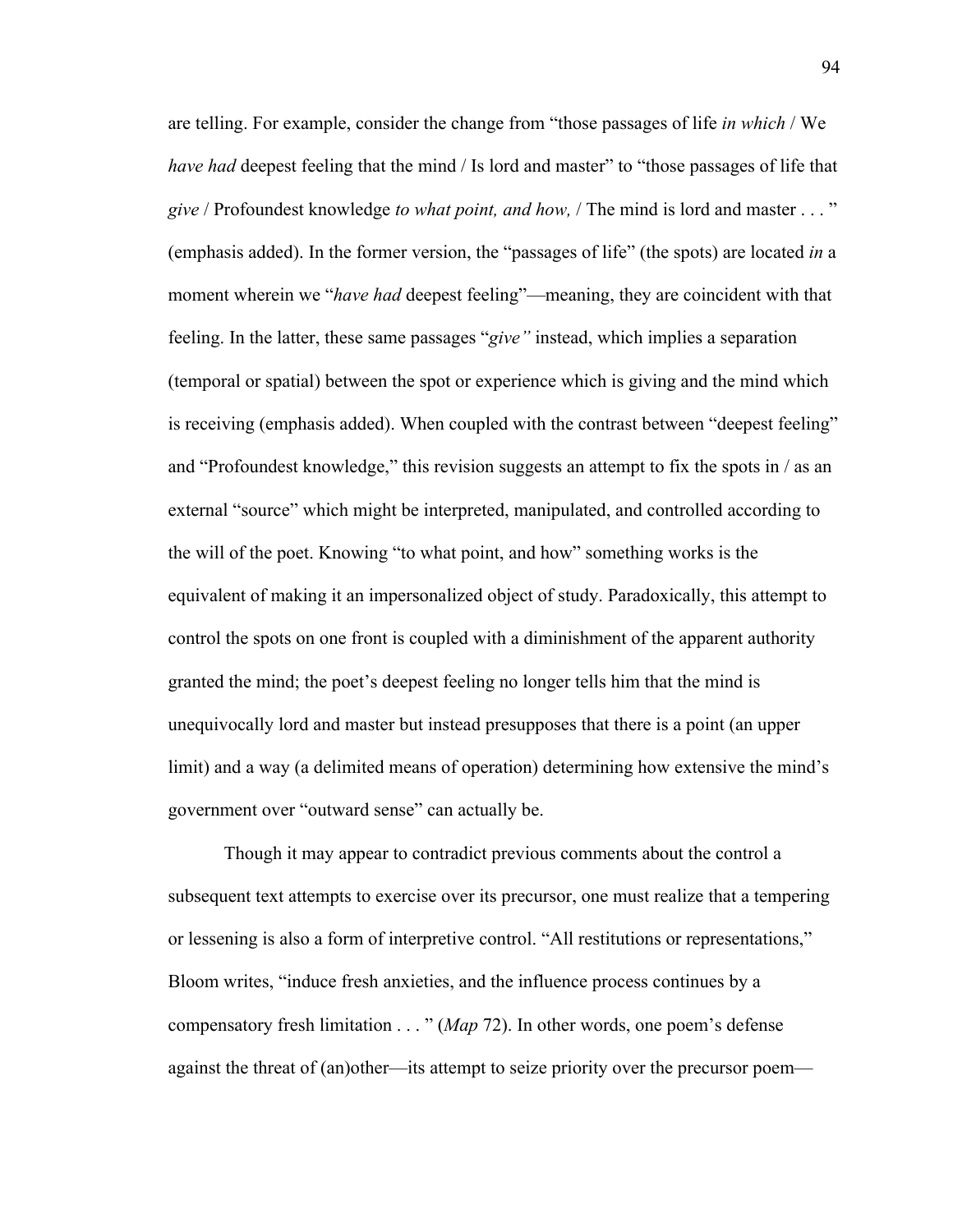are telling. For example, consider the change from “those passages of life *in which* / We *have had* deepest feeling that the mind / Is lord and master” to “those passages of life that *give* / Profoundest knowledge *to what point, and how,* / The mind is lord and master . . . ” (emphasis added). In the former version, the “passages of life” (the spots) are located *in* a moment wherein we “*have had* deepest feeling”—meaning, they are coincident with that feeling. In the latter, these same passages “*give”* instead, which implies a separation (temporal or spatial) between the spot or experience which is giving and the mind which is receiving (emphasis added). When coupled with the contrast between “deepest feeling” and “Profoundest knowledge,” this revision suggests an attempt to fix the spots in / as an external “source” which might be interpreted, manipulated, and controlled according to the will of the poet. Knowing “to what point, and how” something works is the equivalent of making it an impersonalized object of study. Paradoxically, this attempt to control the spots on one front is coupled with a diminishment of the apparent authority granted the mind; the poet’s deepest feeling no longer tells him that the mind is unequivocally lord and master but instead presupposes that there is a point (an upper limit) and a way (a delimited means of operation) determining how extensive the mind’s government over “outward sense” can actually be.

Though it may appear to contradict previous comments about the control a subsequent text attempts to exercise over its precursor, one must realize that a tempering or lessening is also a form of interpretive control. “All restitutions or representations,” Bloom writes, “induce fresh anxieties, and the influence process continues by a compensatory fresh limitation . . . ” (*Map* 72). In other words, one poem’s defense against the threat of (an)other—its attempt to seize priority over the precursor poem—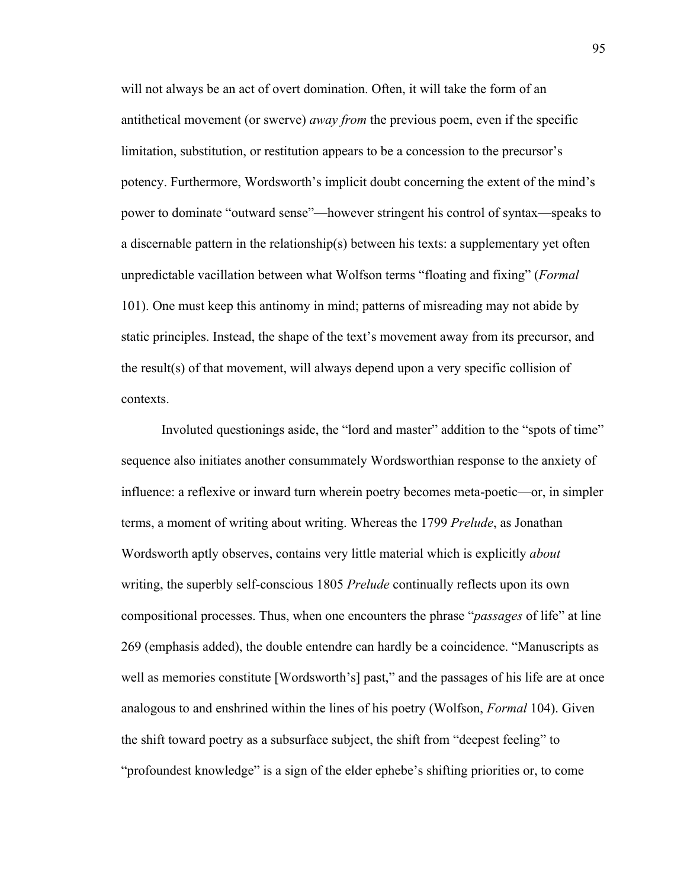will not always be an act of overt domination. Often, it will take the form of an antithetical movement (or swerve) *away from* the previous poem, even if the specific limitation, substitution, or restitution appears to be a concession to the precursor's potency. Furthermore, Wordsworth's implicit doubt concerning the extent of the mind's power to dominate "outward sense"—however stringent his control of syntax—speaks to a discernable pattern in the relationship(s) between his texts: a supplementary yet often unpredictable vacillation between what Wolfson terms "floating and fixing" (*Formal* 101). One must keep this antinomy in mind; patterns of misreading may not abide by static principles. Instead, the shape of the text's movement away from its precursor, and the result(s) of that movement, will always depend upon a very specific collision of contexts.

Involuted questionings aside, the "lord and master" addition to the "spots of time" sequence also initiates another consummately Wordsworthian response to the anxiety of influence: a reflexive or inward turn wherein poetry becomes meta-poetic—or, in simpler terms, a moment of writing about writing. Whereas the 1799 *Prelude*, as Jonathan Wordsworth aptly observes, contains very little material which is explicitly *about* writing, the superbly self-conscious 1805 *Prelude* continually reflects upon its own compositional processes. Thus, when one encounters the phrase "*passages* of life" at line 269 (emphasis added), the double entendre can hardly be a coincidence. "Manuscripts as well as memories constitute [Wordsworth's] past," and the passages of his life are at once analogous to and enshrined within the lines of his poetry (Wolfson, *Formal* 104). Given the shift toward poetry as a subsurface subject, the shift from "deepest feeling" to "profoundest knowledge" is a sign of the elder ephebe's shifting priorities or, to come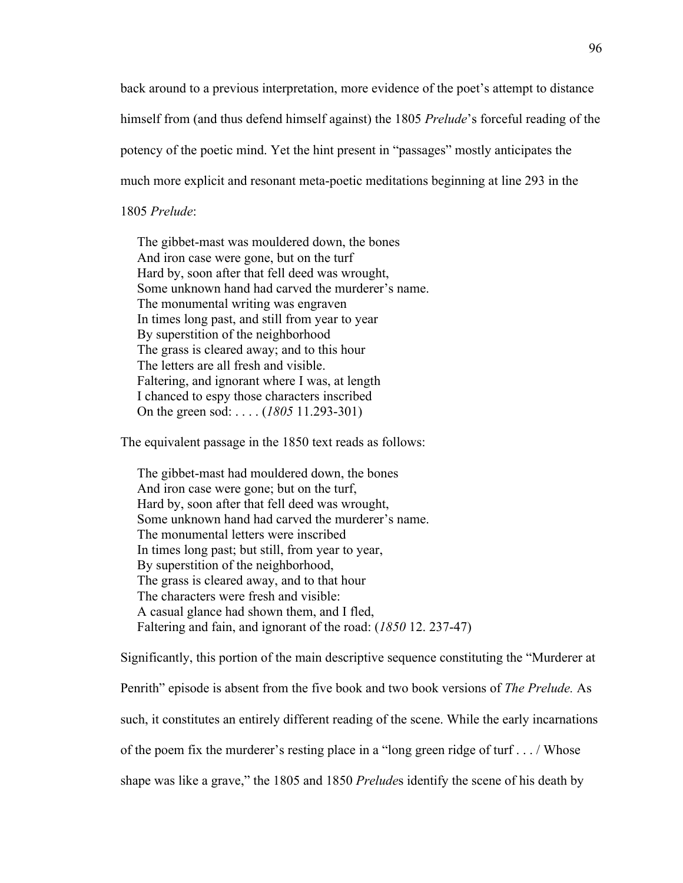back around to a previous interpretation, more evidence of the poet's attempt to distance himself from (and thus defend himself against) the 1805 *Prelude*'s forceful reading of the potency of the poetic mind. Yet the hint present in "passages" mostly anticipates the much more explicit and resonant meta-poetic meditations beginning at line 293 in the 1805 *Prelude*:

> The gibbet-mast was mouldered down, the bones  
> And iron case were gone, but on the turf  
> Hard by, soon after that fell deed was wrought,  
> Some unknown hand had carved the murderer's name.  
> The monumental writing was engraven  
> In times long past, and still from year to year  
> By superstition of the neighborhood  
> The grass is cleared away; and to this hour  
> The letters are all fresh and visible.  
> Faltering, and ignorant where I was, at length  
> I chanced to espy those characters inscribed  
> On the green sod: . . . . (*1805* 11.293-301)

The equivalent passage in the 1850 text reads as follows:

> The gibbet-mast had mouldered down, the bones  
> And iron case were gone; but on the turf,  
> Hard by, soon after that fell deed was wrought,  
> Some unknown hand had carved the murderer's name.  
> The monumental letters were inscribed  
> In times long past; but still, from year to year,  
> By superstition of the neighborhood,  
> The grass is cleared away, and to that hour  
> The characters were fresh and visible:  
> A casual glance had shown them, and I fled,  
> Faltering and fain, and ignorant of the road: (*1850* 12. 237-47)

Significantly, this portion of the main descriptive sequence constituting the "Murderer at Penrith" episode is absent from the five book and two book versions of *The Prelude.* As such, it constitutes an entirely different reading of the scene. While the early incarnations of the poem fix the murderer's resting place in a "long green ridge of turf . . . / Whose shape was like a grave," the 1805 and 1850 *Prelude*s identify the scene of his death by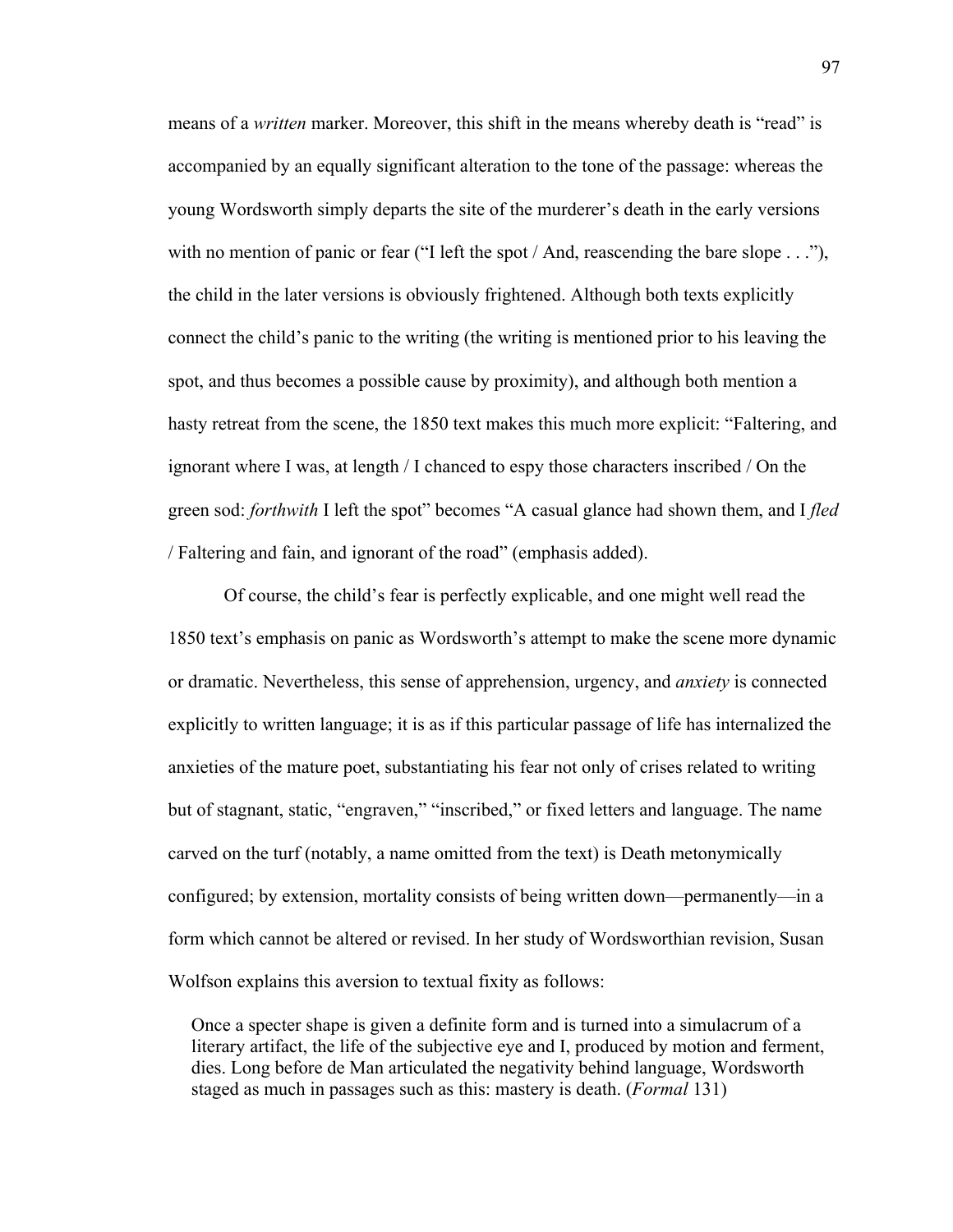means of a *written* marker. Moreover, this shift in the means whereby death is "read" is accompanied by an equally significant alteration to the tone of the passage: whereas the young Wordsworth simply departs the site of the murderer's death in the early versions with no mention of panic or fear ("I left the spot / And, reascending the bare slope . . ."), the child in the later versions is obviously frightened. Although both texts explicitly connect the child's panic to the writing (the writing is mentioned prior to his leaving the spot, and thus becomes a possible cause by proximity), and although both mention a hasty retreat from the scene, the 1850 text makes this much more explicit: "Faltering, and ignorant where I was, at length / I chanced to espy those characters inscribed / On the green sod: *forthwith* I left the spot" becomes "A casual glance had shown them, and I *fled* / Faltering and fain, and ignorant of the road" (emphasis added).

Of course, the child's fear is perfectly explicable, and one might well read the 1850 text's emphasis on panic as Wordsworth's attempt to make the scene more dynamic or dramatic. Nevertheless, this sense of apprehension, urgency, and *anxiety* is connected explicitly to written language; it is as if this particular passage of life has internalized the anxieties of the mature poet, substantiating his fear not only of crises related to writing but of stagnant, static, "engraven," "inscribed," or fixed letters and language. The name carved on the turf (notably, a name omitted from the text) is Death metonymically configured; by extension, mortality consists of being written down—permanently—in a form which cannot be altered or revised. In her study of Wordsworthian revision, Susan Wolfson explains this aversion to textual fixity as follows:

> Once a specter shape is given a definite form and is turned into a simulacrum of a literary artifact, the life of the subjective eye and I, produced by motion and ferment, dies. Long before de Man articulated the negativity behind language, Wordsworth staged as much in passages such as this: mastery is death. (*Formal* 131)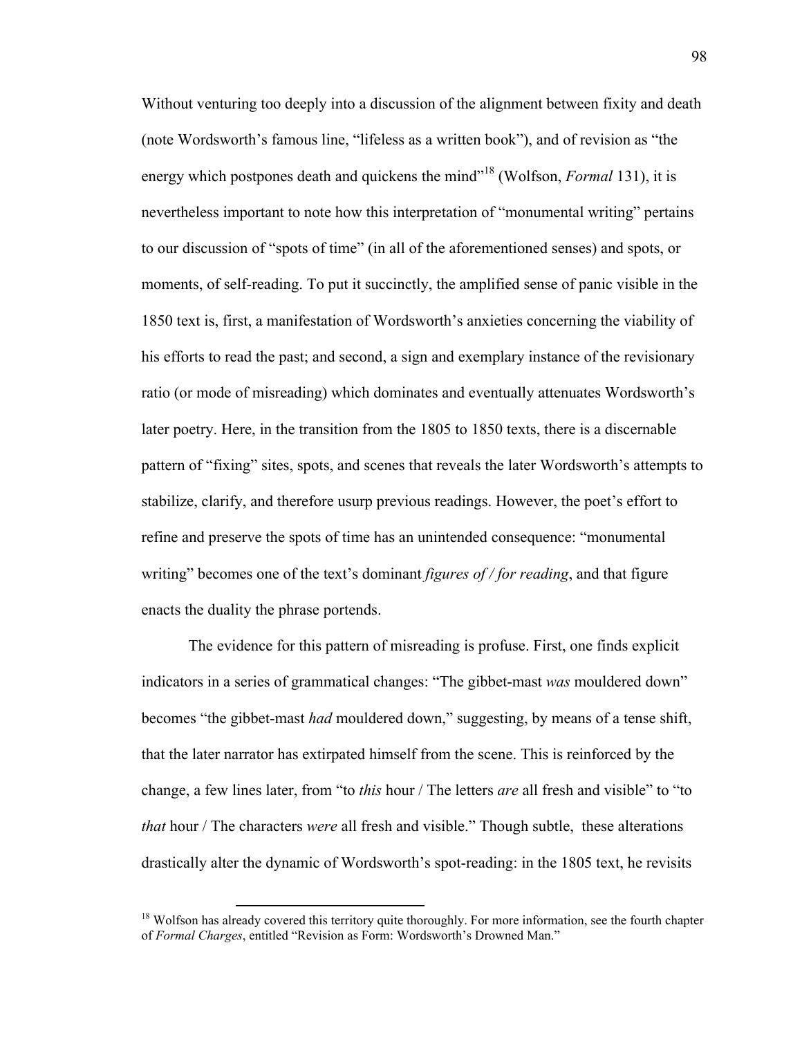Without venturing too deeply into a discussion of the alignment between fixity and death (note Wordsworth's famous line, "lifeless as a written book"), and of revision as "the energy which postpones death and quickens the mind"[18] (Wolfson, *Formal* 131), it is nevertheless important to note how this interpretation of "monumental writing" pertains to our discussion of "spots of time" (in all of the aforementioned senses) and spots, or moments, of self-reading. To put it succinctly, the amplified sense of panic visible in the 1850 text is, first, a manifestation of Wordsworth's anxieties concerning the viability of his efforts to read the past; and second, a sign and exemplary instance of the revisionary ratio (or mode of misreading) which dominates and eventually attenuates Wordsworth's later poetry. Here, in the transition from the 1805 to 1850 texts, there is a discernable pattern of "fixing" sites, spots, and scenes that reveals the later Wordsworth's attempts to stabilize, clarify, and therefore usurp previous readings. However, the poet's effort to refine and preserve the spots of time has an unintended consequence: "monumental writing" becomes one of the text's dominant *figures of / for reading*, and that figure enacts the duality the phrase portends.

The evidence for this pattern of misreading is profuse. First, one finds explicit indicators in a series of grammatical changes: "The gibbet-mast *was* mouldered down" becomes "the gibbet-mast *had* mouldered down," suggesting, by means of a tense shift, that the later narrator has extirpated himself from the scene. This is reinforced by the change, a few lines later, from "to *this* hour / The letters *are* all fresh and visible" to "to *that* hour / The characters *were* all fresh and visible." Though subtle, these alterations drastically alter the dynamic of Wordsworth's spot-reading: in the 1805 text, he revisits

[18] Wolfson has already covered this territory quite thoroughly. For more information, see the fourth chapter of *Formal Charges*, entitled "Revision as Form: Wordsworth's Drowned Man."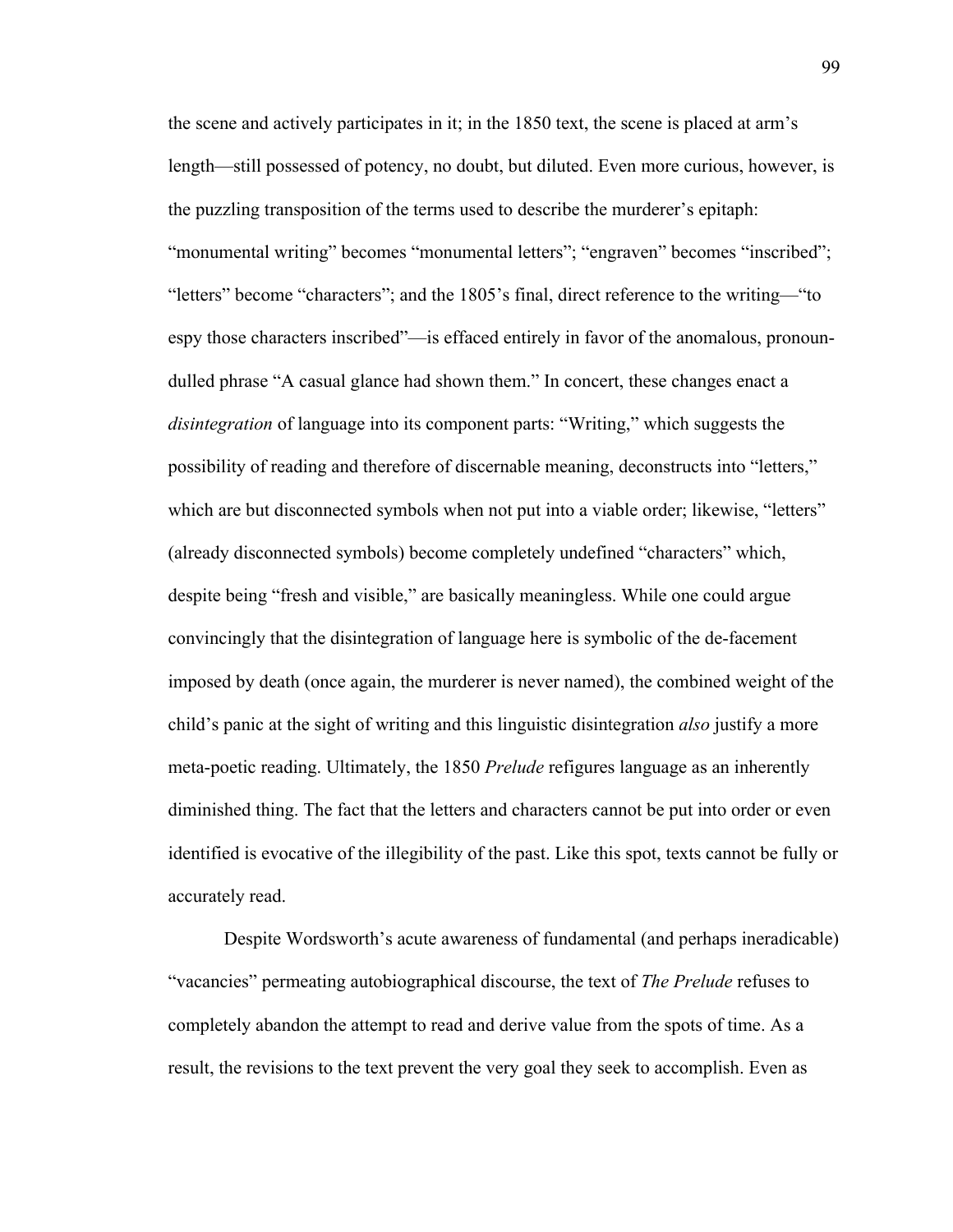the scene and actively participates in it; in the 1850 text, the scene is placed at arm's length—still possessed of potency, no doubt, but diluted. Even more curious, however, is the puzzling transposition of the terms used to describe the murderer's epitaph: "monumental writing" becomes "monumental letters"; "engraven" becomes "inscribed"; "letters" become "characters"; and the 1805's final, direct reference to the writing—"to espy those characters inscribed"—is effaced entirely in favor of the anomalous, pronoun-dulled phrase "A casual glance had shown them." In concert, these changes enact a *disintegration* of language into its component parts: "Writing," which suggests the possibility of reading and therefore of discernable meaning, deconstructs into "letters," which are but disconnected symbols when not put into a viable order; likewise, "letters" (already disconnected symbols) become completely undefined "characters" which, despite being "fresh and visible," are basically meaningless. While one could argue convincingly that the disintegration of language here is symbolic of the de-facement imposed by death (once again, the murderer is never named), the combined weight of the child's panic at the sight of writing and this linguistic disintegration *also* justify a more meta-poetic reading. Ultimately, the 1850 *Prelude* refigures language as an inherently diminished thing. The fact that the letters and characters cannot be put into order or even identified is evocative of the illegibility of the past. Like this spot, texts cannot be fully or accurately read.

Despite Wordsworth's acute awareness of fundamental (and perhaps ineradicable) "vacancies" permeating autobiographical discourse, the text of *The Prelude* refuses to completely abandon the attempt to read and derive value from the spots of time. As a result, the revisions to the text prevent the very goal they seek to accomplish. Even as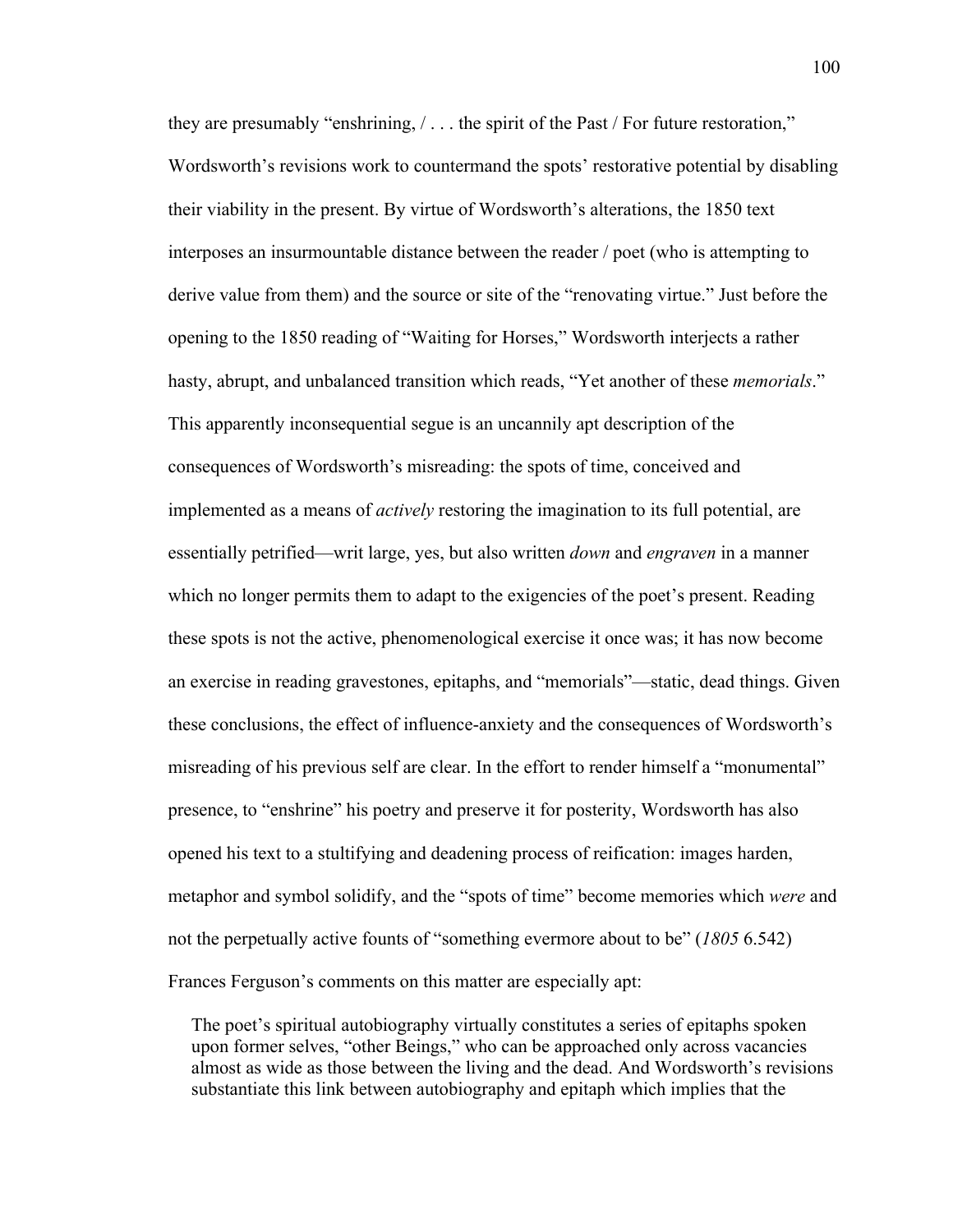they are presumably "enshrining, / . . . the spirit of the Past / For future restoration," Wordsworth's revisions work to countermand the spots' restorative potential by disabling their viability in the present. By virtue of Wordsworth's alterations, the 1850 text interposes an insurmountable distance between the reader / poet (who is attempting to derive value from them) and the source or site of the "renovating virtue." Just before the opening to the 1850 reading of "Waiting for Horses," Wordsworth interjects a rather hasty, abrupt, and unbalanced transition which reads, "Yet another of these *memorials*." This apparently inconsequential segue is an uncannily apt description of the consequences of Wordsworth's misreading: the spots of time, conceived and implemented as a means of *actively* restoring the imagination to its full potential, are essentially petrified—writ large, yes, but also written *down* and *engraven* in a manner which no longer permits them to adapt to the exigencies of the poet's present. Reading these spots is not the active, phenomenological exercise it once was; it has now become an exercise in reading gravestones, epitaphs, and "memorials"—static, dead things. Given these conclusions, the effect of influence-anxiety and the consequences of Wordsworth's misreading of his previous self are clear. In the effort to render himself a "monumental" presence, to "enshrine" his poetry and preserve it for posterity, Wordsworth has also opened his text to a stultifying and deadening process of reification: images harden, metaphor and symbol solidify, and the "spots of time" become memories which *were* and not the perpetually active founts of "something evermore about to be" (*1805* 6.542) Frances Ferguson's comments on this matter are especially apt:

> The poet's spiritual autobiography virtually constitutes a series of epitaphs spoken upon former selves, "other Beings," who can be approached only across vacancies almost as wide as those between the living and the dead. And Wordsworth's revisions substantiate this link between autobiography and epitaph which implies that the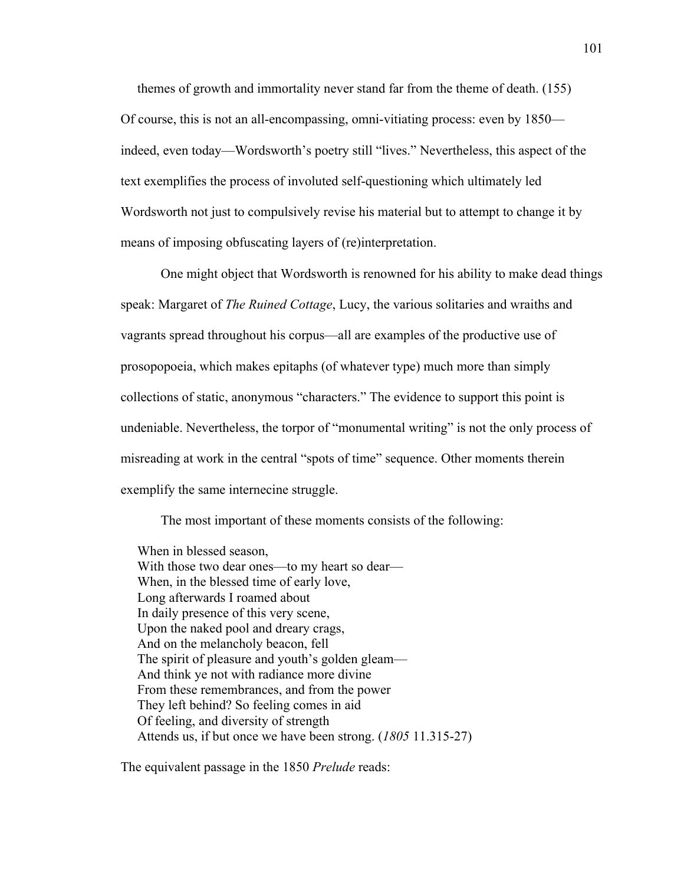themes of growth and immortality never stand far from the theme of death. (155)

Of course, this is not an all-encompassing, omni-vitiating process: even by 1850—indeed, even today—Wordsworth's poetry still "lives." Nevertheless, this aspect of the text exemplifies the process of involuted self-questioning which ultimately led Wordsworth not just to compulsively revise his material but to attempt to change it by means of imposing obfuscating layers of (re)interpretation.

One might object that Wordsworth is renowned for his ability to make dead things speak: Margaret of *The Ruined Cottage*, Lucy, the various solitaries and wraiths and vagrants spread throughout his corpus—all are examples of the productive use of prosopopoeia, which makes epitaphs (of whatever type) much more than simply collections of static, anonymous "characters." The evidence to support this point is undeniable. Nevertheless, the torpor of "monumental writing" is not the only process of misreading at work in the central "spots of time" sequence. Other moments therein exemplify the same internecine struggle.

The most important of these moments consists of the following:

> When in blessed season,  
> With those two dear ones—to my heart so dear—  
> When, in the blessed time of early love,  
> Long afterwards I roamed about  
> In daily presence of this very scene,  
> Upon the naked pool and dreary crags,  
> And on the melancholy beacon, fell  
> The spirit of pleasure and youth's golden gleam—  
> And think ye not with radiance more divine  
> From these remembrances, and from the power  
> They left behind? So feeling comes in aid  
> Of feeling, and diversity of strength  
> Attends us, if but once we have been strong. (*1805* 11.315-27)

The equivalent passage in the 1850 *Prelude* reads: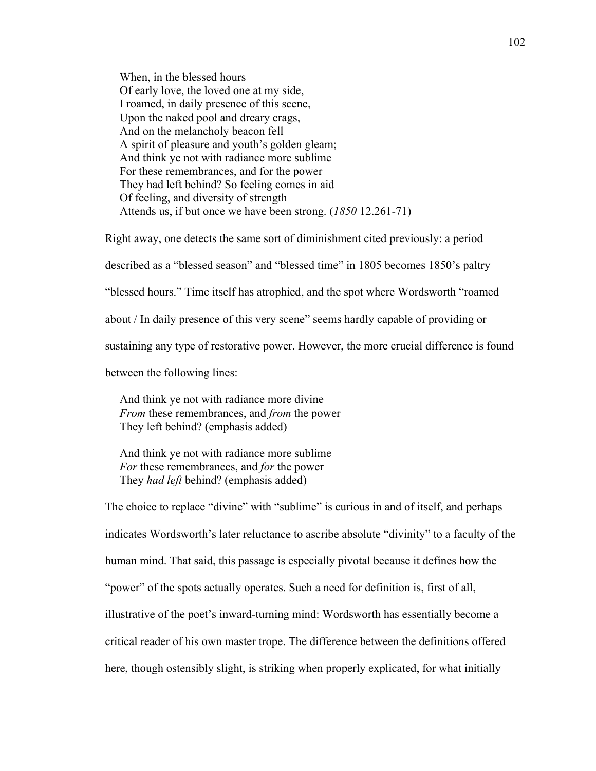> When, in the blessed hours
> Of early love, the loved one at my side,
> I roamed, in daily presence of this scene,
> Upon the naked pool and dreary crags,
> And on the melancholy beacon fell
> A spirit of pleasure and youth's golden gleam;
> And think ye not with radiance more sublime
> For these remembrances, and for the power
> They had left behind? So feeling comes in aid
> Of feeling, and diversity of strength
> Attends us, if but once we have been strong. (*1850* 12.261-71)

Right away, one detects the same sort of diminishment cited previously: a period described as a "blessed season" and "blessed time" in 1805 becomes 1850's paltry "blessed hours." Time itself has atrophied, and the spot where Wordsworth "roamed about / In daily presence of this very scene" seems hardly capable of providing or sustaining any type of restorative power. However, the more crucial difference is found between the following lines:

> And think ye not with radiance more divine
> *From* these remembrances, and *from* the power
> They left behind? (emphasis added)

> And think ye not with radiance more sublime
> *For* these remembrances, and *for* the power
> They *had left* behind? (emphasis added)

The choice to replace "divine" with "sublime" is curious in and of itself, and perhaps indicates Wordsworth's later reluctance to ascribe absolute "divinity" to a faculty of the human mind. That said, this passage is especially pivotal because it defines how the "power" of the spots actually operates. Such a need for definition is, first of all, illustrative of the poet's inward-turning mind: Wordsworth has essentially become a critical reader of his own master trope. The difference between the definitions offered here, though ostensibly slight, is striking when properly explicated, for what initially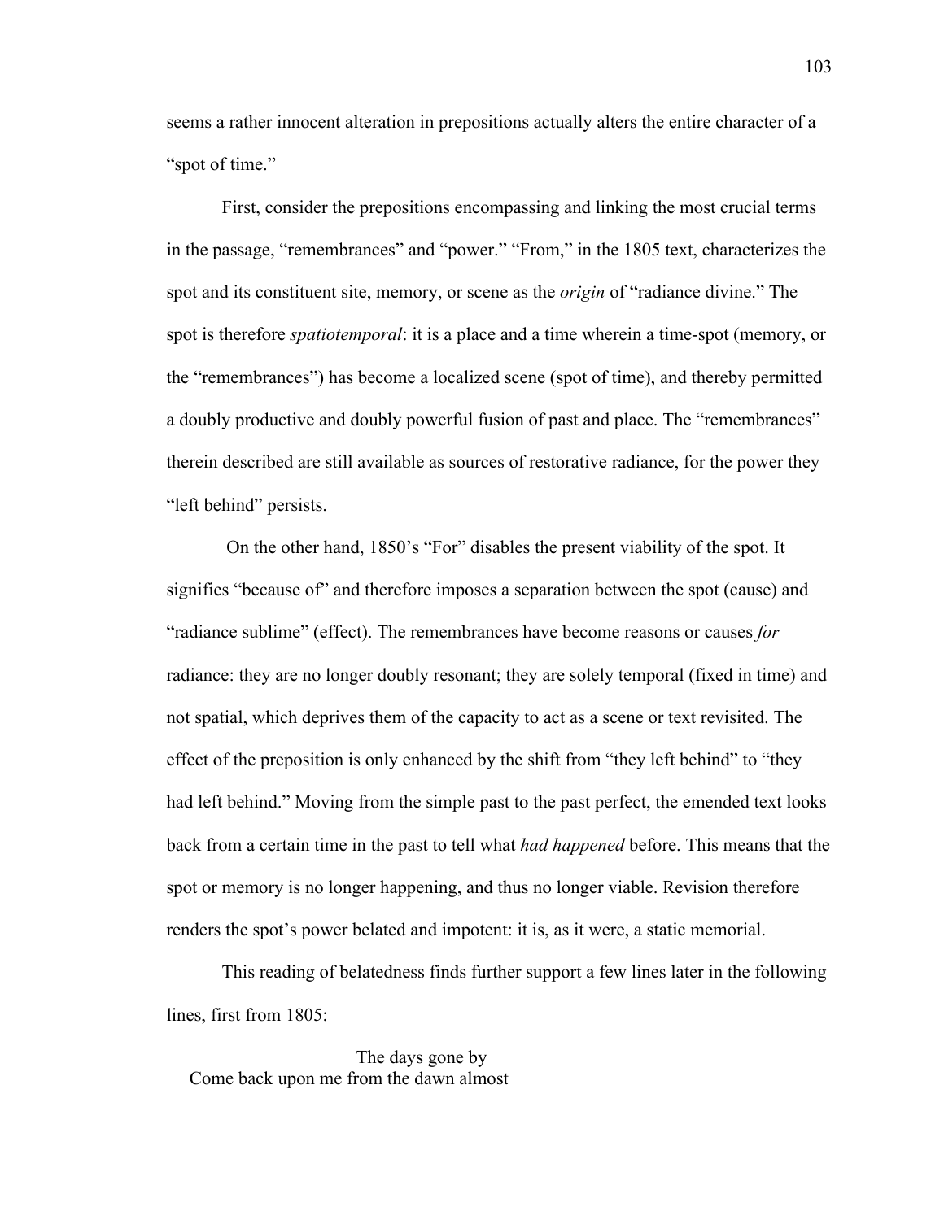seems a rather innocent alteration in prepositions actually alters the entire character of a "spot of time."

First, consider the prepositions encompassing and linking the most crucial terms in the passage, "remembrances" and "power." "From," in the 1805 text, characterizes the spot and its constituent site, memory, or scene as the *origin* of "radiance divine." The spot is therefore *spatiotemporal*: it is a place and a time wherein a time-spot (memory, or the "remembrances") has become a localized scene (spot of time), and thereby permitted a doubly productive and doubly powerful fusion of past and place. The "remembrances" therein described are still available as sources of restorative radiance, for the power they "left behind" persists.

On the other hand, 1850's "For" disables the present viability of the spot. It signifies "because of" and therefore imposes a separation between the spot (cause) and "radiance sublime" (effect). The remembrances have become reasons or causes *for* radiance: they are no longer doubly resonant; they are solely temporal (fixed in time) and not spatial, which deprives them of the capacity to act as a scene or text revisited. The effect of the preposition is only enhanced by the shift from "they left behind" to "they had left behind." Moving from the simple past to the past perfect, the emended text looks back from a certain time in the past to tell what *had happened* before. This means that the spot or memory is no longer happening, and thus no longer viable. Revision therefore renders the spot's power belated and impotent: it is, as it were, a static memorial.

This reading of belatedness finds further support a few lines later in the following lines, first from 1805:

> The days gone by
> Come back upon me from the dawn almost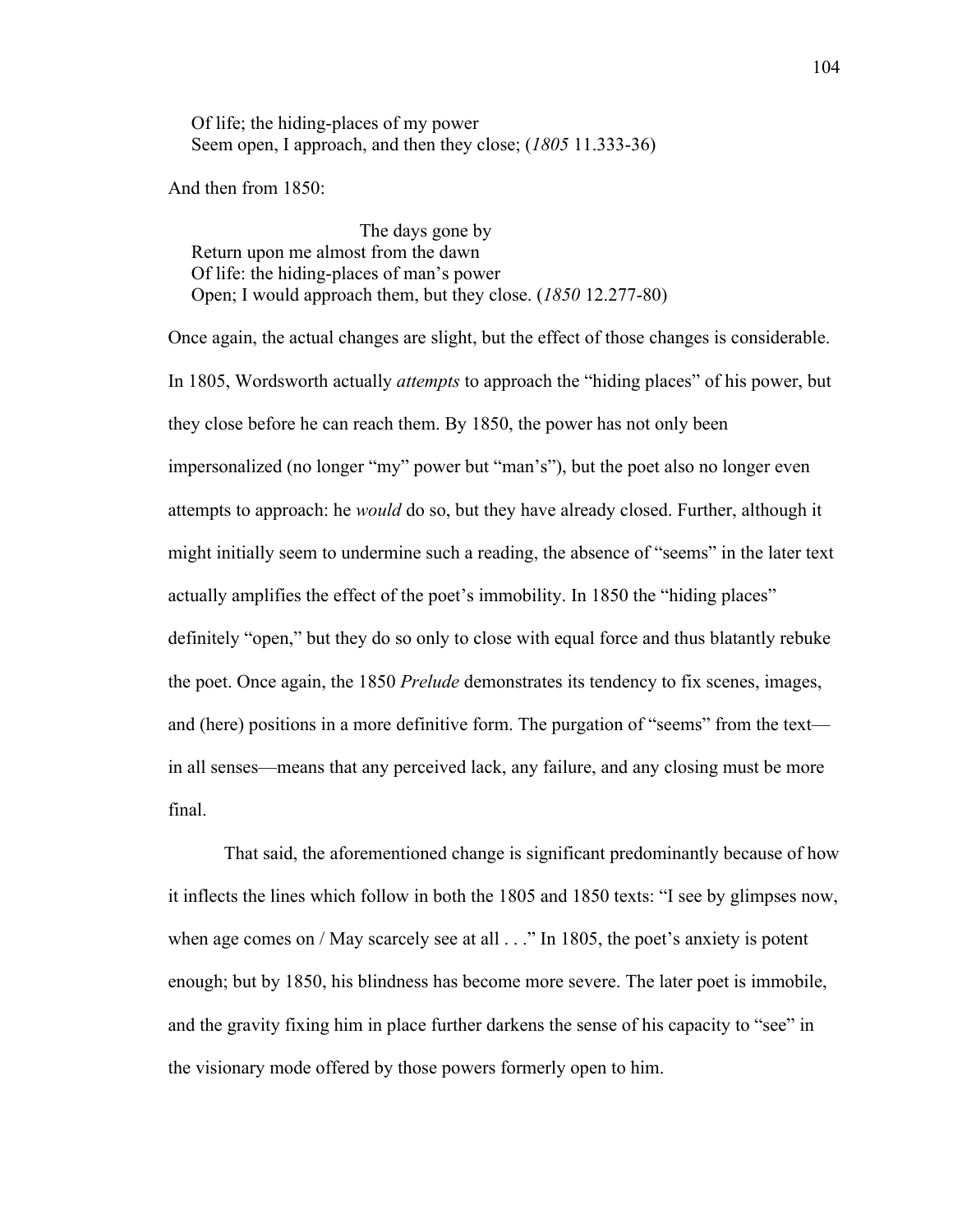> Of life; the hiding-places of my power
> Seem open, I approach, and then they close; (*1805* 11.333-36)

And then from 1850:

> The days gone by
> Return upon me almost from the dawn
> Of life: the hiding-places of man's power
> Open; I would approach them, but they close. (*1850* 12.277-80)

Once again, the actual changes are slight, but the effect of those changes is considerable. In 1805, Wordsworth actually *attempts* to approach the "hiding places" of his power, but they close before he can reach them. By 1850, the power has not only been impersonalized (no longer "my" power but "man's"), but the poet also no longer even attempts to approach: he *would* do so, but they have already closed. Further, although it might initially seem to undermine such a reading, the absence of "seems" in the later text actually amplifies the effect of the poet's immobility. In 1850 the "hiding places" definitely "open," but they do so only to close with equal force and thus blatantly rebuke the poet. Once again, the 1850 *Prelude* demonstrates its tendency to fix scenes, images, and (here) positions in a more definitive form. The purgation of "seems" from the text—in all senses—means that any perceived lack, any failure, and any closing must be more final.

That said, the aforementioned change is significant predominantly because of how it inflects the lines which follow in both the 1805 and 1850 texts: "I see by glimpses now, when age comes on / May scarcely see at all . . ." In 1805, the poet's anxiety is potent enough; but by 1850, his blindness has become more severe. The later poet is immobile, and the gravity fixing him in place further darkens the sense of his capacity to "see" in the visionary mode offered by those powers formerly open to him.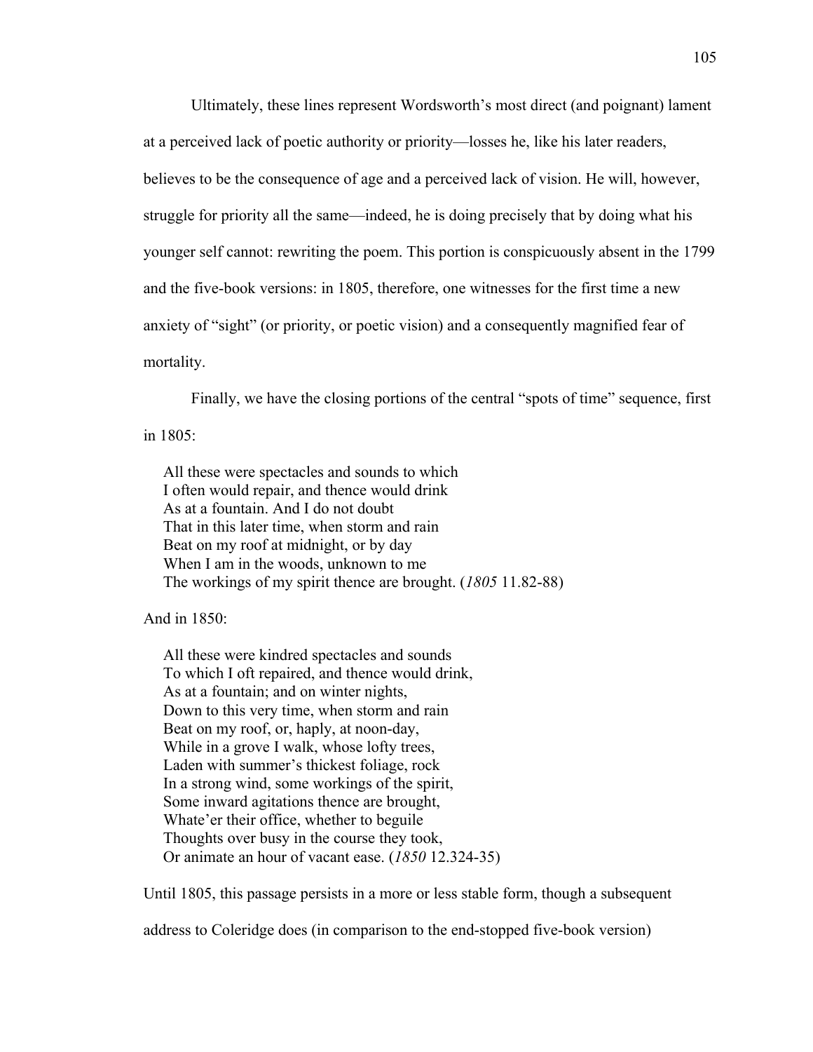Ultimately, these lines represent Wordsworth's most direct (and poignant) lament at a perceived lack of poetic authority or priority—losses he, like his later readers, believes to be the consequence of age and a perceived lack of vision. He will, however, struggle for priority all the same—indeed, he is doing precisely that by doing what his younger self cannot: rewriting the poem. This portion is conspicuously absent in the 1799 and the five-book versions: in 1805, therefore, one witnesses for the first time a new anxiety of "sight" (or priority, or poetic vision) and a consequently magnified fear of mortality.

Finally, we have the closing portions of the central "spots of time" sequence, first in 1805:

> All these were spectacles and sounds to which  
> I often would repair, and thence would drink  
> As at a fountain. And I do not doubt  
> That in this later time, when storm and rain  
> Beat on my roof at midnight, or by day  
> When I am in the woods, unknown to me  
> The workings of my spirit thence are brought. (*1805* 11.82-88)

And in 1850:

> All these were kindred spectacles and sounds  
> To which I oft repaired, and thence would drink,  
> As at a fountain; and on winter nights,  
> Down to this very time, when storm and rain  
> Beat on my roof, or, haply, at noon-day,  
> While in a grove I walk, whose lofty trees,  
> Laden with summer's thickest foliage, rock  
> In a strong wind, some workings of the spirit,  
> Some inward agitations thence are brought,  
> Whate'er their office, whether to beguile  
> Thoughts over busy in the course they took,  
> Or animate an hour of vacant ease. (*1850* 12.324-35)

Until 1805, this passage persists in a more or less stable form, though a subsequent address to Coleridge does (in comparison to the end-stopped five-book version)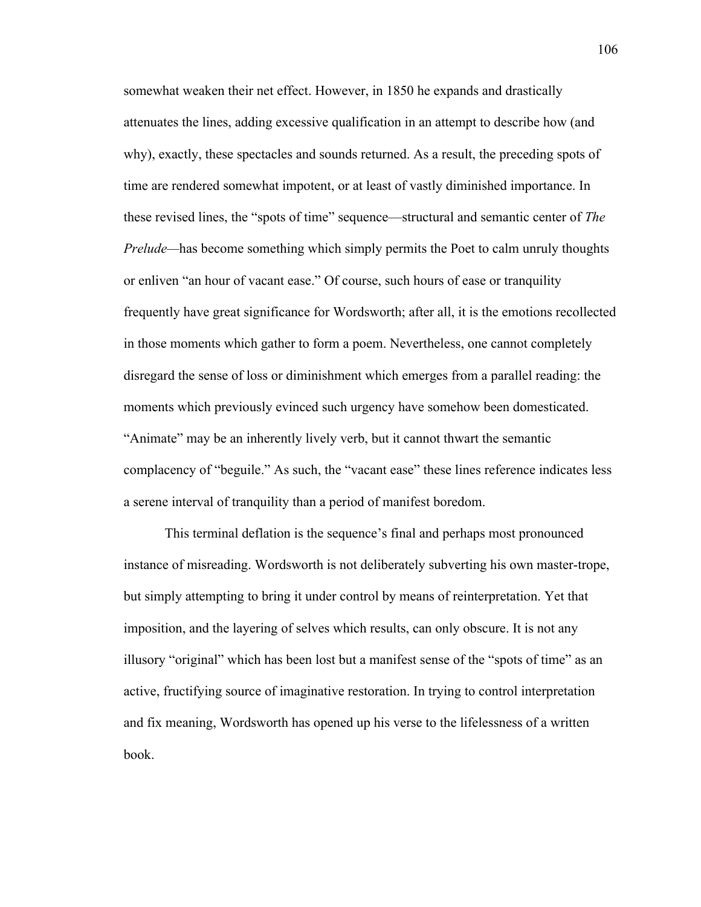somewhat weaken their net effect. However, in 1850 he expands and drastically attenuates the lines, adding excessive qualification in an attempt to describe how (and why), exactly, these spectacles and sounds returned. As a result, the preceding spots of time are rendered somewhat impotent, or at least of vastly diminished importance. In these revised lines, the "spots of time" sequence—structural and semantic center of *The Prelude*—has become something which simply permits the Poet to calm unruly thoughts or enliven "an hour of vacant ease." Of course, such hours of ease or tranquility frequently have great significance for Wordsworth; after all, it is the emotions recollected in those moments which gather to form a poem. Nevertheless, one cannot completely disregard the sense of loss or diminishment which emerges from a parallel reading: the moments which previously evinced such urgency have somehow been domesticated. "Animate" may be an inherently lively verb, but it cannot thwart the semantic complacency of "beguile." As such, the "vacant ease" these lines reference indicates less a serene interval of tranquility than a period of manifest boredom.

This terminal deflation is the sequence's final and perhaps most pronounced instance of misreading. Wordsworth is not deliberately subverting his own master-trope, but simply attempting to bring it under control by means of reinterpretation. Yet that imposition, and the layering of selves which results, can only obscure. It is not any illusory "original" which has been lost but a manifest sense of the "spots of time" as an active, fructifying source of imaginative restoration. In trying to control interpretation and fix meaning, Wordsworth has opened up his verse to the lifelessness of a written book.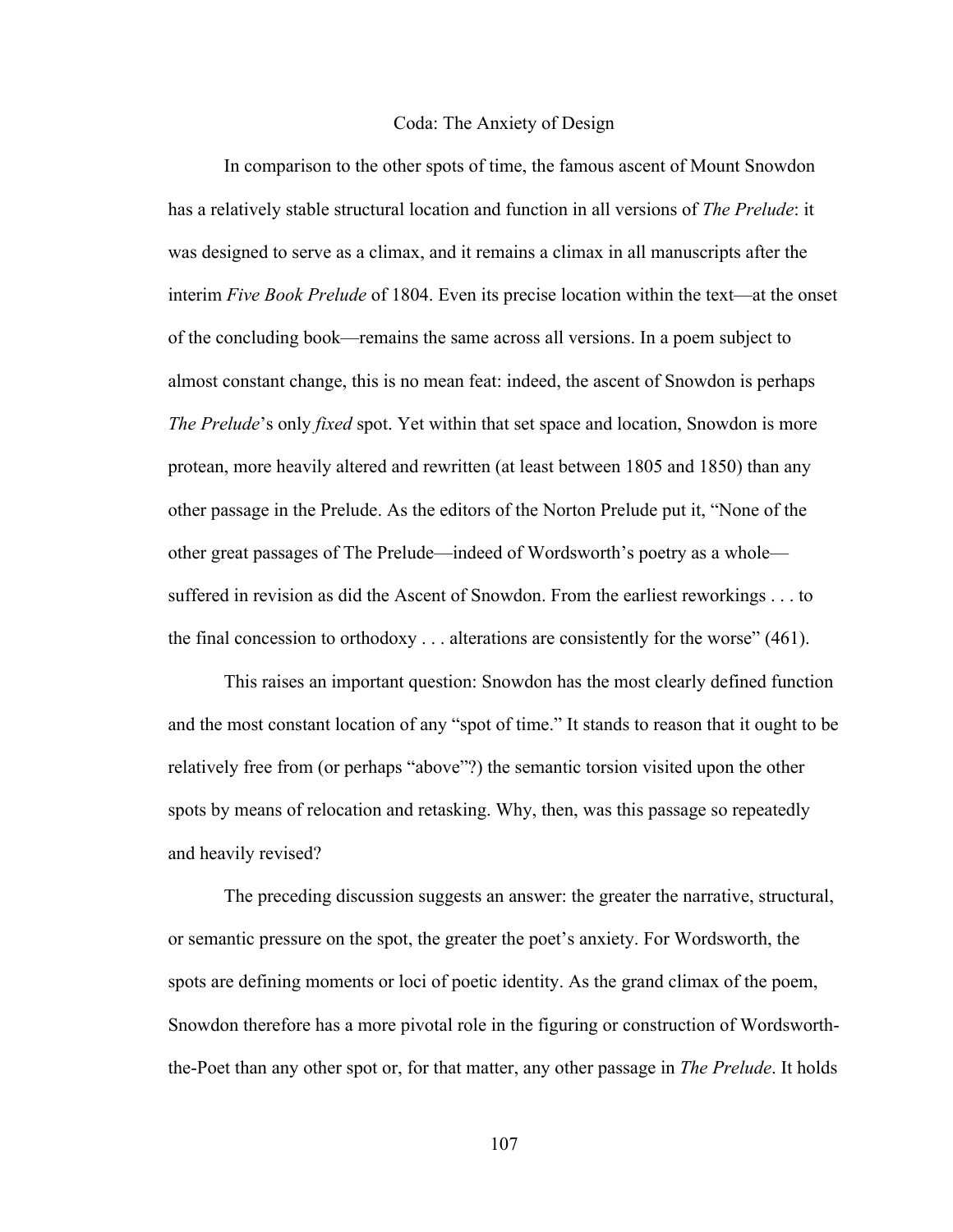# Coda: The Anxiety of Design

In comparison to the other spots of time, the famous ascent of Mount Snowdon has a relatively stable structural location and function in all versions of *The Prelude*: it was designed to serve as a climax, and it remains a climax in all manuscripts after the interim *Five Book Prelude* of 1804. Even its precise location within the text—at the onset of the concluding book—remains the same across all versions. In a poem subject to almost constant change, this is no mean feat: indeed, the ascent of Snowdon is perhaps *The Prelude*'s only *fixed* spot. Yet within that set space and location, Snowdon is more protean, more heavily altered and rewritten (at least between 1805 and 1850) than any other passage in the Prelude. As the editors of the Norton Prelude put it, "None of the other great passages of The Prelude—indeed of Wordsworth's poetry as a whole—suffered in revision as did the Ascent of Snowdon. From the earliest reworkings . . . to the final concession to orthodoxy . . . alterations are consistently for the worse" (461).

This raises an important question: Snowdon has the most clearly defined function and the most constant location of any "spot of time." It stands to reason that it ought to be relatively free from (or perhaps "above"?) the semantic torsion visited upon the other spots by means of relocation and retasking. Why, then, was this passage so repeatedly and heavily revised?

The preceding discussion suggests an answer: the greater the narrative, structural, or semantic pressure on the spot, the greater the poet's anxiety. For Wordsworth, the spots are defining moments or loci of poetic identity. As the grand climax of the poem, Snowdon therefore has a more pivotal role in the figuring or construction of Wordsworth-the-Poet than any other spot or, for that matter, any other passage in *The Prelude*. It holds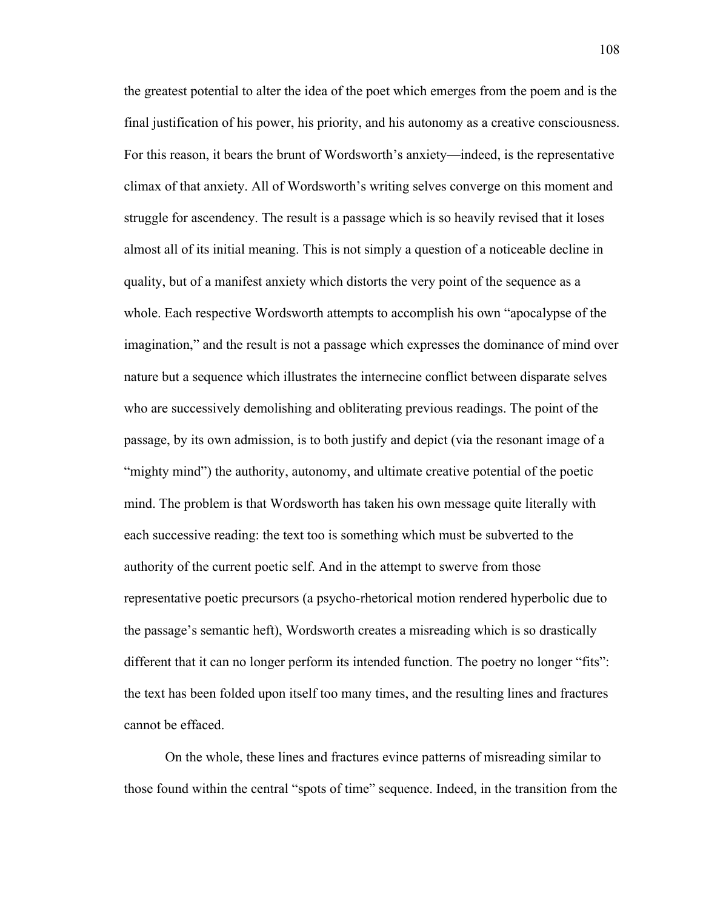the greatest potential to alter the idea of the poet which emerges from the poem and is the final justification of his power, his priority, and his autonomy as a creative consciousness. For this reason, it bears the brunt of Wordsworth's anxiety—indeed, is the representative climax of that anxiety. All of Wordsworth's writing selves converge on this moment and struggle for ascendency. The result is a passage which is so heavily revised that it loses almost all of its initial meaning. This is not simply a question of a noticeable decline in quality, but of a manifest anxiety which distorts the very point of the sequence as a whole. Each respective Wordsworth attempts to accomplish his own "apocalypse of the imagination," and the result is not a passage which expresses the dominance of mind over nature but a sequence which illustrates the internecine conflict between disparate selves who are successively demolishing and obliterating previous readings. The point of the passage, by its own admission, is to both justify and depict (via the resonant image of a "mighty mind") the authority, autonomy, and ultimate creative potential of the poetic mind. The problem is that Wordsworth has taken his own message quite literally with each successive reading: the text too is something which must be subverted to the authority of the current poetic self. And in the attempt to swerve from those representative poetic precursors (a psycho-rhetorical motion rendered hyperbolic due to the passage's semantic heft), Wordsworth creates a misreading which is so drastically different that it can no longer perform its intended function. The poetry no longer "fits": the text has been folded upon itself too many times, and the resulting lines and fractures cannot be effaced.

On the whole, these lines and fractures evince patterns of misreading similar to those found within the central "spots of time" sequence. Indeed, in the transition from the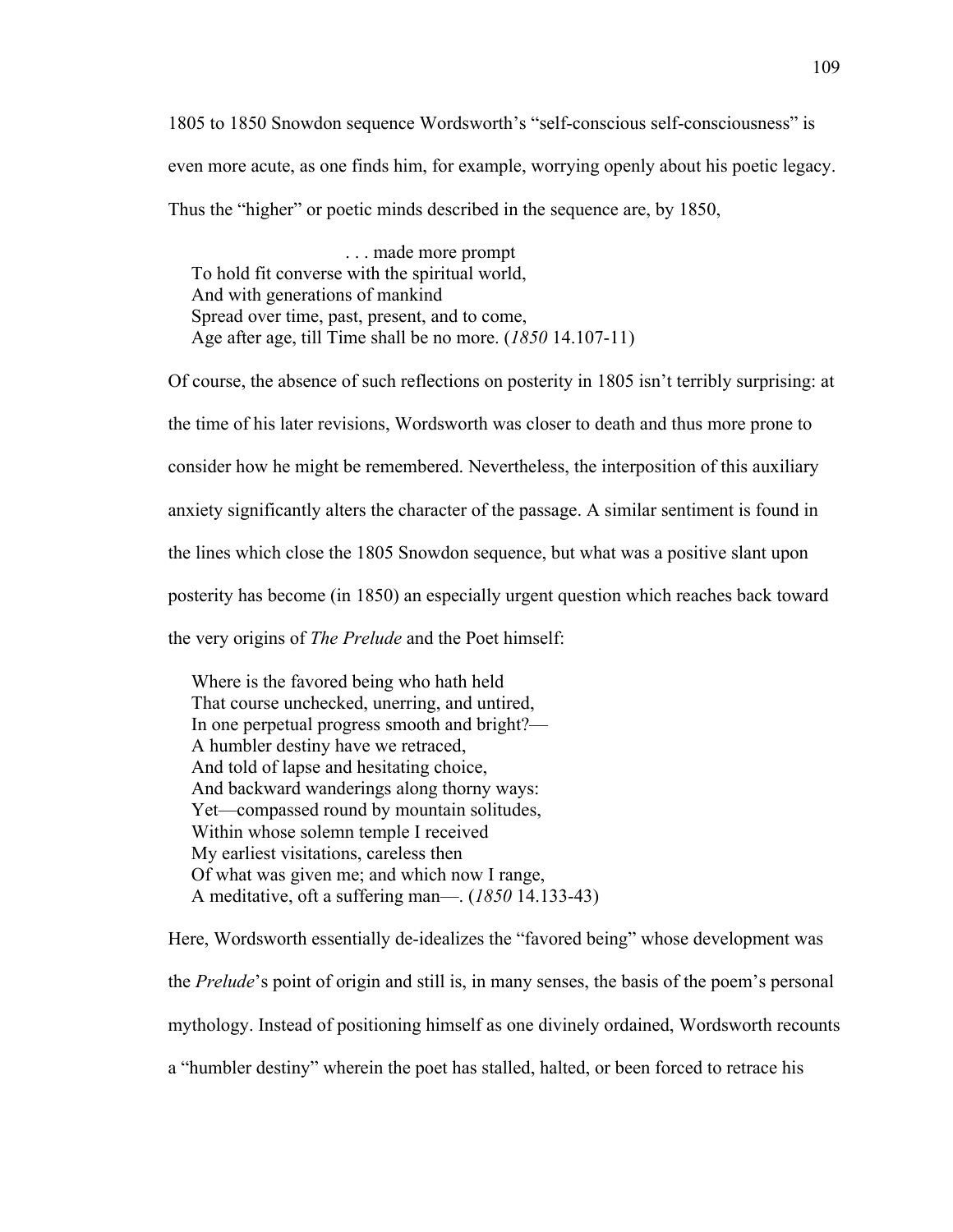1805 to 1850 Snowdon sequence Wordsworth's "self-conscious self-consciousness" is even more acute, as one finds him, for example, worrying openly about his poetic legacy. Thus the "higher" or poetic minds described in the sequence are, by 1850,

> . . . made more prompt  
> To hold fit converse with the spiritual world,  
> And with generations of mankind  
> Spread over time, past, present, and to come,  
> Age after age, till Time shall be no more. (*1850* 14.107-11)

Of course, the absence of such reflections on posterity in 1805 isn't terribly surprising: at the time of his later revisions, Wordsworth was closer to death and thus more prone to consider how he might be remembered. Nevertheless, the interposition of this auxiliary anxiety significantly alters the character of the passage. A similar sentiment is found in the lines which close the 1805 Snowdon sequence, but what was a positive slant upon posterity has become (in 1850) an especially urgent question which reaches back toward the very origins of *The Prelude* and the Poet himself:

> Where is the favored being who hath held  
> That course unchecked, unerring, and untired,  
> In one perpetual progress smooth and bright?—  
> A humbler destiny have we retraced,  
> And told of lapse and hesitating choice,  
> And backward wanderings along thorny ways:  
> Yet—compassed round by mountain solitudes,  
> Within whose solemn temple I received  
> My earliest visitations, careless then  
> Of what was given me; and which now I range,  
> A meditative, oft a suffering man—. (*1850* 14.133-43)

Here, Wordsworth essentially de-idealizes the "favored being" whose development was the *Prelude*'s point of origin and still is, in many senses, the basis of the poem's personal mythology. Instead of positioning himself as one divinely ordained, Wordsworth recounts a "humbler destiny" wherein the poet has stalled, halted, or been forced to retrace his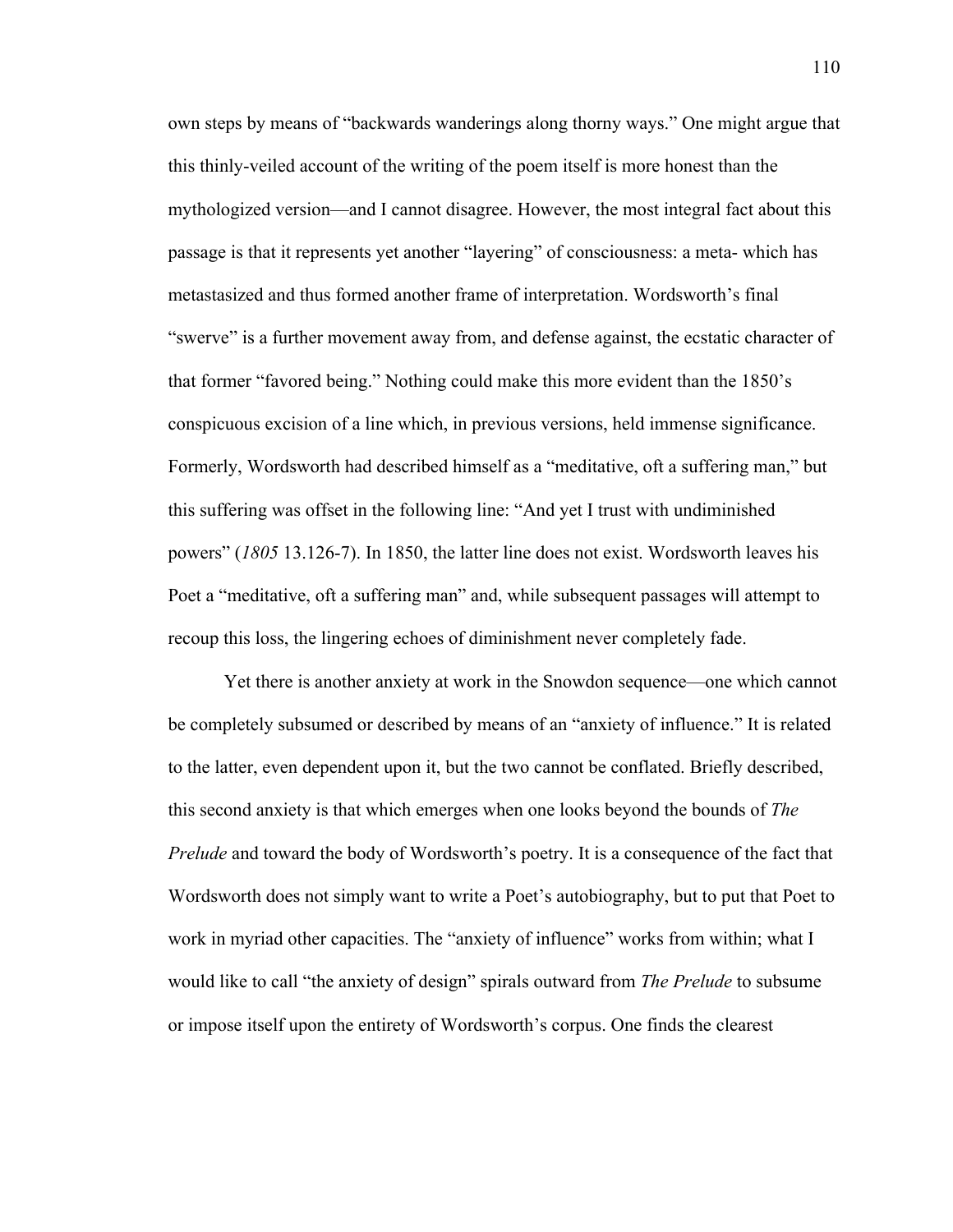own steps by means of "backwards wanderings along thorny ways." One might argue that this thinly-veiled account of the writing of the poem itself is more honest than the mythologized version—and I cannot disagree. However, the most integral fact about this passage is that it represents yet another "layering" of consciousness: a meta- which has metastasized and thus formed another frame of interpretation. Wordsworth's final "swerve" is a further movement away from, and defense against, the ecstatic character of that former "favored being." Nothing could make this more evident than the 1850's conspicuous excision of a line which, in previous versions, held immense significance. Formerly, Wordsworth had described himself as a "meditative, oft a suffering man," but this suffering was offset in the following line: "And yet I trust with undiminished powers" (*1805* 13.126-7). In 1850, the latter line does not exist. Wordsworth leaves his Poet a "meditative, oft a suffering man" and, while subsequent passages will attempt to recoup this loss, the lingering echoes of diminishment never completely fade.

Yet there is another anxiety at work in the Snowdon sequence—one which cannot be completely subsumed or described by means of an "anxiety of influence." It is related to the latter, even dependent upon it, but the two cannot be conflated. Briefly described, this second anxiety is that which emerges when one looks beyond the bounds of *The Prelude* and toward the body of Wordsworth's poetry. It is a consequence of the fact that Wordsworth does not simply want to write a Poet's autobiography, but to put that Poet to work in myriad other capacities. The "anxiety of influence" works from within; what I would like to call "the anxiety of design" spirals outward from *The Prelude* to subsume or impose itself upon the entirety of Wordsworth's corpus. One finds the clearest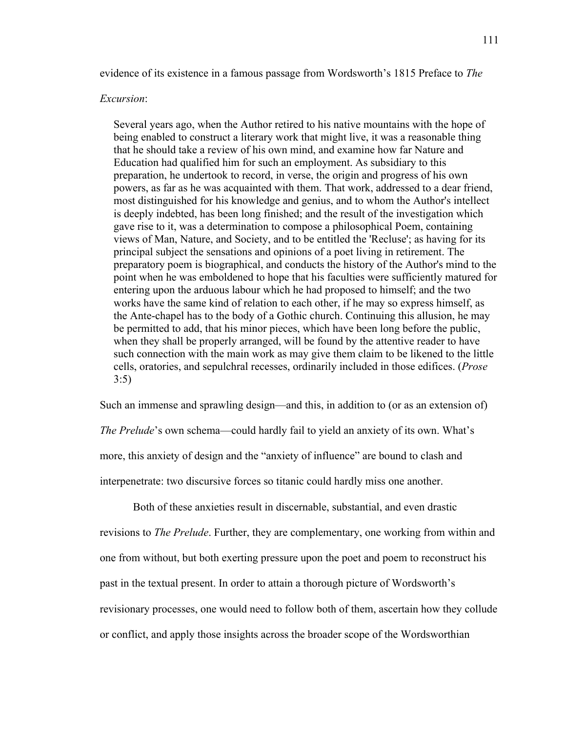evidence of its existence in a famous passage from Wordsworth's 1815 Preface to *The Excursion*:

> Several years ago, when the Author retired to his native mountains with the hope of being enabled to construct a literary work that might live, it was a reasonable thing that he should take a review of his own mind, and examine how far Nature and Education had qualified him for such an employment. As subsidiary to this preparation, he undertook to record, in verse, the origin and progress of his own powers, as far as he was acquainted with them. That work, addressed to a dear friend, most distinguished for his knowledge and genius, and to whom the Author's intellect is deeply indebted, has been long finished; and the result of the investigation which gave rise to it, was a determination to compose a philosophical Poem, containing views of Man, Nature, and Society, and to be entitled the 'Recluse'; as having for its principal subject the sensations and opinions of a poet living in retirement. The preparatory poem is biographical, and conducts the history of the Author's mind to the point when he was emboldened to hope that his faculties were sufficiently matured for entering upon the arduous labour which he had proposed to himself; and the two works have the same kind of relation to each other, if he may so express himself, as the Ante-chapel has to the body of a Gothic church. Continuing this allusion, he may be permitted to add, that his minor pieces, which have been long before the public, when they shall be properly arranged, will be found by the attentive reader to have such connection with the main work as may give them claim to be likened to the little cells, oratories, and sepulchral recesses, ordinarily included in those edifices. (*Prose* 3:5)

Such an immense and sprawling design—and this, in addition to (or as an extension of) *The Prelude*'s own schema—could hardly fail to yield an anxiety of its own. What's more, this anxiety of design and the "anxiety of influence" are bound to clash and interpenetrate: two discursive forces so titanic could hardly miss one another.

Both of these anxieties result in discernable, substantial, and even drastic revisions to *The Prelude*. Further, they are complementary, one working from within and one from without, but both exerting pressure upon the poet and poem to reconstruct his past in the textual present. In order to attain a thorough picture of Wordsworth's revisionary processes, one would need to follow both of them, ascertain how they collude or conflict, and apply those insights across the broader scope of the Wordsworthian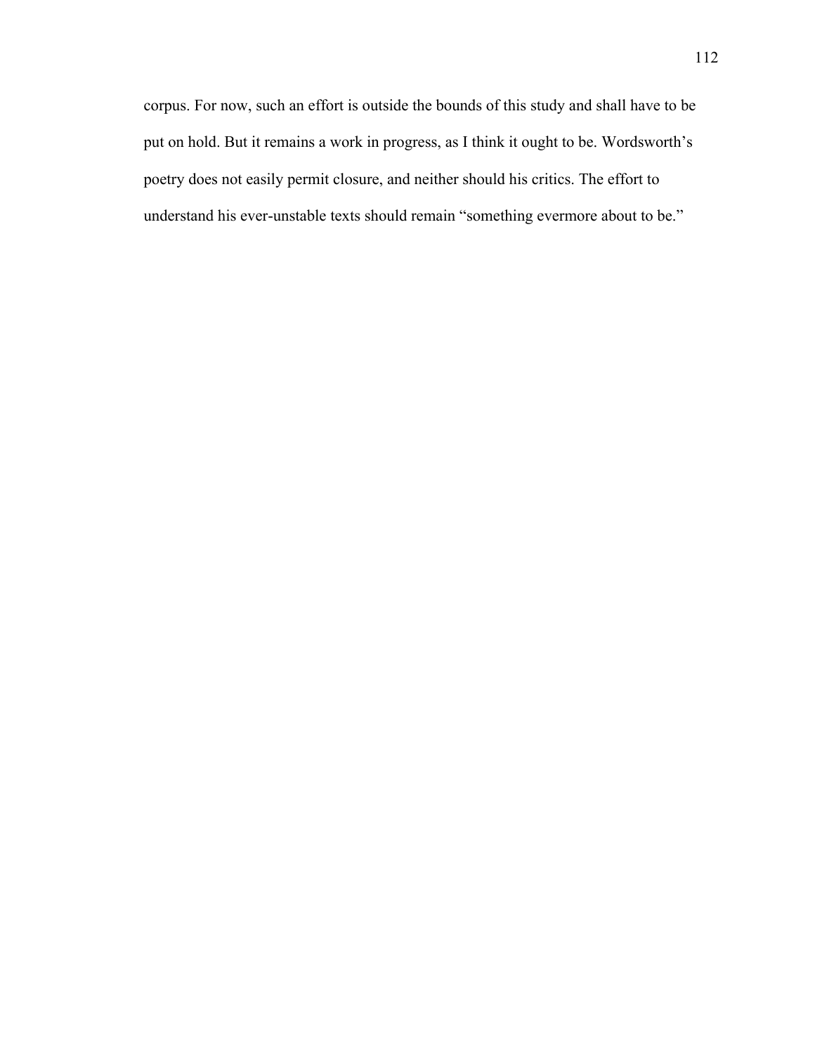corpus. For now, such an effort is outside the bounds of this study and shall have to be put on hold. But it remains a work in progress, as I think it ought to be. Wordsworth's poetry does not easily permit closure, and neither should his critics. The effort to understand his ever-unstable texts should remain "something evermore about to be."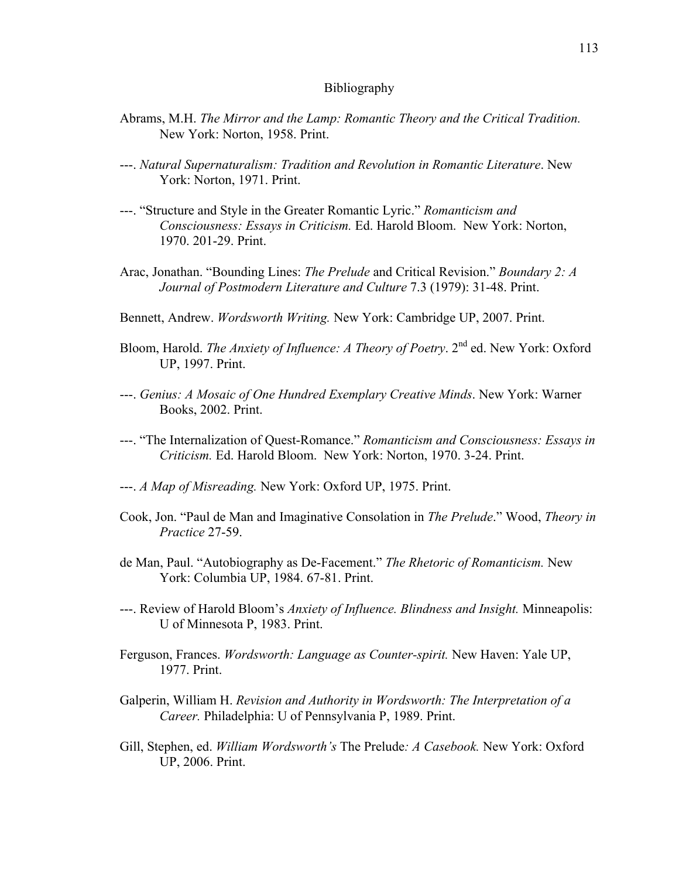# Bibliography

Abrams, M.H. *The Mirror and the Lamp: Romantic Theory and the Critical Tradition.* New York: Norton, 1958. Print.

---. *Natural Supernaturalism: Tradition and Revolution in Romantic Literature*. New York: Norton, 1971. Print.

---. "Structure and Style in the Greater Romantic Lyric." *Romanticism and Consciousness: Essays in Criticism.* Ed. Harold Bloom. New York: Norton, 1970. 201-29. Print.

Arac, Jonathan. "Bounding Lines: *The Prelude* and Critical Revision." *Boundary 2: A Journal of Postmodern Literature and Culture* 7.3 (1979): 31-48. Print.

Bennett, Andrew. *Wordsworth Writing.* New York: Cambridge UP, 2007. Print.

Bloom, Harold. *The Anxiety of Influence: A Theory of Poetry*. 2nd ed. New York: Oxford UP, 1997. Print.

---. *Genius: A Mosaic of One Hundred Exemplary Creative Minds*. New York: Warner Books, 2002. Print.

---. "The Internalization of Quest-Romance." *Romanticism and Consciousness: Essays in Criticism.* Ed. Harold Bloom. New York: Norton, 1970. 3-24. Print.

---. *A Map of Misreading.* New York: Oxford UP, 1975. Print.

Cook, Jon. "Paul de Man and Imaginative Consolation in *The Prelude*." Wood, *Theory in Practice* 27-59.

de Man, Paul. "Autobiography as De-Facement." *The Rhetoric of Romanticism.* New York: Columbia UP, 1984. 67-81. Print.

---. Review of Harold Bloom's *Anxiety of Influence. Blindness and Insight.* Minneapolis: U of Minnesota P, 1983. Print.

Ferguson, Frances. *Wordsworth: Language as Counter-spirit.* New Haven: Yale UP, 1977. Print.

Galperin, William H. *Revision and Authority in Wordsworth: The Interpretation of a Career.* Philadelphia: U of Pennsylvania P, 1989. Print.

Gill, Stephen, ed. *William Wordsworth's* The Prelude*: A Casebook.* New York: Oxford UP, 2006. Print.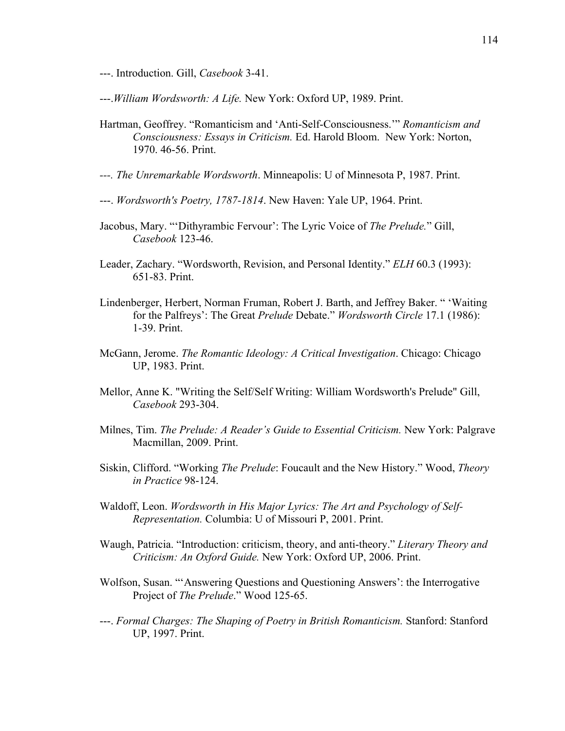---. Introduction. Gill, *Casebook* 3-41.

---.*William Wordsworth: A Life.* New York: Oxford UP, 1989. Print.

Hartman, Geoffrey. "Romanticism and 'Anti-Self-Consciousness.'" *Romanticism and Consciousness: Essays in Criticism.* Ed. Harold Bloom. New York: Norton, 1970. 46-56. Print.

---. *The Unremarkable Wordsworth*. Minneapolis: U of Minnesota P, 1987. Print.

---. *Wordsworth's Poetry, 1787-1814*. New Haven: Yale UP, 1964. Print.

Jacobus, Mary. "'Dithyrambic Fervour': The Lyric Voice of *The Prelude.*" Gill, *Casebook* 123-46.

Leader, Zachary. "Wordsworth, Revision, and Personal Identity." *ELH* 60.3 (1993): 651-83. Print.

Lindenberger, Herbert, Norman Fruman, Robert J. Barth, and Jeffrey Baker. " 'Waiting for the Palfreys': The Great *Prelude* Debate." *Wordsworth Circle* 17.1 (1986): 1-39. Print.

McGann, Jerome. *The Romantic Ideology: A Critical Investigation*. Chicago: Chicago UP, 1983. Print.

Mellor, Anne K. "Writing the Self/Self Writing: William Wordsworth's Prelude" Gill, *Casebook* 293-304.

Milnes, Tim. *The Prelude: A Reader's Guide to Essential Criticism.* New York: Palgrave Macmillan, 2009. Print.

Siskin, Clifford. "Working *The Prelude*: Foucault and the New History." Wood, *Theory in Practice* 98-124.

Waldoff, Leon. *Wordsworth in His Major Lyrics: The Art and Psychology of Self-Representation.* Columbia: U of Missouri P, 2001. Print.

Waugh, Patricia. "Introduction: criticism, theory, and anti-theory." *Literary Theory and Criticism: An Oxford Guide.* New York: Oxford UP, 2006. Print.

Wolfson, Susan. "'Answering Questions and Questioning Answers': the Interrogative Project of *The Prelude*." Wood 125-65.

---. *Formal Charges: The Shaping of Poetry in British Romanticism.* Stanford: Stanford UP, 1997. Print.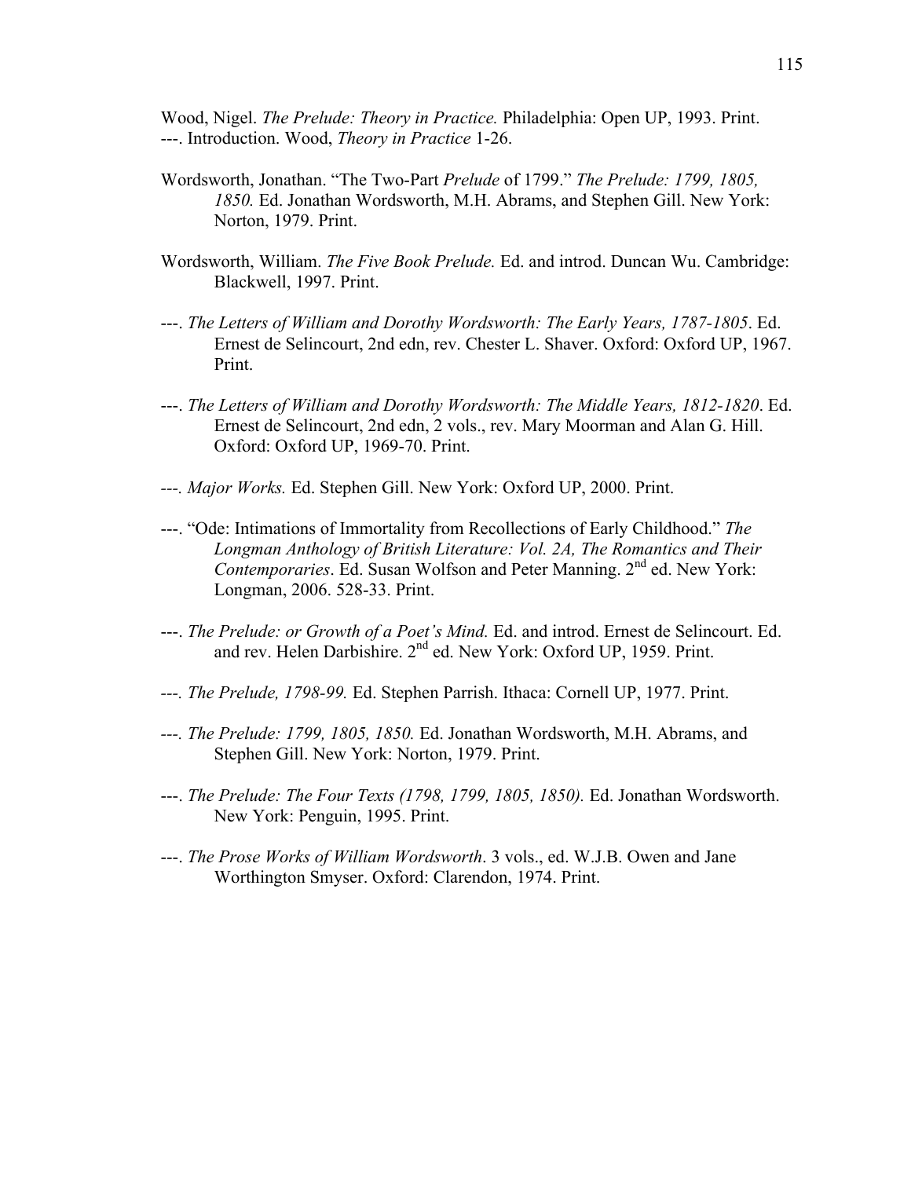Wood, Nigel. *The Prelude: Theory in Practice.* Philadelphia: Open UP, 1993. Print.
---. Introduction. Wood, *Theory in Practice* 1-26.

Wordsworth, Jonathan. "The Two-Part *Prelude* of 1799." *The Prelude: 1799, 1805, 1850.* Ed. Jonathan Wordsworth, M.H. Abrams, and Stephen Gill. New York: Norton, 1979. Print.

Wordsworth, William. *The Five Book Prelude.* Ed. and introd. Duncan Wu. Cambridge: Blackwell, 1997. Print.

---. *The Letters of William and Dorothy Wordsworth: The Early Years, 1787-1805*. Ed. Ernest de Selincourt, 2nd edn, rev. Chester L. Shaver. Oxford: Oxford UP, 1967. Print.

---. *The Letters of William and Dorothy Wordsworth: The Middle Years, 1812-1820*. Ed. Ernest de Selincourt, 2nd edn, 2 vols., rev. Mary Moorman and Alan G. Hill. Oxford: Oxford UP, 1969-70. Print.

---. *Major Works.* Ed. Stephen Gill. New York: Oxford UP, 2000. Print.

---. "Ode: Intimations of Immortality from Recollections of Early Childhood." *The Longman Anthology of British Literature: Vol. 2A, The Romantics and Their Contemporaries*. Ed. Susan Wolfson and Peter Manning. 2nd ed. New York: Longman, 2006. 528-33. Print.

---. *The Prelude: or Growth of a Poet's Mind.* Ed. and introd. Ernest de Selincourt. Ed. and rev. Helen Darbishire. 2nd ed. New York: Oxford UP, 1959. Print.

---. *The Prelude, 1798-99.* Ed. Stephen Parrish. Ithaca: Cornell UP, 1977. Print.

---. *The Prelude: 1799, 1805, 1850.* Ed. Jonathan Wordsworth, M.H. Abrams, and Stephen Gill. New York: Norton, 1979. Print.

---. *The Prelude: The Four Texts (1798, 1799, 1805, 1850).* Ed. Jonathan Wordsworth. New York: Penguin, 1995. Print.

---. *The Prose Works of William Wordsworth*. 3 vols., ed. W.J.B. Owen and Jane Worthington Smyser. Oxford: Clarendon, 1974. Print.